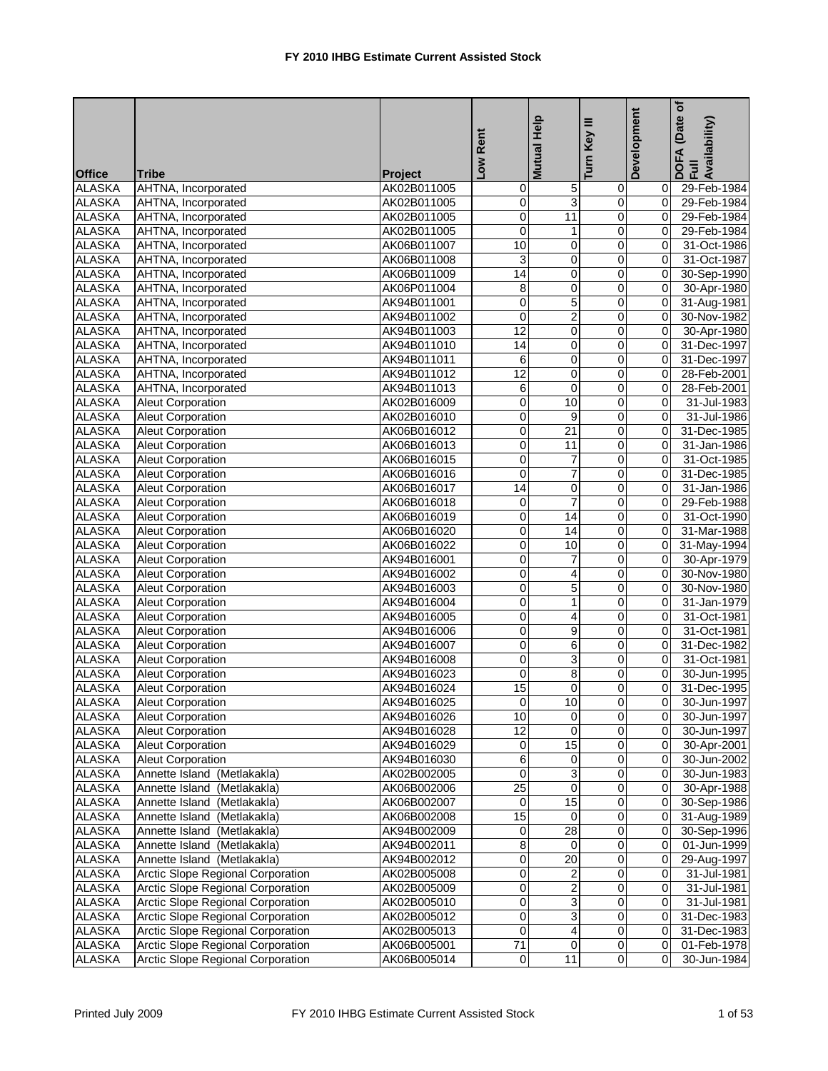# FY 2010 IHBG Estimate Current Assisted Stock

| Office | Tribe | Project | Low Rent | Mutual Help | Turn Key III | Development | DOFA (Date of Full Availability) |
|---|---|---|---|---|---|---|---|
| ALASKA | AHTNA, Incorporated | AK02B011005 | 0 | 5 | 0 | 0 | 29-Feb-1984 |
| ALASKA | AHTNA, Incorporated | AK02B011005 | 0 | 3 | 0 | 0 | 29-Feb-1984 |
| ALASKA | AHTNA, Incorporated | AK02B011005 | 0 | 11 | 0 | 0 | 29-Feb-1984 |
| ALASKA | AHTNA, Incorporated | AK02B011005 | 0 | 1 | 0 | 0 | 29-Feb-1984 |
| ALASKA | AHTNA, Incorporated | AK06B011007 | 10 | 0 | 0 | 0 | 31-Oct-1986 |
| ALASKA | AHTNA, Incorporated | AK06B011008 | 3 | 0 | 0 | 0 | 31-Oct-1987 |
| ALASKA | AHTNA, Incorporated | AK06B011009 | 14 | 0 | 0 | 0 | 30-Sep-1990 |
| ALASKA | AHTNA, Incorporated | AK06P011004 | 8 | 0 | 0 | 0 | 30-Apr-1980 |
| ALASKA | AHTNA, Incorporated | AK94B011001 | 0 | 5 | 0 | 0 | 31-Aug-1981 |
| ALASKA | AHTNA, Incorporated | AK94B011002 | 0 | 2 | 0 | 0 | 30-Nov-1982 |
| ALASKA | AHTNA, Incorporated | AK94B011003 | 12 | 0 | 0 | 0 | 30-Apr-1980 |
| ALASKA | AHTNA, Incorporated | AK94B011010 | 14 | 0 | 0 | 0 | 31-Dec-1997 |
| ALASKA | AHTNA, Incorporated | AK94B011011 | 6 | 0 | 0 | 0 | 31-Dec-1997 |
| ALASKA | AHTNA, Incorporated | AK94B011012 | 12 | 0 | 0 | 0 | 28-Feb-2001 |
| ALASKA | AHTNA, Incorporated | AK94B011013 | 6 | 0 | 0 | 0 | 28-Feb-2001 |
| ALASKA | Aleut Corporation | AK02B016009 | 0 | 10 | 0 | 0 | 31-Jul-1983 |
| ALASKA | Aleut Corporation | AK02B016010 | 0 | 9 | 0 | 0 | 31-Jul-1986 |
| ALASKA | Aleut Corporation | AK06B016012 | 0 | 21 | 0 | 0 | 31-Dec-1985 |
| ALASKA | Aleut Corporation | AK06B016013 | 0 | 11 | 0 | 0 | 31-Jan-1986 |
| ALASKA | Aleut Corporation | AK06B016015 | 0 | 7 | 0 | 0 | 31-Oct-1985 |
| ALASKA | Aleut Corporation | AK06B016016 | 0 | 7 | 0 | 0 | 31-Dec-1985 |
| ALASKA | Aleut Corporation | AK06B016017 | 14 | 0 | 0 | 0 | 31-Jan-1986 |
| ALASKA | Aleut Corporation | AK06B016018 | 0 | 7 | 0 | 0 | 29-Feb-1988 |
| ALASKA | Aleut Corporation | AK06B016019 | 0 | 14 | 0 | 0 | 31-Oct-1990 |
| ALASKA | Aleut Corporation | AK06B016020 | 0 | 14 | 0 | 0 | 31-Mar-1988 |
| ALASKA | Aleut Corporation | AK06B016022 | 0 | 10 | 0 | 0 | 31-May-1994 |
| ALASKA | Aleut Corporation | AK94B016001 | 0 | 7 | 0 | 0 | 30-Apr-1979 |
| ALASKA | Aleut Corporation | AK94B016002 | 0 | 4 | 0 | 0 | 30-Nov-1980 |
| ALASKA | Aleut Corporation | AK94B016003 | 0 | 5 | 0 | 0 | 30-Nov-1980 |
| ALASKA | Aleut Corporation | AK94B016004 | 0 | 1 | 0 | 0 | 31-Jan-1979 |
| ALASKA | Aleut Corporation | AK94B016005 | 0 | 4 | 0 | 0 | 31-Oct-1981 |
| ALASKA | Aleut Corporation | AK94B016006 | 0 | 9 | 0 | 0 | 31-Oct-1981 |
| ALASKA | Aleut Corporation | AK94B016007 | 0 | 6 | 0 | 0 | 31-Dec-1982 |
| ALASKA | Aleut Corporation | AK94B016008 | 0 | 3 | 0 | 0 | 31-Oct-1981 |
| ALASKA | Aleut Corporation | AK94B016023 | 0 | 8 | 0 | 0 | 30-Jun-1995 |
| ALASKA | Aleut Corporation | AK94B016024 | 15 | 0 | 0 | 0 | 31-Dec-1995 |
| ALASKA | Aleut Corporation | AK94B016025 | 0 | 10 | 0 | 0 | 30-Jun-1997 |
| ALASKA | Aleut Corporation | AK94B016026 | 10 | 0 | 0 | 0 | 30-Jun-1997 |
| ALASKA | Aleut Corporation | AK94B016028 | 12 | 0 | 0 | 0 | 30-Jun-1997 |
| ALASKA | Aleut Corporation | AK94B016029 | 0 | 15 | 0 | 0 | 30-Apr-2001 |
| ALASKA | Aleut Corporation | AK94B016030 | 6 | 0 | 0 | 0 | 30-Jun-2002 |
| ALASKA | Annette Island (Metlakakla) | AK02B002005 | 0 | 3 | 0 | 0 | 30-Jun-1983 |
| ALASKA | Annette Island (Metlakakla) | AK06B002006 | 25 | 0 | 0 | 0 | 30-Apr-1988 |
| ALASKA | Annette Island (Metlakakla) | AK06B002007 | 0 | 15 | 0 | 0 | 30-Sep-1986 |
| ALASKA | Annette Island (Metlakakla) | AK06B002008 | 15 | 0 | 0 | 0 | 31-Aug-1989 |
| ALASKA | Annette Island (Metlakakla) | AK94B002009 | 0 | 28 | 0 | 0 | 30-Sep-1996 |
| ALASKA | Annette Island (Metlakakla) | AK94B002011 | 8 | 0 | 0 | 0 | 01-Jun-1999 |
| ALASKA | Annette Island (Metlakakla) | AK94B002012 | 0 | 20 | 0 | 0 | 29-Aug-1997 |
| ALASKA | Arctic Slope Regional Corporation | AK02B005008 | 0 | 2 | 0 | 0 | 31-Jul-1981 |
| ALASKA | Arctic Slope Regional Corporation | AK02B005009 | 0 | 2 | 0 | 0 | 31-Jul-1981 |
| ALASKA | Arctic Slope Regional Corporation | AK02B005010 | 0 | 3 | 0 | 0 | 31-Jul-1981 |
| ALASKA | Arctic Slope Regional Corporation | AK02B005012 | 0 | 3 | 0 | 0 | 31-Dec-1983 |
| ALASKA | Arctic Slope Regional Corporation | AK02B005013 | 0 | 4 | 0 | 0 | 31-Dec-1983 |
| ALASKA | Arctic Slope Regional Corporation | AK06B005001 | 71 | 0 | 0 | 0 | 01-Feb-1978 |
| ALASKA | Arctic Slope Regional Corporation | AK06B005014 | 0 | 11 | 0 | 0 | 30-Jun-1984 |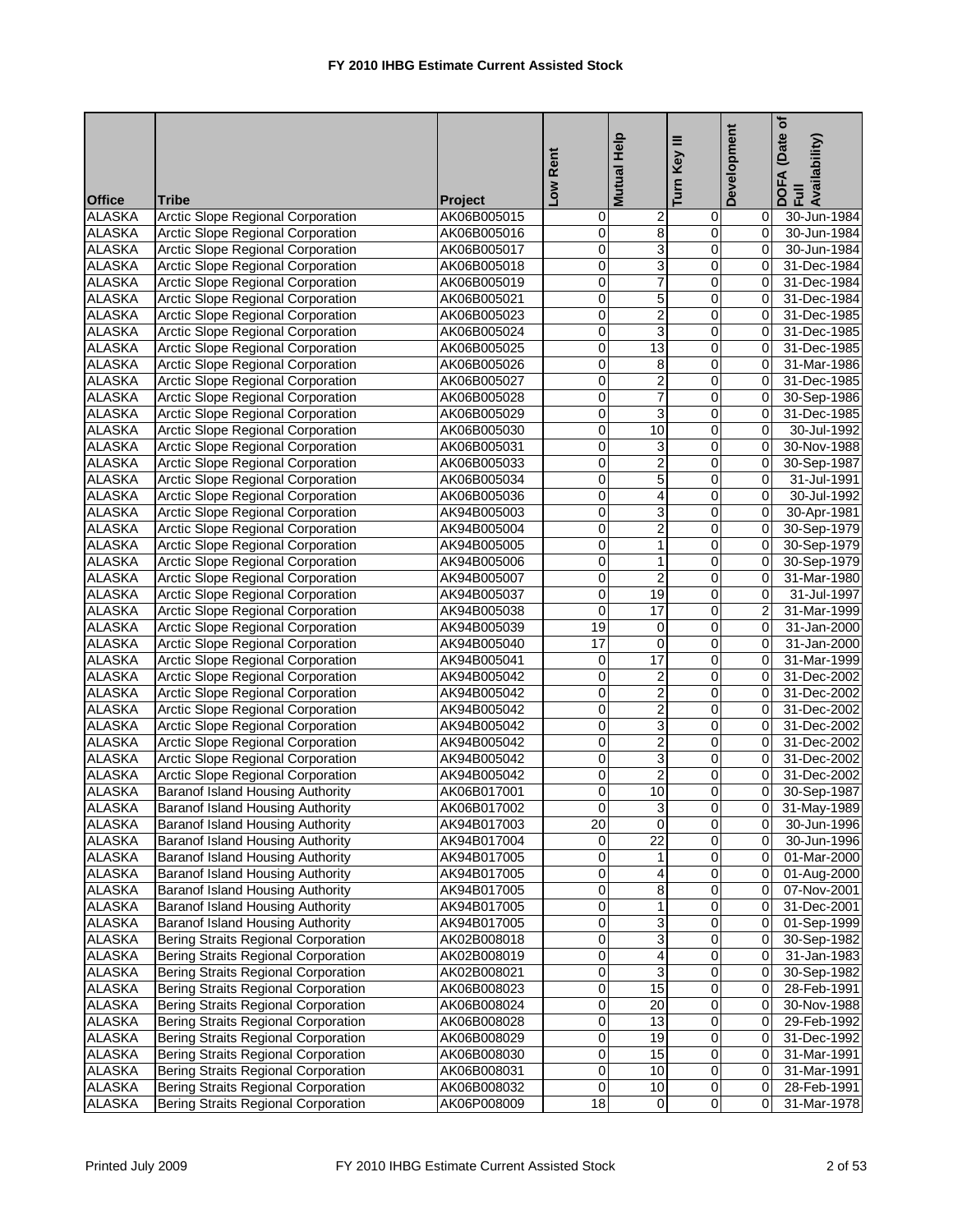# FY 2010 IHBG Estimate Current Assisted Stock

| Office | Tribe | Project | Low Rent | Mutual Help | Turn Key III | Development | DOFA (Date of Full Availability) |
|---|---|---|---|---|---|---|---|
| ALASKA | Arctic Slope Regional Corporation | AK06B005015 | 0 | 2 | 0 | 0 | 30-Jun-1984 |
| ALASKA | Arctic Slope Regional Corporation | AK06B005016 | 0 | 8 | 0 | 0 | 30-Jun-1984 |
| ALASKA | Arctic Slope Regional Corporation | AK06B005017 | 0 | 3 | 0 | 0 | 30-Jun-1984 |
| ALASKA | Arctic Slope Regional Corporation | AK06B005018 | 0 | 3 | 0 | 0 | 31-Dec-1984 |
| ALASKA | Arctic Slope Regional Corporation | AK06B005019 | 0 | 7 | 0 | 0 | 31-Dec-1984 |
| ALASKA | Arctic Slope Regional Corporation | AK06B005021 | 0 | 5 | 0 | 0 | 31-Dec-1984 |
| ALASKA | Arctic Slope Regional Corporation | AK06B005023 | 0 | 2 | 0 | 0 | 31-Dec-1985 |
| ALASKA | Arctic Slope Regional Corporation | AK06B005024 | 0 | 3 | 0 | 0 | 31-Dec-1985 |
| ALASKA | Arctic Slope Regional Corporation | AK06B005025 | 0 | 13 | 0 | 0 | 31-Dec-1985 |
| ALASKA | Arctic Slope Regional Corporation | AK06B005026 | 0 | 8 | 0 | 0 | 31-Mar-1986 |
| ALASKA | Arctic Slope Regional Corporation | AK06B005027 | 0 | 2 | 0 | 0 | 31-Dec-1985 |
| ALASKA | Arctic Slope Regional Corporation | AK06B005028 | 0 | 7 | 0 | 0 | 30-Sep-1986 |
| ALASKA | Arctic Slope Regional Corporation | AK06B005029 | 0 | 3 | 0 | 0 | 31-Dec-1985 |
| ALASKA | Arctic Slope Regional Corporation | AK06B005030 | 0 | 10 | 0 | 0 | 30-Jul-1992 |
| ALASKA | Arctic Slope Regional Corporation | AK06B005031 | 0 | 3 | 0 | 0 | 30-Nov-1988 |
| ALASKA | Arctic Slope Regional Corporation | AK06B005033 | 0 | 2 | 0 | 0 | 30-Sep-1987 |
| ALASKA | Arctic Slope Regional Corporation | AK06B005034 | 0 | 5 | 0 | 0 | 31-Jul-1991 |
| ALASKA | Arctic Slope Regional Corporation | AK06B005036 | 0 | 4 | 0 | 0 | 30-Jul-1992 |
| ALASKA | Arctic Slope Regional Corporation | AK94B005003 | 0 | 3 | 0 | 0 | 30-Apr-1981 |
| ALASKA | Arctic Slope Regional Corporation | AK94B005004 | 0 | 2 | 0 | 0 | 30-Sep-1979 |
| ALASKA | Arctic Slope Regional Corporation | AK94B005005 | 0 | 1 | 0 | 0 | 30-Sep-1979 |
| ALASKA | Arctic Slope Regional Corporation | AK94B005006 | 0 | 1 | 0 | 0 | 30-Sep-1979 |
| ALASKA | Arctic Slope Regional Corporation | AK94B005007 | 0 | 2 | 0 | 0 | 31-Mar-1980 |
| ALASKA | Arctic Slope Regional Corporation | AK94B005037 | 0 | 19 | 0 | 0 | 31-Jul-1997 |
| ALASKA | Arctic Slope Regional Corporation | AK94B005038 | 0 | 17 | 0 | 2 | 31-Mar-1999 |
| ALASKA | Arctic Slope Regional Corporation | AK94B005039 | 19 | 0 | 0 | 0 | 31-Jan-2000 |
| ALASKA | Arctic Slope Regional Corporation | AK94B005040 | 17 | 0 | 0 | 0 | 31-Jan-2000 |
| ALASKA | Arctic Slope Regional Corporation | AK94B005041 | 0 | 17 | 0 | 0 | 31-Mar-1999 |
| ALASKA | Arctic Slope Regional Corporation | AK94B005042 | 0 | 2 | 0 | 0 | 31-Dec-2002 |
| ALASKA | Arctic Slope Regional Corporation | AK94B005042 | 0 | 2 | 0 | 0 | 31-Dec-2002 |
| ALASKA | Arctic Slope Regional Corporation | AK94B005042 | 0 | 2 | 0 | 0 | 31-Dec-2002 |
| ALASKA | Arctic Slope Regional Corporation | AK94B005042 | 0 | 3 | 0 | 0 | 31-Dec-2002 |
| ALASKA | Arctic Slope Regional Corporation | AK94B005042 | 0 | 2 | 0 | 0 | 31-Dec-2002 |
| ALASKA | Arctic Slope Regional Corporation | AK94B005042 | 0 | 3 | 0 | 0 | 31-Dec-2002 |
| ALASKA | Arctic Slope Regional Corporation | AK94B005042 | 0 | 2 | 0 | 0 | 31-Dec-2002 |
| ALASKA | Baranof Island Housing Authority | AK06B017001 | 0 | 10 | 0 | 0 | 30-Sep-1987 |
| ALASKA | Baranof Island Housing Authority | AK06B017002 | 0 | 3 | 0 | 0 | 31-May-1989 |
| ALASKA | Baranof Island Housing Authority | AK94B017003 | 20 | 0 | 0 | 0 | 30-Jun-1996 |
| ALASKA | Baranof Island Housing Authority | AK94B017004 | 0 | 22 | 0 | 0 | 30-Jun-1996 |
| ALASKA | Baranof Island Housing Authority | AK94B017005 | 0 | 1 | 0 | 0 | 01-Mar-2000 |
| ALASKA | Baranof Island Housing Authority | AK94B017005 | 0 | 4 | 0 | 0 | 01-Aug-2000 |
| ALASKA | Baranof Island Housing Authority | AK94B017005 | 0 | 8 | 0 | 0 | 07-Nov-2001 |
| ALASKA | Baranof Island Housing Authority | AK94B017005 | 0 | 1 | 0 | 0 | 31-Dec-2001 |
| ALASKA | Baranof Island Housing Authority | AK94B017005 | 0 | 3 | 0 | 0 | 01-Sep-1999 |
| ALASKA | Bering Straits Regional Corporation | AK02B008018 | 0 | 3 | 0 | 0 | 30-Sep-1982 |
| ALASKA | Bering Straits Regional Corporation | AK02B008019 | 0 | 4 | 0 | 0 | 31-Jan-1983 |
| ALASKA | Bering Straits Regional Corporation | AK02B008021 | 0 | 3 | 0 | 0 | 30-Sep-1982 |
| ALASKA | Bering Straits Regional Corporation | AK06B008023 | 0 | 15 | 0 | 0 | 28-Feb-1991 |
| ALASKA | Bering Straits Regional Corporation | AK06B008024 | 0 | 20 | 0 | 0 | 30-Nov-1988 |
| ALASKA | Bering Straits Regional Corporation | AK06B008028 | 0 | 13 | 0 | 0 | 29-Feb-1992 |
| ALASKA | Bering Straits Regional Corporation | AK06B008029 | 0 | 19 | 0 | 0 | 31-Dec-1992 |
| ALASKA | Bering Straits Regional Corporation | AK06B008030 | 0 | 15 | 0 | 0 | 31-Mar-1991 |
| ALASKA | Bering Straits Regional Corporation | AK06B008031 | 0 | 10 | 0 | 0 | 31-Mar-1991 |
| ALASKA | Bering Straits Regional Corporation | AK06B008032 | 0 | 10 | 0 | 0 | 28-Feb-1991 |
| ALASKA | Bering Straits Regional Corporation | AK06P008009 | 18 | 0 | 0 | 0 | 31-Mar-1978 |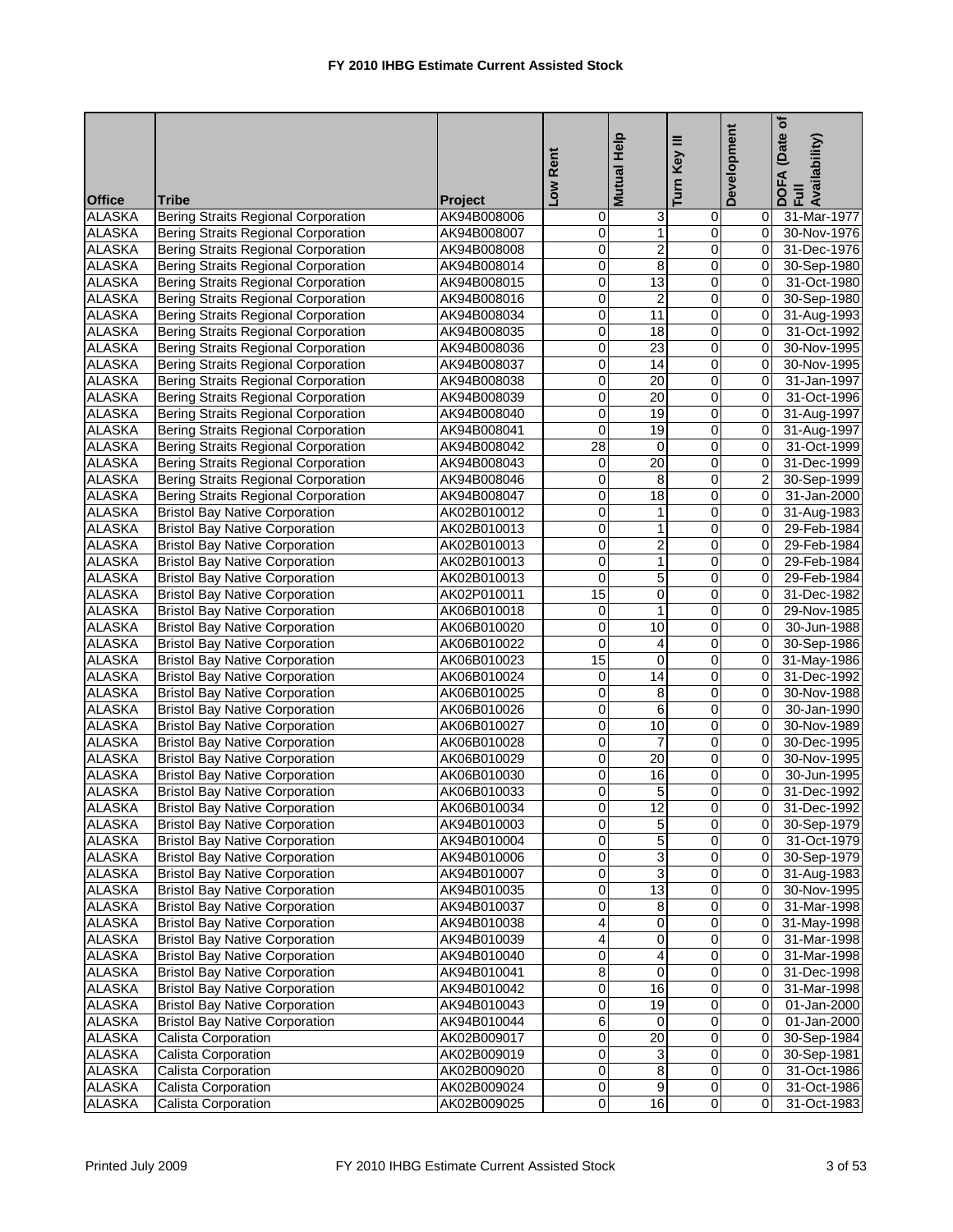# FY 2010 IHBG Estimate Current Assisted Stock

| Office | Tribe | Project | Low Rent | Mutual Help | Turn Key III | Development | DOFA (Date of Full Availability) |
|---|---|---|---|---|---|---|---|
| ALASKA | Bering Straits Regional Corporation | AK94B008006 | 0 | 3 | 0 | 0 | 31-Mar-1977 |
| ALASKA | Bering Straits Regional Corporation | AK94B008007 | 0 | 1 | 0 | 0 | 30-Nov-1976 |
| ALASKA | Bering Straits Regional Corporation | AK94B008008 | 0 | 2 | 0 | 0 | 31-Dec-1976 |
| ALASKA | Bering Straits Regional Corporation | AK94B008014 | 0 | 8 | 0 | 0 | 30-Sep-1980 |
| ALASKA | Bering Straits Regional Corporation | AK94B008015 | 0 | 13 | 0 | 0 | 31-Oct-1980 |
| ALASKA | Bering Straits Regional Corporation | AK94B008016 | 0 | 2 | 0 | 0 | 30-Sep-1980 |
| ALASKA | Bering Straits Regional Corporation | AK94B008034 | 0 | 11 | 0 | 0 | 31-Aug-1993 |
| ALASKA | Bering Straits Regional Corporation | AK94B008035 | 0 | 18 | 0 | 0 | 31-Oct-1992 |
| ALASKA | Bering Straits Regional Corporation | AK94B008036 | 0 | 23 | 0 | 0 | 30-Nov-1995 |
| ALASKA | Bering Straits Regional Corporation | AK94B008037 | 0 | 14 | 0 | 0 | 30-Nov-1995 |
| ALASKA | Bering Straits Regional Corporation | AK94B008038 | 0 | 20 | 0 | 0 | 31-Jan-1997 |
| ALASKA | Bering Straits Regional Corporation | AK94B008039 | 0 | 20 | 0 | 0 | 31-Oct-1996 |
| ALASKA | Bering Straits Regional Corporation | AK94B008040 | 0 | 19 | 0 | 0 | 31-Aug-1997 |
| ALASKA | Bering Straits Regional Corporation | AK94B008041 | 0 | 19 | 0 | 0 | 31-Aug-1997 |
| ALASKA | Bering Straits Regional Corporation | AK94B008042 | 28 | 0 | 0 | 0 | 31-Oct-1999 |
| ALASKA | Bering Straits Regional Corporation | AK94B008043 | 0 | 20 | 0 | 0 | 31-Dec-1999 |
| ALASKA | Bering Straits Regional Corporation | AK94B008046 | 0 | 8 | 0 | 2 | 30-Sep-1999 |
| ALASKA | Bering Straits Regional Corporation | AK94B008047 | 0 | 18 | 0 | 0 | 31-Jan-2000 |
| ALASKA | Bristol Bay Native Corporation | AK02B010012 | 0 | 1 | 0 | 0 | 31-Aug-1983 |
| ALASKA | Bristol Bay Native Corporation | AK02B010013 | 0 | 1 | 0 | 0 | 29-Feb-1984 |
| ALASKA | Bristol Bay Native Corporation | AK02B010013 | 0 | 2 | 0 | 0 | 29-Feb-1984 |
| ALASKA | Bristol Bay Native Corporation | AK02B010013 | 0 | 1 | 0 | 0 | 29-Feb-1984 |
| ALASKA | Bristol Bay Native Corporation | AK02B010013 | 0 | 5 | 0 | 0 | 29-Feb-1984 |
| ALASKA | Bristol Bay Native Corporation | AK02P010011 | 15 | 0 | 0 | 0 | 31-Dec-1982 |
| ALASKA | Bristol Bay Native Corporation | AK06B010018 | 0 | 1 | 0 | 0 | 29-Nov-1985 |
| ALASKA | Bristol Bay Native Corporation | AK06B010020 | 0 | 10 | 0 | 0 | 30-Jun-1988 |
| ALASKA | Bristol Bay Native Corporation | AK06B010022 | 0 | 4 | 0 | 0 | 30-Sep-1986 |
| ALASKA | Bristol Bay Native Corporation | AK06B010023 | 15 | 0 | 0 | 0 | 31-May-1986 |
| ALASKA | Bristol Bay Native Corporation | AK06B010024 | 0 | 14 | 0 | 0 | 31-Dec-1992 |
| ALASKA | Bristol Bay Native Corporation | AK06B010025 | 0 | 8 | 0 | 0 | 30-Nov-1988 |
| ALASKA | Bristol Bay Native Corporation | AK06B010026 | 0 | 6 | 0 | 0 | 30-Jan-1990 |
| ALASKA | Bristol Bay Native Corporation | AK06B010027 | 0 | 10 | 0 | 0 | 30-Nov-1989 |
| ALASKA | Bristol Bay Native Corporation | AK06B010028 | 0 | 7 | 0 | 0 | 30-Dec-1995 |
| ALASKA | Bristol Bay Native Corporation | AK06B010029 | 0 | 20 | 0 | 0 | 30-Nov-1995 |
| ALASKA | Bristol Bay Native Corporation | AK06B010030 | 0 | 16 | 0 | 0 | 30-Jun-1995 |
| ALASKA | Bristol Bay Native Corporation | AK06B010033 | 0 | 5 | 0 | 0 | 31-Dec-1992 |
| ALASKA | Bristol Bay Native Corporation | AK06B010034 | 0 | 12 | 0 | 0 | 31-Dec-1992 |
| ALASKA | Bristol Bay Native Corporation | AK94B010003 | 0 | 5 | 0 | 0 | 30-Sep-1979 |
| ALASKA | Bristol Bay Native Corporation | AK94B010004 | 0 | 5 | 0 | 0 | 31-Oct-1979 |
| ALASKA | Bristol Bay Native Corporation | AK94B010006 | 0 | 3 | 0 | 0 | 30-Sep-1979 |
| ALASKA | Bristol Bay Native Corporation | AK94B010007 | 0 | 3 | 0 | 0 | 31-Aug-1983 |
| ALASKA | Bristol Bay Native Corporation | AK94B010035 | 0 | 13 | 0 | 0 | 30-Nov-1995 |
| ALASKA | Bristol Bay Native Corporation | AK94B010037 | 0 | 8 | 0 | 0 | 31-Mar-1998 |
| ALASKA | Bristol Bay Native Corporation | AK94B010038 | 4 | 0 | 0 | 0 | 31-May-1998 |
| ALASKA | Bristol Bay Native Corporation | AK94B010039 | 4 | 0 | 0 | 0 | 31-Mar-1998 |
| ALASKA | Bristol Bay Native Corporation | AK94B010040 | 0 | 4 | 0 | 0 | 31-Mar-1998 |
| ALASKA | Bristol Bay Native Corporation | AK94B010041 | 8 | 0 | 0 | 0 | 31-Dec-1998 |
| ALASKA | Bristol Bay Native Corporation | AK94B010042 | 0 | 16 | 0 | 0 | 31-Mar-1998 |
| ALASKA | Bristol Bay Native Corporation | AK94B010043 | 0 | 19 | 0 | 0 | 01-Jan-2000 |
| ALASKA | Bristol Bay Native Corporation | AK94B010044 | 6 | 0 | 0 | 0 | 01-Jan-2000 |
| ALASKA | Calista Corporation | AK02B009017 | 0 | 20 | 0 | 0 | 30-Sep-1984 |
| ALASKA | Calista Corporation | AK02B009019 | 0 | 3 | 0 | 0 | 30-Sep-1981 |
| ALASKA | Calista Corporation | AK02B009020 | 0 | 8 | 0 | 0 | 31-Oct-1986 |
| ALASKA | Calista Corporation | AK02B009024 | 0 | 9 | 0 | 0 | 31-Oct-1986 |
| ALASKA | Calista Corporation | AK02B009025 | 0 | 16 | 0 | 0 | 31-Oct-1983 |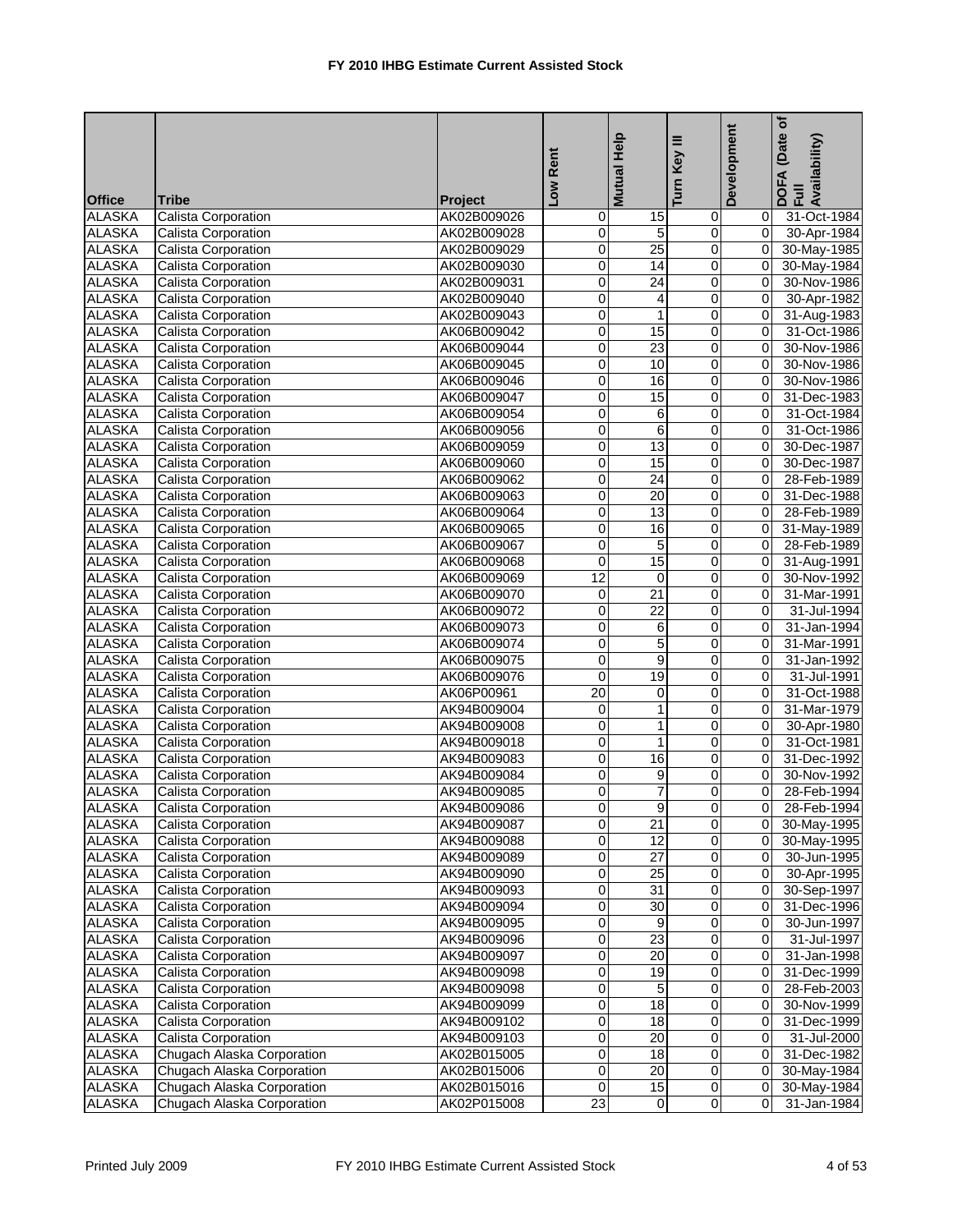# FY 2010 IHBG Estimate Current Assisted Stock

| Office | Tribe | Project | Low Rent | Mutual Help | Turn Key III | Development | DOFA (Date of Full Availability) |
|---|---|---|---|---|---|---|---|
| ALASKA | Calista Corporation | AK02B009026 | 0 | 15 | 0 | 0 | 31-Oct-1984 |
| ALASKA | Calista Corporation | AK02B009028 | 0 | 5 | 0 | 0 | 30-Apr-1984 |
| ALASKA | Calista Corporation | AK02B009029 | 0 | 25 | 0 | 0 | 30-May-1985 |
| ALASKA | Calista Corporation | AK02B009030 | 0 | 14 | 0 | 0 | 30-May-1984 |
| ALASKA | Calista Corporation | AK02B009031 | 0 | 24 | 0 | 0 | 30-Nov-1986 |
| ALASKA | Calista Corporation | AK02B009040 | 0 | 4 | 0 | 0 | 30-Apr-1982 |
| ALASKA | Calista Corporation | AK02B009043 | 0 | 1 | 0 | 0 | 31-Aug-1983 |
| ALASKA | Calista Corporation | AK06B009042 | 0 | 15 | 0 | 0 | 31-Oct-1986 |
| ALASKA | Calista Corporation | AK06B009044 | 0 | 23 | 0 | 0 | 30-Nov-1986 |
| ALASKA | Calista Corporation | AK06B009045 | 0 | 10 | 0 | 0 | 30-Nov-1986 |
| ALASKA | Calista Corporation | AK06B009046 | 0 | 16 | 0 | 0 | 30-Nov-1986 |
| ALASKA | Calista Corporation | AK06B009047 | 0 | 15 | 0 | 0 | 31-Dec-1983 |
| ALASKA | Calista Corporation | AK06B009054 | 0 | 6 | 0 | 0 | 31-Oct-1984 |
| ALASKA | Calista Corporation | AK06B009056 | 0 | 6 | 0 | 0 | 31-Oct-1986 |
| ALASKA | Calista Corporation | AK06B009059 | 0 | 13 | 0 | 0 | 30-Dec-1987 |
| ALASKA | Calista Corporation | AK06B009060 | 0 | 15 | 0 | 0 | 30-Dec-1987 |
| ALASKA | Calista Corporation | AK06B009062 | 0 | 24 | 0 | 0 | 28-Feb-1989 |
| ALASKA | Calista Corporation | AK06B009063 | 0 | 20 | 0 | 0 | 31-Dec-1988 |
| ALASKA | Calista Corporation | AK06B009064 | 0 | 13 | 0 | 0 | 28-Feb-1989 |
| ALASKA | Calista Corporation | AK06B009065 | 0 | 16 | 0 | 0 | 31-May-1989 |
| ALASKA | Calista Corporation | AK06B009067 | 0 | 5 | 0 | 0 | 28-Feb-1989 |
| ALASKA | Calista Corporation | AK06B009068 | 0 | 15 | 0 | 0 | 31-Aug-1991 |
| ALASKA | Calista Corporation | AK06B009069 | 12 | 0 | 0 | 0 | 30-Nov-1992 |
| ALASKA | Calista Corporation | AK06B009070 | 0 | 21 | 0 | 0 | 31-Mar-1991 |
| ALASKA | Calista Corporation | AK06B009072 | 0 | 22 | 0 | 0 | 31-Jul-1994 |
| ALASKA | Calista Corporation | AK06B009073 | 0 | 6 | 0 | 0 | 31-Jan-1994 |
| ALASKA | Calista Corporation | AK06B009074 | 0 | 5 | 0 | 0 | 31-Mar-1991 |
| ALASKA | Calista Corporation | AK06B009075 | 0 | 9 | 0 | 0 | 31-Jan-1992 |
| ALASKA | Calista Corporation | AK06B009076 | 0 | 19 | 0 | 0 | 31-Jul-1991 |
| ALASKA | Calista Corporation | AK06P00961 | 20 | 0 | 0 | 0 | 31-Oct-1988 |
| ALASKA | Calista Corporation | AK94B009004 | 0 | 1 | 0 | 0 | 31-Mar-1979 |
| ALASKA | Calista Corporation | AK94B009008 | 0 | 1 | 0 | 0 | 30-Apr-1980 |
| ALASKA | Calista Corporation | AK94B009018 | 0 | 1 | 0 | 0 | 31-Oct-1981 |
| ALASKA | Calista Corporation | AK94B009083 | 0 | 16 | 0 | 0 | 31-Dec-1992 |
| ALASKA | Calista Corporation | AK94B009084 | 0 | 9 | 0 | 0 | 30-Nov-1992 |
| ALASKA | Calista Corporation | AK94B009085 | 0 | 7 | 0 | 0 | 28-Feb-1994 |
| ALASKA | Calista Corporation | AK94B009086 | 0 | 9 | 0 | 0 | 28-Feb-1994 |
| ALASKA | Calista Corporation | AK94B009087 | 0 | 21 | 0 | 0 | 30-May-1995 |
| ALASKA | Calista Corporation | AK94B009088 | 0 | 12 | 0 | 0 | 30-May-1995 |
| ALASKA | Calista Corporation | AK94B009089 | 0 | 27 | 0 | 0 | 30-Jun-1995 |
| ALASKA | Calista Corporation | AK94B009090 | 0 | 25 | 0 | 0 | 30-Apr-1995 |
| ALASKA | Calista Corporation | AK94B009093 | 0 | 31 | 0 | 0 | 30-Sep-1997 |
| ALASKA | Calista Corporation | AK94B009094 | 0 | 30 | 0 | 0 | 31-Dec-1996 |
| ALASKA | Calista Corporation | AK94B009095 | 0 | 9 | 0 | 0 | 30-Jun-1997 |
| ALASKA | Calista Corporation | AK94B009096 | 0 | 23 | 0 | 0 | 31-Jul-1997 |
| ALASKA | Calista Corporation | AK94B009097 | 0 | 20 | 0 | 0 | 31-Jan-1998 |
| ALASKA | Calista Corporation | AK94B009098 | 0 | 19 | 0 | 0 | 31-Dec-1999 |
| ALASKA | Calista Corporation | AK94B009098 | 0 | 5 | 0 | 0 | 28-Feb-2003 |
| ALASKA | Calista Corporation | AK94B009099 | 0 | 18 | 0 | 0 | 30-Nov-1999 |
| ALASKA | Calista Corporation | AK94B009102 | 0 | 18 | 0 | 0 | 31-Dec-1999 |
| ALASKA | Calista Corporation | AK94B009103 | 0 | 20 | 0 | 0 | 31-Jul-2000 |
| ALASKA | Chugach Alaska Corporation | AK02B015005 | 0 | 18 | 0 | 0 | 31-Dec-1982 |
| ALASKA | Chugach Alaska Corporation | AK02B015006 | 0 | 20 | 0 | 0 | 30-May-1984 |
| ALASKA | Chugach Alaska Corporation | AK02B015016 | 0 | 15 | 0 | 0 | 30-May-1984 |
| ALASKA | Chugach Alaska Corporation | AK02P015008 | 23 | 0 | 0 | 0 | 31-Jan-1984 |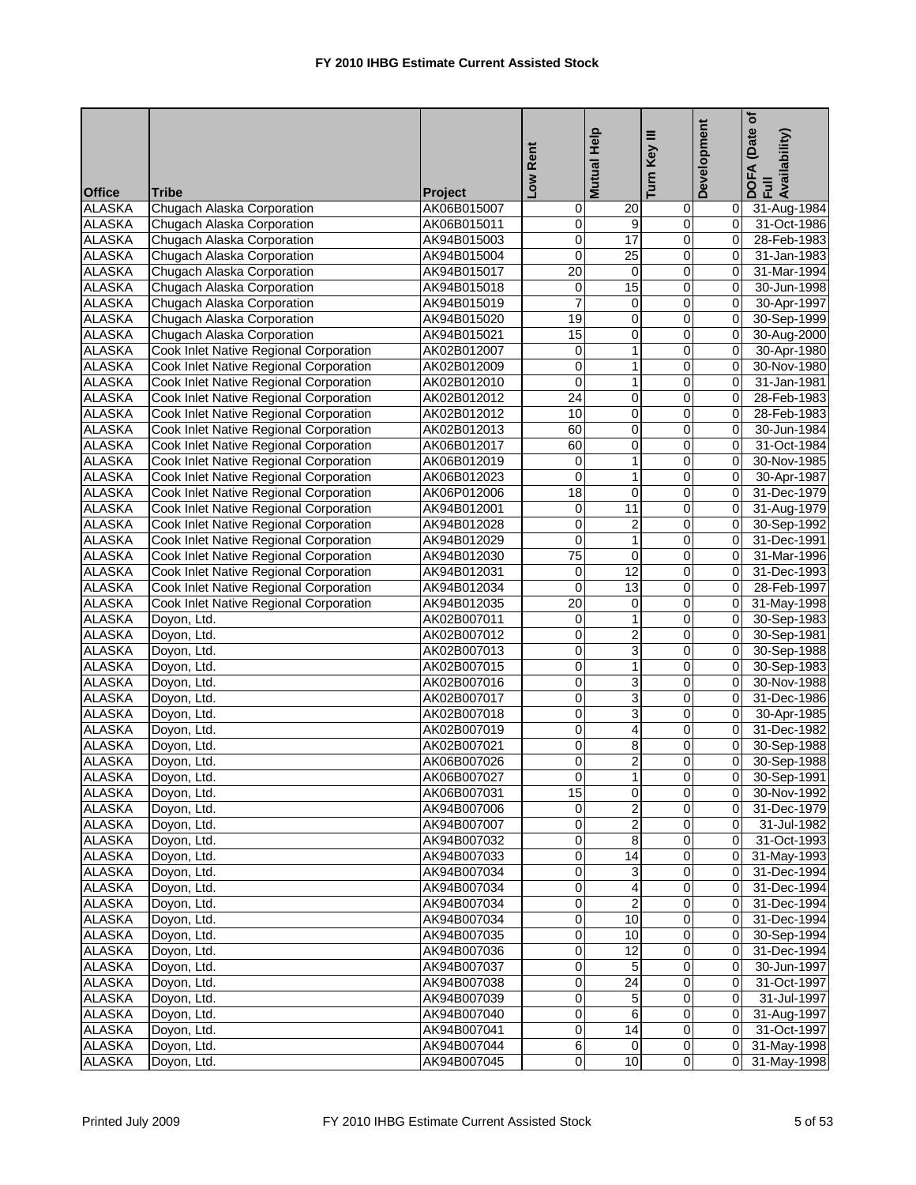# FY 2010 IHBG Estimate Current Assisted Stock

| Office | Tribe | Project | Low Rent | Mutual Help | Turn Key III | Development | DOFA (Date of Full Availability) |
|---|---|---|---|---|---|---|---|
| ALASKA | Chugach Alaska Corporation | AK06B015007 | 0 | 20 | 0 | 0 | 31-Aug-1984 |
| ALASKA | Chugach Alaska Corporation | AK06B015011 | 0 | 9 | 0 | 0 | 31-Oct-1986 |
| ALASKA | Chugach Alaska Corporation | AK94B015003 | 0 | 17 | 0 | 0 | 28-Feb-1983 |
| ALASKA | Chugach Alaska Corporation | AK94B015004 | 0 | 25 | 0 | 0 | 31-Jan-1983 |
| ALASKA | Chugach Alaska Corporation | AK94B015017 | 20 | 0 | 0 | 0 | 31-Mar-1994 |
| ALASKA | Chugach Alaska Corporation | AK94B015018 | 0 | 15 | 0 | 0 | 30-Jun-1998 |
| ALASKA | Chugach Alaska Corporation | AK94B015019 | 7 | 0 | 0 | 0 | 30-Apr-1997 |
| ALASKA | Chugach Alaska Corporation | AK94B015020 | 19 | 0 | 0 | 0 | 30-Sep-1999 |
| ALASKA | Chugach Alaska Corporation | AK94B015021 | 15 | 0 | 0 | 0 | 30-Aug-2000 |
| ALASKA | Cook Inlet Native Regional Corporation | AK02B012007 | 0 | 1 | 0 | 0 | 30-Apr-1980 |
| ALASKA | Cook Inlet Native Regional Corporation | AK02B012009 | 0 | 1 | 0 | 0 | 30-Nov-1980 |
| ALASKA | Cook Inlet Native Regional Corporation | AK02B012010 | 0 | 1 | 0 | 0 | 31-Jan-1981 |
| ALASKA | Cook Inlet Native Regional Corporation | AK02B012012 | 24 | 0 | 0 | 0 | 28-Feb-1983 |
| ALASKA | Cook Inlet Native Regional Corporation | AK02B012012 | 10 | 0 | 0 | 0 | 28-Feb-1983 |
| ALASKA | Cook Inlet Native Regional Corporation | AK02B012013 | 60 | 0 | 0 | 0 | 30-Jun-1984 |
| ALASKA | Cook Inlet Native Regional Corporation | AK06B012017 | 60 | 0 | 0 | 0 | 31-Oct-1984 |
| ALASKA | Cook Inlet Native Regional Corporation | AK06B012019 | 0 | 1 | 0 | 0 | 30-Nov-1985 |
| ALASKA | Cook Inlet Native Regional Corporation | AK06B012023 | 0 | 1 | 0 | 0 | 30-Apr-1987 |
| ALASKA | Cook Inlet Native Regional Corporation | AK06P012006 | 18 | 0 | 0 | 0 | 31-Dec-1979 |
| ALASKA | Cook Inlet Native Regional Corporation | AK94B012001 | 0 | 11 | 0 | 0 | 31-Aug-1979 |
| ALASKA | Cook Inlet Native Regional Corporation | AK94B012028 | 0 | 2 | 0 | 0 | 30-Sep-1992 |
| ALASKA | Cook Inlet Native Regional Corporation | AK94B012029 | 0 | 1 | 0 | 0 | 31-Dec-1991 |
| ALASKA | Cook Inlet Native Regional Corporation | AK94B012030 | 75 | 0 | 0 | 0 | 31-Mar-1996 |
| ALASKA | Cook Inlet Native Regional Corporation | AK94B012031 | 0 | 12 | 0 | 0 | 31-Dec-1993 |
| ALASKA | Cook Inlet Native Regional Corporation | AK94B012034 | 0 | 13 | 0 | 0 | 28-Feb-1997 |
| ALASKA | Cook Inlet Native Regional Corporation | AK94B012035 | 20 | 0 | 0 | 0 | 31-May-1998 |
| ALASKA | Doyon, Ltd. | AK02B007011 | 0 | 1 | 0 | 0 | 30-Sep-1983 |
| ALASKA | Doyon, Ltd. | AK02B007012 | 0 | 2 | 0 | 0 | 30-Sep-1981 |
| ALASKA | Doyon, Ltd. | AK02B007013 | 0 | 3 | 0 | 0 | 30-Sep-1988 |
| ALASKA | Doyon, Ltd. | AK02B007015 | 0 | 1 | 0 | 0 | 30-Sep-1983 |
| ALASKA | Doyon, Ltd. | AK02B007016 | 0 | 3 | 0 | 0 | 30-Nov-1988 |
| ALASKA | Doyon, Ltd. | AK02B007017 | 0 | 3 | 0 | 0 | 31-Dec-1986 |
| ALASKA | Doyon, Ltd. | AK02B007018 | 0 | 3 | 0 | 0 | 30-Apr-1985 |
| ALASKA | Doyon, Ltd. | AK02B007019 | 0 | 4 | 0 | 0 | 31-Dec-1982 |
| ALASKA | Doyon, Ltd. | AK02B007021 | 0 | 8 | 0 | 0 | 30-Sep-1988 |
| ALASKA | Doyon, Ltd. | AK06B007026 | 0 | 2 | 0 | 0 | 30-Sep-1988 |
| ALASKA | Doyon, Ltd. | AK06B007027 | 0 | 1 | 0 | 0 | 30-Sep-1991 |
| ALASKA | Doyon, Ltd. | AK06B007031 | 15 | 0 | 0 | 0 | 30-Nov-1992 |
| ALASKA | Doyon, Ltd. | AK94B007006 | 0 | 2 | 0 | 0 | 31-Dec-1979 |
| ALASKA | Doyon, Ltd. | AK94B007007 | 0 | 2 | 0 | 0 | 31-Jul-1982 |
| ALASKA | Doyon, Ltd. | AK94B007032 | 0 | 8 | 0 | 0 | 31-Oct-1993 |
| ALASKA | Doyon, Ltd. | AK94B007033 | 0 | 14 | 0 | 0 | 31-May-1993 |
| ALASKA | Doyon, Ltd. | AK94B007034 | 0 | 3 | 0 | 0 | 31-Dec-1994 |
| ALASKA | Doyon, Ltd. | AK94B007034 | 0 | 4 | 0 | 0 | 31-Dec-1994 |
| ALASKA | Doyon, Ltd. | AK94B007034 | 0 | 2 | 0 | 0 | 31-Dec-1994 |
| ALASKA | Doyon, Ltd. | AK94B007034 | 0 | 10 | 0 | 0 | 31-Dec-1994 |
| ALASKA | Doyon, Ltd. | AK94B007035 | 0 | 10 | 0 | 0 | 30-Sep-1994 |
| ALASKA | Doyon, Ltd. | AK94B007036 | 0 | 12 | 0 | 0 | 31-Dec-1994 |
| ALASKA | Doyon, Ltd. | AK94B007037 | 0 | 5 | 0 | 0 | 30-Jun-1997 |
| ALASKA | Doyon, Ltd. | AK94B007038 | 0 | 24 | 0 | 0 | 31-Oct-1997 |
| ALASKA | Doyon, Ltd. | AK94B007039 | 0 | 5 | 0 | 0 | 31-Jul-1997 |
| ALASKA | Doyon, Ltd. | AK94B007040 | 0 | 6 | 0 | 0 | 31-Aug-1997 |
| ALASKA | Doyon, Ltd. | AK94B007041 | 0 | 14 | 0 | 0 | 31-Oct-1997 |
| ALASKA | Doyon, Ltd. | AK94B007044 | 6 | 0 | 0 | 0 | 31-May-1998 |
| ALASKA | Doyon, Ltd. | AK94B007045 | 0 | 10 | 0 | 0 | 31-May-1998 |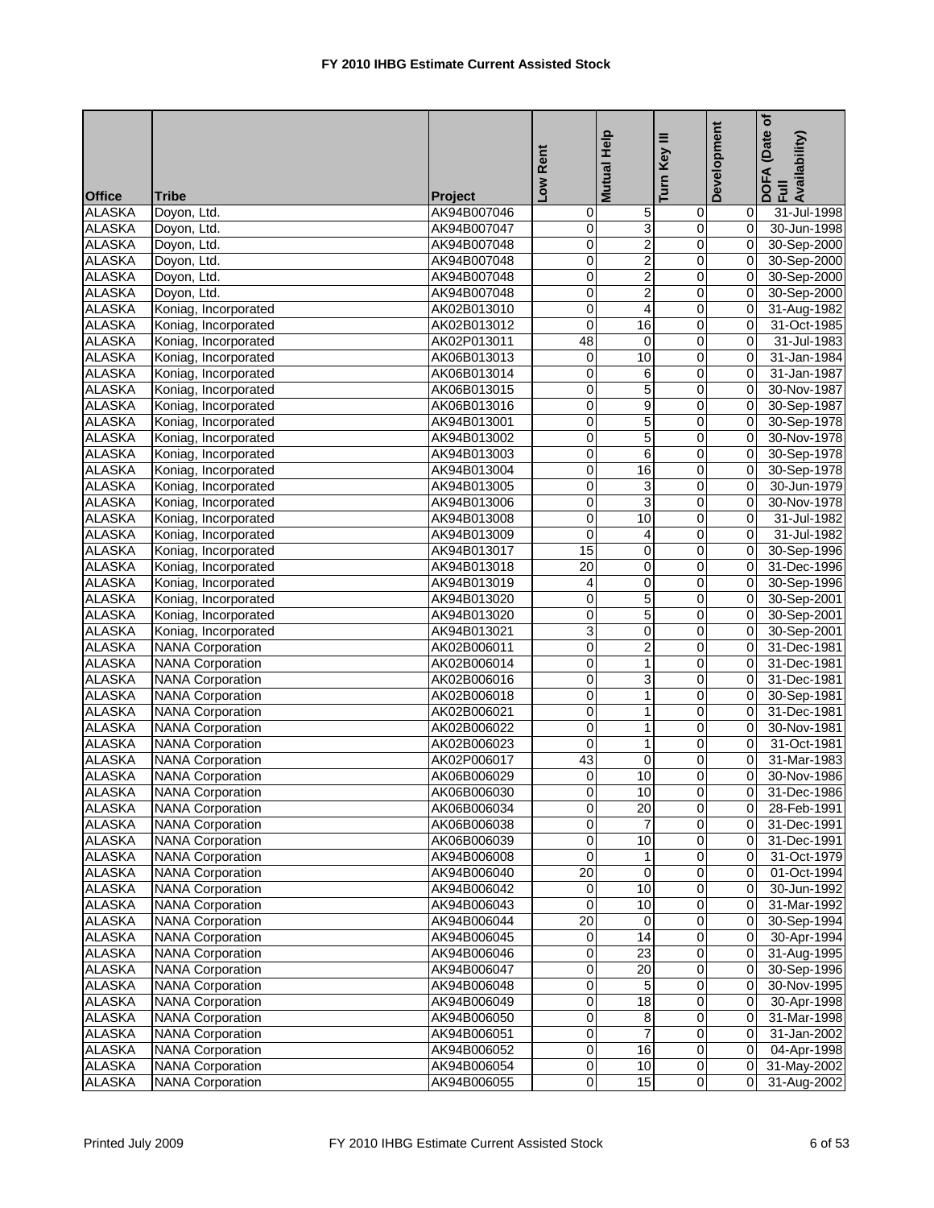# FY 2010 IHBG Estimate Current Assisted Stock

| Office | Tribe | Project | Low Rent | Mutual Help | Turn Key III | Development | DOFA (Date of Full Availability) |
|---|---|---|---|---|---|---|---|
| ALASKA | Doyon, Ltd. | AK94B007046 | 0 | 5 | 0 | 0 | 31-Jul-1998 |
| ALASKA | Doyon, Ltd. | AK94B007047 | 0 | 3 | 0 | 0 | 30-Jun-1998 |
| ALASKA | Doyon, Ltd. | AK94B007048 | 0 | 2 | 0 | 0 | 30-Sep-2000 |
| ALASKA | Doyon, Ltd. | AK94B007048 | 0 | 2 | 0 | 0 | 30-Sep-2000 |
| ALASKA | Doyon, Ltd. | AK94B007048 | 0 | 2 | 0 | 0 | 30-Sep-2000 |
| ALASKA | Doyon, Ltd. | AK94B007048 | 0 | 2 | 0 | 0 | 30-Sep-2000 |
| ALASKA | Koniag, Incorporated | AK02B013010 | 0 | 4 | 0 | 0 | 31-Aug-1982 |
| ALASKA | Koniag, Incorporated | AK02B013012 | 0 | 16 | 0 | 0 | 31-Oct-1985 |
| ALASKA | Koniag, Incorporated | AK02P013011 | 48 | 0 | 0 | 0 | 31-Jul-1983 |
| ALASKA | Koniag, Incorporated | AK06B013013 | 0 | 10 | 0 | 0 | 31-Jan-1984 |
| ALASKA | Koniag, Incorporated | AK06B013014 | 0 | 6 | 0 | 0 | 31-Jan-1987 |
| ALASKA | Koniag, Incorporated | AK06B013015 | 0 | 5 | 0 | 0 | 30-Nov-1987 |
| ALASKA | Koniag, Incorporated | AK06B013016 | 0 | 9 | 0 | 0 | 30-Sep-1987 |
| ALASKA | Koniag, Incorporated | AK94B013001 | 0 | 5 | 0 | 0 | 30-Sep-1978 |
| ALASKA | Koniag, Incorporated | AK94B013002 | 0 | 5 | 0 | 0 | 30-Nov-1978 |
| ALASKA | Koniag, Incorporated | AK94B013003 | 0 | 6 | 0 | 0 | 30-Sep-1978 |
| ALASKA | Koniag, Incorporated | AK94B013004 | 0 | 16 | 0 | 0 | 30-Sep-1978 |
| ALASKA | Koniag, Incorporated | AK94B013005 | 0 | 3 | 0 | 0 | 30-Jun-1979 |
| ALASKA | Koniag, Incorporated | AK94B013006 | 0 | 3 | 0 | 0 | 30-Nov-1978 |
| ALASKA | Koniag, Incorporated | AK94B013008 | 0 | 10 | 0 | 0 | 31-Jul-1982 |
| ALASKA | Koniag, Incorporated | AK94B013009 | 0 | 4 | 0 | 0 | 31-Jul-1982 |
| ALASKA | Koniag, Incorporated | AK94B013017 | 15 | 0 | 0 | 0 | 30-Sep-1996 |
| ALASKA | Koniag, Incorporated | AK94B013018 | 20 | 0 | 0 | 0 | 31-Dec-1996 |
| ALASKA | Koniag, Incorporated | AK94B013019 | 4 | 0 | 0 | 0 | 30-Sep-1996 |
| ALASKA | Koniag, Incorporated | AK94B013020 | 0 | 5 | 0 | 0 | 30-Sep-2001 |
| ALASKA | Koniag, Incorporated | AK94B013020 | 0 | 5 | 0 | 0 | 30-Sep-2001 |
| ALASKA | Koniag, Incorporated | AK94B013021 | 3 | 0 | 0 | 0 | 30-Sep-2001 |
| ALASKA | NANA Corporation | AK02B006011 | 0 | 2 | 0 | 0 | 31-Dec-1981 |
| ALASKA | NANA Corporation | AK02B006014 | 0 | 1 | 0 | 0 | 31-Dec-1981 |
| ALASKA | NANA Corporation | AK02B006016 | 0 | 3 | 0 | 0 | 31-Dec-1981 |
| ALASKA | NANA Corporation | AK02B006018 | 0 | 1 | 0 | 0 | 30-Sep-1981 |
| ALASKA | NANA Corporation | AK02B006021 | 0 | 1 | 0 | 0 | 31-Dec-1981 |
| ALASKA | NANA Corporation | AK02B006022 | 0 | 1 | 0 | 0 | 30-Nov-1981 |
| ALASKA | NANA Corporation | AK02B006023 | 0 | 1 | 0 | 0 | 31-Oct-1981 |
| ALASKA | NANA Corporation | AK02P006017 | 43 | 0 | 0 | 0 | 31-Mar-1983 |
| ALASKA | NANA Corporation | AK06B006029 | 0 | 10 | 0 | 0 | 30-Nov-1986 |
| ALASKA | NANA Corporation | AK06B006030 | 0 | 10 | 0 | 0 | 31-Dec-1986 |
| ALASKA | NANA Corporation | AK06B006034 | 0 | 20 | 0 | 0 | 28-Feb-1991 |
| ALASKA | NANA Corporation | AK06B006038 | 0 | 7 | 0 | 0 | 31-Dec-1991 |
| ALASKA | NANA Corporation | AK06B006039 | 0 | 10 | 0 | 0 | 31-Dec-1991 |
| ALASKA | NANA Corporation | AK94B006008 | 0 | 1 | 0 | 0 | 31-Oct-1979 |
| ALASKA | NANA Corporation | AK94B006040 | 20 | 0 | 0 | 0 | 01-Oct-1994 |
| ALASKA | NANA Corporation | AK94B006042 | 0 | 10 | 0 | 0 | 30-Jun-1992 |
| ALASKA | NANA Corporation | AK94B006043 | 0 | 10 | 0 | 0 | 31-Mar-1992 |
| ALASKA | NANA Corporation | AK94B006044 | 20 | 0 | 0 | 0 | 30-Sep-1994 |
| ALASKA | NANA Corporation | AK94B006045 | 0 | 14 | 0 | 0 | 30-Apr-1994 |
| ALASKA | NANA Corporation | AK94B006046 | 0 | 23 | 0 | 0 | 31-Aug-1995 |
| ALASKA | NANA Corporation | AK94B006047 | 0 | 20 | 0 | 0 | 30-Sep-1996 |
| ALASKA | NANA Corporation | AK94B006048 | 0 | 5 | 0 | 0 | 30-Nov-1995 |
| ALASKA | NANA Corporation | AK94B006049 | 0 | 18 | 0 | 0 | 30-Apr-1998 |
| ALASKA | NANA Corporation | AK94B006050 | 0 | 8 | 0 | 0 | 31-Mar-1998 |
| ALASKA | NANA Corporation | AK94B006051 | 0 | 7 | 0 | 0 | 31-Jan-2002 |
| ALASKA | NANA Corporation | AK94B006052 | 0 | 16 | 0 | 0 | 04-Apr-1998 |
| ALASKA | NANA Corporation | AK94B006054 | 0 | 10 | 0 | 0 | 31-May-2002 |
| ALASKA | NANA Corporation | AK94B006055 | 0 | 15 | 0 | 0 | 31-Aug-2002 |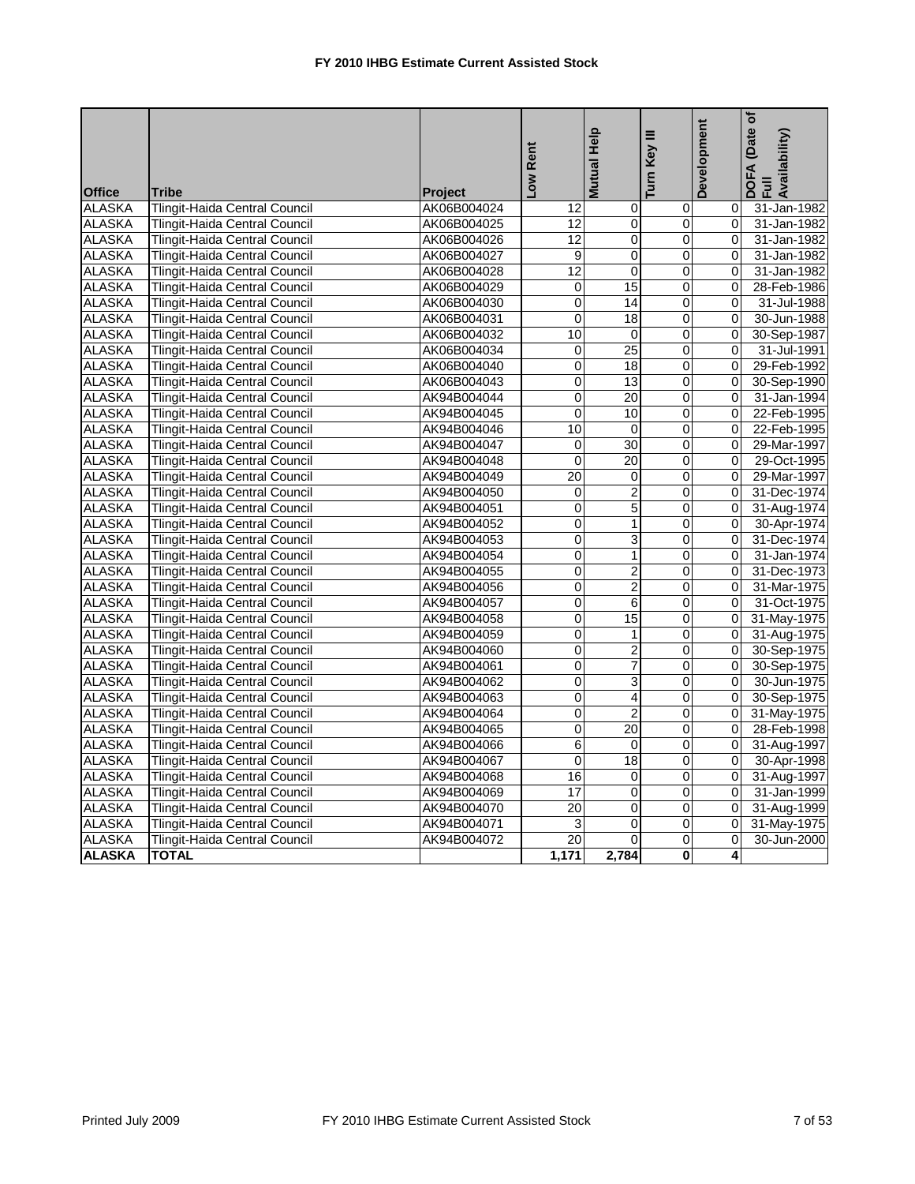# FY 2010 IHBG Estimate Current Assisted Stock

| Office | Tribe | Project | Low Rent | Mutual Help | Turn Key III | Development | DOFA (Date of Full Availability) |
|---|---|---|---|---|---|---|---|
| ALASKA | Tlingit-Haida Central Council | AK06B004024 | 12 | 0 | 0 | 0 | 31-Jan-1982 |
| ALASKA | Tlingit-Haida Central Council | AK06B004025 | 12 | 0 | 0 | 0 | 31-Jan-1982 |
| ALASKA | Tlingit-Haida Central Council | AK06B004026 | 12 | 0 | 0 | 0 | 31-Jan-1982 |
| ALASKA | Tlingit-Haida Central Council | AK06B004027 | 9 | 0 | 0 | 0 | 31-Jan-1982 |
| ALASKA | Tlingit-Haida Central Council | AK06B004028 | 12 | 0 | 0 | 0 | 31-Jan-1982 |
| ALASKA | Tlingit-Haida Central Council | AK06B004029 | 0 | 15 | 0 | 0 | 28-Feb-1986 |
| ALASKA | Tlingit-Haida Central Council | AK06B004030 | 0 | 14 | 0 | 0 | 31-Jul-1988 |
| ALASKA | Tlingit-Haida Central Council | AK06B004031 | 0 | 18 | 0 | 0 | 30-Jun-1988 |
| ALASKA | Tlingit-Haida Central Council | AK06B004032 | 10 | 0 | 0 | 0 | 30-Sep-1987 |
| ALASKA | Tlingit-Haida Central Council | AK06B004034 | 0 | 25 | 0 | 0 | 31-Jul-1991 |
| ALASKA | Tlingit-Haida Central Council | AK06B004040 | 0 | 18 | 0 | 0 | 29-Feb-1992 |
| ALASKA | Tlingit-Haida Central Council | AK06B004043 | 0 | 13 | 0 | 0 | 30-Sep-1990 |
| ALASKA | Tlingit-Haida Central Council | AK94B004044 | 0 | 20 | 0 | 0 | 31-Jan-1994 |
| ALASKA | Tlingit-Haida Central Council | AK94B004045 | 0 | 10 | 0 | 0 | 22-Feb-1995 |
| ALASKA | Tlingit-Haida Central Council | AK94B004046 | 10 | 0 | 0 | 0 | 22-Feb-1995 |
| ALASKA | Tlingit-Haida Central Council | AK94B004047 | 0 | 30 | 0 | 0 | 29-Mar-1997 |
| ALASKA | Tlingit-Haida Central Council | AK94B004048 | 0 | 20 | 0 | 0 | 29-Oct-1995 |
| ALASKA | Tlingit-Haida Central Council | AK94B004049 | 20 | 0 | 0 | 0 | 29-Mar-1997 |
| ALASKA | Tlingit-Haida Central Council | AK94B004050 | 0 | 2 | 0 | 0 | 31-Dec-1974 |
| ALASKA | Tlingit-Haida Central Council | AK94B004051 | 0 | 5 | 0 | 0 | 31-Aug-1974 |
| ALASKA | Tlingit-Haida Central Council | AK94B004052 | 0 | 1 | 0 | 0 | 30-Apr-1974 |
| ALASKA | Tlingit-Haida Central Council | AK94B004053 | 0 | 3 | 0 | 0 | 31-Dec-1974 |
| ALASKA | Tlingit-Haida Central Council | AK94B004054 | 0 | 1 | 0 | 0 | 31-Jan-1974 |
| ALASKA | Tlingit-Haida Central Council | AK94B004055 | 0 | 2 | 0 | 0 | 31-Dec-1973 |
| ALASKA | Tlingit-Haida Central Council | AK94B004056 | 0 | 2 | 0 | 0 | 31-Mar-1975 |
| ALASKA | Tlingit-Haida Central Council | AK94B004057 | 0 | 6 | 0 | 0 | 31-Oct-1975 |
| ALASKA | Tlingit-Haida Central Council | AK94B004058 | 0 | 15 | 0 | 0 | 31-May-1975 |
| ALASKA | Tlingit-Haida Central Council | AK94B004059 | 0 | 1 | 0 | 0 | 31-Aug-1975 |
| ALASKA | Tlingit-Haida Central Council | AK94B004060 | 0 | 2 | 0 | 0 | 30-Sep-1975 |
| ALASKA | Tlingit-Haida Central Council | AK94B004061 | 0 | 7 | 0 | 0 | 30-Sep-1975 |
| ALASKA | Tlingit-Haida Central Council | AK94B004062 | 0 | 3 | 0 | 0 | 30-Jun-1975 |
| ALASKA | Tlingit-Haida Central Council | AK94B004063 | 0 | 4 | 0 | 0 | 30-Sep-1975 |
| ALASKA | Tlingit-Haida Central Council | AK94B004064 | 0 | 2 | 0 | 0 | 31-May-1975 |
| ALASKA | Tlingit-Haida Central Council | AK94B004065 | 0 | 20 | 0 | 0 | 28-Feb-1998 |
| ALASKA | Tlingit-Haida Central Council | AK94B004066 | 6 | 0 | 0 | 0 | 31-Aug-1997 |
| ALASKA | Tlingit-Haida Central Council | AK94B004067 | 0 | 18 | 0 | 0 | 30-Apr-1998 |
| ALASKA | Tlingit-Haida Central Council | AK94B004068 | 16 | 0 | 0 | 0 | 31-Aug-1997 |
| ALASKA | Tlingit-Haida Central Council | AK94B004069 | 17 | 0 | 0 | 0 | 31-Jan-1999 |
| ALASKA | Tlingit-Haida Central Council | AK94B004070 | 20 | 0 | 0 | 0 | 31-Aug-1999 |
| ALASKA | Tlingit-Haida Central Council | AK94B004071 | 3 | 0 | 0 | 0 | 31-May-1975 |
| ALASKA | Tlingit-Haida Central Council | AK94B004072 | 20 | 0 | 0 | 0 | 30-Jun-2000 |
| **ALASKA** | **TOTAL** | | **1,171** | **2,784** | **0** | **4** | |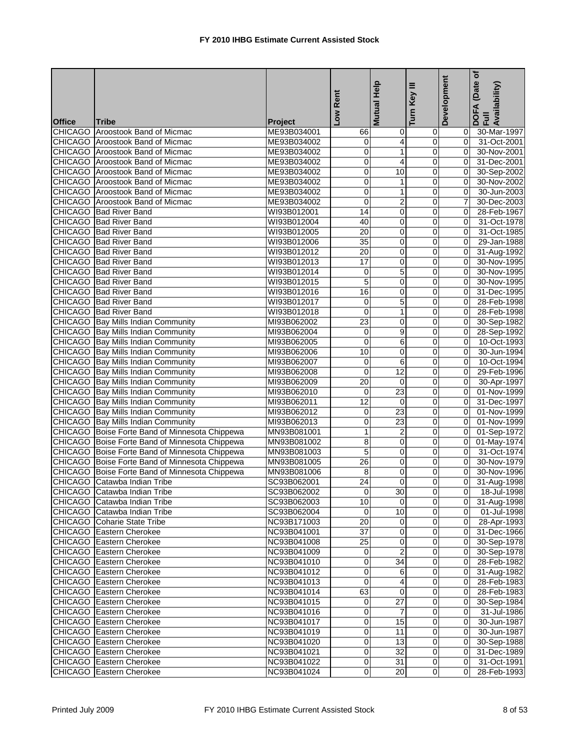# FY 2010 IHBG Estimate Current Assisted Stock

| Office | Tribe | Project | Low Rent | Mutual Help | Turn Key III | Development | DOFA (Date of Full Availability) |
|---|---|---|---|---|---|---|---|
| CHICAGO | Aroostook Band of Micmac | ME93B034001 | 66 | 0 | 0 | 0 | 30-Mar-1997 |
| CHICAGO | Aroostook Band of Micmac | ME93B034002 | 0 | 4 | 0 | 0 | 31-Oct-2001 |
| CHICAGO | Aroostook Band of Micmac | ME93B034002 | 0 | 1 | 0 | 0 | 30-Nov-2001 |
| CHICAGO | Aroostook Band of Micmac | ME93B034002 | 0 | 4 | 0 | 0 | 31-Dec-2001 |
| CHICAGO | Aroostook Band of Micmac | ME93B034002 | 0 | 10 | 0 | 0 | 30-Sep-2002 |
| CHICAGO | Aroostook Band of Micmac | ME93B034002 | 0 | 1 | 0 | 0 | 30-Nov-2002 |
| CHICAGO | Aroostook Band of Micmac | ME93B034002 | 0 | 1 | 0 | 0 | 30-Jun-2003 |
| CHICAGO | Aroostook Band of Micmac | ME93B034002 | 0 | 2 | 0 | 7 | 30-Dec-2003 |
| CHICAGO | Bad River Band | WI93B012001 | 14 | 0 | 0 | 0 | 28-Feb-1967 |
| CHICAGO | Bad River Band | WI93B012004 | 40 | 0 | 0 | 0 | 31-Oct-1978 |
| CHICAGO | Bad River Band | WI93B012005 | 20 | 0 | 0 | 0 | 31-Oct-1985 |
| CHICAGO | Bad River Band | WI93B012006 | 35 | 0 | 0 | 0 | 29-Jan-1988 |
| CHICAGO | Bad River Band | WI93B012012 | 20 | 0 | 0 | 0 | 31-Aug-1992 |
| CHICAGO | Bad River Band | WI93B012013 | 17 | 0 | 0 | 0 | 30-Nov-1995 |
| CHICAGO | Bad River Band | WI93B012014 | 0 | 5 | 0 | 0 | 30-Nov-1995 |
| CHICAGO | Bad River Band | WI93B012015 | 5 | 0 | 0 | 0 | 30-Nov-1995 |
| CHICAGO | Bad River Band | WI93B012016 | 16 | 0 | 0 | 0 | 31-Dec-1995 |
| CHICAGO | Bad River Band | WI93B012017 | 0 | 5 | 0 | 0 | 28-Feb-1998 |
| CHICAGO | Bad River Band | WI93B012018 | 0 | 1 | 0 | 0 | 28-Feb-1998 |
| CHICAGO | Bay Mills Indian Community | MI93B062002 | 23 | 0 | 0 | 0 | 30-Sep-1982 |
| CHICAGO | Bay Mills Indian Community | MI93B062004 | 0 | 9 | 0 | 0 | 28-Sep-1992 |
| CHICAGO | Bay Mills Indian Community | MI93B062005 | 0 | 6 | 0 | 0 | 10-Oct-1993 |
| CHICAGO | Bay Mills Indian Community | MI93B062006 | 10 | 0 | 0 | 0 | 30-Jun-1994 |
| CHICAGO | Bay Mills Indian Community | MI93B062007 | 0 | 6 | 0 | 0 | 10-Oct-1994 |
| CHICAGO | Bay Mills Indian Community | MI93B062008 | 0 | 12 | 0 | 0 | 29-Feb-1996 |
| CHICAGO | Bay Mills Indian Community | MI93B062009 | 20 | 0 | 0 | 0 | 30-Apr-1997 |
| CHICAGO | Bay Mills Indian Community | MI93B062010 | 0 | 23 | 0 | 0 | 01-Nov-1999 |
| CHICAGO | Bay Mills Indian Community | MI93B062011 | 12 | 0 | 0 | 0 | 31-Dec-1997 |
| CHICAGO | Bay Mills Indian Community | MI93B062012 | 0 | 23 | 0 | 0 | 01-Nov-1999 |
| CHICAGO | Bay Mills Indian Community | MI93B062013 | 0 | 23 | 0 | 0 | 01-Nov-1999 |
| CHICAGO | Boise Forte Band of Minnesota Chippewa | MN93B081001 | 1 | 2 | 0 | 0 | 01-Sep-1972 |
| CHICAGO | Boise Forte Band of Minnesota Chippewa | MN93B081002 | 8 | 0 | 0 | 0 | 01-May-1974 |
| CHICAGO | Boise Forte Band of Minnesota Chippewa | MN93B081003 | 5 | 0 | 0 | 0 | 31-Oct-1974 |
| CHICAGO | Boise Forte Band of Minnesota Chippewa | MN93B081005 | 26 | 0 | 0 | 0 | 30-Nov-1979 |
| CHICAGO | Boise Forte Band of Minnesota Chippewa | MN93B081006 | 8 | 0 | 0 | 0 | 30-Nov-1996 |
| CHICAGO | Catawba Indian Tribe | SC93B062001 | 24 | 0 | 0 | 0 | 31-Aug-1998 |
| CHICAGO | Catawba Indian Tribe | SC93B062002 | 0 | 30 | 0 | 0 | 18-Jul-1998 |
| CHICAGO | Catawba Indian Tribe | SC93B062003 | 10 | 0 | 0 | 0 | 31-Aug-1998 |
| CHICAGO | Catawba Indian Tribe | SC93B062004 | 0 | 10 | 0 | 0 | 01-Jul-1998 |
| CHICAGO | Coharie State Tribe | NC93B171003 | 20 | 0 | 0 | 0 | 28-Apr-1993 |
| CHICAGO | Eastern Cherokee | NC93B041001 | 37 | 0 | 0 | 0 | 31-Dec-1966 |
| CHICAGO | Eastern Cherokee | NC93B041008 | 25 | 0 | 0 | 0 | 30-Sep-1978 |
| CHICAGO | Eastern Cherokee | NC93B041009 | 0 | 2 | 0 | 0 | 30-Sep-1978 |
| CHICAGO | Eastern Cherokee | NC93B041010 | 0 | 34 | 0 | 0 | 28-Feb-1982 |
| CHICAGO | Eastern Cherokee | NC93B041012 | 0 | 6 | 0 | 0 | 31-Aug-1982 |
| CHICAGO | Eastern Cherokee | NC93B041013 | 0 | 4 | 0 | 0 | 28-Feb-1983 |
| CHICAGO | Eastern Cherokee | NC93B041014 | 63 | 0 | 0 | 0 | 28-Feb-1983 |
| CHICAGO | Eastern Cherokee | NC93B041015 | 0 | 27 | 0 | 0 | 30-Sep-1984 |
| CHICAGO | Eastern Cherokee | NC93B041016 | 0 | 7 | 0 | 0 | 31-Jul-1986 |
| CHICAGO | Eastern Cherokee | NC93B041017 | 0 | 15 | 0 | 0 | 30-Jun-1987 |
| CHICAGO | Eastern Cherokee | NC93B041019 | 0 | 11 | 0 | 0 | 30-Jun-1987 |
| CHICAGO | Eastern Cherokee | NC93B041020 | 0 | 13 | 0 | 0 | 30-Sep-1988 |
| CHICAGO | Eastern Cherokee | NC93B041021 | 0 | 32 | 0 | 0 | 31-Dec-1989 |
| CHICAGO | Eastern Cherokee | NC93B041022 | 0 | 31 | 0 | 0 | 31-Oct-1991 |
| CHICAGO | Eastern Cherokee | NC93B041024 | 0 | 20 | 0 | 0 | 28-Feb-1993 |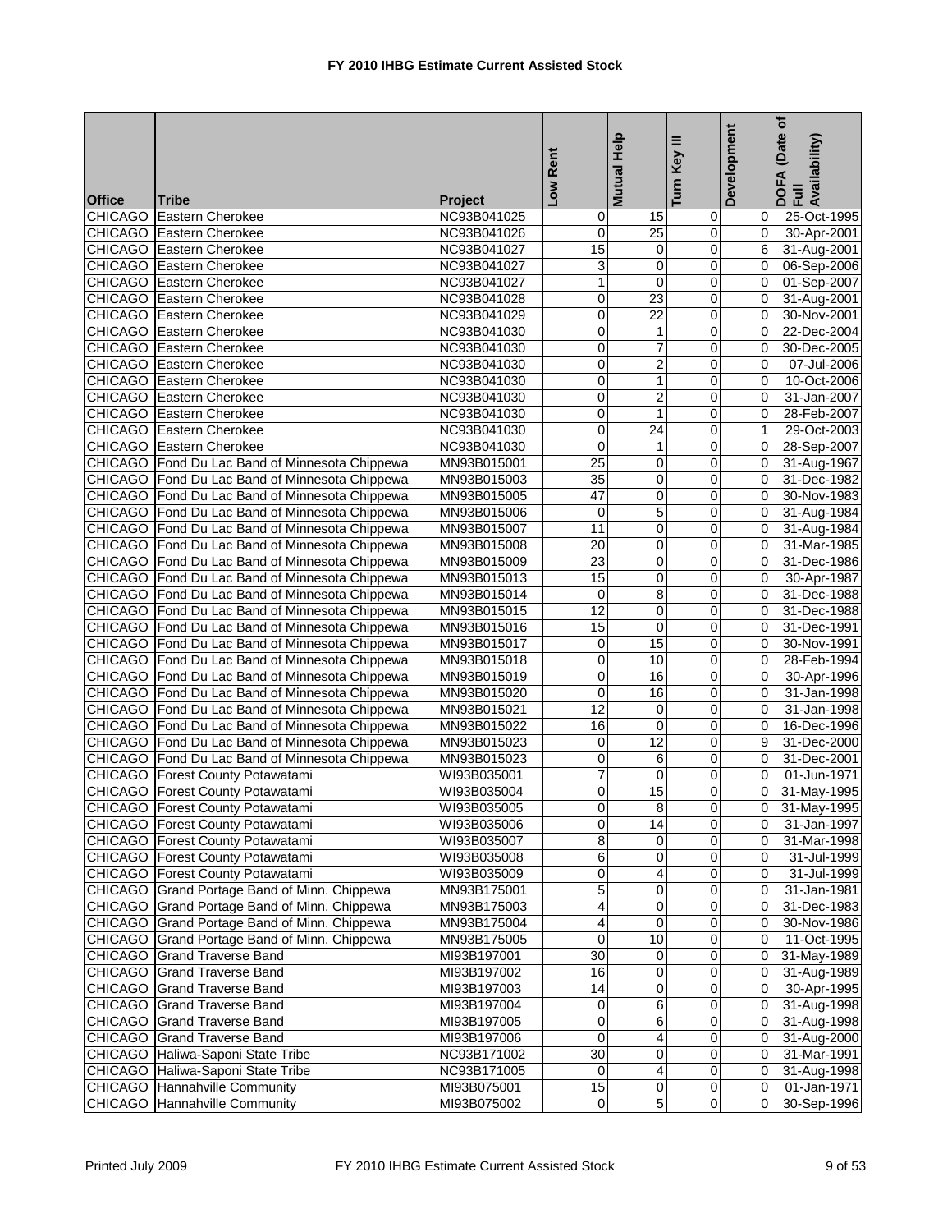# FY 2010 IHBG Estimate Current Assisted Stock

| Office | Tribe | Project | Low Rent | Mutual Help | Turn Key III | Development | DOFA (Date of Full Availability) |
|---|---|---|---|---|---|---|---|
| CHICAGO | Eastern Cherokee | NC93B041025 | 0 | 15 | 0 | 0 | 25-Oct-1995 |
| CHICAGO | Eastern Cherokee | NC93B041026 | 0 | 25 | 0 | 0 | 30-Apr-2001 |
| CHICAGO | Eastern Cherokee | NC93B041027 | 15 | 0 | 0 | 6 | 31-Aug-2001 |
| CHICAGO | Eastern Cherokee | NC93B041027 | 3 | 0 | 0 | 0 | 06-Sep-2006 |
| CHICAGO | Eastern Cherokee | NC93B041027 | 1 | 0 | 0 | 0 | 01-Sep-2007 |
| CHICAGO | Eastern Cherokee | NC93B041028 | 0 | 23 | 0 | 0 | 31-Aug-2001 |
| CHICAGO | Eastern Cherokee | NC93B041029 | 0 | 22 | 0 | 0 | 30-Nov-2001 |
| CHICAGO | Eastern Cherokee | NC93B041030 | 0 | 1 | 0 | 0 | 22-Dec-2004 |
| CHICAGO | Eastern Cherokee | NC93B041030 | 0 | 7 | 0 | 0 | 30-Dec-2005 |
| CHICAGO | Eastern Cherokee | NC93B041030 | 0 | 2 | 0 | 0 | 07-Jul-2006 |
| CHICAGO | Eastern Cherokee | NC93B041030 | 0 | 1 | 0 | 0 | 10-Oct-2006 |
| CHICAGO | Eastern Cherokee | NC93B041030 | 0 | 2 | 0 | 0 | 31-Jan-2007 |
| CHICAGO | Eastern Cherokee | NC93B041030 | 0 | 1 | 0 | 0 | 28-Feb-2007 |
| CHICAGO | Eastern Cherokee | NC93B041030 | 0 | 24 | 0 | 1 | 29-Oct-2003 |
| CHICAGO | Eastern Cherokee | NC93B041030 | 0 | 1 | 0 | 0 | 28-Sep-2007 |
| CHICAGO | Fond Du Lac Band of Minnesota Chippewa | MN93B015001 | 25 | 0 | 0 | 0 | 31-Aug-1967 |
| CHICAGO | Fond Du Lac Band of Minnesota Chippewa | MN93B015003 | 35 | 0 | 0 | 0 | 31-Dec-1982 |
| CHICAGO | Fond Du Lac Band of Minnesota Chippewa | MN93B015005 | 47 | 0 | 0 | 0 | 30-Nov-1983 |
| CHICAGO | Fond Du Lac Band of Minnesota Chippewa | MN93B015006 | 0 | 5 | 0 | 0 | 31-Aug-1984 |
| CHICAGO | Fond Du Lac Band of Minnesota Chippewa | MN93B015007 | 11 | 0 | 0 | 0 | 31-Aug-1984 |
| CHICAGO | Fond Du Lac Band of Minnesota Chippewa | MN93B015008 | 20 | 0 | 0 | 0 | 31-Mar-1985 |
| CHICAGO | Fond Du Lac Band of Minnesota Chippewa | MN93B015009 | 23 | 0 | 0 | 0 | 31-Dec-1986 |
| CHICAGO | Fond Du Lac Band of Minnesota Chippewa | MN93B015013 | 15 | 0 | 0 | 0 | 30-Apr-1987 |
| CHICAGO | Fond Du Lac Band of Minnesota Chippewa | MN93B015014 | 0 | 8 | 0 | 0 | 31-Dec-1988 |
| CHICAGO | Fond Du Lac Band of Minnesota Chippewa | MN93B015015 | 12 | 0 | 0 | 0 | 31-Dec-1988 |
| CHICAGO | Fond Du Lac Band of Minnesota Chippewa | MN93B015016 | 15 | 0 | 0 | 0 | 31-Dec-1991 |
| CHICAGO | Fond Du Lac Band of Minnesota Chippewa | MN93B015017 | 0 | 15 | 0 | 0 | 30-Nov-1991 |
| CHICAGO | Fond Du Lac Band of Minnesota Chippewa | MN93B015018 | 0 | 10 | 0 | 0 | 28-Feb-1994 |
| CHICAGO | Fond Du Lac Band of Minnesota Chippewa | MN93B015019 | 0 | 16 | 0 | 0 | 30-Apr-1996 |
| CHICAGO | Fond Du Lac Band of Minnesota Chippewa | MN93B015020 | 0 | 16 | 0 | 0 | 31-Jan-1998 |
| CHICAGO | Fond Du Lac Band of Minnesota Chippewa | MN93B015021 | 12 | 0 | 0 | 0 | 31-Jan-1998 |
| CHICAGO | Fond Du Lac Band of Minnesota Chippewa | MN93B015022 | 16 | 0 | 0 | 0 | 16-Dec-1996 |
| CHICAGO | Fond Du Lac Band of Minnesota Chippewa | MN93B015023 | 0 | 12 | 0 | 9 | 31-Dec-2000 |
| CHICAGO | Fond Du Lac Band of Minnesota Chippewa | MN93B015023 | 0 | 6 | 0 | 0 | 31-Dec-2001 |
| CHICAGO | Forest County Potawatami | WI93B035001 | 7 | 0 | 0 | 0 | 01-Jun-1971 |
| CHICAGO | Forest County Potawatami | WI93B035004 | 0 | 15 | 0 | 0 | 31-May-1995 |
| CHICAGO | Forest County Potawatami | WI93B035005 | 0 | 8 | 0 | 0 | 31-May-1995 |
| CHICAGO | Forest County Potawatami | WI93B035006 | 0 | 14 | 0 | 0 | 31-Jan-1997 |
| CHICAGO | Forest County Potawatami | WI93B035007 | 8 | 0 | 0 | 0 | 31-Mar-1998 |
| CHICAGO | Forest County Potawatami | WI93B035008 | 6 | 0 | 0 | 0 | 31-Jul-1999 |
| CHICAGO | Forest County Potawatami | WI93B035009 | 0 | 4 | 0 | 0 | 31-Jul-1999 |
| CHICAGO | Grand Portage Band of Minn. Chippewa | MN93B175001 | 5 | 0 | 0 | 0 | 31-Jan-1981 |
| CHICAGO | Grand Portage Band of Minn. Chippewa | MN93B175003 | 4 | 0 | 0 | 0 | 31-Dec-1983 |
| CHICAGO | Grand Portage Band of Minn. Chippewa | MN93B175004 | 4 | 0 | 0 | 0 | 30-Nov-1986 |
| CHICAGO | Grand Portage Band of Minn. Chippewa | MN93B175005 | 0 | 10 | 0 | 0 | 11-Oct-1995 |
| CHICAGO | Grand Traverse Band | MI93B197001 | 30 | 0 | 0 | 0 | 31-May-1989 |
| CHICAGO | Grand Traverse Band | MI93B197002 | 16 | 0 | 0 | 0 | 31-Aug-1989 |
| CHICAGO | Grand Traverse Band | MI93B197003 | 14 | 0 | 0 | 0 | 30-Apr-1995 |
| CHICAGO | Grand Traverse Band | MI93B197004 | 0 | 6 | 0 | 0 | 31-Aug-1998 |
| CHICAGO | Grand Traverse Band | MI93B197005 | 0 | 6 | 0 | 0 | 31-Aug-1998 |
| CHICAGO | Grand Traverse Band | MI93B197006 | 0 | 4 | 0 | 0 | 31-Aug-2000 |
| CHICAGO | Haliwa-Saponi State Tribe | NC93B171002 | 30 | 0 | 0 | 0 | 31-Mar-1991 |
| CHICAGO | Haliwa-Saponi State Tribe | NC93B171005 | 0 | 4 | 0 | 0 | 31-Aug-1998 |
| CHICAGO | Hannahville Community | MI93B075001 | 15 | 0 | 0 | 0 | 01-Jan-1971 |
| CHICAGO | Hannahville Community | MI93B075002 | 0 | 5 | 0 | 0 | 30-Sep-1996 |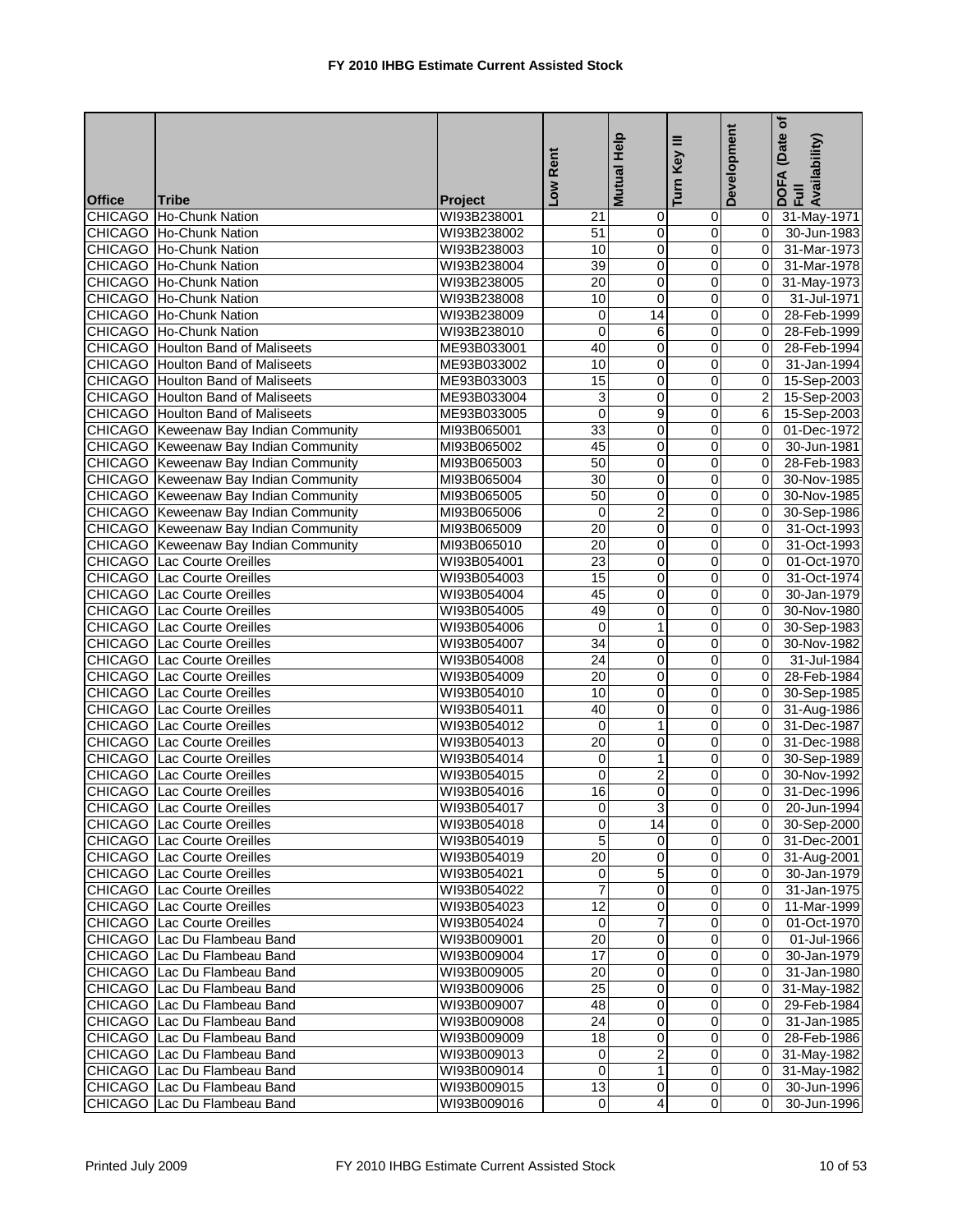# FY 2010 IHBG Estimate Current Assisted Stock

| Office | Tribe | Project | Low Rent | Mutual Help | Turn Key III | Development | DOFA (Date of Full Availability) |
|---|---|---|---|---|---|---|---|
| CHICAGO | Ho-Chunk Nation | WI93B238001 | 21 | 0 | 0 | 0 | 31-May-1971 |
| CHICAGO | Ho-Chunk Nation | WI93B238002 | 51 | 0 | 0 | 0 | 30-Jun-1983 |
| CHICAGO | Ho-Chunk Nation | WI93B238003 | 10 | 0 | 0 | 0 | 31-Mar-1973 |
| CHICAGO | Ho-Chunk Nation | WI93B238004 | 39 | 0 | 0 | 0 | 31-Mar-1978 |
| CHICAGO | Ho-Chunk Nation | WI93B238005 | 20 | 0 | 0 | 0 | 31-May-1973 |
| CHICAGO | Ho-Chunk Nation | WI93B238008 | 10 | 0 | 0 | 0 | 31-Jul-1971 |
| CHICAGO | Ho-Chunk Nation | WI93B238009 | 0 | 14 | 0 | 0 | 28-Feb-1999 |
| CHICAGO | Ho-Chunk Nation | WI93B238010 | 0 | 6 | 0 | 0 | 28-Feb-1999 |
| CHICAGO | Houlton Band of Maliseets | ME93B033001 | 40 | 0 | 0 | 0 | 28-Feb-1994 |
| CHICAGO | Houlton Band of Maliseets | ME93B033002 | 10 | 0 | 0 | 0 | 31-Jan-1994 |
| CHICAGO | Houlton Band of Maliseets | ME93B033003 | 15 | 0 | 0 | 0 | 15-Sep-2003 |
| CHICAGO | Houlton Band of Maliseets | ME93B033004 | 3 | 0 | 0 | 2 | 15-Sep-2003 |
| CHICAGO | Houlton Band of Maliseets | ME93B033005 | 0 | 9 | 0 | 6 | 15-Sep-2003 |
| CHICAGO | Keweenaw Bay Indian Community | MI93B065001 | 33 | 0 | 0 | 0 | 01-Dec-1972 |
| CHICAGO | Keweenaw Bay Indian Community | MI93B065002 | 45 | 0 | 0 | 0 | 30-Jun-1981 |
| CHICAGO | Keweenaw Bay Indian Community | MI93B065003 | 50 | 0 | 0 | 0 | 28-Feb-1983 |
| CHICAGO | Keweenaw Bay Indian Community | MI93B065004 | 30 | 0 | 0 | 0 | 30-Nov-1985 |
| CHICAGO | Keweenaw Bay Indian Community | MI93B065005 | 50 | 0 | 0 | 0 | 30-Nov-1985 |
| CHICAGO | Keweenaw Bay Indian Community | MI93B065006 | 0 | 2 | 0 | 0 | 30-Sep-1986 |
| CHICAGO | Keweenaw Bay Indian Community | MI93B065009 | 20 | 0 | 0 | 0 | 31-Oct-1993 |
| CHICAGO | Keweenaw Bay Indian Community | MI93B065010 | 20 | 0 | 0 | 0 | 31-Oct-1993 |
| CHICAGO | Lac Courte Oreilles | WI93B054001 | 23 | 0 | 0 | 0 | 01-Oct-1970 |
| CHICAGO | Lac Courte Oreilles | WI93B054003 | 15 | 0 | 0 | 0 | 31-Oct-1974 |
| CHICAGO | Lac Courte Oreilles | WI93B054004 | 45 | 0 | 0 | 0 | 30-Jan-1979 |
| CHICAGO | Lac Courte Oreilles | WI93B054005 | 49 | 0 | 0 | 0 | 30-Nov-1980 |
| CHICAGO | Lac Courte Oreilles | WI93B054006 | 0 | 1 | 0 | 0 | 30-Sep-1983 |
| CHICAGO | Lac Courte Oreilles | WI93B054007 | 34 | 0 | 0 | 0 | 30-Nov-1982 |
| CHICAGO | Lac Courte Oreilles | WI93B054008 | 24 | 0 | 0 | 0 | 31-Jul-1984 |
| CHICAGO | Lac Courte Oreilles | WI93B054009 | 20 | 0 | 0 | 0 | 28-Feb-1984 |
| CHICAGO | Lac Courte Oreilles | WI93B054010 | 10 | 0 | 0 | 0 | 30-Sep-1985 |
| CHICAGO | Lac Courte Oreilles | WI93B054011 | 40 | 0 | 0 | 0 | 31-Aug-1986 |
| CHICAGO | Lac Courte Oreilles | WI93B054012 | 0 | 1 | 0 | 0 | 31-Dec-1987 |
| CHICAGO | Lac Courte Oreilles | WI93B054013 | 20 | 0 | 0 | 0 | 31-Dec-1988 |
| CHICAGO | Lac Courte Oreilles | WI93B054014 | 0 | 1 | 0 | 0 | 30-Sep-1989 |
| CHICAGO | Lac Courte Oreilles | WI93B054015 | 0 | 2 | 0 | 0 | 30-Nov-1992 |
| CHICAGO | Lac Courte Oreilles | WI93B054016 | 16 | 0 | 0 | 0 | 31-Dec-1996 |
| CHICAGO | Lac Courte Oreilles | WI93B054017 | 0 | 3 | 0 | 0 | 20-Jun-1994 |
| CHICAGO | Lac Courte Oreilles | WI93B054018 | 0 | 14 | 0 | 0 | 30-Sep-2000 |
| CHICAGO | Lac Courte Oreilles | WI93B054019 | 5 | 0 | 0 | 0 | 31-Dec-2001 |
| CHICAGO | Lac Courte Oreilles | WI93B054019 | 20 | 0 | 0 | 0 | 31-Aug-2001 |
| CHICAGO | Lac Courte Oreilles | WI93B054021 | 0 | 5 | 0 | 0 | 30-Jan-1979 |
| CHICAGO | Lac Courte Oreilles | WI93B054022 | 7 | 0 | 0 | 0 | 31-Jan-1975 |
| CHICAGO | Lac Courte Oreilles | WI93B054023 | 12 | 0 | 0 | 0 | 11-Mar-1999 |
| CHICAGO | Lac Courte Oreilles | WI93B054024 | 0 | 7 | 0 | 0 | 01-Oct-1970 |
| CHICAGO | Lac Du Flambeau Band | WI93B009001 | 20 | 0 | 0 | 0 | 01-Jul-1966 |
| CHICAGO | Lac Du Flambeau Band | WI93B009004 | 17 | 0 | 0 | 0 | 30-Jan-1979 |
| CHICAGO | Lac Du Flambeau Band | WI93B009005 | 20 | 0 | 0 | 0 | 31-Jan-1980 |
| CHICAGO | Lac Du Flambeau Band | WI93B009006 | 25 | 0 | 0 | 0 | 31-May-1982 |
| CHICAGO | Lac Du Flambeau Band | WI93B009007 | 48 | 0 | 0 | 0 | 29-Feb-1984 |
| CHICAGO | Lac Du Flambeau Band | WI93B009008 | 24 | 0 | 0 | 0 | 31-Jan-1985 |
| CHICAGO | Lac Du Flambeau Band | WI93B009009 | 18 | 0 | 0 | 0 | 28-Feb-1986 |
| CHICAGO | Lac Du Flambeau Band | WI93B009013 | 0 | 2 | 0 | 0 | 31-May-1982 |
| CHICAGO | Lac Du Flambeau Band | WI93B009014 | 0 | 1 | 0 | 0 | 31-May-1982 |
| CHICAGO | Lac Du Flambeau Band | WI93B009015 | 13 | 0 | 0 | 0 | 30-Jun-1996 |
| CHICAGO | Lac Du Flambeau Band | WI93B009016 | 0 | 4 | 0 | 0 | 30-Jun-1996 |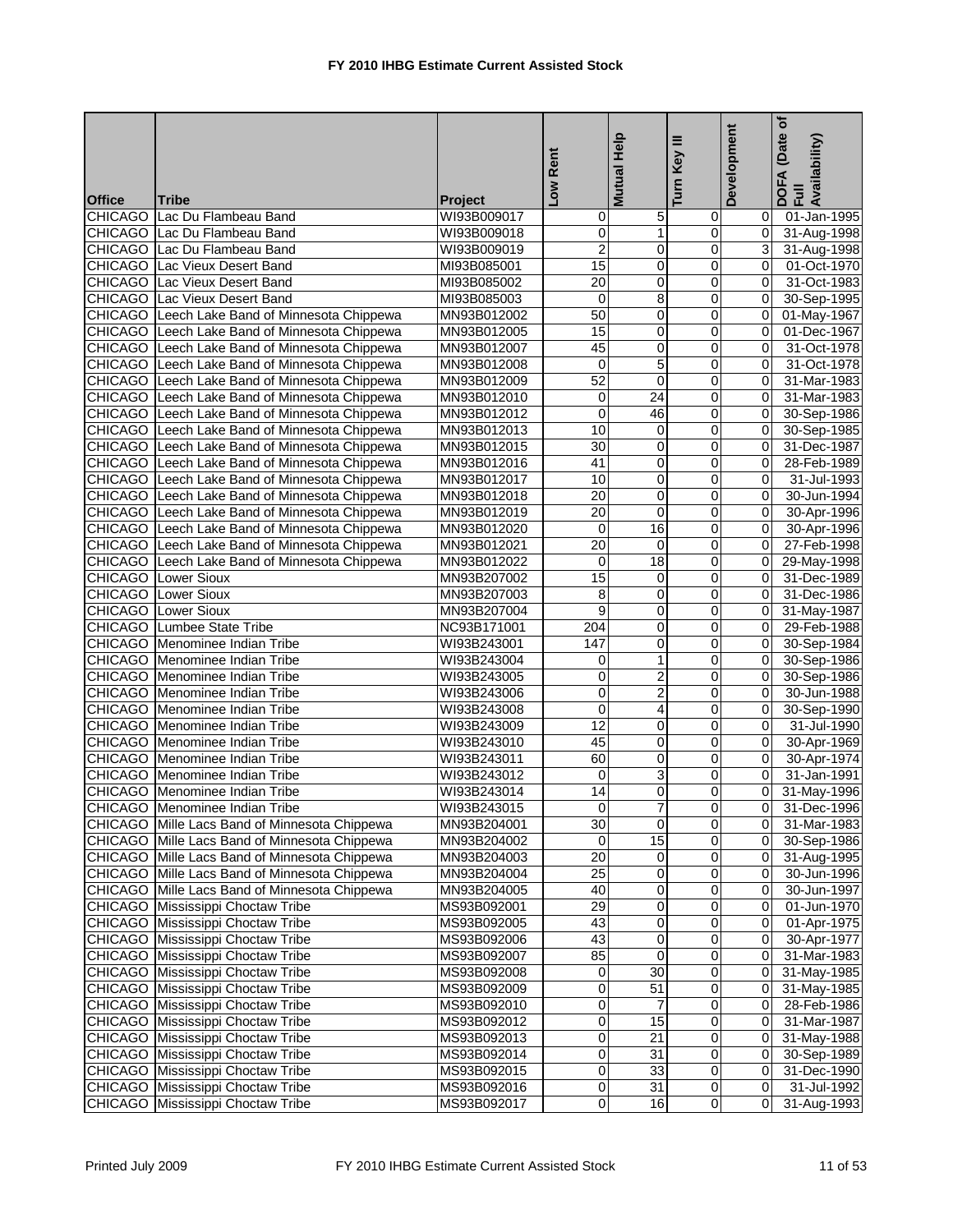# FY 2010 IHBG Estimate Current Assisted Stock

| Office | Tribe | Project | Low Rent | Mutual Help | Turn Key III | Development | DOFA (Date of Full Availability) |
|---|---|---|---|---|---|---|---|
| CHICAGO | Lac Du Flambeau Band | WI93B009017 | 0 | 5 | 0 | 0 | 01-Jan-1995 |
| CHICAGO | Lac Du Flambeau Band | WI93B009018 | 0 | 1 | 0 | 0 | 31-Aug-1998 |
| CHICAGO | Lac Du Flambeau Band | WI93B009019 | 2 | 0 | 0 | 3 | 31-Aug-1998 |
| CHICAGO | Lac Vieux Desert Band | MI93B085001 | 15 | 0 | 0 | 0 | 01-Oct-1970 |
| CHICAGO | Lac Vieux Desert Band | MI93B085002 | 20 | 0 | 0 | 0 | 31-Oct-1983 |
| CHICAGO | Lac Vieux Desert Band | MI93B085003 | 0 | 8 | 0 | 0 | 30-Sep-1995 |
| CHICAGO | Leech Lake Band of Minnesota Chippewa | MN93B012002 | 50 | 0 | 0 | 0 | 01-May-1967 |
| CHICAGO | Leech Lake Band of Minnesota Chippewa | MN93B012005 | 15 | 0 | 0 | 0 | 01-Dec-1967 |
| CHICAGO | Leech Lake Band of Minnesota Chippewa | MN93B012007 | 45 | 0 | 0 | 0 | 31-Oct-1978 |
| CHICAGO | Leech Lake Band of Minnesota Chippewa | MN93B012008 | 0 | 5 | 0 | 0 | 31-Oct-1978 |
| CHICAGO | Leech Lake Band of Minnesota Chippewa | MN93B012009 | 52 | 0 | 0 | 0 | 31-Mar-1983 |
| CHICAGO | Leech Lake Band of Minnesota Chippewa | MN93B012010 | 0 | 24 | 0 | 0 | 31-Mar-1983 |
| CHICAGO | Leech Lake Band of Minnesota Chippewa | MN93B012012 | 0 | 46 | 0 | 0 | 30-Sep-1986 |
| CHICAGO | Leech Lake Band of Minnesota Chippewa | MN93B012013 | 10 | 0 | 0 | 0 | 30-Sep-1985 |
| CHICAGO | Leech Lake Band of Minnesota Chippewa | MN93B012015 | 30 | 0 | 0 | 0 | 31-Dec-1987 |
| CHICAGO | Leech Lake Band of Minnesota Chippewa | MN93B012016 | 41 | 0 | 0 | 0 | 28-Feb-1989 |
| CHICAGO | Leech Lake Band of Minnesota Chippewa | MN93B012017 | 10 | 0 | 0 | 0 | 31-Jul-1993 |
| CHICAGO | Leech Lake Band of Minnesota Chippewa | MN93B012018 | 20 | 0 | 0 | 0 | 30-Jun-1994 |
| CHICAGO | Leech Lake Band of Minnesota Chippewa | MN93B012019 | 20 | 0 | 0 | 0 | 30-Apr-1996 |
| CHICAGO | Leech Lake Band of Minnesota Chippewa | MN93B012020 | 0 | 16 | 0 | 0 | 30-Apr-1996 |
| CHICAGO | Leech Lake Band of Minnesota Chippewa | MN93B012021 | 20 | 0 | 0 | 0 | 27-Feb-1998 |
| CHICAGO | Leech Lake Band of Minnesota Chippewa | MN93B012022 | 0 | 18 | 0 | 0 | 29-May-1998 |
| CHICAGO | Lower Sioux | MN93B207002 | 15 | 0 | 0 | 0 | 31-Dec-1989 |
| CHICAGO | Lower Sioux | MN93B207003 | 8 | 0 | 0 | 0 | 31-Dec-1986 |
| CHICAGO | Lower Sioux | MN93B207004 | 9 | 0 | 0 | 0 | 31-May-1987 |
| CHICAGO | Lumbee State Tribe | NC93B171001 | 204 | 0 | 0 | 0 | 29-Feb-1988 |
| CHICAGO | Menominee Indian Tribe | WI93B243001 | 147 | 0 | 0 | 0 | 30-Sep-1984 |
| CHICAGO | Menominee Indian Tribe | WI93B243004 | 0 | 1 | 0 | 0 | 30-Sep-1986 |
| CHICAGO | Menominee Indian Tribe | WI93B243005 | 0 | 2 | 0 | 0 | 30-Sep-1986 |
| CHICAGO | Menominee Indian Tribe | WI93B243006 | 0 | 2 | 0 | 0 | 30-Jun-1988 |
| CHICAGO | Menominee Indian Tribe | WI93B243008 | 0 | 4 | 0 | 0 | 30-Sep-1990 |
| CHICAGO | Menominee Indian Tribe | WI93B243009 | 12 | 0 | 0 | 0 | 31-Jul-1990 |
| CHICAGO | Menominee Indian Tribe | WI93B243010 | 45 | 0 | 0 | 0 | 30-Apr-1969 |
| CHICAGO | Menominee Indian Tribe | WI93B243011 | 60 | 0 | 0 | 0 | 30-Apr-1974 |
| CHICAGO | Menominee Indian Tribe | WI93B243012 | 0 | 3 | 0 | 0 | 31-Jan-1991 |
| CHICAGO | Menominee Indian Tribe | WI93B243014 | 14 | 0 | 0 | 0 | 31-May-1996 |
| CHICAGO | Menominee Indian Tribe | WI93B243015 | 0 | 7 | 0 | 0 | 31-Dec-1996 |
| CHICAGO | Mille Lacs Band of Minnesota Chippewa | MN93B204001 | 30 | 0 | 0 | 0 | 31-Mar-1983 |
| CHICAGO | Mille Lacs Band of Minnesota Chippewa | MN93B204002 | 0 | 15 | 0 | 0 | 30-Sep-1986 |
| CHICAGO | Mille Lacs Band of Minnesota Chippewa | MN93B204003 | 20 | 0 | 0 | 0 | 31-Aug-1995 |
| CHICAGO | Mille Lacs Band of Minnesota Chippewa | MN93B204004 | 25 | 0 | 0 | 0 | 30-Jun-1996 |
| CHICAGO | Mille Lacs Band of Minnesota Chippewa | MN93B204005 | 40 | 0 | 0 | 0 | 30-Jun-1997 |
| CHICAGO | Mississippi Choctaw Tribe | MS93B092001 | 29 | 0 | 0 | 0 | 01-Jun-1970 |
| CHICAGO | Mississippi Choctaw Tribe | MS93B092005 | 43 | 0 | 0 | 0 | 01-Apr-1975 |
| CHICAGO | Mississippi Choctaw Tribe | MS93B092006 | 43 | 0 | 0 | 0 | 30-Apr-1977 |
| CHICAGO | Mississippi Choctaw Tribe | MS93B092007 | 85 | 0 | 0 | 0 | 31-Mar-1983 |
| CHICAGO | Mississippi Choctaw Tribe | MS93B092008 | 0 | 30 | 0 | 0 | 31-May-1985 |
| CHICAGO | Mississippi Choctaw Tribe | MS93B092009 | 0 | 51 | 0 | 0 | 31-May-1985 |
| CHICAGO | Mississippi Choctaw Tribe | MS93B092010 | 0 | 7 | 0 | 0 | 28-Feb-1986 |
| CHICAGO | Mississippi Choctaw Tribe | MS93B092012 | 0 | 15 | 0 | 0 | 31-Mar-1987 |
| CHICAGO | Mississippi Choctaw Tribe | MS93B092013 | 0 | 21 | 0 | 0 | 31-May-1988 |
| CHICAGO | Mississippi Choctaw Tribe | MS93B092014 | 0 | 31 | 0 | 0 | 30-Sep-1989 |
| CHICAGO | Mississippi Choctaw Tribe | MS93B092015 | 0 | 33 | 0 | 0 | 31-Dec-1990 |
| CHICAGO | Mississippi Choctaw Tribe | MS93B092016 | 0 | 31 | 0 | 0 | 31-Jul-1992 |
| CHICAGO | Mississippi Choctaw Tribe | MS93B092017 | 0 | 16 | 0 | 0 | 31-Aug-1993 |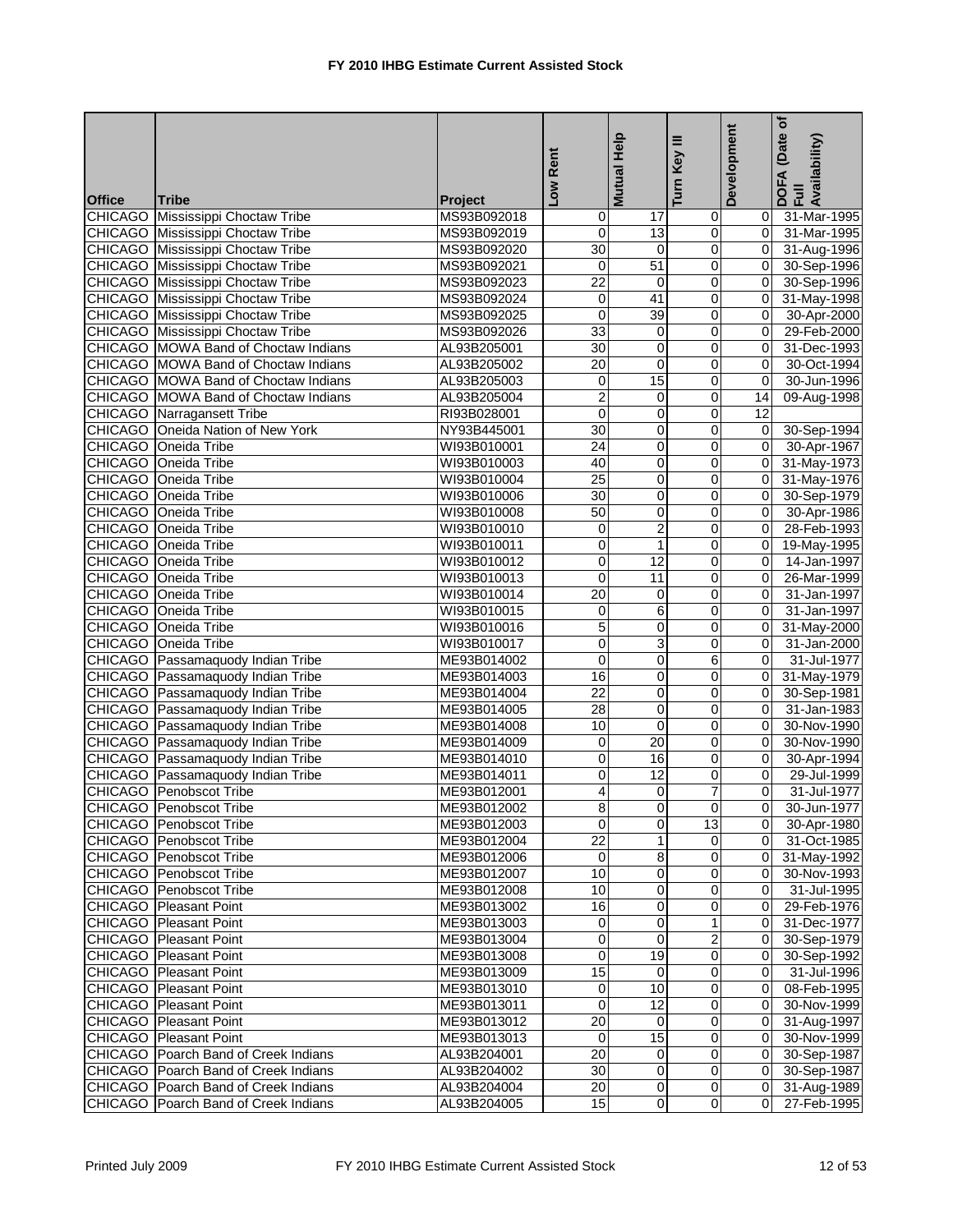# FY 2010 IHBG Estimate Current Assisted Stock

| Office | Tribe | Project | Low Rent | Mutual Help | Turn Key III | Development | DOFA (Date of Full Availability) |
|---|---|---|---|---|---|---|---|
| CHICAGO | Mississippi Choctaw Tribe | MS93B092018 | 0 | 17 | 0 | 0 | 31-Mar-1995 |
| CHICAGO | Mississippi Choctaw Tribe | MS93B092019 | 0 | 13 | 0 | 0 | 31-Mar-1995 |
| CHICAGO | Mississippi Choctaw Tribe | MS93B092020 | 30 | 0 | 0 | 0 | 31-Aug-1996 |
| CHICAGO | Mississippi Choctaw Tribe | MS93B092021 | 0 | 51 | 0 | 0 | 30-Sep-1996 |
| CHICAGO | Mississippi Choctaw Tribe | MS93B092023 | 22 | 0 | 0 | 0 | 30-Sep-1996 |
| CHICAGO | Mississippi Choctaw Tribe | MS93B092024 | 0 | 41 | 0 | 0 | 31-May-1998 |
| CHICAGO | Mississippi Choctaw Tribe | MS93B092025 | 0 | 39 | 0 | 0 | 30-Apr-2000 |
| CHICAGO | Mississippi Choctaw Tribe | MS93B092026 | 33 | 0 | 0 | 0 | 29-Feb-2000 |
| CHICAGO | MOWA Band of Choctaw Indians | AL93B205001 | 30 | 0 | 0 | 0 | 31-Dec-1993 |
| CHICAGO | MOWA Band of Choctaw Indians | AL93B205002 | 20 | 0 | 0 | 0 | 30-Oct-1994 |
| CHICAGO | MOWA Band of Choctaw Indians | AL93B205003 | 0 | 15 | 0 | 0 | 30-Jun-1996 |
| CHICAGO | MOWA Band of Choctaw Indians | AL93B205004 | 2 | 0 | 0 | 14 | 09-Aug-1998 |
| CHICAGO | Narragansett Tribe | RI93B028001 | 0 | 0 | 0 | 12 | |
| CHICAGO | Oneida Nation of New York | NY93B445001 | 30 | 0 | 0 | 0 | 30-Sep-1994 |
| CHICAGO | Oneida Tribe | WI93B010001 | 24 | 0 | 0 | 0 | 30-Apr-1967 |
| CHICAGO | Oneida Tribe | WI93B010003 | 40 | 0 | 0 | 0 | 31-May-1973 |
| CHICAGO | Oneida Tribe | WI93B010004 | 25 | 0 | 0 | 0 | 31-May-1976 |
| CHICAGO | Oneida Tribe | WI93B010006 | 30 | 0 | 0 | 0 | 30-Sep-1979 |
| CHICAGO | Oneida Tribe | WI93B010008 | 50 | 0 | 0 | 0 | 30-Apr-1986 |
| CHICAGO | Oneida Tribe | WI93B010010 | 0 | 2 | 0 | 0 | 28-Feb-1993 |
| CHICAGO | Oneida Tribe | WI93B010011 | 0 | 1 | 0 | 0 | 19-May-1995 |
| CHICAGO | Oneida Tribe | WI93B010012 | 0 | 12 | 0 | 0 | 14-Jan-1997 |
| CHICAGO | Oneida Tribe | WI93B010013 | 0 | 11 | 0 | 0 | 26-Mar-1999 |
| CHICAGO | Oneida Tribe | WI93B010014 | 20 | 0 | 0 | 0 | 31-Jan-1997 |
| CHICAGO | Oneida Tribe | WI93B010015 | 0 | 6 | 0 | 0 | 31-Jan-1997 |
| CHICAGO | Oneida Tribe | WI93B010016 | 5 | 0 | 0 | 0 | 31-May-2000 |
| CHICAGO | Oneida Tribe | WI93B010017 | 0 | 3 | 0 | 0 | 31-Jan-2000 |
| CHICAGO | Passamaquody Indian Tribe | ME93B014002 | 0 | 0 | 6 | 0 | 31-Jul-1977 |
| CHICAGO | Passamaquody Indian Tribe | ME93B014003 | 16 | 0 | 0 | 0 | 31-May-1979 |
| CHICAGO | Passamaquody Indian Tribe | ME93B014004 | 22 | 0 | 0 | 0 | 30-Sep-1981 |
| CHICAGO | Passamaquody Indian Tribe | ME93B014005 | 28 | 0 | 0 | 0 | 31-Jan-1983 |
| CHICAGO | Passamaquody Indian Tribe | ME93B014008 | 10 | 0 | 0 | 0 | 30-Nov-1990 |
| CHICAGO | Passamaquody Indian Tribe | ME93B014009 | 0 | 20 | 0 | 0 | 30-Nov-1990 |
| CHICAGO | Passamaquody Indian Tribe | ME93B014010 | 0 | 16 | 0 | 0 | 30-Apr-1994 |
| CHICAGO | Passamaquody Indian Tribe | ME93B014011 | 0 | 12 | 0 | 0 | 29-Jul-1999 |
| CHICAGO | Penobscot Tribe | ME93B012001 | 4 | 0 | 7 | 0 | 31-Jul-1977 |
| CHICAGO | Penobscot Tribe | ME93B012002 | 8 | 0 | 0 | 0 | 30-Jun-1977 |
| CHICAGO | Penobscot Tribe | ME93B012003 | 0 | 0 | 13 | 0 | 30-Apr-1980 |
| CHICAGO | Penobscot Tribe | ME93B012004 | 22 | 1 | 0 | 0 | 31-Oct-1985 |
| CHICAGO | Penobscot Tribe | ME93B012006 | 0 | 8 | 0 | 0 | 31-May-1992 |
| CHICAGO | Penobscot Tribe | ME93B012007 | 10 | 0 | 0 | 0 | 30-Nov-1993 |
| CHICAGO | Penobscot Tribe | ME93B012008 | 10 | 0 | 0 | 0 | 31-Jul-1995 |
| CHICAGO | Pleasant Point | ME93B013002 | 16 | 0 | 0 | 0 | 29-Feb-1976 |
| CHICAGO | Pleasant Point | ME93B013003 | 0 | 0 | 1 | 0 | 31-Dec-1977 |
| CHICAGO | Pleasant Point | ME93B013004 | 0 | 0 | 2 | 0 | 30-Sep-1979 |
| CHICAGO | Pleasant Point | ME93B013008 | 0 | 19 | 0 | 0 | 30-Sep-1992 |
| CHICAGO | Pleasant Point | ME93B013009 | 15 | 0 | 0 | 0 | 31-Jul-1996 |
| CHICAGO | Pleasant Point | ME93B013010 | 0 | 10 | 0 | 0 | 08-Feb-1995 |
| CHICAGO | Pleasant Point | ME93B013011 | 0 | 12 | 0 | 0 | 30-Nov-1999 |
| CHICAGO | Pleasant Point | ME93B013012 | 20 | 0 | 0 | 0 | 31-Aug-1997 |
| CHICAGO | Pleasant Point | ME93B013013 | 0 | 15 | 0 | 0 | 30-Nov-1999 |
| CHICAGO | Poarch Band of Creek Indians | AL93B204001 | 20 | 0 | 0 | 0 | 30-Sep-1987 |
| CHICAGO | Poarch Band of Creek Indians | AL93B204002 | 30 | 0 | 0 | 0 | 30-Sep-1987 |
| CHICAGO | Poarch Band of Creek Indians | AL93B204004 | 20 | 0 | 0 | 0 | 31-Aug-1989 |
| CHICAGO | Poarch Band of Creek Indians | AL93B204005 | 15 | 0 | 0 | 0 | 27-Feb-1995 |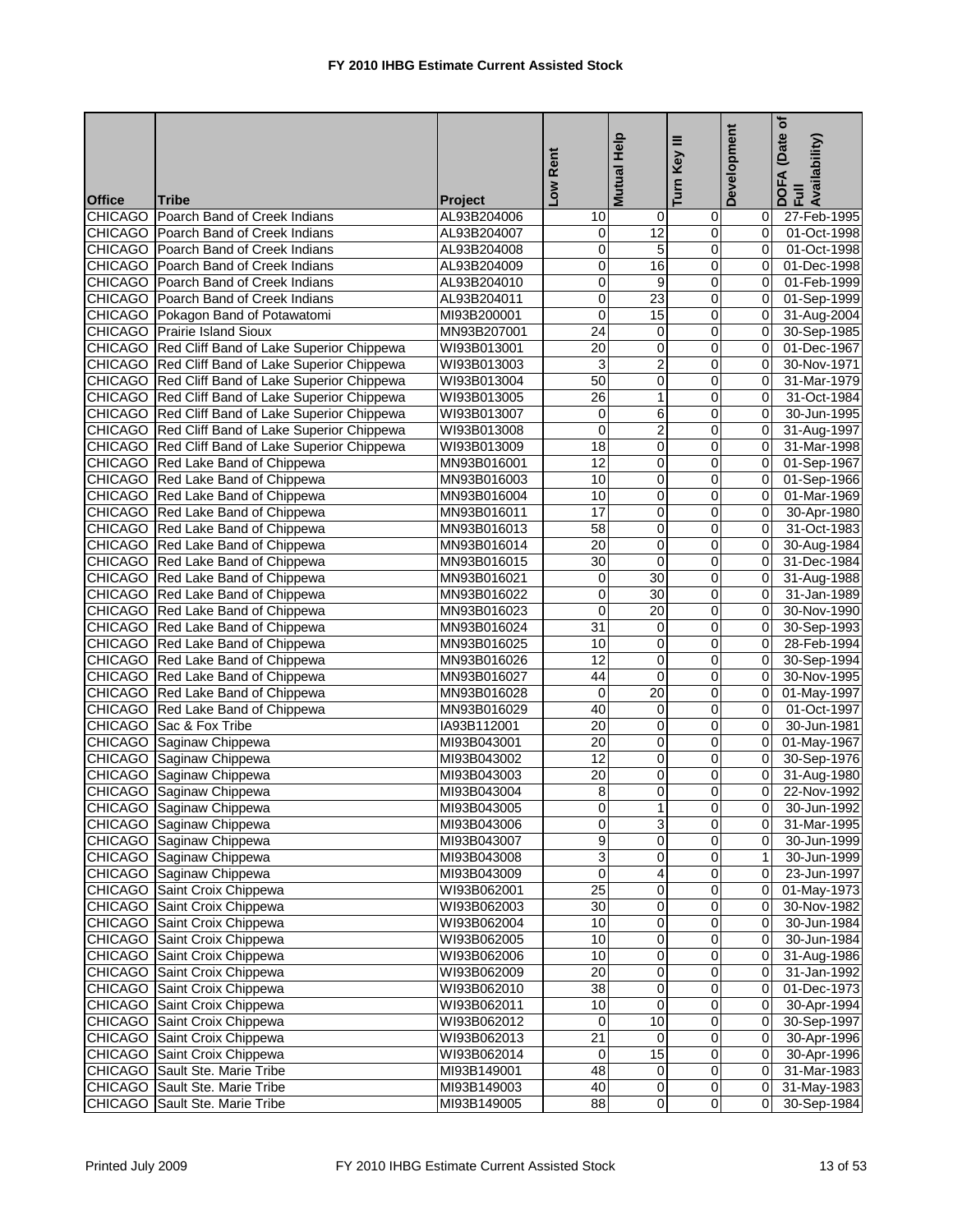# FY 2010 IHBG Estimate Current Assisted Stock

| Office | Tribe | Project | Low Rent | Mutual Help | Turn Key III | Development | DOFA (Date of Full Availability) |
|---|---|---|---|---|---|---|---|
| CHICAGO | Poarch Band of Creek Indians | AL93B204006 | 10 | 0 | 0 | 0 | 27-Feb-1995 |
| CHICAGO | Poarch Band of Creek Indians | AL93B204007 | 0 | 12 | 0 | 0 | 01-Oct-1998 |
| CHICAGO | Poarch Band of Creek Indians | AL93B204008 | 0 | 5 | 0 | 0 | 01-Oct-1998 |
| CHICAGO | Poarch Band of Creek Indians | AL93B204009 | 0 | 16 | 0 | 0 | 01-Dec-1998 |
| CHICAGO | Poarch Band of Creek Indians | AL93B204010 | 0 | 9 | 0 | 0 | 01-Feb-1999 |
| CHICAGO | Poarch Band of Creek Indians | AL93B204011 | 0 | 23 | 0 | 0 | 01-Sep-1999 |
| CHICAGO | Pokagon Band of Potawatomi | MI93B200001 | 0 | 15 | 0 | 0 | 31-Aug-2004 |
| CHICAGO | Prairie Island Sioux | MN93B207001 | 24 | 0 | 0 | 0 | 30-Sep-1985 |
| CHICAGO | Red Cliff Band of Lake Superior Chippewa | WI93B013001 | 20 | 0 | 0 | 0 | 01-Dec-1967 |
| CHICAGO | Red Cliff Band of Lake Superior Chippewa | WI93B013003 | 3 | 2 | 0 | 0 | 30-Nov-1971 |
| CHICAGO | Red Cliff Band of Lake Superior Chippewa | WI93B013004 | 50 | 0 | 0 | 0 | 31-Mar-1979 |
| CHICAGO | Red Cliff Band of Lake Superior Chippewa | WI93B013005 | 26 | 1 | 0 | 0 | 31-Oct-1984 |
| CHICAGO | Red Cliff Band of Lake Superior Chippewa | WI93B013007 | 0 | 6 | 0 | 0 | 30-Jun-1995 |
| CHICAGO | Red Cliff Band of Lake Superior Chippewa | WI93B013008 | 0 | 2 | 0 | 0 | 31-Aug-1997 |
| CHICAGO | Red Cliff Band of Lake Superior Chippewa | WI93B013009 | 18 | 0 | 0 | 0 | 31-Mar-1998 |
| CHICAGO | Red Lake Band of Chippewa | MN93B016001 | 12 | 0 | 0 | 0 | 01-Sep-1967 |
| CHICAGO | Red Lake Band of Chippewa | MN93B016003 | 10 | 0 | 0 | 0 | 01-Sep-1966 |
| CHICAGO | Red Lake Band of Chippewa | MN93B016004 | 10 | 0 | 0 | 0 | 01-Mar-1969 |
| CHICAGO | Red Lake Band of Chippewa | MN93B016011 | 17 | 0 | 0 | 0 | 30-Apr-1980 |
| CHICAGO | Red Lake Band of Chippewa | MN93B016013 | 58 | 0 | 0 | 0 | 31-Oct-1983 |
| CHICAGO | Red Lake Band of Chippewa | MN93B016014 | 20 | 0 | 0 | 0 | 30-Aug-1984 |
| CHICAGO | Red Lake Band of Chippewa | MN93B016015 | 30 | 0 | 0 | 0 | 31-Dec-1984 |
| CHICAGO | Red Lake Band of Chippewa | MN93B016021 | 0 | 30 | 0 | 0 | 31-Aug-1988 |
| CHICAGO | Red Lake Band of Chippewa | MN93B016022 | 0 | 30 | 0 | 0 | 31-Jan-1989 |
| CHICAGO | Red Lake Band of Chippewa | MN93B016023 | 0 | 20 | 0 | 0 | 30-Nov-1990 |
| CHICAGO | Red Lake Band of Chippewa | MN93B016024 | 31 | 0 | 0 | 0 | 30-Sep-1993 |
| CHICAGO | Red Lake Band of Chippewa | MN93B016025 | 10 | 0 | 0 | 0 | 28-Feb-1994 |
| CHICAGO | Red Lake Band of Chippewa | MN93B016026 | 12 | 0 | 0 | 0 | 30-Sep-1994 |
| CHICAGO | Red Lake Band of Chippewa | MN93B016027 | 44 | 0 | 0 | 0 | 30-Nov-1995 |
| CHICAGO | Red Lake Band of Chippewa | MN93B016028 | 0 | 20 | 0 | 0 | 01-May-1997 |
| CHICAGO | Red Lake Band of Chippewa | MN93B016029 | 40 | 0 | 0 | 0 | 01-Oct-1997 |
| CHICAGO | Sac & Fox Tribe | IA93B112001 | 20 | 0 | 0 | 0 | 30-Jun-1981 |
| CHICAGO | Saginaw Chippewa | MI93B043001 | 20 | 0 | 0 | 0 | 01-May-1967 |
| CHICAGO | Saginaw Chippewa | MI93B043002 | 12 | 0 | 0 | 0 | 30-Sep-1976 |
| CHICAGO | Saginaw Chippewa | MI93B043003 | 20 | 0 | 0 | 0 | 31-Aug-1980 |
| CHICAGO | Saginaw Chippewa | MI93B043004 | 8 | 0 | 0 | 0 | 22-Nov-1992 |
| CHICAGO | Saginaw Chippewa | MI93B043005 | 0 | 1 | 0 | 0 | 30-Jun-1992 |
| CHICAGO | Saginaw Chippewa | MI93B043006 | 0 | 3 | 0 | 0 | 31-Mar-1995 |
| CHICAGO | Saginaw Chippewa | MI93B043007 | 9 | 0 | 0 | 0 | 30-Jun-1999 |
| CHICAGO | Saginaw Chippewa | MI93B043008 | 3 | 0 | 0 | 1 | 30-Jun-1999 |
| CHICAGO | Saginaw Chippewa | MI93B043009 | 0 | 4 | 0 | 0 | 23-Jun-1997 |
| CHICAGO | Saint Croix Chippewa | WI93B062001 | 25 | 0 | 0 | 0 | 01-May-1973 |
| CHICAGO | Saint Croix Chippewa | WI93B062003 | 30 | 0 | 0 | 0 | 30-Nov-1982 |
| CHICAGO | Saint Croix Chippewa | WI93B062004 | 10 | 0 | 0 | 0 | 30-Jun-1984 |
| CHICAGO | Saint Croix Chippewa | WI93B062005 | 10 | 0 | 0 | 0 | 30-Jun-1984 |
| CHICAGO | Saint Croix Chippewa | WI93B062006 | 10 | 0 | 0 | 0 | 31-Aug-1986 |
| CHICAGO | Saint Croix Chippewa | WI93B062009 | 20 | 0 | 0 | 0 | 31-Jan-1992 |
| CHICAGO | Saint Croix Chippewa | WI93B062010 | 38 | 0 | 0 | 0 | 01-Dec-1973 |
| CHICAGO | Saint Croix Chippewa | WI93B062011 | 10 | 0 | 0 | 0 | 30-Apr-1994 |
| CHICAGO | Saint Croix Chippewa | WI93B062012 | 0 | 10 | 0 | 0 | 30-Sep-1997 |
| CHICAGO | Saint Croix Chippewa | WI93B062013 | 21 | 0 | 0 | 0 | 30-Apr-1996 |
| CHICAGO | Saint Croix Chippewa | WI93B062014 | 0 | 15 | 0 | 0 | 30-Apr-1996 |
| CHICAGO | Sault Ste. Marie Tribe | MI93B149001 | 48 | 0 | 0 | 0 | 31-Mar-1983 |
| CHICAGO | Sault Ste. Marie Tribe | MI93B149003 | 40 | 0 | 0 | 0 | 31-May-1983 |
| CHICAGO | Sault Ste. Marie Tribe | MI93B149005 | 88 | 0 | 0 | 0 | 30-Sep-1984 |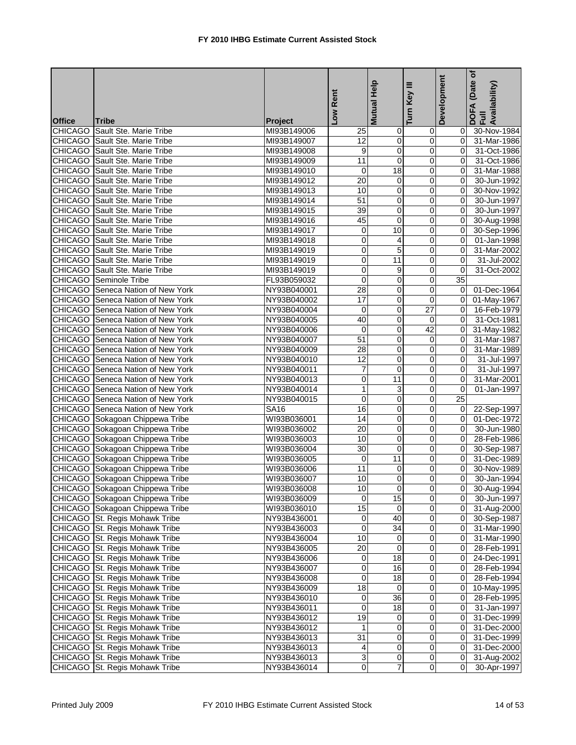# FY 2010 IHBG Estimate Current Assisted Stock

| Office | Tribe | Project | Low Rent | Mutual Help | Turn Key III | Development | DOFA (Date of Full Availability) |
|---|---|---|---|---|---|---|---|
| CHICAGO | Sault Ste. Marie Tribe | MI93B149006 | 25 | 0 | 0 | 0 | 30-Nov-1984 |
| CHICAGO | Sault Ste. Marie Tribe | MI93B149007 | 12 | 0 | 0 | 0 | 31-Mar-1986 |
| CHICAGO | Sault Ste. Marie Tribe | MI93B149008 | 9 | 0 | 0 | 0 | 31-Oct-1986 |
| CHICAGO | Sault Ste. Marie Tribe | MI93B149009 | 11 | 0 | 0 | 0 | 31-Oct-1986 |
| CHICAGO | Sault Ste. Marie Tribe | MI93B149010 | 0 | 18 | 0 | 0 | 31-Mar-1988 |
| CHICAGO | Sault Ste. Marie Tribe | MI93B149012 | 20 | 0 | 0 | 0 | 30-Jun-1992 |
| CHICAGO | Sault Ste. Marie Tribe | MI93B149013 | 10 | 0 | 0 | 0 | 30-Nov-1992 |
| CHICAGO | Sault Ste. Marie Tribe | MI93B149014 | 51 | 0 | 0 | 0 | 30-Jun-1997 |
| CHICAGO | Sault Ste. Marie Tribe | MI93B149015 | 39 | 0 | 0 | 0 | 30-Jun-1997 |
| CHICAGO | Sault Ste. Marie Tribe | MI93B149016 | 45 | 0 | 0 | 0 | 30-Aug-1998 |
| CHICAGO | Sault Ste. Marie Tribe | MI93B149017 | 0 | 10 | 0 | 0 | 30-Sep-1996 |
| CHICAGO | Sault Ste. Marie Tribe | MI93B149018 | 0 | 4 | 0 | 0 | 01-Jan-1998 |
| CHICAGO | Sault Ste. Marie Tribe | MI93B149019 | 0 | 5 | 0 | 0 | 31-Mar-2002 |
| CHICAGO | Sault Ste. Marie Tribe | MI93B149019 | 0 | 11 | 0 | 0 | 31-Jul-2002 |
| CHICAGO | Sault Ste. Marie Tribe | MI93B149019 | 0 | 9 | 0 | 0 | 31-Oct-2002 |
| CHICAGO | Seminole Tribe | FL93B059032 | 0 | 0 | 0 | 35 | |
| CHICAGO | Seneca Nation of New York | NY93B040001 | 28 | 0 | 0 | 0 | 01-Dec-1964 |
| CHICAGO | Seneca Nation of New York | NY93B040002 | 17 | 0 | 0 | 0 | 01-May-1967 |
| CHICAGO | Seneca Nation of New York | NY93B040004 | 0 | 0 | 27 | 0 | 16-Feb-1979 |
| CHICAGO | Seneca Nation of New York | NY93B040005 | 40 | 0 | 0 | 0 | 31-Oct-1981 |
| CHICAGO | Seneca Nation of New York | NY93B040006 | 0 | 0 | 42 | 0 | 31-May-1982 |
| CHICAGO | Seneca Nation of New York | NY93B040007 | 51 | 0 | 0 | 0 | 31-Mar-1987 |
| CHICAGO | Seneca Nation of New York | NY93B040009 | 28 | 0 | 0 | 0 | 31-Mar-1989 |
| CHICAGO | Seneca Nation of New York | NY93B040010 | 12 | 0 | 0 | 0 | 31-Jul-1997 |
| CHICAGO | Seneca Nation of New York | NY93B040011 | 7 | 0 | 0 | 0 | 31-Jul-1997 |
| CHICAGO | Seneca Nation of New York | NY93B040013 | 0 | 11 | 0 | 0 | 31-Mar-2001 |
| CHICAGO | Seneca Nation of New York | NY93B040014 | 1 | 3 | 0 | 0 | 01-Jan-1997 |
| CHICAGO | Seneca Nation of New York | NY93B040015 | 0 | 0 | 0 | 25 | |
| CHICAGO | Seneca Nation of New York | SA16 | 16 | 0 | 0 | 0 | 22-Sep-1997 |
| CHICAGO | Sokagoan Chippewa Tribe | WI93B036001 | 14 | 0 | 0 | 0 | 01-Dec-1972 |
| CHICAGO | Sokagoan Chippewa Tribe | WI93B036002 | 20 | 0 | 0 | 0 | 30-Jun-1980 |
| CHICAGO | Sokagoan Chippewa Tribe | WI93B036003 | 10 | 0 | 0 | 0 | 28-Feb-1986 |
| CHICAGO | Sokagoan Chippewa Tribe | WI93B036004 | 30 | 0 | 0 | 0 | 30-Sep-1987 |
| CHICAGO | Sokagoan Chippewa Tribe | WI93B036005 | 0 | 11 | 0 | 0 | 31-Dec-1989 |
| CHICAGO | Sokagoan Chippewa Tribe | WI93B036006 | 11 | 0 | 0 | 0 | 30-Nov-1989 |
| CHICAGO | Sokagoan Chippewa Tribe | WI93B036007 | 10 | 0 | 0 | 0 | 30-Jan-1994 |
| CHICAGO | Sokagoan Chippewa Tribe | WI93B036008 | 10 | 0 | 0 | 0 | 30-Aug-1994 |
| CHICAGO | Sokagoan Chippewa Tribe | WI93B036009 | 0 | 15 | 0 | 0 | 30-Jun-1997 |
| CHICAGO | Sokagoan Chippewa Tribe | WI93B036010 | 15 | 0 | 0 | 0 | 31-Aug-2000 |
| CHICAGO | St. Regis Mohawk Tribe | NY93B436001 | 0 | 40 | 0 | 0 | 30-Sep-1987 |
| CHICAGO | St. Regis Mohawk Tribe | NY93B436003 | 0 | 34 | 0 | 0 | 31-Mar-1990 |
| CHICAGO | St. Regis Mohawk Tribe | NY93B436004 | 10 | 0 | 0 | 0 | 31-Mar-1990 |
| CHICAGO | St. Regis Mohawk Tribe | NY93B436005 | 20 | 0 | 0 | 0 | 28-Feb-1991 |
| CHICAGO | St. Regis Mohawk Tribe | NY93B436006 | 0 | 18 | 0 | 0 | 24-Dec-1991 |
| CHICAGO | St. Regis Mohawk Tribe | NY93B436007 | 0 | 16 | 0 | 0 | 28-Feb-1994 |
| CHICAGO | St. Regis Mohawk Tribe | NY93B436008 | 0 | 18 | 0 | 0 | 28-Feb-1994 |
| CHICAGO | St. Regis Mohawk Tribe | NY93B436009 | 18 | 0 | 0 | 0 | 10-May-1995 |
| CHICAGO | St. Regis Mohawk Tribe | NY93B436010 | 0 | 36 | 0 | 0 | 28-Feb-1995 |
| CHICAGO | St. Regis Mohawk Tribe | NY93B436011 | 0 | 18 | 0 | 0 | 31-Jan-1997 |
| CHICAGO | St. Regis Mohawk Tribe | NY93B436012 | 19 | 0 | 0 | 0 | 31-Dec-1999 |
| CHICAGO | St. Regis Mohawk Tribe | NY93B436012 | 1 | 0 | 0 | 0 | 31-Dec-2000 |
| CHICAGO | St. Regis Mohawk Tribe | NY93B436013 | 31 | 0 | 0 | 0 | 31-Dec-1999 |
| CHICAGO | St. Regis Mohawk Tribe | NY93B436013 | 4 | 0 | 0 | 0 | 31-Dec-2000 |
| CHICAGO | St. Regis Mohawk Tribe | NY93B436013 | 3 | 0 | 0 | 0 | 31-Aug-2002 |
| CHICAGO | St. Regis Mohawk Tribe | NY93B436014 | 0 | 7 | 0 | 0 | 30-Apr-1997 |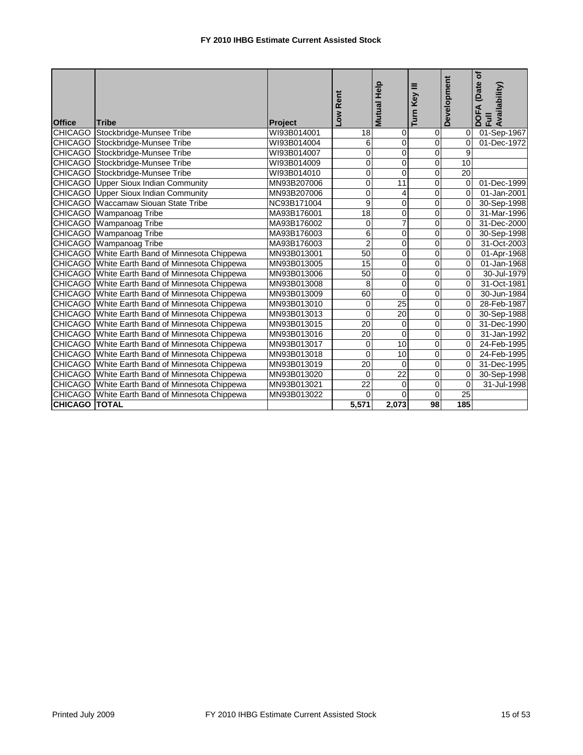# FY 2010 IHBG Estimate Current Assisted Stock

| Office | Tribe | Project | Low Rent | Mutual Help | Turn Key III | Development | DOFA (Date of Full Availability) |
|---|---|---|---|---|---|---|---|
| CHICAGO | Stockbridge-Munsee Tribe | WI93B014001 | 18 | 0 | 0 | 0 | 01-Sep-1967 |
| CHICAGO | Stockbridge-Munsee Tribe | WI93B014004 | 6 | 0 | 0 | 0 | 01-Dec-1972 |
| CHICAGO | Stockbridge-Munsee Tribe | WI93B014007 | 0 | 0 | 0 | 9 | |
| CHICAGO | Stockbridge-Munsee Tribe | WI93B014009 | 0 | 0 | 0 | 10 | |
| CHICAGO | Stockbridge-Munsee Tribe | WI93B014010 | 0 | 0 | 0 | 20 | |
| CHICAGO | Upper Sioux Indian Community | MN93B207006 | 0 | 11 | 0 | 0 | 01-Dec-1999 |
| CHICAGO | Upper Sioux Indian Community | MN93B207006 | 0 | 4 | 0 | 0 | 01-Jan-2001 |
| CHICAGO | Waccamaw Siouan State Tribe | NC93B171004 | 9 | 0 | 0 | 0 | 30-Sep-1998 |
| CHICAGO | Wampanoag Tribe | MA93B176001 | 18 | 0 | 0 | 0 | 31-Mar-1996 |
| CHICAGO | Wampanoag Tribe | MA93B176002 | 0 | 7 | 0 | 0 | 31-Dec-2000 |
| CHICAGO | Wampanoag Tribe | MA93B176003 | 6 | 0 | 0 | 0 | 30-Sep-1998 |
| CHICAGO | Wampanoag Tribe | MA93B176003 | 2 | 0 | 0 | 0 | 31-Oct-2003 |
| CHICAGO | White Earth Band of Minnesota Chippewa | MN93B013001 | 50 | 0 | 0 | 0 | 01-Apr-1968 |
| CHICAGO | White Earth Band of Minnesota Chippewa | MN93B013005 | 15 | 0 | 0 | 0 | 01-Jan-1968 |
| CHICAGO | White Earth Band of Minnesota Chippewa | MN93B013006 | 50 | 0 | 0 | 0 | 30-Jul-1979 |
| CHICAGO | White Earth Band of Minnesota Chippewa | MN93B013008 | 8 | 0 | 0 | 0 | 31-Oct-1981 |
| CHICAGO | White Earth Band of Minnesota Chippewa | MN93B013009 | 60 | 0 | 0 | 0 | 30-Jun-1984 |
| CHICAGO | White Earth Band of Minnesota Chippewa | MN93B013010 | 0 | 25 | 0 | 0 | 28-Feb-1987 |
| CHICAGO | White Earth Band of Minnesota Chippewa | MN93B013013 | 0 | 20 | 0 | 0 | 30-Sep-1988 |
| CHICAGO | White Earth Band of Minnesota Chippewa | MN93B013015 | 20 | 0 | 0 | 0 | 31-Dec-1990 |
| CHICAGO | White Earth Band of Minnesota Chippewa | MN93B013016 | 20 | 0 | 0 | 0 | 31-Jan-1992 |
| CHICAGO | White Earth Band of Minnesota Chippewa | MN93B013017 | 0 | 10 | 0 | 0 | 24-Feb-1995 |
| CHICAGO | White Earth Band of Minnesota Chippewa | MN93B013018 | 0 | 10 | 0 | 0 | 24-Feb-1995 |
| CHICAGO | White Earth Band of Minnesota Chippewa | MN93B013019 | 20 | 0 | 0 | 0 | 31-Dec-1995 |
| CHICAGO | White Earth Band of Minnesota Chippewa | MN93B013020 | 0 | 22 | 0 | 0 | 30-Sep-1998 |
| CHICAGO | White Earth Band of Minnesota Chippewa | MN93B013021 | 22 | 0 | 0 | 0 | 31-Jul-1998 |
| CHICAGO | White Earth Band of Minnesota Chippewa | MN93B013022 | 0 | 0 | 0 | 25 | |
| **CHICAGO** | **TOTAL** | | **5,571** | **2,073** | **98** | **185** | |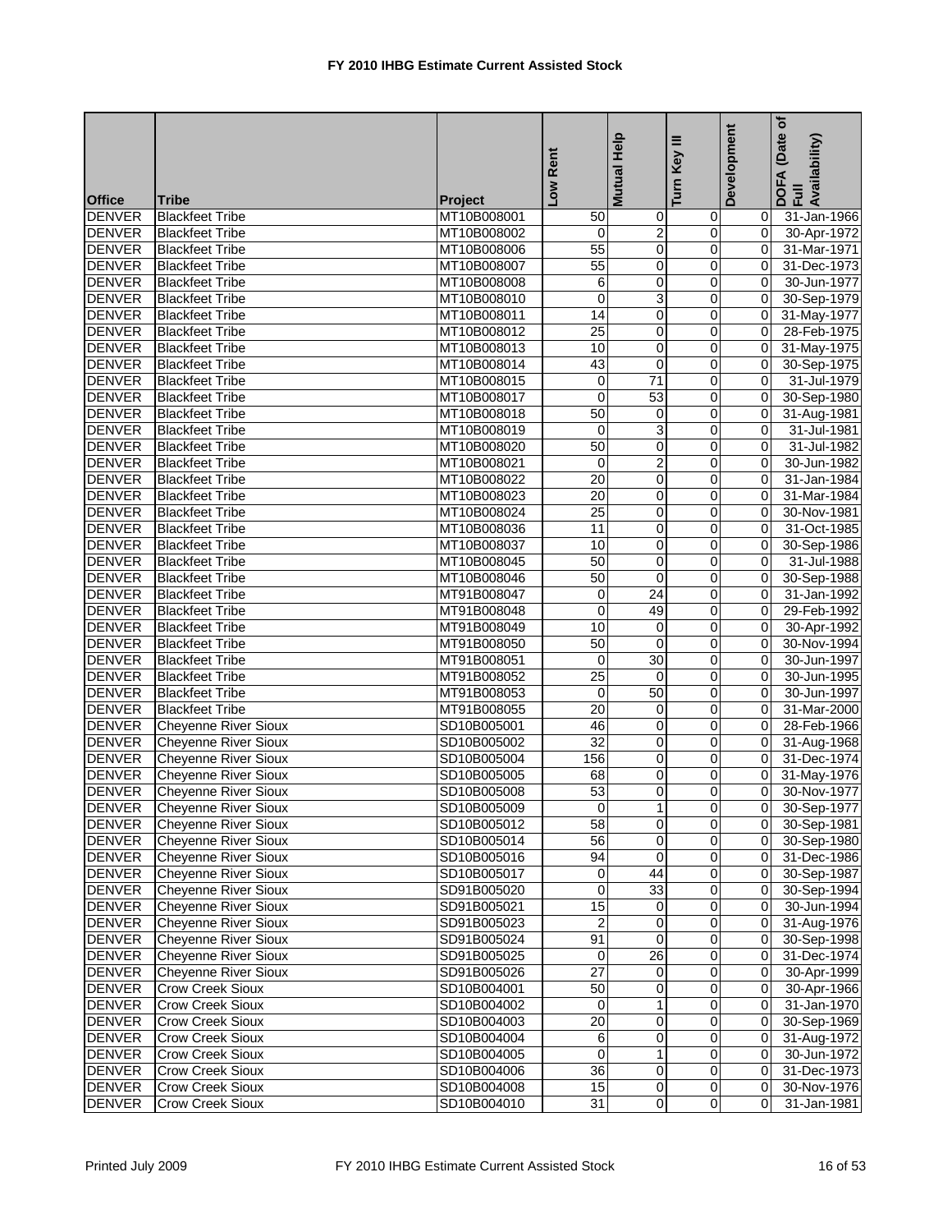# FY 2010 IHBG Estimate Current Assisted Stock

| Office | Tribe | Project | Low Rent | Mutual Help | Turn Key III | Development | DOFA (Date of Full Availability) |
|---|---|---|---|---|---|---|---|
| DENVER | Blackfeet Tribe | MT10B008001 | 50 | 0 | 0 | 0 | 31-Jan-1966 |
| DENVER | Blackfeet Tribe | MT10B008002 | 0 | 2 | 0 | 0 | 30-Apr-1972 |
| DENVER | Blackfeet Tribe | MT10B008006 | 55 | 0 | 0 | 0 | 31-Mar-1971 |
| DENVER | Blackfeet Tribe | MT10B008007 | 55 | 0 | 0 | 0 | 31-Dec-1973 |
| DENVER | Blackfeet Tribe | MT10B008008 | 6 | 0 | 0 | 0 | 30-Jun-1977 |
| DENVER | Blackfeet Tribe | MT10B008010 | 0 | 3 | 0 | 0 | 30-Sep-1979 |
| DENVER | Blackfeet Tribe | MT10B008011 | 14 | 0 | 0 | 0 | 31-May-1977 |
| DENVER | Blackfeet Tribe | MT10B008012 | 25 | 0 | 0 | 0 | 28-Feb-1975 |
| DENVER | Blackfeet Tribe | MT10B008013 | 10 | 0 | 0 | 0 | 31-May-1975 |
| DENVER | Blackfeet Tribe | MT10B008014 | 43 | 0 | 0 | 0 | 30-Sep-1975 |
| DENVER | Blackfeet Tribe | MT10B008015 | 0 | 71 | 0 | 0 | 31-Jul-1979 |
| DENVER | Blackfeet Tribe | MT10B008017 | 0 | 53 | 0 | 0 | 30-Sep-1980 |
| DENVER | Blackfeet Tribe | MT10B008018 | 50 | 0 | 0 | 0 | 31-Aug-1981 |
| DENVER | Blackfeet Tribe | MT10B008019 | 0 | 3 | 0 | 0 | 31-Jul-1981 |
| DENVER | Blackfeet Tribe | MT10B008020 | 50 | 0 | 0 | 0 | 31-Jul-1982 |
| DENVER | Blackfeet Tribe | MT10B008021 | 0 | 2 | 0 | 0 | 30-Jun-1982 |
| DENVER | Blackfeet Tribe | MT10B008022 | 20 | 0 | 0 | 0 | 31-Jan-1984 |
| DENVER | Blackfeet Tribe | MT10B008023 | 20 | 0 | 0 | 0 | 31-Mar-1984 |
| DENVER | Blackfeet Tribe | MT10B008024 | 25 | 0 | 0 | 0 | 30-Nov-1981 |
| DENVER | Blackfeet Tribe | MT10B008036 | 11 | 0 | 0 | 0 | 31-Oct-1985 |
| DENVER | Blackfeet Tribe | MT10B008037 | 10 | 0 | 0 | 0 | 30-Sep-1986 |
| DENVER | Blackfeet Tribe | MT10B008045 | 50 | 0 | 0 | 0 | 31-Jul-1988 |
| DENVER | Blackfeet Tribe | MT10B008046 | 50 | 0 | 0 | 0 | 30-Sep-1988 |
| DENVER | Blackfeet Tribe | MT91B008047 | 0 | 24 | 0 | 0 | 31-Jan-1992 |
| DENVER | Blackfeet Tribe | MT91B008048 | 0 | 49 | 0 | 0 | 29-Feb-1992 |
| DENVER | Blackfeet Tribe | MT91B008049 | 10 | 0 | 0 | 0 | 30-Apr-1992 |
| DENVER | Blackfeet Tribe | MT91B008050 | 50 | 0 | 0 | 0 | 30-Nov-1994 |
| DENVER | Blackfeet Tribe | MT91B008051 | 0 | 30 | 0 | 0 | 30-Jun-1997 |
| DENVER | Blackfeet Tribe | MT91B008052 | 25 | 0 | 0 | 0 | 30-Jun-1995 |
| DENVER | Blackfeet Tribe | MT91B008053 | 0 | 50 | 0 | 0 | 30-Jun-1997 |
| DENVER | Blackfeet Tribe | MT91B008055 | 20 | 0 | 0 | 0 | 31-Mar-2000 |
| DENVER | Cheyenne River Sioux | SD10B005001 | 46 | 0 | 0 | 0 | 28-Feb-1966 |
| DENVER | Cheyenne River Sioux | SD10B005002 | 32 | 0 | 0 | 0 | 31-Aug-1968 |
| DENVER | Cheyenne River Sioux | SD10B005004 | 156 | 0 | 0 | 0 | 31-Dec-1974 |
| DENVER | Cheyenne River Sioux | SD10B005005 | 68 | 0 | 0 | 0 | 31-May-1976 |
| DENVER | Cheyenne River Sioux | SD10B005008 | 53 | 0 | 0 | 0 | 30-Nov-1977 |
| DENVER | Cheyenne River Sioux | SD10B005009 | 0 | 1 | 0 | 0 | 30-Sep-1977 |
| DENVER | Cheyenne River Sioux | SD10B005012 | 58 | 0 | 0 | 0 | 30-Sep-1981 |
| DENVER | Cheyenne River Sioux | SD10B005014 | 56 | 0 | 0 | 0 | 30-Sep-1980 |
| DENVER | Cheyenne River Sioux | SD10B005016 | 94 | 0 | 0 | 0 | 31-Dec-1986 |
| DENVER | Cheyenne River Sioux | SD10B005017 | 0 | 44 | 0 | 0 | 30-Sep-1987 |
| DENVER | Cheyenne River Sioux | SD91B005020 | 0 | 33 | 0 | 0 | 30-Sep-1994 |
| DENVER | Cheyenne River Sioux | SD91B005021 | 15 | 0 | 0 | 0 | 30-Jun-1994 |
| DENVER | Cheyenne River Sioux | SD91B005023 | 2 | 0 | 0 | 0 | 31-Aug-1976 |
| DENVER | Cheyenne River Sioux | SD91B005024 | 91 | 0 | 0 | 0 | 30-Sep-1998 |
| DENVER | Cheyenne River Sioux | SD91B005025 | 0 | 26 | 0 | 0 | 31-Dec-1974 |
| DENVER | Cheyenne River Sioux | SD91B005026 | 27 | 0 | 0 | 0 | 30-Apr-1999 |
| DENVER | Crow Creek Sioux | SD10B004001 | 50 | 0 | 0 | 0 | 30-Apr-1966 |
| DENVER | Crow Creek Sioux | SD10B004002 | 0 | 1 | 0 | 0 | 31-Jan-1970 |
| DENVER | Crow Creek Sioux | SD10B004003 | 20 | 0 | 0 | 0 | 30-Sep-1969 |
| DENVER | Crow Creek Sioux | SD10B004004 | 6 | 0 | 0 | 0 | 31-Aug-1972 |
| DENVER | Crow Creek Sioux | SD10B004005 | 0 | 1 | 0 | 0 | 30-Jun-1972 |
| DENVER | Crow Creek Sioux | SD10B004006 | 36 | 0 | 0 | 0 | 31-Dec-1973 |
| DENVER | Crow Creek Sioux | SD10B004008 | 15 | 0 | 0 | 0 | 30-Nov-1976 |
| DENVER | Crow Creek Sioux | SD10B004010 | 31 | 0 | 0 | 0 | 31-Jan-1981 |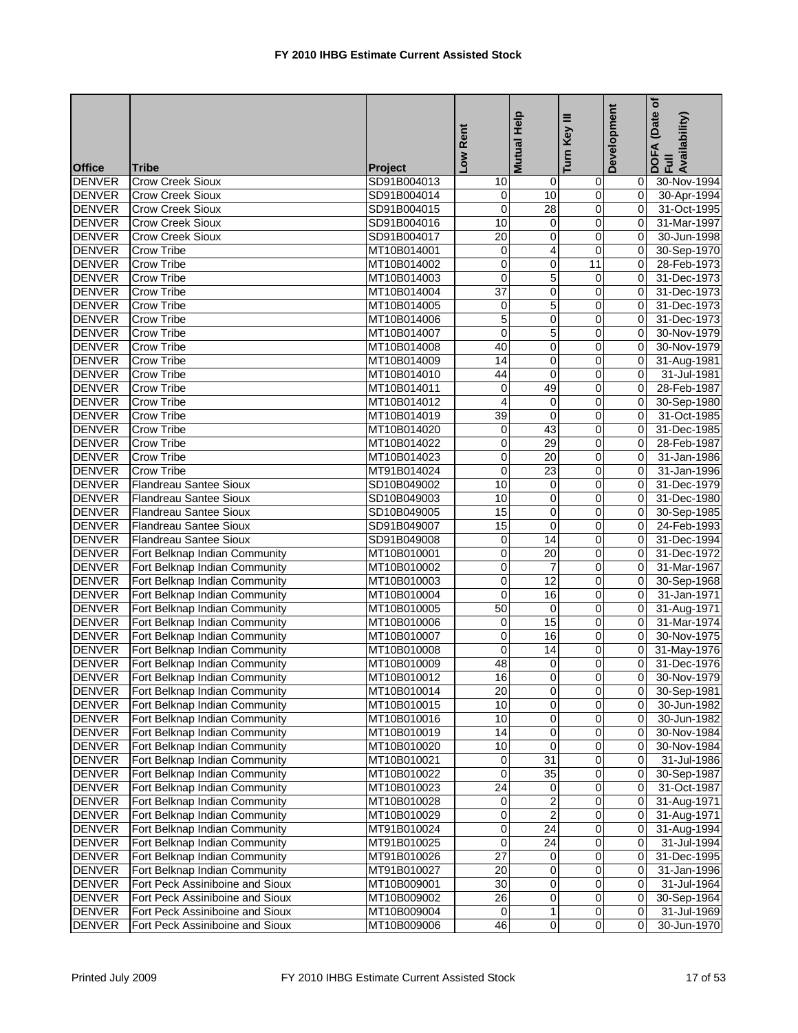# FY 2010 IHBG Estimate Current Assisted Stock

| Office | Tribe | Project | Low Rent | Mutual Help | Turn Key III | Development | DOFA (Date of Full Availability) |
|---|---|---|---|---|---|---|---|
| DENVER | Crow Creek Sioux | SD91B004013 | 10 | 0 | 0 | 0 | 30-Nov-1994 |
| DENVER | Crow Creek Sioux | SD91B004014 | 0 | 10 | 0 | 0 | 30-Apr-1994 |
| DENVER | Crow Creek Sioux | SD91B004015 | 0 | 28 | 0 | 0 | 31-Oct-1995 |
| DENVER | Crow Creek Sioux | SD91B004016 | 10 | 0 | 0 | 0 | 31-Mar-1997 |
| DENVER | Crow Creek Sioux | SD91B004017 | 20 | 0 | 0 | 0 | 30-Jun-1998 |
| DENVER | Crow Tribe | MT10B014001 | 0 | 4 | 0 | 0 | 30-Sep-1970 |
| DENVER | Crow Tribe | MT10B014002 | 0 | 0 | 11 | 0 | 28-Feb-1973 |
| DENVER | Crow Tribe | MT10B014003 | 0 | 5 | 0 | 0 | 31-Dec-1973 |
| DENVER | Crow Tribe | MT10B014004 | 37 | 0 | 0 | 0 | 31-Dec-1973 |
| DENVER | Crow Tribe | MT10B014005 | 0 | 5 | 0 | 0 | 31-Dec-1973 |
| DENVER | Crow Tribe | MT10B014006 | 5 | 0 | 0 | 0 | 31-Dec-1973 |
| DENVER | Crow Tribe | MT10B014007 | 0 | 5 | 0 | 0 | 30-Nov-1979 |
| DENVER | Crow Tribe | MT10B014008 | 40 | 0 | 0 | 0 | 30-Nov-1979 |
| DENVER | Crow Tribe | MT10B014009 | 14 | 0 | 0 | 0 | 31-Aug-1981 |
| DENVER | Crow Tribe | MT10B014010 | 44 | 0 | 0 | 0 | 31-Jul-1981 |
| DENVER | Crow Tribe | MT10B014011 | 0 | 49 | 0 | 0 | 28-Feb-1987 |
| DENVER | Crow Tribe | MT10B014012 | 4 | 0 | 0 | 0 | 30-Sep-1980 |
| DENVER | Crow Tribe | MT10B014019 | 39 | 0 | 0 | 0 | 31-Oct-1985 |
| DENVER | Crow Tribe | MT10B014020 | 0 | 43 | 0 | 0 | 31-Dec-1985 |
| DENVER | Crow Tribe | MT10B014022 | 0 | 29 | 0 | 0 | 28-Feb-1987 |
| DENVER | Crow Tribe | MT10B014023 | 0 | 20 | 0 | 0 | 31-Jan-1986 |
| DENVER | Crow Tribe | MT91B014024 | 0 | 23 | 0 | 0 | 31-Jan-1996 |
| DENVER | Flandreau Santee Sioux | SD10B049002 | 10 | 0 | 0 | 0 | 31-Dec-1979 |
| DENVER | Flandreau Santee Sioux | SD10B049003 | 10 | 0 | 0 | 0 | 31-Dec-1980 |
| DENVER | Flandreau Santee Sioux | SD10B049005 | 15 | 0 | 0 | 0 | 30-Sep-1985 |
| DENVER | Flandreau Santee Sioux | SD91B049007 | 15 | 0 | 0 | 0 | 24-Feb-1993 |
| DENVER | Flandreau Santee Sioux | SD91B049008 | 0 | 14 | 0 | 0 | 31-Dec-1994 |
| DENVER | Fort Belknap Indian Community | MT10B010001 | 0 | 20 | 0 | 0 | 31-Dec-1972 |
| DENVER | Fort Belknap Indian Community | MT10B010002 | 0 | 7 | 0 | 0 | 31-Mar-1967 |
| DENVER | Fort Belknap Indian Community | MT10B010003 | 0 | 12 | 0 | 0 | 30-Sep-1968 |
| DENVER | Fort Belknap Indian Community | MT10B010004 | 0 | 16 | 0 | 0 | 31-Jan-1971 |
| DENVER | Fort Belknap Indian Community | MT10B010005 | 50 | 0 | 0 | 0 | 31-Aug-1971 |
| DENVER | Fort Belknap Indian Community | MT10B010006 | 0 | 15 | 0 | 0 | 31-Mar-1974 |
| DENVER | Fort Belknap Indian Community | MT10B010007 | 0 | 16 | 0 | 0 | 30-Nov-1975 |
| DENVER | Fort Belknap Indian Community | MT10B010008 | 0 | 14 | 0 | 0 | 31-May-1976 |
| DENVER | Fort Belknap Indian Community | MT10B010009 | 48 | 0 | 0 | 0 | 31-Dec-1976 |
| DENVER | Fort Belknap Indian Community | MT10B010012 | 16 | 0 | 0 | 0 | 30-Nov-1979 |
| DENVER | Fort Belknap Indian Community | MT10B010014 | 20 | 0 | 0 | 0 | 30-Sep-1981 |
| DENVER | Fort Belknap Indian Community | MT10B010015 | 10 | 0 | 0 | 0 | 30-Jun-1982 |
| DENVER | Fort Belknap Indian Community | MT10B010016 | 10 | 0 | 0 | 0 | 30-Jun-1982 |
| DENVER | Fort Belknap Indian Community | MT10B010019 | 14 | 0 | 0 | 0 | 30-Nov-1984 |
| DENVER | Fort Belknap Indian Community | MT10B010020 | 10 | 0 | 0 | 0 | 30-Nov-1984 |
| DENVER | Fort Belknap Indian Community | MT10B010021 | 0 | 31 | 0 | 0 | 31-Jul-1986 |
| DENVER | Fort Belknap Indian Community | MT10B010022 | 0 | 35 | 0 | 0 | 30-Sep-1987 |
| DENVER | Fort Belknap Indian Community | MT10B010023 | 24 | 0 | 0 | 0 | 31-Oct-1987 |
| DENVER | Fort Belknap Indian Community | MT10B010028 | 0 | 2 | 0 | 0 | 31-Aug-1971 |
| DENVER | Fort Belknap Indian Community | MT10B010029 | 0 | 2 | 0 | 0 | 31-Aug-1971 |
| DENVER | Fort Belknap Indian Community | MT91B010024 | 0 | 24 | 0 | 0 | 31-Aug-1994 |
| DENVER | Fort Belknap Indian Community | MT91B010025 | 0 | 24 | 0 | 0 | 31-Jul-1994 |
| DENVER | Fort Belknap Indian Community | MT91B010026 | 27 | 0 | 0 | 0 | 31-Dec-1995 |
| DENVER | Fort Belknap Indian Community | MT91B010027 | 20 | 0 | 0 | 0 | 31-Jan-1996 |
| DENVER | Fort Peck Assiniboine and Sioux | MT10B009001 | 30 | 0 | 0 | 0 | 31-Jul-1964 |
| DENVER | Fort Peck Assiniboine and Sioux | MT10B009002 | 26 | 0 | 0 | 0 | 30-Sep-1964 |
| DENVER | Fort Peck Assiniboine and Sioux | MT10B009004 | 0 | 1 | 0 | 0 | 31-Jul-1969 |
| DENVER | Fort Peck Assiniboine and Sioux | MT10B009006 | 46 | 0 | 0 | 0 | 30-Jun-1970 |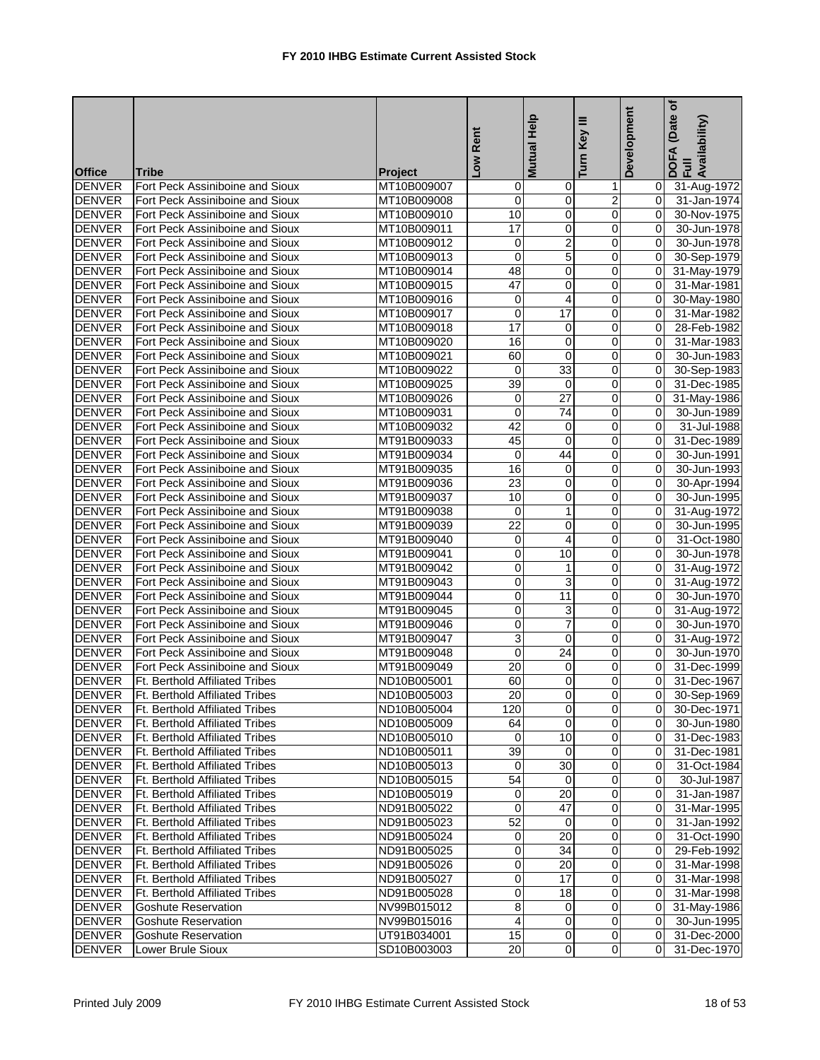# FY 2010 IHBG Estimate Current Assisted Stock

| Office | Tribe | Project | Low Rent | Mutual Help | Turn Key III | Development | DOFA (Date of Full Availability) |
|---|---|---|---|---|---|---|---|
| DENVER | Fort Peck Assiniboine and Sioux | MT10B009007 | 0 | 0 | 1 | 0 | 31-Aug-1972 |
| DENVER | Fort Peck Assiniboine and Sioux | MT10B009008 | 0 | 0 | 2 | 0 | 31-Jan-1974 |
| DENVER | Fort Peck Assiniboine and Sioux | MT10B009010 | 10 | 0 | 0 | 0 | 30-Nov-1975 |
| DENVER | Fort Peck Assiniboine and Sioux | MT10B009011 | 17 | 0 | 0 | 0 | 30-Jun-1978 |
| DENVER | Fort Peck Assiniboine and Sioux | MT10B009012 | 0 | 2 | 0 | 0 | 30-Jun-1978 |
| DENVER | Fort Peck Assiniboine and Sioux | MT10B009013 | 0 | 5 | 0 | 0 | 30-Sep-1979 |
| DENVER | Fort Peck Assiniboine and Sioux | MT10B009014 | 48 | 0 | 0 | 0 | 31-May-1979 |
| DENVER | Fort Peck Assiniboine and Sioux | MT10B009015 | 47 | 0 | 0 | 0 | 31-Mar-1981 |
| DENVER | Fort Peck Assiniboine and Sioux | MT10B009016 | 0 | 4 | 0 | 0 | 30-May-1980 |
| DENVER | Fort Peck Assiniboine and Sioux | MT10B009017 | 0 | 17 | 0 | 0 | 31-Mar-1982 |
| DENVER | Fort Peck Assiniboine and Sioux | MT10B009018 | 17 | 0 | 0 | 0 | 28-Feb-1982 |
| DENVER | Fort Peck Assiniboine and Sioux | MT10B009020 | 16 | 0 | 0 | 0 | 31-Mar-1983 |
| DENVER | Fort Peck Assiniboine and Sioux | MT10B009021 | 60 | 0 | 0 | 0 | 30-Jun-1983 |
| DENVER | Fort Peck Assiniboine and Sioux | MT10B009022 | 0 | 33 | 0 | 0 | 30-Sep-1983 |
| DENVER | Fort Peck Assiniboine and Sioux | MT10B009025 | 39 | 0 | 0 | 0 | 31-Dec-1985 |
| DENVER | Fort Peck Assiniboine and Sioux | MT10B009026 | 0 | 27 | 0 | 0 | 31-May-1986 |
| DENVER | Fort Peck Assiniboine and Sioux | MT10B009031 | 0 | 74 | 0 | 0 | 30-Jun-1989 |
| DENVER | Fort Peck Assiniboine and Sioux | MT10B009032 | 42 | 0 | 0 | 0 | 31-Jul-1988 |
| DENVER | Fort Peck Assiniboine and Sioux | MT91B009033 | 45 | 0 | 0 | 0 | 31-Dec-1989 |
| DENVER | Fort Peck Assiniboine and Sioux | MT91B009034 | 0 | 44 | 0 | 0 | 30-Jun-1991 |
| DENVER | Fort Peck Assiniboine and Sioux | MT91B009035 | 16 | 0 | 0 | 0 | 30-Jun-1993 |
| DENVER | Fort Peck Assiniboine and Sioux | MT91B009036 | 23 | 0 | 0 | 0 | 30-Apr-1994 |
| DENVER | Fort Peck Assiniboine and Sioux | MT91B009037 | 10 | 0 | 0 | 0 | 30-Jun-1995 |
| DENVER | Fort Peck Assiniboine and Sioux | MT91B009038 | 0 | 1 | 0 | 0 | 31-Aug-1972 |
| DENVER | Fort Peck Assiniboine and Sioux | MT91B009039 | 22 | 0 | 0 | 0 | 30-Jun-1995 |
| DENVER | Fort Peck Assiniboine and Sioux | MT91B009040 | 0 | 4 | 0 | 0 | 31-Oct-1980 |
| DENVER | Fort Peck Assiniboine and Sioux | MT91B009041 | 0 | 10 | 0 | 0 | 30-Jun-1978 |
| DENVER | Fort Peck Assiniboine and Sioux | MT91B009042 | 0 | 1 | 0 | 0 | 31-Aug-1972 |
| DENVER | Fort Peck Assiniboine and Sioux | MT91B009043 | 0 | 3 | 0 | 0 | 31-Aug-1972 |
| DENVER | Fort Peck Assiniboine and Sioux | MT91B009044 | 0 | 11 | 0 | 0 | 30-Jun-1970 |
| DENVER | Fort Peck Assiniboine and Sioux | MT91B009045 | 0 | 3 | 0 | 0 | 31-Aug-1972 |
| DENVER | Fort Peck Assiniboine and Sioux | MT91B009046 | 0 | 7 | 0 | 0 | 30-Jun-1970 |
| DENVER | Fort Peck Assiniboine and Sioux | MT91B009047 | 3 | 0 | 0 | 0 | 31-Aug-1972 |
| DENVER | Fort Peck Assiniboine and Sioux | MT91B009048 | 0 | 24 | 0 | 0 | 30-Jun-1970 |
| DENVER | Fort Peck Assiniboine and Sioux | MT91B009049 | 20 | 0 | 0 | 0 | 31-Dec-1999 |
| DENVER | Ft. Berthold Affiliated Tribes | ND10B005001 | 60 | 0 | 0 | 0 | 31-Dec-1967 |
| DENVER | Ft. Berthold Affiliated Tribes | ND10B005003 | 20 | 0 | 0 | 0 | 30-Sep-1969 |
| DENVER | Ft. Berthold Affiliated Tribes | ND10B005004 | 120 | 0 | 0 | 0 | 30-Dec-1971 |
| DENVER | Ft. Berthold Affiliated Tribes | ND10B005009 | 64 | 0 | 0 | 0 | 30-Jun-1980 |
| DENVER | Ft. Berthold Affiliated Tribes | ND10B005010 | 0 | 10 | 0 | 0 | 31-Dec-1983 |
| DENVER | Ft. Berthold Affiliated Tribes | ND10B005011 | 39 | 0 | 0 | 0 | 31-Dec-1981 |
| DENVER | Ft. Berthold Affiliated Tribes | ND10B005013 | 0 | 30 | 0 | 0 | 31-Oct-1984 |
| DENVER | Ft. Berthold Affiliated Tribes | ND10B005015 | 54 | 0 | 0 | 0 | 30-Jul-1987 |
| DENVER | Ft. Berthold Affiliated Tribes | ND10B005019 | 0 | 20 | 0 | 0 | 31-Jan-1987 |
| DENVER | Ft. Berthold Affiliated Tribes | ND91B005022 | 0 | 47 | 0 | 0 | 31-Mar-1995 |
| DENVER | Ft. Berthold Affiliated Tribes | ND91B005023 | 52 | 0 | 0 | 0 | 31-Jan-1992 |
| DENVER | Ft. Berthold Affiliated Tribes | ND91B005024 | 0 | 20 | 0 | 0 | 31-Oct-1990 |
| DENVER | Ft. Berthold Affiliated Tribes | ND91B005025 | 0 | 34 | 0 | 0 | 29-Feb-1992 |
| DENVER | Ft. Berthold Affiliated Tribes | ND91B005026 | 0 | 20 | 0 | 0 | 31-Mar-1998 |
| DENVER | Ft. Berthold Affiliated Tribes | ND91B005027 | 0 | 17 | 0 | 0 | 31-Mar-1998 |
| DENVER | Ft. Berthold Affiliated Tribes | ND91B005028 | 0 | 18 | 0 | 0 | 31-Mar-1998 |
| DENVER | Goshute Reservation | NV99B015012 | 8 | 0 | 0 | 0 | 31-May-1986 |
| DENVER | Goshute Reservation | NV99B015016 | 4 | 0 | 0 | 0 | 30-Jun-1995 |
| DENVER | Goshute Reservation | UT91B034001 | 15 | 0 | 0 | 0 | 31-Dec-2000 |
| DENVER | Lower Brule Sioux | SD10B003003 | 20 | 0 | 0 | 0 | 31-Dec-1970 |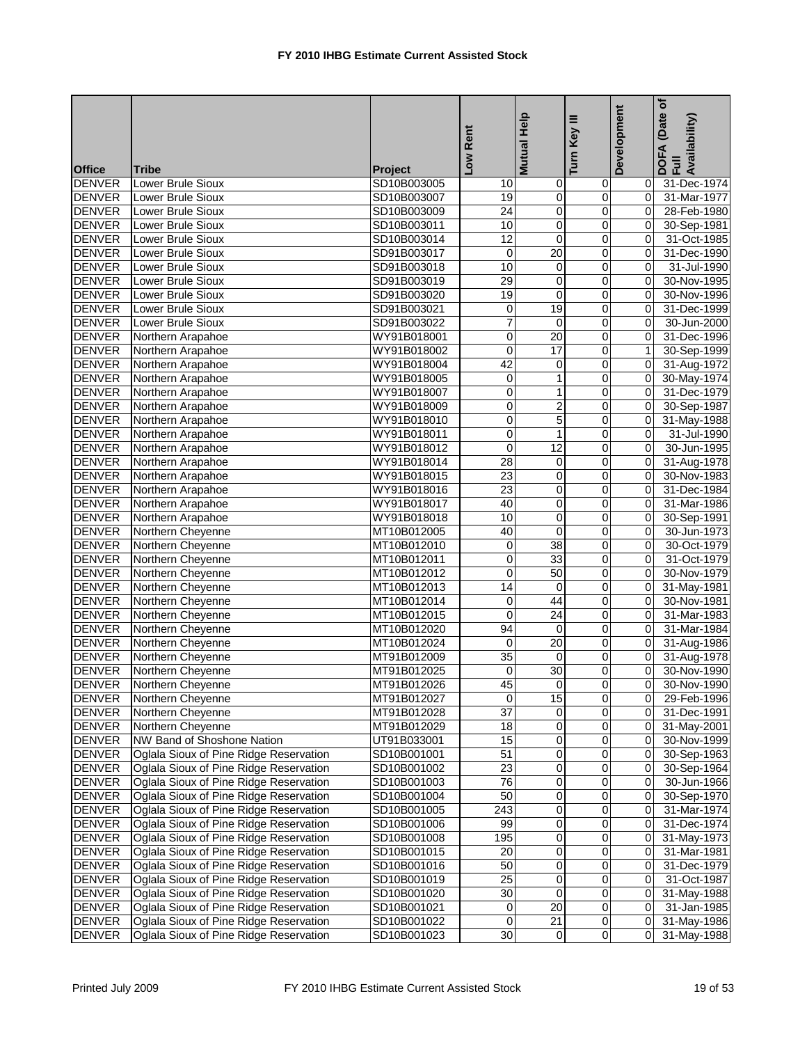# FY 2010 IHBG Estimate Current Assisted Stock

| Office | Tribe | Project | Low Rent | Mutual Help | Turn Key III | Development | DOFA (Date of Full Availability) |
|---|---|---|---|---|---|---|---|
| DENVER | Lower Brule Sioux | SD10B003005 | 10 | 0 | 0 | 0 | 31-Dec-1974 |
| DENVER | Lower Brule Sioux | SD10B003007 | 19 | 0 | 0 | 0 | 31-Mar-1977 |
| DENVER | Lower Brule Sioux | SD10B003009 | 24 | 0 | 0 | 0 | 28-Feb-1980 |
| DENVER | Lower Brule Sioux | SD10B003011 | 10 | 0 | 0 | 0 | 30-Sep-1981 |
| DENVER | Lower Brule Sioux | SD10B003014 | 12 | 0 | 0 | 0 | 31-Oct-1985 |
| DENVER | Lower Brule Sioux | SD91B003017 | 0 | 20 | 0 | 0 | 31-Dec-1990 |
| DENVER | Lower Brule Sioux | SD91B003018 | 10 | 0 | 0 | 0 | 31-Jul-1990 |
| DENVER | Lower Brule Sioux | SD91B003019 | 29 | 0 | 0 | 0 | 30-Nov-1995 |
| DENVER | Lower Brule Sioux | SD91B003020 | 19 | 0 | 0 | 0 | 30-Nov-1996 |
| DENVER | Lower Brule Sioux | SD91B003021 | 0 | 19 | 0 | 0 | 31-Dec-1999 |
| DENVER | Lower Brule Sioux | SD91B003022 | 7 | 0 | 0 | 0 | 30-Jun-2000 |
| DENVER | Northern Arapahoe | WY91B018001 | 0 | 20 | 0 | 0 | 31-Dec-1996 |
| DENVER | Northern Arapahoe | WY91B018002 | 0 | 17 | 0 | 1 | 30-Sep-1999 |
| DENVER | Northern Arapahoe | WY91B018004 | 42 | 0 | 0 | 0 | 31-Aug-1972 |
| DENVER | Northern Arapahoe | WY91B018005 | 0 | 1 | 0 | 0 | 30-May-1974 |
| DENVER | Northern Arapahoe | WY91B018007 | 0 | 1 | 0 | 0 | 31-Dec-1979 |
| DENVER | Northern Arapahoe | WY91B018009 | 0 | 2 | 0 | 0 | 30-Sep-1987 |
| DENVER | Northern Arapahoe | WY91B018010 | 0 | 5 | 0 | 0 | 31-May-1988 |
| DENVER | Northern Arapahoe | WY91B018011 | 0 | 1 | 0 | 0 | 31-Jul-1990 |
| DENVER | Northern Arapahoe | WY91B018012 | 0 | 12 | 0 | 0 | 30-Jun-1995 |
| DENVER | Northern Arapahoe | WY91B018014 | 28 | 0 | 0 | 0 | 31-Aug-1978 |
| DENVER | Northern Arapahoe | WY91B018015 | 23 | 0 | 0 | 0 | 30-Nov-1983 |
| DENVER | Northern Arapahoe | WY91B018016 | 23 | 0 | 0 | 0 | 31-Dec-1984 |
| DENVER | Northern Arapahoe | WY91B018017 | 40 | 0 | 0 | 0 | 31-Mar-1986 |
| DENVER | Northern Arapahoe | WY91B018018 | 10 | 0 | 0 | 0 | 30-Sep-1991 |
| DENVER | Northern Cheyenne | MT10B012005 | 40 | 0 | 0 | 0 | 30-Jun-1973 |
| DENVER | Northern Cheyenne | MT10B012010 | 0 | 38 | 0 | 0 | 30-Oct-1979 |
| DENVER | Northern Cheyenne | MT10B012011 | 0 | 33 | 0 | 0 | 31-Oct-1979 |
| DENVER | Northern Cheyenne | MT10B012012 | 0 | 50 | 0 | 0 | 30-Nov-1979 |
| DENVER | Northern Cheyenne | MT10B012013 | 14 | 0 | 0 | 0 | 31-May-1981 |
| DENVER | Northern Cheyenne | MT10B012014 | 0 | 44 | 0 | 0 | 30-Nov-1981 |
| DENVER | Northern Cheyenne | MT10B012015 | 0 | 24 | 0 | 0 | 31-Mar-1983 |
| DENVER | Northern Cheyenne | MT10B012020 | 94 | 0 | 0 | 0 | 31-Mar-1984 |
| DENVER | Northern Cheyenne | MT10B012024 | 0 | 20 | 0 | 0 | 31-Aug-1986 |
| DENVER | Northern Cheyenne | MT91B012009 | 35 | 0 | 0 | 0 | 31-Aug-1978 |
| DENVER | Northern Cheyenne | MT91B012025 | 0 | 30 | 0 | 0 | 30-Nov-1990 |
| DENVER | Northern Cheyenne | MT91B012026 | 45 | 0 | 0 | 0 | 30-Nov-1990 |
| DENVER | Northern Cheyenne | MT91B012027 | 0 | 15 | 0 | 0 | 29-Feb-1996 |
| DENVER | Northern Cheyenne | MT91B012028 | 37 | 0 | 0 | 0 | 31-Dec-1991 |
| DENVER | Northern Cheyenne | MT91B012029 | 18 | 0 | 0 | 0 | 31-May-2001 |
| DENVER | NW Band of Shoshone Nation | UT91B033001 | 15 | 0 | 0 | 0 | 30-Nov-1999 |
| DENVER | Oglala Sioux of Pine Ridge Reservation | SD10B001001 | 51 | 0 | 0 | 0 | 30-Sep-1963 |
| DENVER | Oglala Sioux of Pine Ridge Reservation | SD10B001002 | 23 | 0 | 0 | 0 | 30-Sep-1964 |
| DENVER | Oglala Sioux of Pine Ridge Reservation | SD10B001003 | 76 | 0 | 0 | 0 | 30-Jun-1966 |
| DENVER | Oglala Sioux of Pine Ridge Reservation | SD10B001004 | 50 | 0 | 0 | 0 | 30-Sep-1970 |
| DENVER | Oglala Sioux of Pine Ridge Reservation | SD10B001005 | 243 | 0 | 0 | 0 | 31-Mar-1974 |
| DENVER | Oglala Sioux of Pine Ridge Reservation | SD10B001006 | 99 | 0 | 0 | 0 | 31-Dec-1974 |
| DENVER | Oglala Sioux of Pine Ridge Reservation | SD10B001008 | 195 | 0 | 0 | 0 | 31-May-1973 |
| DENVER | Oglala Sioux of Pine Ridge Reservation | SD10B001015 | 20 | 0 | 0 | 0 | 31-Mar-1981 |
| DENVER | Oglala Sioux of Pine Ridge Reservation | SD10B001016 | 50 | 0 | 0 | 0 | 31-Dec-1979 |
| DENVER | Oglala Sioux of Pine Ridge Reservation | SD10B001019 | 25 | 0 | 0 | 0 | 31-Oct-1987 |
| DENVER | Oglala Sioux of Pine Ridge Reservation | SD10B001020 | 30 | 0 | 0 | 0 | 31-May-1988 |
| DENVER | Oglala Sioux of Pine Ridge Reservation | SD10B001021 | 0 | 20 | 0 | 0 | 31-Jan-1985 |
| DENVER | Oglala Sioux of Pine Ridge Reservation | SD10B001022 | 0 | 21 | 0 | 0 | 31-May-1986 |
| DENVER | Oglala Sioux of Pine Ridge Reservation | SD10B001023 | 30 | 0 | 0 | 0 | 31-May-1988 |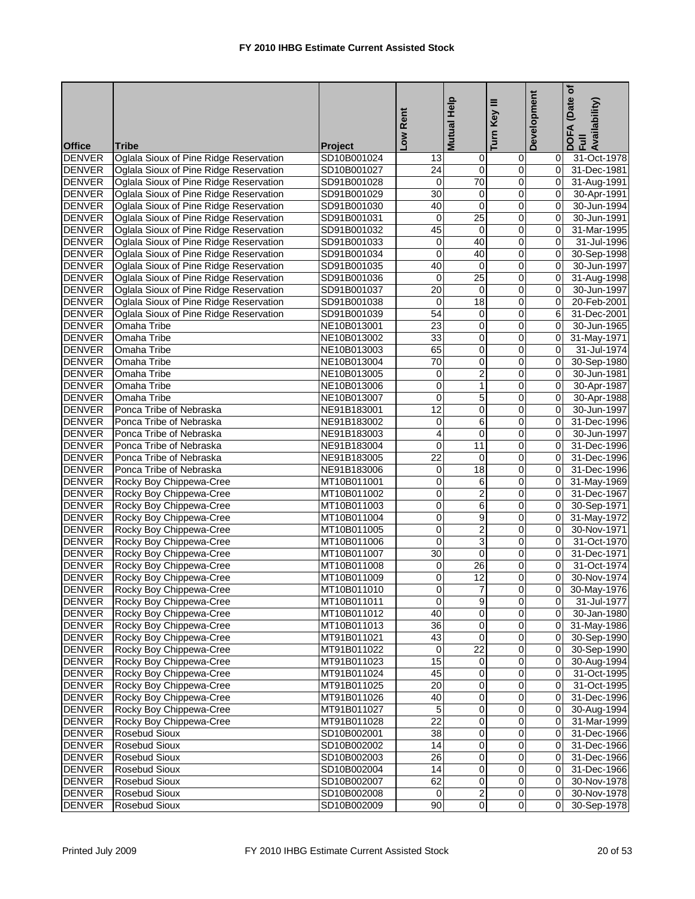# FY 2010 IHBG Estimate Current Assisted Stock

| Office | Tribe | Project | Low Rent | Mutual Help | Turn Key III | Development | DOFA (Date of Full Availability) |
|---|---|---|---|---|---|---|---|
| DENVER | Oglala Sioux of Pine Ridge Reservation | SD10B001024 | 13 | 0 | 0 | 0 | 31-Oct-1978 |
| DENVER | Oglala Sioux of Pine Ridge Reservation | SD10B001027 | 24 | 0 | 0 | 0 | 31-Dec-1981 |
| DENVER | Oglala Sioux of Pine Ridge Reservation | SD91B001028 | 0 | 70 | 0 | 0 | 31-Aug-1991 |
| DENVER | Oglala Sioux of Pine Ridge Reservation | SD91B001029 | 30 | 0 | 0 | 0 | 30-Apr-1991 |
| DENVER | Oglala Sioux of Pine Ridge Reservation | SD91B001030 | 40 | 0 | 0 | 0 | 30-Jun-1994 |
| DENVER | Oglala Sioux of Pine Ridge Reservation | SD91B001031 | 0 | 25 | 0 | 0 | 30-Jun-1991 |
| DENVER | Oglala Sioux of Pine Ridge Reservation | SD91B001032 | 45 | 0 | 0 | 0 | 31-Mar-1995 |
| DENVER | Oglala Sioux of Pine Ridge Reservation | SD91B001033 | 0 | 40 | 0 | 0 | 31-Jul-1996 |
| DENVER | Oglala Sioux of Pine Ridge Reservation | SD91B001034 | 0 | 40 | 0 | 0 | 30-Sep-1998 |
| DENVER | Oglala Sioux of Pine Ridge Reservation | SD91B001035 | 40 | 0 | 0 | 0 | 30-Jun-1997 |
| DENVER | Oglala Sioux of Pine Ridge Reservation | SD91B001036 | 0 | 25 | 0 | 0 | 31-Aug-1998 |
| DENVER | Oglala Sioux of Pine Ridge Reservation | SD91B001037 | 20 | 0 | 0 | 0 | 30-Jun-1997 |
| DENVER | Oglala Sioux of Pine Ridge Reservation | SD91B001038 | 0 | 18 | 0 | 0 | 20-Feb-2001 |
| DENVER | Oglala Sioux of Pine Ridge Reservation | SD91B001039 | 54 | 0 | 0 | 6 | 31-Dec-2001 |
| DENVER | Omaha Tribe | NE10B013001 | 23 | 0 | 0 | 0 | 30-Jun-1965 |
| DENVER | Omaha Tribe | NE10B013002 | 33 | 0 | 0 | 0 | 31-May-1971 |
| DENVER | Omaha Tribe | NE10B013003 | 65 | 0 | 0 | 0 | 31-Jul-1974 |
| DENVER | Omaha Tribe | NE10B013004 | 70 | 0 | 0 | 0 | 30-Sep-1980 |
| DENVER | Omaha Tribe | NE10B013005 | 0 | 2 | 0 | 0 | 30-Jun-1981 |
| DENVER | Omaha Tribe | NE10B013006 | 0 | 1 | 0 | 0 | 30-Apr-1987 |
| DENVER | Omaha Tribe | NE10B013007 | 0 | 5 | 0 | 0 | 30-Apr-1988 |
| DENVER | Ponca Tribe of Nebraska | NE91B183001 | 12 | 0 | 0 | 0 | 30-Jun-1997 |
| DENVER | Ponca Tribe of Nebraska | NE91B183002 | 0 | 6 | 0 | 0 | 31-Dec-1996 |
| DENVER | Ponca Tribe of Nebraska | NE91B183003 | 4 | 0 | 0 | 0 | 30-Jun-1997 |
| DENVER | Ponca Tribe of Nebraska | NE91B183004 | 0 | 11 | 0 | 0 | 31-Dec-1996 |
| DENVER | Ponca Tribe of Nebraska | NE91B183005 | 22 | 0 | 0 | 0 | 31-Dec-1996 |
| DENVER | Ponca Tribe of Nebraska | NE91B183006 | 0 | 18 | 0 | 0 | 31-Dec-1996 |
| DENVER | Rocky Boy Chippewa-Cree | MT10B011001 | 0 | 6 | 0 | 0 | 31-May-1969 |
| DENVER | Rocky Boy Chippewa-Cree | MT10B011002 | 0 | 2 | 0 | 0 | 31-Dec-1967 |
| DENVER | Rocky Boy Chippewa-Cree | MT10B011003 | 0 | 6 | 0 | 0 | 30-Sep-1971 |
| DENVER | Rocky Boy Chippewa-Cree | MT10B011004 | 0 | 9 | 0 | 0 | 31-May-1972 |
| DENVER | Rocky Boy Chippewa-Cree | MT10B011005 | 0 | 2 | 0 | 0 | 30-Nov-1971 |
| DENVER | Rocky Boy Chippewa-Cree | MT10B011006 | 0 | 3 | 0 | 0 | 31-Oct-1970 |
| DENVER | Rocky Boy Chippewa-Cree | MT10B011007 | 30 | 0 | 0 | 0 | 31-Dec-1971 |
| DENVER | Rocky Boy Chippewa-Cree | MT10B011008 | 0 | 26 | 0 | 0 | 31-Oct-1974 |
| DENVER | Rocky Boy Chippewa-Cree | MT10B011009 | 0 | 12 | 0 | 0 | 30-Nov-1974 |
| DENVER | Rocky Boy Chippewa-Cree | MT10B011010 | 0 | 7 | 0 | 0 | 30-May-1976 |
| DENVER | Rocky Boy Chippewa-Cree | MT10B011011 | 0 | 9 | 0 | 0 | 31-Jul-1977 |
| DENVER | Rocky Boy Chippewa-Cree | MT10B011012 | 40 | 0 | 0 | 0 | 30-Jan-1980 |
| DENVER | Rocky Boy Chippewa-Cree | MT10B011013 | 36 | 0 | 0 | 0 | 31-May-1986 |
| DENVER | Rocky Boy Chippewa-Cree | MT91B011021 | 43 | 0 | 0 | 0 | 30-Sep-1990 |
| DENVER | Rocky Boy Chippewa-Cree | MT91B011022 | 0 | 22 | 0 | 0 | 30-Sep-1990 |
| DENVER | Rocky Boy Chippewa-Cree | MT91B011023 | 15 | 0 | 0 | 0 | 30-Aug-1994 |
| DENVER | Rocky Boy Chippewa-Cree | MT91B011024 | 45 | 0 | 0 | 0 | 31-Oct-1995 |
| DENVER | Rocky Boy Chippewa-Cree | MT91B011025 | 20 | 0 | 0 | 0 | 31-Oct-1995 |
| DENVER | Rocky Boy Chippewa-Cree | MT91B011026 | 40 | 0 | 0 | 0 | 31-Dec-1996 |
| DENVER | Rocky Boy Chippewa-Cree | MT91B011027 | 5 | 0 | 0 | 0 | 30-Aug-1994 |
| DENVER | Rocky Boy Chippewa-Cree | MT91B011028 | 22 | 0 | 0 | 0 | 31-Mar-1999 |
| DENVER | Rosebud Sioux | SD10B002001 | 38 | 0 | 0 | 0 | 31-Dec-1966 |
| DENVER | Rosebud Sioux | SD10B002002 | 14 | 0 | 0 | 0 | 31-Dec-1966 |
| DENVER | Rosebud Sioux | SD10B002003 | 26 | 0 | 0 | 0 | 31-Dec-1966 |
| DENVER | Rosebud Sioux | SD10B002004 | 14 | 0 | 0 | 0 | 31-Dec-1966 |
| DENVER | Rosebud Sioux | SD10B002007 | 62 | 0 | 0 | 0 | 30-Nov-1978 |
| DENVER | Rosebud Sioux | SD10B002008 | 0 | 2 | 0 | 0 | 30-Nov-1978 |
| DENVER | Rosebud Sioux | SD10B002009 | 90 | 0 | 0 | 0 | 30-Sep-1978 |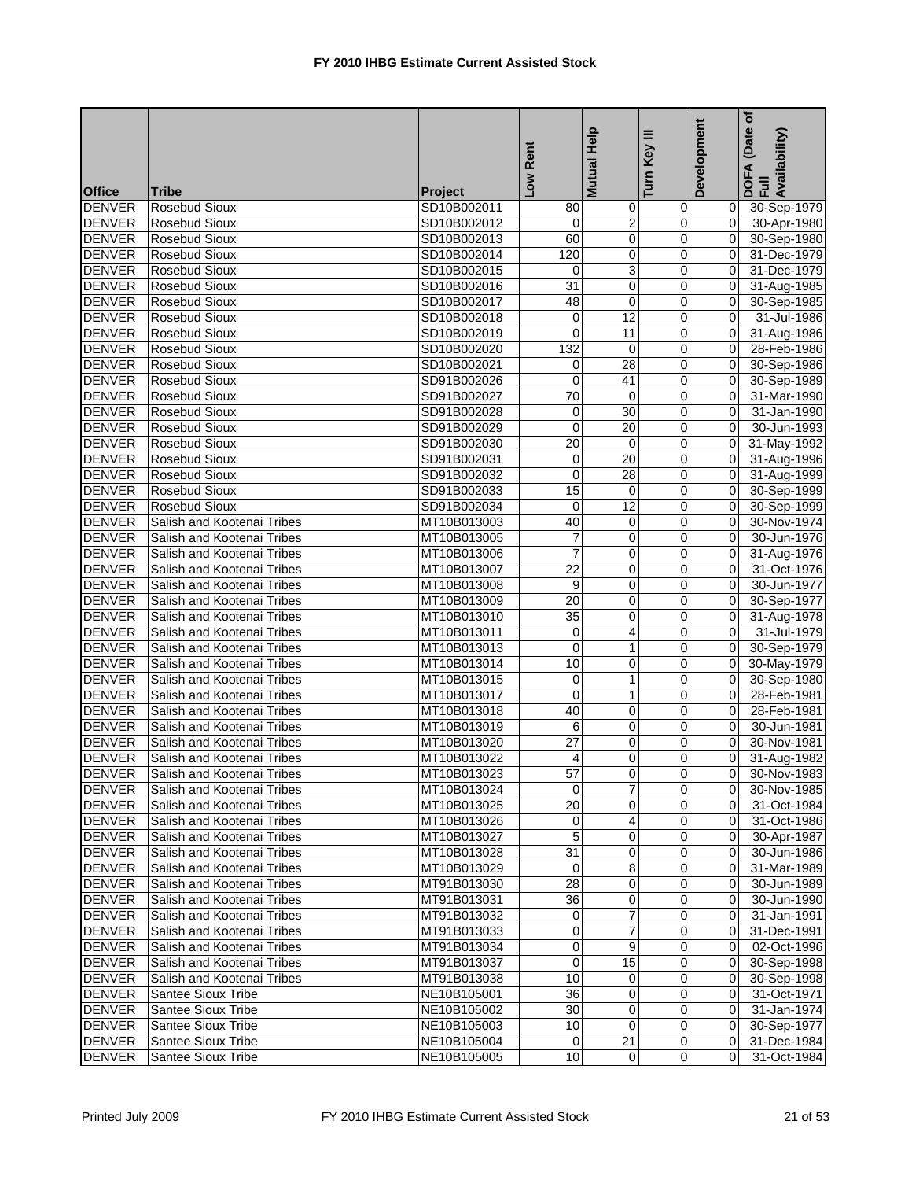# FY 2010 IHBG Estimate Current Assisted Stock

| Office | Tribe | Project | Low Rent | Mutual Help | Turn Key III | Development | DOFA (Date of Full Availability) |
|---|---|---|---|---|---|---|---|
| DENVER | Rosebud Sioux | SD10B002011 | 80 | 0 | 0 | 0 | 30-Sep-1979 |
| DENVER | Rosebud Sioux | SD10B002012 | 0 | 2 | 0 | 0 | 30-Apr-1980 |
| DENVER | Rosebud Sioux | SD10B002013 | 60 | 0 | 0 | 0 | 30-Sep-1980 |
| DENVER | Rosebud Sioux | SD10B002014 | 120 | 0 | 0 | 0 | 31-Dec-1979 |
| DENVER | Rosebud Sioux | SD10B002015 | 0 | 3 | 0 | 0 | 31-Dec-1979 |
| DENVER | Rosebud Sioux | SD10B002016 | 31 | 0 | 0 | 0 | 31-Aug-1985 |
| DENVER | Rosebud Sioux | SD10B002017 | 48 | 0 | 0 | 0 | 30-Sep-1985 |
| DENVER | Rosebud Sioux | SD10B002018 | 0 | 12 | 0 | 0 | 31-Jul-1986 |
| DENVER | Rosebud Sioux | SD10B002019 | 0 | 11 | 0 | 0 | 31-Aug-1986 |
| DENVER | Rosebud Sioux | SD10B002020 | 132 | 0 | 0 | 0 | 28-Feb-1986 |
| DENVER | Rosebud Sioux | SD10B002021 | 0 | 28 | 0 | 0 | 30-Sep-1986 |
| DENVER | Rosebud Sioux | SD91B002026 | 0 | 41 | 0 | 0 | 30-Sep-1989 |
| DENVER | Rosebud Sioux | SD91B002027 | 70 | 0 | 0 | 0 | 31-Mar-1990 |
| DENVER | Rosebud Sioux | SD91B002028 | 0 | 30 | 0 | 0 | 31-Jan-1990 |
| DENVER | Rosebud Sioux | SD91B002029 | 0 | 20 | 0 | 0 | 30-Jun-1993 |
| DENVER | Rosebud Sioux | SD91B002030 | 20 | 0 | 0 | 0 | 31-May-1992 |
| DENVER | Rosebud Sioux | SD91B002031 | 0 | 20 | 0 | 0 | 31-Aug-1996 |
| DENVER | Rosebud Sioux | SD91B002032 | 0 | 28 | 0 | 0 | 31-Aug-1999 |
| DENVER | Rosebud Sioux | SD91B002033 | 15 | 0 | 0 | 0 | 30-Sep-1999 |
| DENVER | Rosebud Sioux | SD91B002034 | 0 | 12 | 0 | 0 | 30-Sep-1999 |
| DENVER | Salish and Kootenai Tribes | MT10B013003 | 40 | 0 | 0 | 0 | 30-Nov-1974 |
| DENVER | Salish and Kootenai Tribes | MT10B013005 | 7 | 0 | 0 | 0 | 30-Jun-1976 |
| DENVER | Salish and Kootenai Tribes | MT10B013006 | 7 | 0 | 0 | 0 | 31-Aug-1976 |
| DENVER | Salish and Kootenai Tribes | MT10B013007 | 22 | 0 | 0 | 0 | 31-Oct-1976 |
| DENVER | Salish and Kootenai Tribes | MT10B013008 | 9 | 0 | 0 | 0 | 30-Jun-1977 |
| DENVER | Salish and Kootenai Tribes | MT10B013009 | 20 | 0 | 0 | 0 | 30-Sep-1977 |
| DENVER | Salish and Kootenai Tribes | MT10B013010 | 35 | 0 | 0 | 0 | 31-Aug-1978 |
| DENVER | Salish and Kootenai Tribes | MT10B013011 | 0 | 4 | 0 | 0 | 31-Jul-1979 |
| DENVER | Salish and Kootenai Tribes | MT10B013013 | 0 | 1 | 0 | 0 | 30-Sep-1979 |
| DENVER | Salish and Kootenai Tribes | MT10B013014 | 10 | 0 | 0 | 0 | 30-May-1979 |
| DENVER | Salish and Kootenai Tribes | MT10B013015 | 0 | 1 | 0 | 0 | 30-Sep-1980 |
| DENVER | Salish and Kootenai Tribes | MT10B013017 | 0 | 1 | 0 | 0 | 28-Feb-1981 |
| DENVER | Salish and Kootenai Tribes | MT10B013018 | 40 | 0 | 0 | 0 | 28-Feb-1981 |
| DENVER | Salish and Kootenai Tribes | MT10B013019 | 6 | 0 | 0 | 0 | 30-Jun-1981 |
| DENVER | Salish and Kootenai Tribes | MT10B013020 | 27 | 0 | 0 | 0 | 30-Nov-1981 |
| DENVER | Salish and Kootenai Tribes | MT10B013022 | 4 | 0 | 0 | 0 | 31-Aug-1982 |
| DENVER | Salish and Kootenai Tribes | MT10B013023 | 57 | 0 | 0 | 0 | 30-Nov-1983 |
| DENVER | Salish and Kootenai Tribes | MT10B013024 | 0 | 7 | 0 | 0 | 30-Nov-1985 |
| DENVER | Salish and Kootenai Tribes | MT10B013025 | 20 | 0 | 0 | 0 | 31-Oct-1984 |
| DENVER | Salish and Kootenai Tribes | MT10B013026 | 0 | 4 | 0 | 0 | 31-Oct-1986 |
| DENVER | Salish and Kootenai Tribes | MT10B013027 | 5 | 0 | 0 | 0 | 30-Apr-1987 |
| DENVER | Salish and Kootenai Tribes | MT10B013028 | 31 | 0 | 0 | 0 | 30-Jun-1986 |
| DENVER | Salish and Kootenai Tribes | MT10B013029 | 0 | 8 | 0 | 0 | 31-Mar-1989 |
| DENVER | Salish and Kootenai Tribes | MT91B013030 | 28 | 0 | 0 | 0 | 30-Jun-1989 |
| DENVER | Salish and Kootenai Tribes | MT91B013031 | 36 | 0 | 0 | 0 | 30-Jun-1990 |
| DENVER | Salish and Kootenai Tribes | MT91B013032 | 0 | 7 | 0 | 0 | 31-Jan-1991 |
| DENVER | Salish and Kootenai Tribes | MT91B013033 | 0 | 7 | 0 | 0 | 31-Dec-1991 |
| DENVER | Salish and Kootenai Tribes | MT91B013034 | 0 | 9 | 0 | 0 | 02-Oct-1996 |
| DENVER | Salish and Kootenai Tribes | MT91B013037 | 0 | 15 | 0 | 0 | 30-Sep-1998 |
| DENVER | Salish and Kootenai Tribes | MT91B013038 | 10 | 0 | 0 | 0 | 30-Sep-1998 |
| DENVER | Santee Sioux Tribe | NE10B105001 | 36 | 0 | 0 | 0 | 31-Oct-1971 |
| DENVER | Santee Sioux Tribe | NE10B105002 | 30 | 0 | 0 | 0 | 31-Jan-1974 |
| DENVER | Santee Sioux Tribe | NE10B105003 | 10 | 0 | 0 | 0 | 30-Sep-1977 |
| DENVER | Santee Sioux Tribe | NE10B105004 | 0 | 21 | 0 | 0 | 31-Dec-1984 |
| DENVER | Santee Sioux Tribe | NE10B105005 | 10 | 0 | 0 | 0 | 31-Oct-1984 |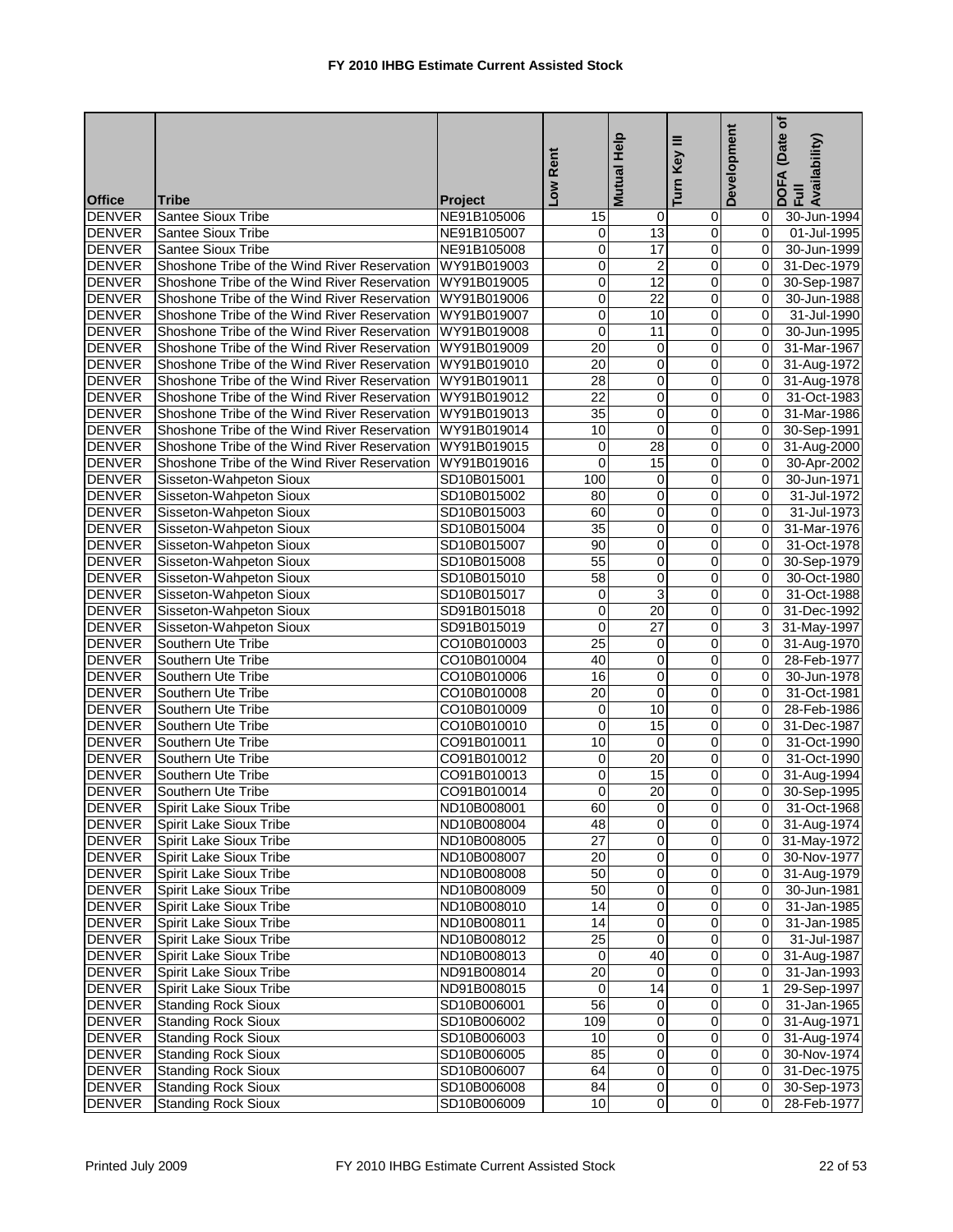# FY 2010 IHBG Estimate Current Assisted Stock

| Office | Tribe | Project | Low Rent | Mutual Help | Turn Key III | Development | DOFA (Date of Full Availability) |
|---|---|---|---|---|---|---|---|
| DENVER | Santee Sioux Tribe | NE91B105006 | 15 | 0 | 0 | 0 | 30-Jun-1994 |
| DENVER | Santee Sioux Tribe | NE91B105007 | 0 | 13 | 0 | 0 | 01-Jul-1995 |
| DENVER | Santee Sioux Tribe | NE91B105008 | 0 | 17 | 0 | 0 | 30-Jun-1999 |
| DENVER | Shoshone Tribe of the Wind River Reservation | WY91B019003 | 0 | 2 | 0 | 0 | 31-Dec-1979 |
| DENVER | Shoshone Tribe of the Wind River Reservation | WY91B019005 | 0 | 12 | 0 | 0 | 30-Sep-1987 |
| DENVER | Shoshone Tribe of the Wind River Reservation | WY91B019006 | 0 | 22 | 0 | 0 | 30-Jun-1988 |
| DENVER | Shoshone Tribe of the Wind River Reservation | WY91B019007 | 0 | 10 | 0 | 0 | 31-Jul-1990 |
| DENVER | Shoshone Tribe of the Wind River Reservation | WY91B019008 | 0 | 11 | 0 | 0 | 30-Jun-1995 |
| DENVER | Shoshone Tribe of the Wind River Reservation | WY91B019009 | 20 | 0 | 0 | 0 | 31-Mar-1967 |
| DENVER | Shoshone Tribe of the Wind River Reservation | WY91B019010 | 20 | 0 | 0 | 0 | 31-Aug-1972 |
| DENVER | Shoshone Tribe of the Wind River Reservation | WY91B019011 | 28 | 0 | 0 | 0 | 31-Aug-1978 |
| DENVER | Shoshone Tribe of the Wind River Reservation | WY91B019012 | 22 | 0 | 0 | 0 | 31-Oct-1983 |
| DENVER | Shoshone Tribe of the Wind River Reservation | WY91B019013 | 35 | 0 | 0 | 0 | 31-Mar-1986 |
| DENVER | Shoshone Tribe of the Wind River Reservation | WY91B019014 | 10 | 0 | 0 | 0 | 30-Sep-1991 |
| DENVER | Shoshone Tribe of the Wind River Reservation | WY91B019015 | 0 | 28 | 0 | 0 | 31-Aug-2000 |
| DENVER | Shoshone Tribe of the Wind River Reservation | WY91B019016 | 0 | 15 | 0 | 0 | 30-Apr-2002 |
| DENVER | Sisseton-Wahpeton Sioux | SD10B015001 | 100 | 0 | 0 | 0 | 30-Jun-1971 |
| DENVER | Sisseton-Wahpeton Sioux | SD10B015002 | 80 | 0 | 0 | 0 | 31-Jul-1972 |
| DENVER | Sisseton-Wahpeton Sioux | SD10B015003 | 60 | 0 | 0 | 0 | 31-Jul-1973 |
| DENVER | Sisseton-Wahpeton Sioux | SD10B015004 | 35 | 0 | 0 | 0 | 31-Mar-1976 |
| DENVER | Sisseton-Wahpeton Sioux | SD10B015007 | 90 | 0 | 0 | 0 | 31-Oct-1978 |
| DENVER | Sisseton-Wahpeton Sioux | SD10B015008 | 55 | 0 | 0 | 0 | 30-Sep-1979 |
| DENVER | Sisseton-Wahpeton Sioux | SD10B015010 | 58 | 0 | 0 | 0 | 30-Oct-1980 |
| DENVER | Sisseton-Wahpeton Sioux | SD10B015017 | 0 | 3 | 0 | 0 | 31-Oct-1988 |
| DENVER | Sisseton-Wahpeton Sioux | SD91B015018 | 0 | 20 | 0 | 0 | 31-Dec-1992 |
| DENVER | Sisseton-Wahpeton Sioux | SD91B015019 | 0 | 27 | 0 | 3 | 31-May-1997 |
| DENVER | Southern Ute Tribe | CO10B010003 | 25 | 0 | 0 | 0 | 31-Aug-1970 |
| DENVER | Southern Ute Tribe | CO10B010004 | 40 | 0 | 0 | 0 | 28-Feb-1977 |
| DENVER | Southern Ute Tribe | CO10B010006 | 16 | 0 | 0 | 0 | 30-Jun-1978 |
| DENVER | Southern Ute Tribe | CO10B010008 | 20 | 0 | 0 | 0 | 31-Oct-1981 |
| DENVER | Southern Ute Tribe | CO10B010009 | 0 | 10 | 0 | 0 | 28-Feb-1986 |
| DENVER | Southern Ute Tribe | CO10B010010 | 0 | 15 | 0 | 0 | 31-Dec-1987 |
| DENVER | Southern Ute Tribe | CO91B010011 | 10 | 0 | 0 | 0 | 31-Oct-1990 |
| DENVER | Southern Ute Tribe | CO91B010012 | 0 | 20 | 0 | 0 | 31-Oct-1990 |
| DENVER | Southern Ute Tribe | CO91B010013 | 0 | 15 | 0 | 0 | 31-Aug-1994 |
| DENVER | Southern Ute Tribe | CO91B010014 | 0 | 20 | 0 | 0 | 30-Sep-1995 |
| DENVER | Spirit Lake Sioux Tribe | ND10B008001 | 60 | 0 | 0 | 0 | 31-Oct-1968 |
| DENVER | Spirit Lake Sioux Tribe | ND10B008004 | 48 | 0 | 0 | 0 | 31-Aug-1974 |
| DENVER | Spirit Lake Sioux Tribe | ND10B008005 | 27 | 0 | 0 | 0 | 31-May-1972 |
| DENVER | Spirit Lake Sioux Tribe | ND10B008007 | 20 | 0 | 0 | 0 | 30-Nov-1977 |
| DENVER | Spirit Lake Sioux Tribe | ND10B008008 | 50 | 0 | 0 | 0 | 31-Aug-1979 |
| DENVER | Spirit Lake Sioux Tribe | ND10B008009 | 50 | 0 | 0 | 0 | 30-Jun-1981 |
| DENVER | Spirit Lake Sioux Tribe | ND10B008010 | 14 | 0 | 0 | 0 | 31-Jan-1985 |
| DENVER | Spirit Lake Sioux Tribe | ND10B008011 | 14 | 0 | 0 | 0 | 31-Jan-1985 |
| DENVER | Spirit Lake Sioux Tribe | ND10B008012 | 25 | 0 | 0 | 0 | 31-Jul-1987 |
| DENVER | Spirit Lake Sioux Tribe | ND10B008013 | 0 | 40 | 0 | 0 | 31-Aug-1987 |
| DENVER | Spirit Lake Sioux Tribe | ND91B008014 | 20 | 0 | 0 | 0 | 31-Jan-1993 |
| DENVER | Spirit Lake Sioux Tribe | ND91B008015 | 0 | 14 | 0 | 1 | 29-Sep-1997 |
| DENVER | Standing Rock Sioux | SD10B006001 | 56 | 0 | 0 | 0 | 31-Jan-1965 |
| DENVER | Standing Rock Sioux | SD10B006002 | 109 | 0 | 0 | 0 | 31-Aug-1971 |
| DENVER | Standing Rock Sioux | SD10B006003 | 10 | 0 | 0 | 0 | 31-Aug-1974 |
| DENVER | Standing Rock Sioux | SD10B006005 | 85 | 0 | 0 | 0 | 30-Nov-1974 |
| DENVER | Standing Rock Sioux | SD10B006007 | 64 | 0 | 0 | 0 | 31-Dec-1975 |
| DENVER | Standing Rock Sioux | SD10B006008 | 84 | 0 | 0 | 0 | 30-Sep-1973 |
| DENVER | Standing Rock Sioux | SD10B006009 | 10 | 0 | 0 | 0 | 28-Feb-1977 |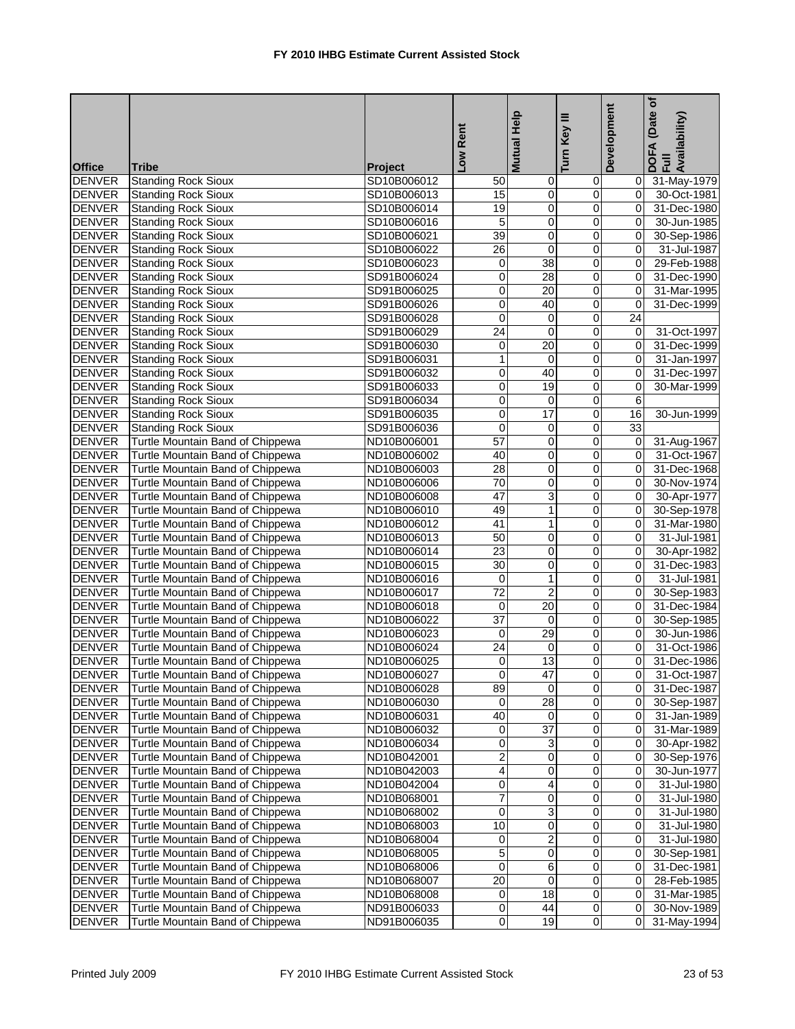# FY 2010 IHBG Estimate Current Assisted Stock

| Office | Tribe | Project | Low Rent | Mutual Help | Turn Key III | Development | DOFA (Date of Full Availability) |
|---|---|---|---|---|---|---|---|
| DENVER | Standing Rock Sioux | SD10B006012 | 50 | 0 | 0 | 0 | 31-May-1979 |
| DENVER | Standing Rock Sioux | SD10B006013 | 15 | 0 | 0 | 0 | 30-Oct-1981 |
| DENVER | Standing Rock Sioux | SD10B006014 | 19 | 0 | 0 | 0 | 31-Dec-1980 |
| DENVER | Standing Rock Sioux | SD10B006016 | 5 | 0 | 0 | 0 | 30-Jun-1985 |
| DENVER | Standing Rock Sioux | SD10B006021 | 39 | 0 | 0 | 0 | 30-Sep-1986 |
| DENVER | Standing Rock Sioux | SD10B006022 | 26 | 0 | 0 | 0 | 31-Jul-1987 |
| DENVER | Standing Rock Sioux | SD10B006023 | 0 | 38 | 0 | 0 | 29-Feb-1988 |
| DENVER | Standing Rock Sioux | SD91B006024 | 0 | 28 | 0 | 0 | 31-Dec-1990 |
| DENVER | Standing Rock Sioux | SD91B006025 | 0 | 20 | 0 | 0 | 31-Mar-1995 |
| DENVER | Standing Rock Sioux | SD91B006026 | 0 | 40 | 0 | 0 | 31-Dec-1999 |
| DENVER | Standing Rock Sioux | SD91B006028 | 0 | 0 | 0 | 24 | |
| DENVER | Standing Rock Sioux | SD91B006029 | 24 | 0 | 0 | 0 | 31-Oct-1997 |
| DENVER | Standing Rock Sioux | SD91B006030 | 0 | 20 | 0 | 0 | 31-Dec-1999 |
| DENVER | Standing Rock Sioux | SD91B006031 | 1 | 0 | 0 | 0 | 31-Jan-1997 |
| DENVER | Standing Rock Sioux | SD91B006032 | 0 | 40 | 0 | 0 | 31-Dec-1997 |
| DENVER | Standing Rock Sioux | SD91B006033 | 0 | 19 | 0 | 0 | 30-Mar-1999 |
| DENVER | Standing Rock Sioux | SD91B006034 | 0 | 0 | 0 | 6 | |
| DENVER | Standing Rock Sioux | SD91B006035 | 0 | 17 | 0 | 16 | 30-Jun-1999 |
| DENVER | Standing Rock Sioux | SD91B006036 | 0 | 0 | 0 | 33 | |
| DENVER | Turtle Mountain Band of Chippewa | ND10B006001 | 57 | 0 | 0 | 0 | 31-Aug-1967 |
| DENVER | Turtle Mountain Band of Chippewa | ND10B006002 | 40 | 0 | 0 | 0 | 31-Oct-1967 |
| DENVER | Turtle Mountain Band of Chippewa | ND10B006003 | 28 | 0 | 0 | 0 | 31-Dec-1968 |
| DENVER | Turtle Mountain Band of Chippewa | ND10B006006 | 70 | 0 | 0 | 0 | 30-Nov-1974 |
| DENVER | Turtle Mountain Band of Chippewa | ND10B006008 | 47 | 3 | 0 | 0 | 30-Apr-1977 |
| DENVER | Turtle Mountain Band of Chippewa | ND10B006010 | 49 | 1 | 0 | 0 | 30-Sep-1978 |
| DENVER | Turtle Mountain Band of Chippewa | ND10B006012 | 41 | 1 | 0 | 0 | 31-Mar-1980 |
| DENVER | Turtle Mountain Band of Chippewa | ND10B006013 | 50 | 0 | 0 | 0 | 31-Jul-1981 |
| DENVER | Turtle Mountain Band of Chippewa | ND10B006014 | 23 | 0 | 0 | 0 | 30-Apr-1982 |
| DENVER | Turtle Mountain Band of Chippewa | ND10B006015 | 30 | 0 | 0 | 0 | 31-Dec-1983 |
| DENVER | Turtle Mountain Band of Chippewa | ND10B006016 | 0 | 1 | 0 | 0 | 31-Jul-1981 |
| DENVER | Turtle Mountain Band of Chippewa | ND10B006017 | 72 | 2 | 0 | 0 | 30-Sep-1983 |
| DENVER | Turtle Mountain Band of Chippewa | ND10B006018 | 0 | 20 | 0 | 0 | 31-Dec-1984 |
| DENVER | Turtle Mountain Band of Chippewa | ND10B006022 | 37 | 0 | 0 | 0 | 30-Sep-1985 |
| DENVER | Turtle Mountain Band of Chippewa | ND10B006023 | 0 | 29 | 0 | 0 | 30-Jun-1986 |
| DENVER | Turtle Mountain Band of Chippewa | ND10B006024 | 24 | 0 | 0 | 0 | 31-Oct-1986 |
| DENVER | Turtle Mountain Band of Chippewa | ND10B006025 | 0 | 13 | 0 | 0 | 31-Dec-1986 |
| DENVER | Turtle Mountain Band of Chippewa | ND10B006027 | 0 | 47 | 0 | 0 | 31-Oct-1987 |
| DENVER | Turtle Mountain Band of Chippewa | ND10B006028 | 89 | 0 | 0 | 0 | 31-Dec-1987 |
| DENVER | Turtle Mountain Band of Chippewa | ND10B006030 | 0 | 28 | 0 | 0 | 30-Sep-1987 |
| DENVER | Turtle Mountain Band of Chippewa | ND10B006031 | 40 | 0 | 0 | 0 | 31-Jan-1989 |
| DENVER | Turtle Mountain Band of Chippewa | ND10B006032 | 0 | 37 | 0 | 0 | 31-Mar-1989 |
| DENVER | Turtle Mountain Band of Chippewa | ND10B006034 | 0 | 3 | 0 | 0 | 30-Apr-1982 |
| DENVER | Turtle Mountain Band of Chippewa | ND10B042001 | 2 | 0 | 0 | 0 | 30-Sep-1976 |
| DENVER | Turtle Mountain Band of Chippewa | ND10B042003 | 4 | 0 | 0 | 0 | 30-Jun-1977 |
| DENVER | Turtle Mountain Band of Chippewa | ND10B042004 | 0 | 4 | 0 | 0 | 31-Jul-1980 |
| DENVER | Turtle Mountain Band of Chippewa | ND10B068001 | 7 | 0 | 0 | 0 | 31-Jul-1980 |
| DENVER | Turtle Mountain Band of Chippewa | ND10B068002 | 0 | 3 | 0 | 0 | 31-Jul-1980 |
| DENVER | Turtle Mountain Band of Chippewa | ND10B068003 | 10 | 0 | 0 | 0 | 31-Jul-1980 |
| DENVER | Turtle Mountain Band of Chippewa | ND10B068004 | 0 | 2 | 0 | 0 | 31-Jul-1980 |
| DENVER | Turtle Mountain Band of Chippewa | ND10B068005 | 5 | 0 | 0 | 0 | 30-Sep-1981 |
| DENVER | Turtle Mountain Band of Chippewa | ND10B068006 | 0 | 6 | 0 | 0 | 31-Dec-1981 |
| DENVER | Turtle Mountain Band of Chippewa | ND10B068007 | 20 | 0 | 0 | 0 | 28-Feb-1985 |
| DENVER | Turtle Mountain Band of Chippewa | ND10B068008 | 0 | 18 | 0 | 0 | 31-Mar-1985 |
| DENVER | Turtle Mountain Band of Chippewa | ND91B006033 | 0 | 44 | 0 | 0 | 30-Nov-1989 |
| DENVER | Turtle Mountain Band of Chippewa | ND91B006035 | 0 | 19 | 0 | 0 | 31-May-1994 |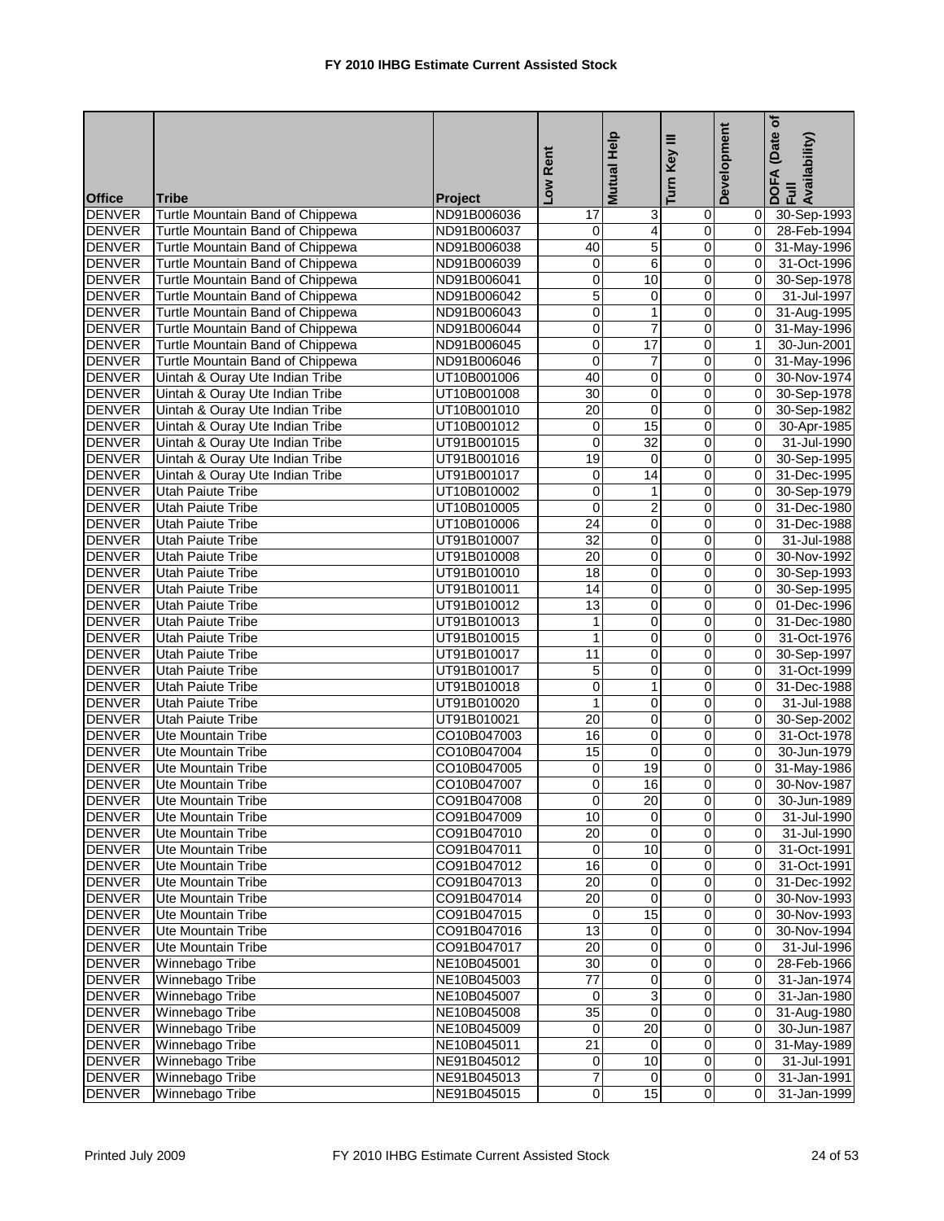# FY 2010 IHBG Estimate Current Assisted Stock

| Office | Tribe | Project | Low Rent | Mutual Help | Turn Key III | Development | DOFA (Date of Full Availability) |
|---|---|---|---|---|---|---|---|
| DENVER | Turtle Mountain Band of Chippewa | ND91B006036 | 17 | 3 | 0 | 0 | 30-Sep-1993 |
| DENVER | Turtle Mountain Band of Chippewa | ND91B006037 | 0 | 4 | 0 | 0 | 28-Feb-1994 |
| DENVER | Turtle Mountain Band of Chippewa | ND91B006038 | 40 | 5 | 0 | 0 | 31-May-1996 |
| DENVER | Turtle Mountain Band of Chippewa | ND91B006039 | 0 | 6 | 0 | 0 | 31-Oct-1996 |
| DENVER | Turtle Mountain Band of Chippewa | ND91B006041 | 0 | 10 | 0 | 0 | 30-Sep-1978 |
| DENVER | Turtle Mountain Band of Chippewa | ND91B006042 | 5 | 0 | 0 | 0 | 31-Jul-1997 |
| DENVER | Turtle Mountain Band of Chippewa | ND91B006043 | 0 | 1 | 0 | 0 | 31-Aug-1995 |
| DENVER | Turtle Mountain Band of Chippewa | ND91B006044 | 0 | 7 | 0 | 0 | 31-May-1996 |
| DENVER | Turtle Mountain Band of Chippewa | ND91B006045 | 0 | 17 | 0 | 1 | 30-Jun-2001 |
| DENVER | Turtle Mountain Band of Chippewa | ND91B006046 | 0 | 7 | 0 | 0 | 31-May-1996 |
| DENVER | Uintah & Ouray Ute Indian Tribe | UT10B001006 | 40 | 0 | 0 | 0 | 30-Nov-1974 |
| DENVER | Uintah & Ouray Ute Indian Tribe | UT10B001008 | 30 | 0 | 0 | 0 | 30-Sep-1978 |
| DENVER | Uintah & Ouray Ute Indian Tribe | UT10B001010 | 20 | 0 | 0 | 0 | 30-Sep-1982 |
| DENVER | Uintah & Ouray Ute Indian Tribe | UT10B001012 | 0 | 15 | 0 | 0 | 30-Apr-1985 |
| DENVER | Uintah & Ouray Ute Indian Tribe | UT91B001015 | 0 | 32 | 0 | 0 | 31-Jul-1990 |
| DENVER | Uintah & Ouray Ute Indian Tribe | UT91B001016 | 19 | 0 | 0 | 0 | 30-Sep-1995 |
| DENVER | Uintah & Ouray Ute Indian Tribe | UT91B001017 | 0 | 14 | 0 | 0 | 31-Dec-1995 |
| DENVER | Utah Paiute Tribe | UT10B010002 | 0 | 1 | 0 | 0 | 30-Sep-1979 |
| DENVER | Utah Paiute Tribe | UT10B010005 | 0 | 2 | 0 | 0 | 31-Dec-1980 |
| DENVER | Utah Paiute Tribe | UT10B010006 | 24 | 0 | 0 | 0 | 31-Dec-1988 |
| DENVER | Utah Paiute Tribe | UT91B010007 | 32 | 0 | 0 | 0 | 31-Jul-1988 |
| DENVER | Utah Paiute Tribe | UT91B010008 | 20 | 0 | 0 | 0 | 30-Nov-1992 |
| DENVER | Utah Paiute Tribe | UT91B010010 | 18 | 0 | 0 | 0 | 30-Sep-1993 |
| DENVER | Utah Paiute Tribe | UT91B010011 | 14 | 0 | 0 | 0 | 30-Sep-1995 |
| DENVER | Utah Paiute Tribe | UT91B010012 | 13 | 0 | 0 | 0 | 01-Dec-1996 |
| DENVER | Utah Paiute Tribe | UT91B010013 | 1 | 0 | 0 | 0 | 31-Dec-1980 |
| DENVER | Utah Paiute Tribe | UT91B010015 | 1 | 0 | 0 | 0 | 31-Oct-1976 |
| DENVER | Utah Paiute Tribe | UT91B010017 | 11 | 0 | 0 | 0 | 30-Sep-1997 |
| DENVER | Utah Paiute Tribe | UT91B010017 | 5 | 0 | 0 | 0 | 31-Oct-1999 |
| DENVER | Utah Paiute Tribe | UT91B010018 | 0 | 1 | 0 | 0 | 31-Dec-1988 |
| DENVER | Utah Paiute Tribe | UT91B010020 | 1 | 0 | 0 | 0 | 31-Jul-1988 |
| DENVER | Utah Paiute Tribe | UT91B010021 | 20 | 0 | 0 | 0 | 30-Sep-2002 |
| DENVER | Ute Mountain Tribe | CO10B047003 | 16 | 0 | 0 | 0 | 31-Oct-1978 |
| DENVER | Ute Mountain Tribe | CO10B047004 | 15 | 0 | 0 | 0 | 30-Jun-1979 |
| DENVER | Ute Mountain Tribe | CO10B047005 | 0 | 19 | 0 | 0 | 31-May-1986 |
| DENVER | Ute Mountain Tribe | CO10B047007 | 0 | 16 | 0 | 0 | 30-Nov-1987 |
| DENVER | Ute Mountain Tribe | CO91B047008 | 0 | 20 | 0 | 0 | 30-Jun-1989 |
| DENVER | Ute Mountain Tribe | CO91B047009 | 10 | 0 | 0 | 0 | 31-Jul-1990 |
| DENVER | Ute Mountain Tribe | CO91B047010 | 20 | 0 | 0 | 0 | 31-Jul-1990 |
| DENVER | Ute Mountain Tribe | CO91B047011 | 0 | 10 | 0 | 0 | 31-Oct-1991 |
| DENVER | Ute Mountain Tribe | CO91B047012 | 16 | 0 | 0 | 0 | 31-Oct-1991 |
| DENVER | Ute Mountain Tribe | CO91B047013 | 20 | 0 | 0 | 0 | 31-Dec-1992 |
| DENVER | Ute Mountain Tribe | CO91B047014 | 20 | 0 | 0 | 0 | 30-Nov-1993 |
| DENVER | Ute Mountain Tribe | CO91B047015 | 0 | 15 | 0 | 0 | 30-Nov-1993 |
| DENVER | Ute Mountain Tribe | CO91B047016 | 13 | 0 | 0 | 0 | 30-Nov-1994 |
| DENVER | Ute Mountain Tribe | CO91B047017 | 20 | 0 | 0 | 0 | 31-Jul-1996 |
| DENVER | Winnebago Tribe | NE10B045001 | 30 | 0 | 0 | 0 | 28-Feb-1966 |
| DENVER | Winnebago Tribe | NE10B045003 | 77 | 0 | 0 | 0 | 31-Jan-1974 |
| DENVER | Winnebago Tribe | NE10B045007 | 0 | 3 | 0 | 0 | 31-Jan-1980 |
| DENVER | Winnebago Tribe | NE10B045008 | 35 | 0 | 0 | 0 | 31-Aug-1980 |
| DENVER | Winnebago Tribe | NE10B045009 | 0 | 20 | 0 | 0 | 30-Jun-1987 |
| DENVER | Winnebago Tribe | NE10B045011 | 21 | 0 | 0 | 0 | 31-May-1989 |
| DENVER | Winnebago Tribe | NE91B045012 | 0 | 10 | 0 | 0 | 31-Jul-1991 |
| DENVER | Winnebago Tribe | NE91B045013 | 7 | 0 | 0 | 0 | 31-Jan-1991 |
| DENVER | Winnebago Tribe | NE91B045015 | 0 | 15 | 0 | 0 | 31-Jan-1999 |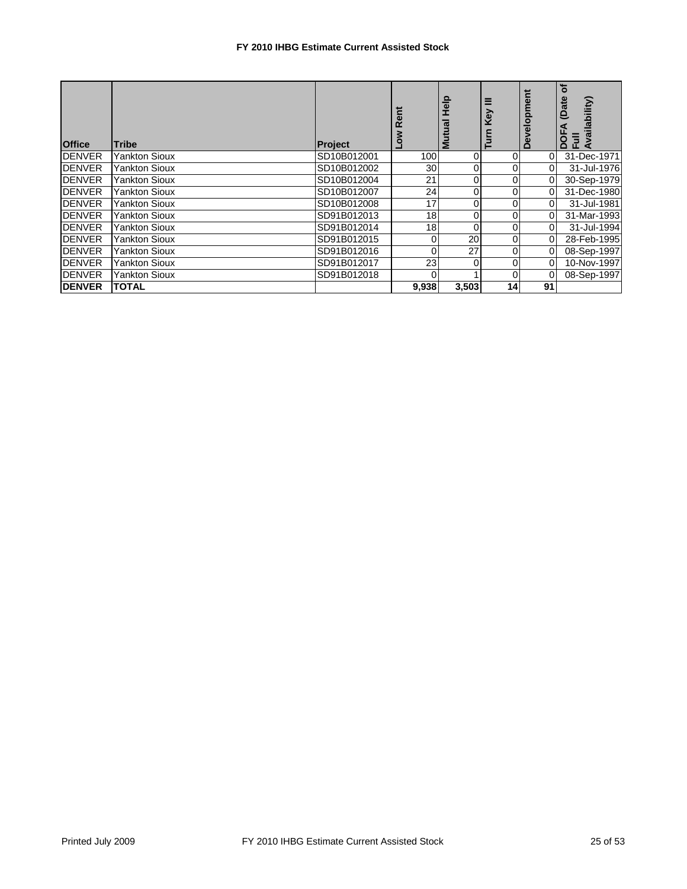# FY 2010 IHBG Estimate Current Assisted Stock

| Office | Tribe | Project | Low Rent | Mutual Help | Turn Key III | Development | DOFA (Date of Full Availability) |
|---|---|---|---|---|---|---|---|
| DENVER | Yankton Sioux | SD10B012001 | 100 | 0 | 0 | 0 | 31-Dec-1971 |
| DENVER | Yankton Sioux | SD10B012002 | 30 | 0 | 0 | 0 | 31-Jul-1976 |
| DENVER | Yankton Sioux | SD10B012004 | 21 | 0 | 0 | 0 | 30-Sep-1979 |
| DENVER | Yankton Sioux | SD10B012007 | 24 | 0 | 0 | 0 | 31-Dec-1980 |
| DENVER | Yankton Sioux | SD10B012008 | 17 | 0 | 0 | 0 | 31-Jul-1981 |
| DENVER | Yankton Sioux | SD91B012013 | 18 | 0 | 0 | 0 | 31-Mar-1993 |
| DENVER | Yankton Sioux | SD91B012014 | 18 | 0 | 0 | 0 | 31-Jul-1994 |
| DENVER | Yankton Sioux | SD91B012015 | 0 | 20 | 0 | 0 | 28-Feb-1995 |
| DENVER | Yankton Sioux | SD91B012016 | 0 | 27 | 0 | 0 | 08-Sep-1997 |
| DENVER | Yankton Sioux | SD91B012017 | 23 | 0 | 0 | 0 | 10-Nov-1997 |
| DENVER | Yankton Sioux | SD91B012018 | 0 | 1 | 0 | 0 | 08-Sep-1997 |
| **DENVER** | **TOTAL** | | **9,938** | **3,503** | **14** | **91** | |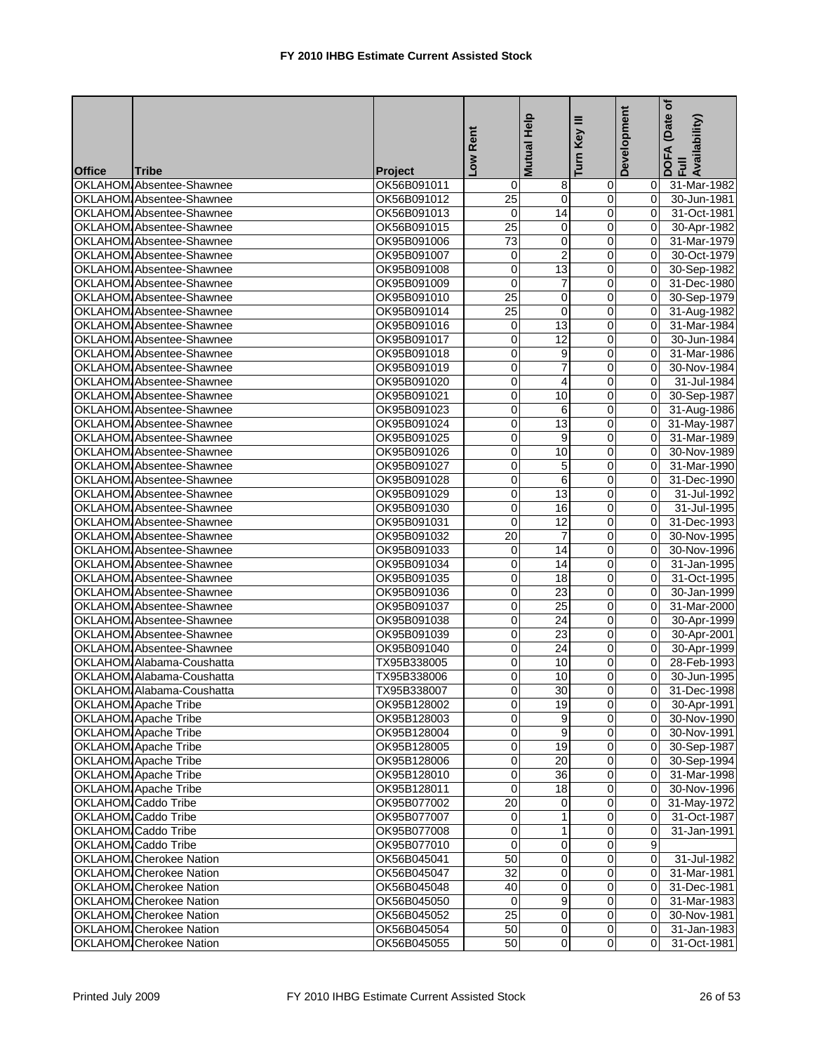# FY 2010 IHBG Estimate Current Assisted Stock

| Office | Tribe | Project | Low Rent | Mutual Help | Turn Key III | Development | DOFA (Date of Full Availability) |
|---|---|---|---|---|---|---|---|
| OKLAHOM | Absentee-Shawnee | OK56B091011 | 0 | 8 | 0 | 0 | 31-Mar-1982 |
| OKLAHOM | Absentee-Shawnee | OK56B091012 | 25 | 0 | 0 | 0 | 30-Jun-1981 |
| OKLAHOM | Absentee-Shawnee | OK56B091013 | 0 | 14 | 0 | 0 | 31-Oct-1981 |
| OKLAHOM | Absentee-Shawnee | OK56B091015 | 25 | 0 | 0 | 0 | 30-Apr-1982 |
| OKLAHOM | Absentee-Shawnee | OK95B091006 | 73 | 0 | 0 | 0 | 31-Mar-1979 |
| OKLAHOM | Absentee-Shawnee | OK95B091007 | 0 | 2 | 0 | 0 | 30-Oct-1979 |
| OKLAHOM | Absentee-Shawnee | OK95B091008 | 0 | 13 | 0 | 0 | 30-Sep-1982 |
| OKLAHOM | Absentee-Shawnee | OK95B091009 | 0 | 7 | 0 | 0 | 31-Dec-1980 |
| OKLAHOM | Absentee-Shawnee | OK95B091010 | 25 | 0 | 0 | 0 | 30-Sep-1979 |
| OKLAHOM | Absentee-Shawnee | OK95B091014 | 25 | 0 | 0 | 0 | 31-Aug-1982 |
| OKLAHOM | Absentee-Shawnee | OK95B091016 | 0 | 13 | 0 | 0 | 31-Mar-1984 |
| OKLAHOM | Absentee-Shawnee | OK95B091017 | 0 | 12 | 0 | 0 | 30-Jun-1984 |
| OKLAHOM | Absentee-Shawnee | OK95B091018 | 0 | 9 | 0 | 0 | 31-Mar-1986 |
| OKLAHOM | Absentee-Shawnee | OK95B091019 | 0 | 7 | 0 | 0 | 30-Nov-1984 |
| OKLAHOM | Absentee-Shawnee | OK95B091020 | 0 | 4 | 0 | 0 | 31-Jul-1984 |
| OKLAHOM | Absentee-Shawnee | OK95B091021 | 0 | 10 | 0 | 0 | 30-Sep-1987 |
| OKLAHOM | Absentee-Shawnee | OK95B091023 | 0 | 6 | 0 | 0 | 31-Aug-1986 |
| OKLAHOM | Absentee-Shawnee | OK95B091024 | 0 | 13 | 0 | 0 | 31-May-1987 |
| OKLAHOM | Absentee-Shawnee | OK95B091025 | 0 | 9 | 0 | 0 | 31-Mar-1989 |
| OKLAHOM | Absentee-Shawnee | OK95B091026 | 0 | 10 | 0 | 0 | 30-Nov-1989 |
| OKLAHOM | Absentee-Shawnee | OK95B091027 | 0 | 5 | 0 | 0 | 31-Mar-1990 |
| OKLAHOM | Absentee-Shawnee | OK95B091028 | 0 | 6 | 0 | 0 | 31-Dec-1990 |
| OKLAHOM | Absentee-Shawnee | OK95B091029 | 0 | 13 | 0 | 0 | 31-Jul-1992 |
| OKLAHOM | Absentee-Shawnee | OK95B091030 | 0 | 16 | 0 | 0 | 31-Jul-1995 |
| OKLAHOM | Absentee-Shawnee | OK95B091031 | 0 | 12 | 0 | 0 | 31-Dec-1993 |
| OKLAHOM | Absentee-Shawnee | OK95B091032 | 20 | 7 | 0 | 0 | 30-Nov-1995 |
| OKLAHOM | Absentee-Shawnee | OK95B091033 | 0 | 14 | 0 | 0 | 30-Nov-1996 |
| OKLAHOM | Absentee-Shawnee | OK95B091034 | 0 | 14 | 0 | 0 | 31-Jan-1995 |
| OKLAHOM | Absentee-Shawnee | OK95B091035 | 0 | 18 | 0 | 0 | 31-Oct-1995 |
| OKLAHOM | Absentee-Shawnee | OK95B091036 | 0 | 23 | 0 | 0 | 30-Jan-1999 |
| OKLAHOM | Absentee-Shawnee | OK95B091037 | 0 | 25 | 0 | 0 | 31-Mar-2000 |
| OKLAHOM | Absentee-Shawnee | OK95B091038 | 0 | 24 | 0 | 0 | 30-Apr-1999 |
| OKLAHOM | Absentee-Shawnee | OK95B091039 | 0 | 23 | 0 | 0 | 30-Apr-2001 |
| OKLAHOM | Absentee-Shawnee | OK95B091040 | 0 | 24 | 0 | 0 | 30-Apr-1999 |
| OKLAHOM | Alabama-Coushatta | TX95B338005 | 0 | 10 | 0 | 0 | 28-Feb-1993 |
| OKLAHOM | Alabama-Coushatta | TX95B338006 | 0 | 10 | 0 | 0 | 30-Jun-1995 |
| OKLAHOM | Alabama-Coushatta | TX95B338007 | 0 | 30 | 0 | 0 | 31-Dec-1998 |
| OKLAHOM | Apache Tribe | OK95B128002 | 0 | 19 | 0 | 0 | 30-Apr-1991 |
| OKLAHOM | Apache Tribe | OK95B128003 | 0 | 9 | 0 | 0 | 30-Nov-1990 |
| OKLAHOM | Apache Tribe | OK95B128004 | 0 | 9 | 0 | 0 | 30-Nov-1991 |
| OKLAHOM | Apache Tribe | OK95B128005 | 0 | 19 | 0 | 0 | 30-Sep-1987 |
| OKLAHOM | Apache Tribe | OK95B128006 | 0 | 20 | 0 | 0 | 30-Sep-1994 |
| OKLAHOM | Apache Tribe | OK95B128010 | 0 | 36 | 0 | 0 | 31-Mar-1998 |
| OKLAHOM | Apache Tribe | OK95B128011 | 0 | 18 | 0 | 0 | 30-Nov-1996 |
| OKLAHOM | Caddo Tribe | OK95B077002 | 20 | 0 | 0 | 0 | 31-May-1972 |
| OKLAHOM | Caddo Tribe | OK95B077007 | 0 | 1 | 0 | 0 | 31-Oct-1987 |
| OKLAHOM | Caddo Tribe | OK95B077008 | 0 | 1 | 0 | 0 | 31-Jan-1991 |
| OKLAHOM | Caddo Tribe | OK95B077010 | 0 | 0 | 0 | 9 | |
| OKLAHOM | Cherokee Nation | OK56B045041 | 50 | 0 | 0 | 0 | 31-Jul-1982 |
| OKLAHOM | Cherokee Nation | OK56B045047 | 32 | 0 | 0 | 0 | 31-Mar-1981 |
| OKLAHOM | Cherokee Nation | OK56B045048 | 40 | 0 | 0 | 0 | 31-Dec-1981 |
| OKLAHOM | Cherokee Nation | OK56B045050 | 0 | 9 | 0 | 0 | 31-Mar-1983 |
| OKLAHOM | Cherokee Nation | OK56B045052 | 25 | 0 | 0 | 0 | 30-Nov-1981 |
| OKLAHOM | Cherokee Nation | OK56B045054 | 50 | 0 | 0 | 0 | 31-Jan-1983 |
| OKLAHOM | Cherokee Nation | OK56B045055 | 50 | 0 | 0 | 0 | 31-Oct-1981 |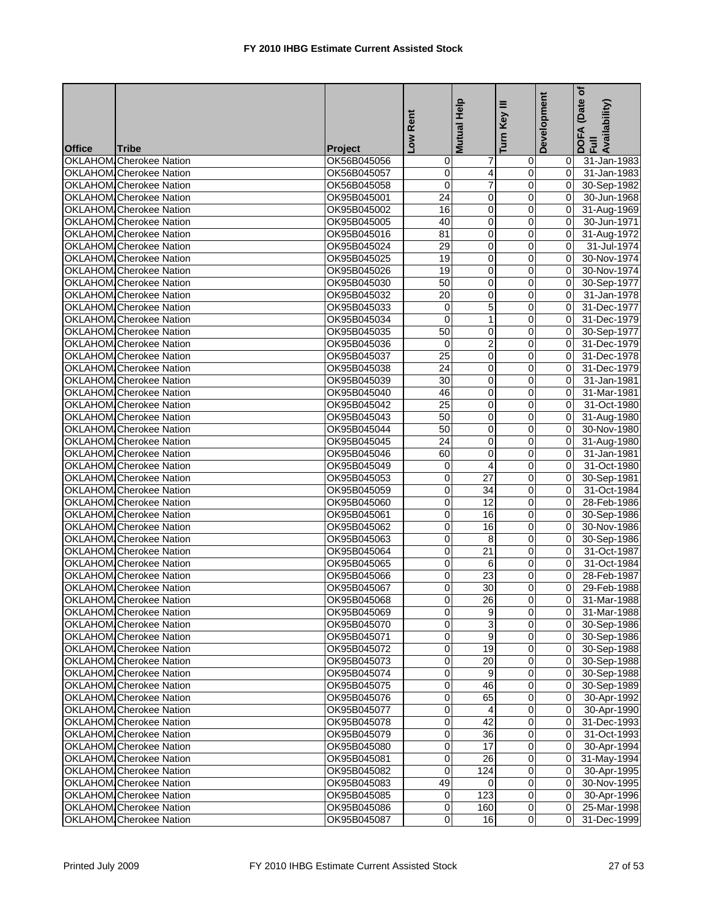# FY 2010 IHBG Estimate Current Assisted Stock

| Office | Tribe | Project | Low Rent | Mutual Help | Turn Key III | Development | DOFA (Date of Full Availability) |
|---|---|---|---|---|---|---|---|
| OKLAHOM. | Cherokee Nation | OK56B045056 | 0 | 7 | 0 | 0 | 31-Jan-1983 |
| OKLAHOM. | Cherokee Nation | OK56B045057 | 0 | 4 | 0 | 0 | 31-Jan-1983 |
| OKLAHOM. | Cherokee Nation | OK56B045058 | 0 | 7 | 0 | 0 | 30-Sep-1982 |
| OKLAHOM. | Cherokee Nation | OK95B045001 | 24 | 0 | 0 | 0 | 30-Jun-1968 |
| OKLAHOM. | Cherokee Nation | OK95B045002 | 16 | 0 | 0 | 0 | 31-Aug-1969 |
| OKLAHOM. | Cherokee Nation | OK95B045005 | 40 | 0 | 0 | 0 | 30-Jun-1971 |
| OKLAHOM. | Cherokee Nation | OK95B045016 | 81 | 0 | 0 | 0 | 31-Aug-1972 |
| OKLAHOM. | Cherokee Nation | OK95B045024 | 29 | 0 | 0 | 0 | 31-Jul-1974 |
| OKLAHOM. | Cherokee Nation | OK95B045025 | 19 | 0 | 0 | 0 | 30-Nov-1974 |
| OKLAHOM. | Cherokee Nation | OK95B045026 | 19 | 0 | 0 | 0 | 30-Nov-1974 |
| OKLAHOM. | Cherokee Nation | OK95B045030 | 50 | 0 | 0 | 0 | 30-Sep-1977 |
| OKLAHOM. | Cherokee Nation | OK95B045032 | 20 | 0 | 0 | 0 | 31-Jan-1978 |
| OKLAHOM. | Cherokee Nation | OK95B045033 | 0 | 5 | 0 | 0 | 31-Dec-1977 |
| OKLAHOM. | Cherokee Nation | OK95B045034 | 0 | 1 | 0 | 0 | 31-Dec-1979 |
| OKLAHOM. | Cherokee Nation | OK95B045035 | 50 | 0 | 0 | 0 | 30-Sep-1977 |
| OKLAHOM. | Cherokee Nation | OK95B045036 | 0 | 2 | 0 | 0 | 31-Dec-1979 |
| OKLAHOM. | Cherokee Nation | OK95B045037 | 25 | 0 | 0 | 0 | 31-Dec-1978 |
| OKLAHOM. | Cherokee Nation | OK95B045038 | 24 | 0 | 0 | 0 | 31-Dec-1979 |
| OKLAHOM. | Cherokee Nation | OK95B045039 | 30 | 0 | 0 | 0 | 31-Jan-1981 |
| OKLAHOM. | Cherokee Nation | OK95B045040 | 46 | 0 | 0 | 0 | 31-Mar-1981 |
| OKLAHOM. | Cherokee Nation | OK95B045042 | 25 | 0 | 0 | 0 | 31-Oct-1980 |
| OKLAHOM. | Cherokee Nation | OK95B045043 | 50 | 0 | 0 | 0 | 31-Aug-1980 |
| OKLAHOM. | Cherokee Nation | OK95B045044 | 50 | 0 | 0 | 0 | 30-Nov-1980 |
| OKLAHOM. | Cherokee Nation | OK95B045045 | 24 | 0 | 0 | 0 | 31-Aug-1980 |
| OKLAHOM. | Cherokee Nation | OK95B045046 | 60 | 0 | 0 | 0 | 31-Jan-1981 |
| OKLAHOM. | Cherokee Nation | OK95B045049 | 0 | 4 | 0 | 0 | 31-Oct-1980 |
| OKLAHOM. | Cherokee Nation | OK95B045053 | 0 | 27 | 0 | 0 | 30-Sep-1981 |
| OKLAHOM. | Cherokee Nation | OK95B045059 | 0 | 34 | 0 | 0 | 31-Oct-1984 |
| OKLAHOM. | Cherokee Nation | OK95B045060 | 0 | 12 | 0 | 0 | 28-Feb-1986 |
| OKLAHOM. | Cherokee Nation | OK95B045061 | 0 | 16 | 0 | 0 | 30-Sep-1986 |
| OKLAHOM. | Cherokee Nation | OK95B045062 | 0 | 16 | 0 | 0 | 30-Nov-1986 |
| OKLAHOM. | Cherokee Nation | OK95B045063 | 0 | 8 | 0 | 0 | 30-Sep-1986 |
| OKLAHOM. | Cherokee Nation | OK95B045064 | 0 | 21 | 0 | 0 | 31-Oct-1987 |
| OKLAHOM. | Cherokee Nation | OK95B045065 | 0 | 6 | 0 | 0 | 31-Oct-1984 |
| OKLAHOM. | Cherokee Nation | OK95B045066 | 0 | 23 | 0 | 0 | 28-Feb-1987 |
| OKLAHOM. | Cherokee Nation | OK95B045067 | 0 | 30 | 0 | 0 | 29-Feb-1988 |
| OKLAHOM. | Cherokee Nation | OK95B045068 | 0 | 26 | 0 | 0 | 31-Mar-1988 |
| OKLAHOM. | Cherokee Nation | OK95B045069 | 0 | 9 | 0 | 0 | 31-Mar-1988 |
| OKLAHOM. | Cherokee Nation | OK95B045070 | 0 | 3 | 0 | 0 | 30-Sep-1986 |
| OKLAHOM. | Cherokee Nation | OK95B045071 | 0 | 9 | 0 | 0 | 30-Sep-1986 |
| OKLAHOM. | Cherokee Nation | OK95B045072 | 0 | 19 | 0 | 0 | 30-Sep-1988 |
| OKLAHOM. | Cherokee Nation | OK95B045073 | 0 | 20 | 0 | 0 | 30-Sep-1988 |
| OKLAHOM. | Cherokee Nation | OK95B045074 | 0 | 9 | 0 | 0 | 30-Sep-1988 |
| OKLAHOM. | Cherokee Nation | OK95B045075 | 0 | 46 | 0 | 0 | 30-Sep-1989 |
| OKLAHOM. | Cherokee Nation | OK95B045076 | 0 | 65 | 0 | 0 | 30-Apr-1992 |
| OKLAHOM. | Cherokee Nation | OK95B045077 | 0 | 4 | 0 | 0 | 30-Apr-1990 |
| OKLAHOM. | Cherokee Nation | OK95B045078 | 0 | 42 | 0 | 0 | 31-Dec-1993 |
| OKLAHOM. | Cherokee Nation | OK95B045079 | 0 | 36 | 0 | 0 | 31-Oct-1993 |
| OKLAHOM. | Cherokee Nation | OK95B045080 | 0 | 17 | 0 | 0 | 30-Apr-1994 |
| OKLAHOM. | Cherokee Nation | OK95B045081 | 0 | 26 | 0 | 0 | 31-May-1994 |
| OKLAHOM. | Cherokee Nation | OK95B045082 | 0 | 124 | 0 | 0 | 30-Apr-1995 |
| OKLAHOM. | Cherokee Nation | OK95B045083 | 49 | 0 | 0 | 0 | 30-Nov-1995 |
| OKLAHOM. | Cherokee Nation | OK95B045085 | 0 | 123 | 0 | 0 | 30-Apr-1996 |
| OKLAHOM. | Cherokee Nation | OK95B045086 | 0 | 160 | 0 | 0 | 25-Mar-1998 |
| OKLAHOM. | Cherokee Nation | OK95B045087 | 0 | 16 | 0 | 0 | 31-Dec-1999 |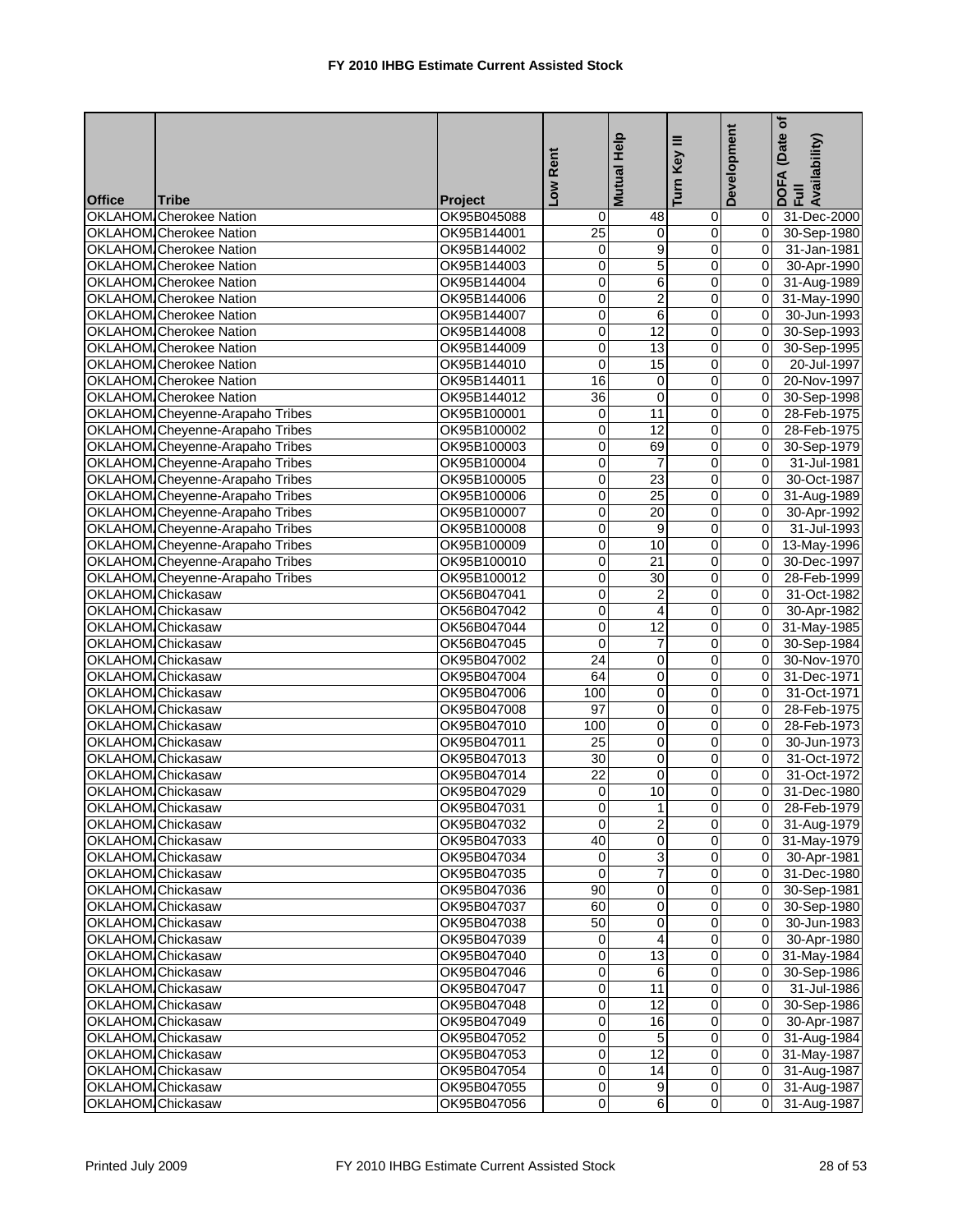# FY 2010 IHBG Estimate Current Assisted Stock

| Office | Tribe | Project | Low Rent | Mutual Help | Turn Key III | Development | DOFA (Date of Full Availability) |
|---|---|---|---|---|---|---|---|
| OKLAHOM | Cherokee Nation | OK95B045088 | 0 | 48 | 0 | 0 | 31-Dec-2000 |
| OKLAHOM | Cherokee Nation | OK95B144001 | 25 | 0 | 0 | 0 | 30-Sep-1980 |
| OKLAHOM | Cherokee Nation | OK95B144002 | 0 | 9 | 0 | 0 | 31-Jan-1981 |
| OKLAHOM | Cherokee Nation | OK95B144003 | 0 | 5 | 0 | 0 | 30-Apr-1990 |
| OKLAHOM | Cherokee Nation | OK95B144004 | 0 | 6 | 0 | 0 | 31-Aug-1989 |
| OKLAHOM | Cherokee Nation | OK95B144006 | 0 | 2 | 0 | 0 | 31-May-1990 |
| OKLAHOM | Cherokee Nation | OK95B144007 | 0 | 6 | 0 | 0 | 30-Jun-1993 |
| OKLAHOM | Cherokee Nation | OK95B144008 | 0 | 12 | 0 | 0 | 30-Sep-1993 |
| OKLAHOM | Cherokee Nation | OK95B144009 | 0 | 13 | 0 | 0 | 30-Sep-1995 |
| OKLAHOM | Cherokee Nation | OK95B144010 | 0 | 15 | 0 | 0 | 20-Jul-1997 |
| OKLAHOM | Cherokee Nation | OK95B144011 | 16 | 0 | 0 | 0 | 20-Nov-1997 |
| OKLAHOM | Cherokee Nation | OK95B144012 | 36 | 0 | 0 | 0 | 30-Sep-1998 |
| OKLAHOM | Cheyenne-Arapaho Tribes | OK95B100001 | 0 | 11 | 0 | 0 | 28-Feb-1975 |
| OKLAHOM | Cheyenne-Arapaho Tribes | OK95B100002 | 0 | 12 | 0 | 0 | 28-Feb-1975 |
| OKLAHOM | Cheyenne-Arapaho Tribes | OK95B100003 | 0 | 69 | 0 | 0 | 30-Sep-1979 |
| OKLAHOM | Cheyenne-Arapaho Tribes | OK95B100004 | 0 | 7 | 0 | 0 | 31-Jul-1981 |
| OKLAHOM | Cheyenne-Arapaho Tribes | OK95B100005 | 0 | 23 | 0 | 0 | 30-Oct-1987 |
| OKLAHOM | Cheyenne-Arapaho Tribes | OK95B100006 | 0 | 25 | 0 | 0 | 31-Aug-1989 |
| OKLAHOM | Cheyenne-Arapaho Tribes | OK95B100007 | 0 | 20 | 0 | 0 | 30-Apr-1992 |
| OKLAHOM | Cheyenne-Arapaho Tribes | OK95B100008 | 0 | 9 | 0 | 0 | 31-Jul-1993 |
| OKLAHOM | Cheyenne-Arapaho Tribes | OK95B100009 | 0 | 10 | 0 | 0 | 13-May-1996 |
| OKLAHOM | Cheyenne-Arapaho Tribes | OK95B100010 | 0 | 21 | 0 | 0 | 30-Dec-1997 |
| OKLAHOM | Cheyenne-Arapaho Tribes | OK95B100012 | 0 | 30 | 0 | 0 | 28-Feb-1999 |
| OKLAHOM | Chickasaw | OK56B047041 | 0 | 2 | 0 | 0 | 31-Oct-1982 |
| OKLAHOM | Chickasaw | OK56B047042 | 0 | 4 | 0 | 0 | 30-Apr-1982 |
| OKLAHOM | Chickasaw | OK56B047044 | 0 | 12 | 0 | 0 | 31-May-1985 |
| OKLAHOM | Chickasaw | OK56B047045 | 0 | 7 | 0 | 0 | 30-Sep-1984 |
| OKLAHOM | Chickasaw | OK95B047002 | 24 | 0 | 0 | 0 | 30-Nov-1970 |
| OKLAHOM | Chickasaw | OK95B047004 | 64 | 0 | 0 | 0 | 31-Dec-1971 |
| OKLAHOM | Chickasaw | OK95B047006 | 100 | 0 | 0 | 0 | 31-Oct-1971 |
| OKLAHOM | Chickasaw | OK95B047008 | 97 | 0 | 0 | 0 | 28-Feb-1975 |
| OKLAHOM | Chickasaw | OK95B047010 | 100 | 0 | 0 | 0 | 28-Feb-1973 |
| OKLAHOM | Chickasaw | OK95B047011 | 25 | 0 | 0 | 0 | 30-Jun-1973 |
| OKLAHOM | Chickasaw | OK95B047013 | 30 | 0 | 0 | 0 | 31-Oct-1972 |
| OKLAHOM | Chickasaw | OK95B047014 | 22 | 0 | 0 | 0 | 31-Oct-1972 |
| OKLAHOM | Chickasaw | OK95B047029 | 0 | 10 | 0 | 0 | 31-Dec-1980 |
| OKLAHOM | Chickasaw | OK95B047031 | 0 | 1 | 0 | 0 | 28-Feb-1979 |
| OKLAHOM | Chickasaw | OK95B047032 | 0 | 2 | 0 | 0 | 31-Aug-1979 |
| OKLAHOM | Chickasaw | OK95B047033 | 40 | 0 | 0 | 0 | 31-May-1979 |
| OKLAHOM | Chickasaw | OK95B047034 | 0 | 3 | 0 | 0 | 30-Apr-1981 |
| OKLAHOM | Chickasaw | OK95B047035 | 0 | 7 | 0 | 0 | 31-Dec-1980 |
| OKLAHOM | Chickasaw | OK95B047036 | 90 | 0 | 0 | 0 | 30-Sep-1981 |
| OKLAHOM | Chickasaw | OK95B047037 | 60 | 0 | 0 | 0 | 30-Sep-1980 |
| OKLAHOM | Chickasaw | OK95B047038 | 50 | 0 | 0 | 0 | 30-Jun-1983 |
| OKLAHOM | Chickasaw | OK95B047039 | 0 | 4 | 0 | 0 | 30-Apr-1980 |
| OKLAHOM | Chickasaw | OK95B047040 | 0 | 13 | 0 | 0 | 31-May-1984 |
| OKLAHOM | Chickasaw | OK95B047046 | 0 | 6 | 0 | 0 | 30-Sep-1986 |
| OKLAHOM | Chickasaw | OK95B047047 | 0 | 11 | 0 | 0 | 31-Jul-1986 |
| OKLAHOM | Chickasaw | OK95B047048 | 0 | 12 | 0 | 0 | 30-Sep-1986 |
| OKLAHOM | Chickasaw | OK95B047049 | 0 | 16 | 0 | 0 | 30-Apr-1987 |
| OKLAHOM | Chickasaw | OK95B047052 | 0 | 5 | 0 | 0 | 31-Aug-1984 |
| OKLAHOM | Chickasaw | OK95B047053 | 0 | 12 | 0 | 0 | 31-May-1987 |
| OKLAHOM | Chickasaw | OK95B047054 | 0 | 14 | 0 | 0 | 31-Aug-1987 |
| OKLAHOM | Chickasaw | OK95B047055 | 0 | 9 | 0 | 0 | 31-Aug-1987 |
| OKLAHOM | Chickasaw | OK95B047056 | 0 | 6 | 0 | 0 | 31-Aug-1987 |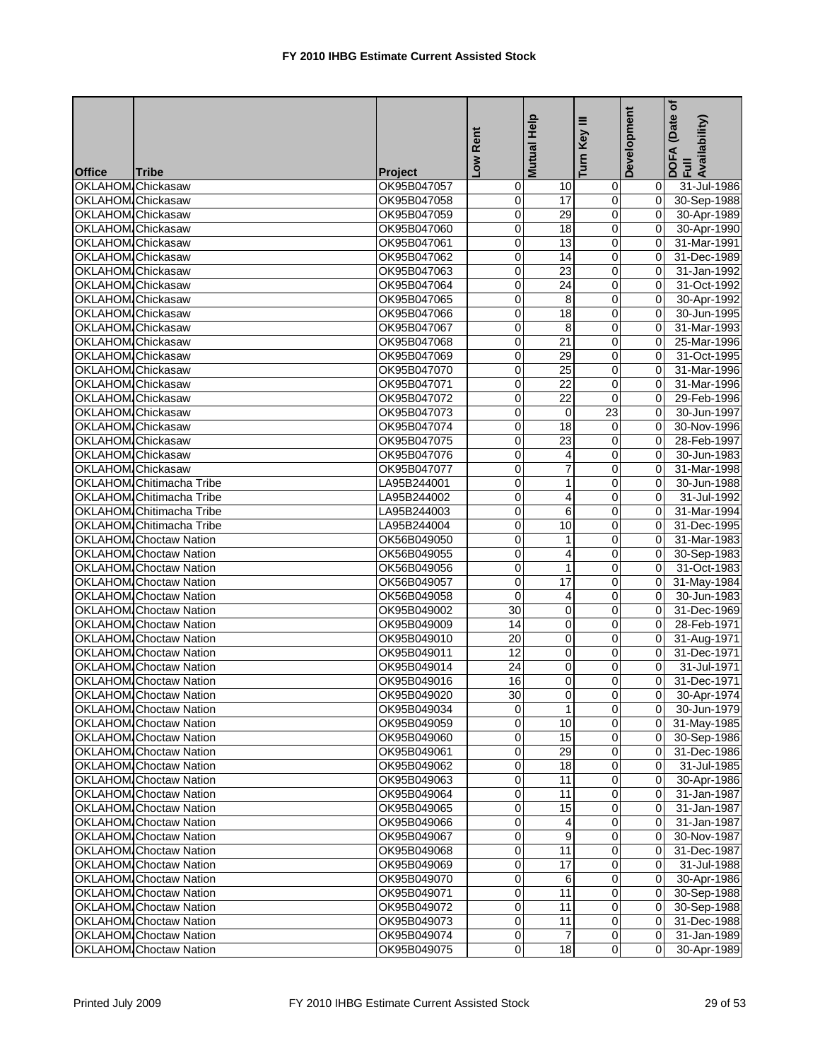# FY 2010 IHBG Estimate Current Assisted Stock

| Office | Tribe | Project | Low Rent | Mutual Help | Turn Key III | Development | DOFA (Date of Full Availability) |
|---|---|---|---|---|---|---|---|
| OKLAHOM | Chickasaw | OK95B047057 | 0 | 10 | 0 | 0 | 31-Jul-1986 |
| OKLAHOM | Chickasaw | OK95B047058 | 0 | 17 | 0 | 0 | 30-Sep-1988 |
| OKLAHOM | Chickasaw | OK95B047059 | 0 | 29 | 0 | 0 | 30-Apr-1989 |
| OKLAHOM | Chickasaw | OK95B047060 | 0 | 18 | 0 | 0 | 30-Apr-1990 |
| OKLAHOM | Chickasaw | OK95B047061 | 0 | 13 | 0 | 0 | 31-Mar-1991 |
| OKLAHOM | Chickasaw | OK95B047062 | 0 | 14 | 0 | 0 | 31-Dec-1989 |
| OKLAHOM | Chickasaw | OK95B047063 | 0 | 23 | 0 | 0 | 31-Jan-1992 |
| OKLAHOM | Chickasaw | OK95B047064 | 0 | 24 | 0 | 0 | 31-Oct-1992 |
| OKLAHOM | Chickasaw | OK95B047065 | 0 | 8 | 0 | 0 | 30-Apr-1992 |
| OKLAHOM | Chickasaw | OK95B047066 | 0 | 18 | 0 | 0 | 30-Jun-1995 |
| OKLAHOM | Chickasaw | OK95B047067 | 0 | 8 | 0 | 0 | 31-Mar-1993 |
| OKLAHOM | Chickasaw | OK95B047068 | 0 | 21 | 0 | 0 | 25-Mar-1996 |
| OKLAHOM | Chickasaw | OK95B047069 | 0 | 29 | 0 | 0 | 31-Oct-1995 |
| OKLAHOM | Chickasaw | OK95B047070 | 0 | 25 | 0 | 0 | 31-Mar-1996 |
| OKLAHOM | Chickasaw | OK95B047071 | 0 | 22 | 0 | 0 | 31-Mar-1996 |
| OKLAHOM | Chickasaw | OK95B047072 | 0 | 22 | 0 | 0 | 29-Feb-1996 |
| OKLAHOM | Chickasaw | OK95B047073 | 0 | 0 | 23 | 0 | 30-Jun-1997 |
| OKLAHOM | Chickasaw | OK95B047074 | 0 | 18 | 0 | 0 | 30-Nov-1996 |
| OKLAHOM | Chickasaw | OK95B047075 | 0 | 23 | 0 | 0 | 28-Feb-1997 |
| OKLAHOM | Chickasaw | OK95B047076 | 0 | 4 | 0 | 0 | 30-Jun-1983 |
| OKLAHOM | Chickasaw | OK95B047077 | 0 | 7 | 0 | 0 | 31-Mar-1998 |
| OKLAHOM | Chitimacha Tribe | LA95B244001 | 0 | 1 | 0 | 0 | 30-Jun-1988 |
| OKLAHOM | Chitimacha Tribe | LA95B244002 | 0 | 4 | 0 | 0 | 31-Jul-1992 |
| OKLAHOM | Chitimacha Tribe | LA95B244003 | 0 | 6 | 0 | 0 | 31-Mar-1994 |
| OKLAHOM | Chitimacha Tribe | LA95B244004 | 0 | 10 | 0 | 0 | 31-Dec-1995 |
| OKLAHOM | Choctaw Nation | OK56B049050 | 0 | 1 | 0 | 0 | 31-Mar-1983 |
| OKLAHOM | Choctaw Nation | OK56B049055 | 0 | 4 | 0 | 0 | 30-Sep-1983 |
| OKLAHOM | Choctaw Nation | OK56B049056 | 0 | 1 | 0 | 0 | 31-Oct-1983 |
| OKLAHOM | Choctaw Nation | OK56B049057 | 0 | 17 | 0 | 0 | 31-May-1984 |
| OKLAHOM | Choctaw Nation | OK56B049058 | 0 | 4 | 0 | 0 | 30-Jun-1983 |
| OKLAHOM | Choctaw Nation | OK95B049002 | 30 | 0 | 0 | 0 | 31-Dec-1969 |
| OKLAHOM | Choctaw Nation | OK95B049009 | 14 | 0 | 0 | 0 | 28-Feb-1971 |
| OKLAHOM | Choctaw Nation | OK95B049010 | 20 | 0 | 0 | 0 | 31-Aug-1971 |
| OKLAHOM | Choctaw Nation | OK95B049011 | 12 | 0 | 0 | 0 | 31-Dec-1971 |
| OKLAHOM | Choctaw Nation | OK95B049014 | 24 | 0 | 0 | 0 | 31-Jul-1971 |
| OKLAHOM | Choctaw Nation | OK95B049016 | 16 | 0 | 0 | 0 | 31-Dec-1971 |
| OKLAHOM | Choctaw Nation | OK95B049020 | 30 | 0 | 0 | 0 | 30-Apr-1974 |
| OKLAHOM | Choctaw Nation | OK95B049034 | 0 | 1 | 0 | 0 | 30-Jun-1979 |
| OKLAHOM | Choctaw Nation | OK95B049059 | 0 | 10 | 0 | 0 | 31-May-1985 |
| OKLAHOM | Choctaw Nation | OK95B049060 | 0 | 15 | 0 | 0 | 30-Sep-1986 |
| OKLAHOM | Choctaw Nation | OK95B049061 | 0 | 29 | 0 | 0 | 31-Dec-1986 |
| OKLAHOM | Choctaw Nation | OK95B049062 | 0 | 18 | 0 | 0 | 31-Jul-1985 |
| OKLAHOM | Choctaw Nation | OK95B049063 | 0 | 11 | 0 | 0 | 30-Apr-1986 |
| OKLAHOM | Choctaw Nation | OK95B049064 | 0 | 11 | 0 | 0 | 31-Jan-1987 |
| OKLAHOM | Choctaw Nation | OK95B049065 | 0 | 15 | 0 | 0 | 31-Jan-1987 |
| OKLAHOM | Choctaw Nation | OK95B049066 | 0 | 4 | 0 | 0 | 31-Jan-1987 |
| OKLAHOM | Choctaw Nation | OK95B049067 | 0 | 9 | 0 | 0 | 30-Nov-1987 |
| OKLAHOM | Choctaw Nation | OK95B049068 | 0 | 11 | 0 | 0 | 31-Dec-1987 |
| OKLAHOM | Choctaw Nation | OK95B049069 | 0 | 17 | 0 | 0 | 31-Jul-1988 |
| OKLAHOM | Choctaw Nation | OK95B049070 | 0 | 6 | 0 | 0 | 30-Apr-1986 |
| OKLAHOM | Choctaw Nation | OK95B049071 | 0 | 11 | 0 | 0 | 30-Sep-1988 |
| OKLAHOM | Choctaw Nation | OK95B049072 | 0 | 11 | 0 | 0 | 30-Sep-1988 |
| OKLAHOM | Choctaw Nation | OK95B049073 | 0 | 11 | 0 | 0 | 31-Dec-1988 |
| OKLAHOM | Choctaw Nation | OK95B049074 | 0 | 7 | 0 | 0 | 31-Jan-1989 |
| OKLAHOM | Choctaw Nation | OK95B049075 | 0 | 18 | 0 | 0 | 30-Apr-1989 |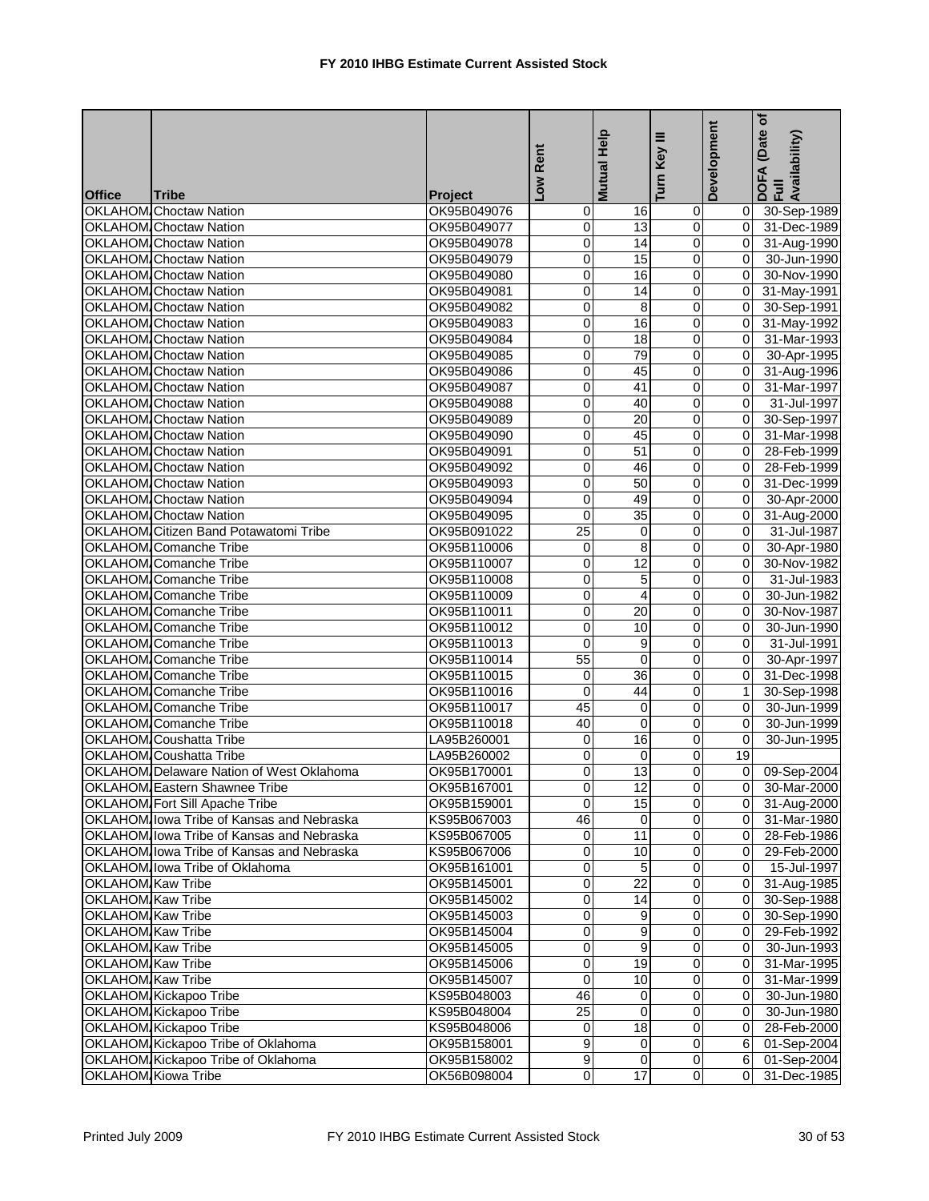# FY 2010 IHBG Estimate Current Assisted Stock

| Office | Tribe | Project | Low Rent | Mutual Help | Turn Key III | Development | DOFA (Date of Full Availability) |
|---|---|---|---|---|---|---|---|
| OKLAHOM | Choctaw Nation | OK95B049076 | 0 | 16 | 0 | 0 | 30-Sep-1989 |
| OKLAHOM | Choctaw Nation | OK95B049077 | 0 | 13 | 0 | 0 | 31-Dec-1989 |
| OKLAHOM | Choctaw Nation | OK95B049078 | 0 | 14 | 0 | 0 | 31-Aug-1990 |
| OKLAHOM | Choctaw Nation | OK95B049079 | 0 | 15 | 0 | 0 | 30-Jun-1990 |
| OKLAHOM | Choctaw Nation | OK95B049080 | 0 | 16 | 0 | 0 | 30-Nov-1990 |
| OKLAHOM | Choctaw Nation | OK95B049081 | 0 | 14 | 0 | 0 | 31-May-1991 |
| OKLAHOM | Choctaw Nation | OK95B049082 | 0 | 8 | 0 | 0 | 30-Sep-1991 |
| OKLAHOM | Choctaw Nation | OK95B049083 | 0 | 16 | 0 | 0 | 31-May-1992 |
| OKLAHOM | Choctaw Nation | OK95B049084 | 0 | 18 | 0 | 0 | 31-Mar-1993 |
| OKLAHOM | Choctaw Nation | OK95B049085 | 0 | 79 | 0 | 0 | 30-Apr-1995 |
| OKLAHOM | Choctaw Nation | OK95B049086 | 0 | 45 | 0 | 0 | 31-Aug-1996 |
| OKLAHOM | Choctaw Nation | OK95B049087 | 0 | 41 | 0 | 0 | 31-Mar-1997 |
| OKLAHOM | Choctaw Nation | OK95B049088 | 0 | 40 | 0 | 0 | 31-Jul-1997 |
| OKLAHOM | Choctaw Nation | OK95B049089 | 0 | 20 | 0 | 0 | 30-Sep-1997 |
| OKLAHOM | Choctaw Nation | OK95B049090 | 0 | 45 | 0 | 0 | 31-Mar-1998 |
| OKLAHOM | Choctaw Nation | OK95B049091 | 0 | 51 | 0 | 0 | 28-Feb-1999 |
| OKLAHOM | Choctaw Nation | OK95B049092 | 0 | 46 | 0 | 0 | 28-Feb-1999 |
| OKLAHOM | Choctaw Nation | OK95B049093 | 0 | 50 | 0 | 0 | 31-Dec-1999 |
| OKLAHOM | Choctaw Nation | OK95B049094 | 0 | 49 | 0 | 0 | 30-Apr-2000 |
| OKLAHOM | Choctaw Nation | OK95B049095 | 0 | 35 | 0 | 0 | 31-Aug-2000 |
| OKLAHOM | Citizen Band Potawatomi Tribe | OK95B091022 | 25 | 0 | 0 | 0 | 31-Jul-1987 |
| OKLAHOM | Comanche Tribe | OK95B110006 | 0 | 8 | 0 | 0 | 30-Apr-1980 |
| OKLAHOM | Comanche Tribe | OK95B110007 | 0 | 12 | 0 | 0 | 30-Nov-1982 |
| OKLAHOM | Comanche Tribe | OK95B110008 | 0 | 5 | 0 | 0 | 31-Jul-1983 |
| OKLAHOM | Comanche Tribe | OK95B110009 | 0 | 4 | 0 | 0 | 30-Jun-1982 |
| OKLAHOM | Comanche Tribe | OK95B110011 | 0 | 20 | 0 | 0 | 30-Nov-1987 |
| OKLAHOM | Comanche Tribe | OK95B110012 | 0 | 10 | 0 | 0 | 30-Jun-1990 |
| OKLAHOM | Comanche Tribe | OK95B110013 | 0 | 9 | 0 | 0 | 31-Jul-1991 |
| OKLAHOM | Comanche Tribe | OK95B110014 | 55 | 0 | 0 | 0 | 30-Apr-1997 |
| OKLAHOM | Comanche Tribe | OK95B110015 | 0 | 36 | 0 | 0 | 31-Dec-1998 |
| OKLAHOM | Comanche Tribe | OK95B110016 | 0 | 44 | 0 | 1 | 30-Sep-1998 |
| OKLAHOM | Comanche Tribe | OK95B110017 | 45 | 0 | 0 | 0 | 30-Jun-1999 |
| OKLAHOM | Comanche Tribe | OK95B110018 | 40 | 0 | 0 | 0 | 30-Jun-1999 |
| OKLAHOM | Coushatta Tribe | LA95B260001 | 0 | 16 | 0 | 0 | 30-Jun-1995 |
| OKLAHOM | Coushatta Tribe | LA95B260002 | 0 | 0 | 0 | 19 | |
| OKLAHOM | Delaware Nation of West Oklahoma | OK95B170001 | 0 | 13 | 0 | 0 | 09-Sep-2004 |
| OKLAHOM | Eastern Shawnee Tribe | OK95B167001 | 0 | 12 | 0 | 0 | 30-Mar-2000 |
| OKLAHOM | Fort Sill Apache Tribe | OK95B159001 | 0 | 15 | 0 | 0 | 31-Aug-2000 |
| OKLAHOM | Iowa Tribe of Kansas and Nebraska | KS95B067003 | 46 | 0 | 0 | 0 | 31-Mar-1980 |
| OKLAHOM | Iowa Tribe of Kansas and Nebraska | KS95B067005 | 0 | 11 | 0 | 0 | 28-Feb-1986 |
| OKLAHOM | Iowa Tribe of Kansas and Nebraska | KS95B067006 | 0 | 10 | 0 | 0 | 29-Feb-2000 |
| OKLAHOM | Iowa Tribe of Oklahoma | OK95B161001 | 0 | 5 | 0 | 0 | 15-Jul-1997 |
| OKLAHOM | Kaw Tribe | OK95B145001 | 0 | 22 | 0 | 0 | 31-Aug-1985 |
| OKLAHOM | Kaw Tribe | OK95B145002 | 0 | 14 | 0 | 0 | 30-Sep-1988 |
| OKLAHOM | Kaw Tribe | OK95B145003 | 0 | 9 | 0 | 0 | 30-Sep-1990 |
| OKLAHOM | Kaw Tribe | OK95B145004 | 0 | 9 | 0 | 0 | 29-Feb-1992 |
| OKLAHOM | Kaw Tribe | OK95B145005 | 0 | 9 | 0 | 0 | 30-Jun-1993 |
| OKLAHOM | Kaw Tribe | OK95B145006 | 0 | 19 | 0 | 0 | 31-Mar-1995 |
| OKLAHOM | Kaw Tribe | OK95B145007 | 0 | 10 | 0 | 0 | 31-Mar-1999 |
| OKLAHOM | Kickapoo Tribe | KS95B048003 | 46 | 0 | 0 | 0 | 30-Jun-1980 |
| OKLAHOM | Kickapoo Tribe | KS95B048004 | 25 | 0 | 0 | 0 | 30-Jun-1980 |
| OKLAHOM | Kickapoo Tribe | KS95B048006 | 0 | 18 | 0 | 0 | 28-Feb-2000 |
| OKLAHOM | Kickapoo Tribe of Oklahoma | OK95B158001 | 9 | 0 | 0 | 6 | 01-Sep-2004 |
| OKLAHOM | Kickapoo Tribe of Oklahoma | OK95B158002 | 9 | 0 | 0 | 6 | 01-Sep-2004 |
| OKLAHOM | Kiowa Tribe | OK56B098004 | 0 | 17 | 0 | 0 | 31-Dec-1985 |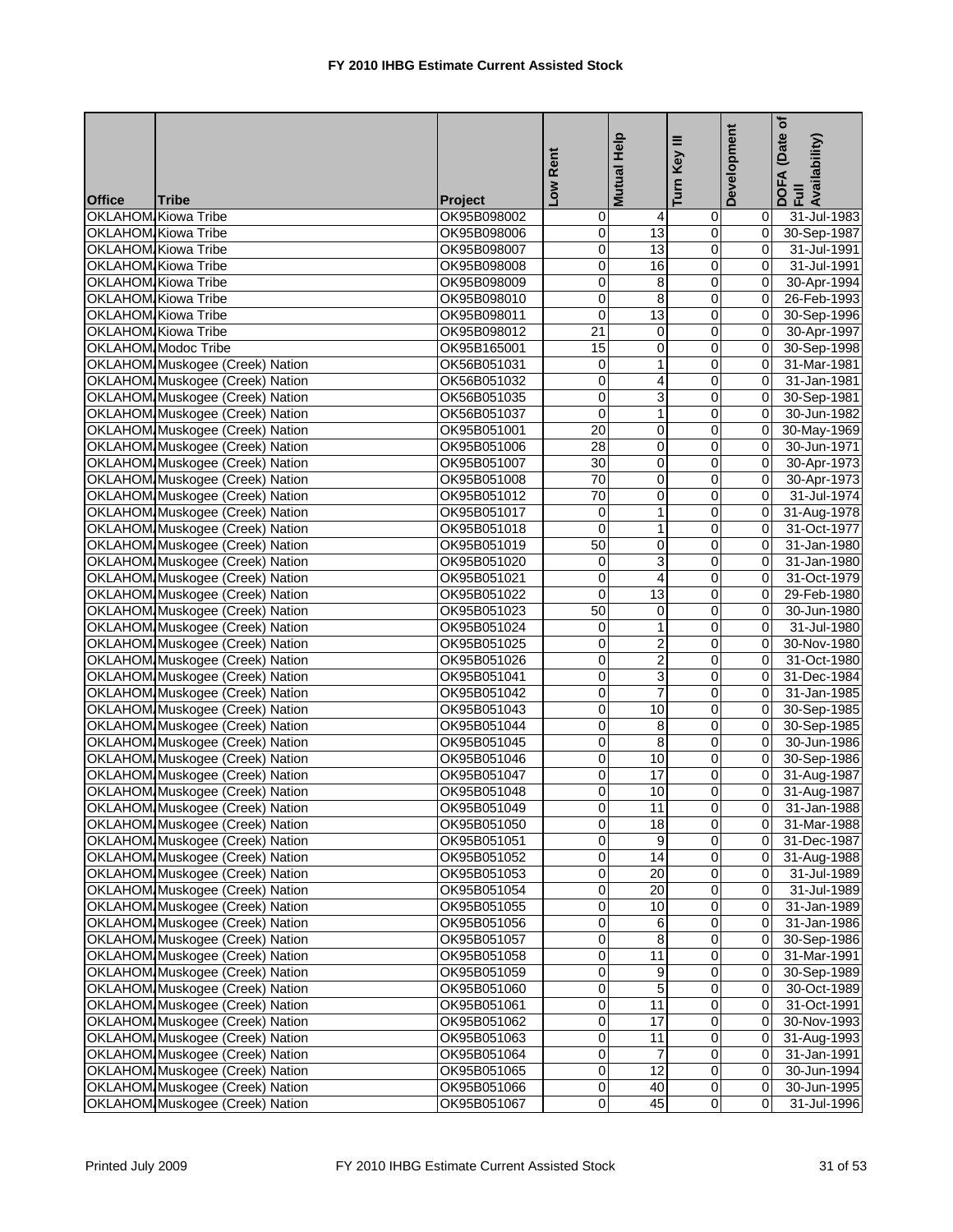# FY 2010 IHBG Estimate Current Assisted Stock

| Office | Tribe | Project | Low Rent | Mutual Help | Turn Key III | Development | DOFA (Date of Full Availability) |
|---|---|---|---|---|---|---|---|
| OKLAHOM | Kiowa Tribe | OK95B098002 | 0 | 4 | 0 | 0 | 31-Jul-1983 |
| OKLAHOM | Kiowa Tribe | OK95B098006 | 0 | 13 | 0 | 0 | 30-Sep-1987 |
| OKLAHOM | Kiowa Tribe | OK95B098007 | 0 | 13 | 0 | 0 | 31-Jul-1991 |
| OKLAHOM | Kiowa Tribe | OK95B098008 | 0 | 16 | 0 | 0 | 31-Jul-1991 |
| OKLAHOM | Kiowa Tribe | OK95B098009 | 0 | 8 | 0 | 0 | 30-Apr-1994 |
| OKLAHOM | Kiowa Tribe | OK95B098010 | 0 | 8 | 0 | 0 | 26-Feb-1993 |
| OKLAHOM | Kiowa Tribe | OK95B098011 | 0 | 13 | 0 | 0 | 30-Sep-1996 |
| OKLAHOM | Kiowa Tribe | OK95B098012 | 21 | 0 | 0 | 0 | 30-Apr-1997 |
| OKLAHOM | Modoc Tribe | OK95B165001 | 15 | 0 | 0 | 0 | 30-Sep-1998 |
| OKLAHOM | Muskogee (Creek) Nation | OK56B051031 | 0 | 1 | 0 | 0 | 31-Mar-1981 |
| OKLAHOM | Muskogee (Creek) Nation | OK56B051032 | 0 | 4 | 0 | 0 | 31-Jan-1981 |
| OKLAHOM | Muskogee (Creek) Nation | OK56B051035 | 0 | 3 | 0 | 0 | 30-Sep-1981 |
| OKLAHOM | Muskogee (Creek) Nation | OK56B051037 | 0 | 1 | 0 | 0 | 30-Jun-1982 |
| OKLAHOM | Muskogee (Creek) Nation | OK95B051001 | 20 | 0 | 0 | 0 | 30-May-1969 |
| OKLAHOM | Muskogee (Creek) Nation | OK95B051006 | 28 | 0 | 0 | 0 | 30-Jun-1971 |
| OKLAHOM | Muskogee (Creek) Nation | OK95B051007 | 30 | 0 | 0 | 0 | 30-Apr-1973 |
| OKLAHOM | Muskogee (Creek) Nation | OK95B051008 | 70 | 0 | 0 | 0 | 30-Apr-1973 |
| OKLAHOM | Muskogee (Creek) Nation | OK95B051012 | 70 | 0 | 0 | 0 | 31-Jul-1974 |
| OKLAHOM | Muskogee (Creek) Nation | OK95B051017 | 0 | 1 | 0 | 0 | 31-Aug-1978 |
| OKLAHOM | Muskogee (Creek) Nation | OK95B051018 | 0 | 1 | 0 | 0 | 31-Oct-1977 |
| OKLAHOM | Muskogee (Creek) Nation | OK95B051019 | 50 | 0 | 0 | 0 | 31-Jan-1980 |
| OKLAHOM | Muskogee (Creek) Nation | OK95B051020 | 0 | 3 | 0 | 0 | 31-Jan-1980 |
| OKLAHOM | Muskogee (Creek) Nation | OK95B051021 | 0 | 4 | 0 | 0 | 31-Oct-1979 |
| OKLAHOM | Muskogee (Creek) Nation | OK95B051022 | 0 | 13 | 0 | 0 | 29-Feb-1980 |
| OKLAHOM | Muskogee (Creek) Nation | OK95B051023 | 50 | 0 | 0 | 0 | 30-Jun-1980 |
| OKLAHOM | Muskogee (Creek) Nation | OK95B051024 | 0 | 1 | 0 | 0 | 31-Jul-1980 |
| OKLAHOM | Muskogee (Creek) Nation | OK95B051025 | 0 | 2 | 0 | 0 | 30-Nov-1980 |
| OKLAHOM | Muskogee (Creek) Nation | OK95B051026 | 0 | 2 | 0 | 0 | 31-Oct-1980 |
| OKLAHOM | Muskogee (Creek) Nation | OK95B051041 | 0 | 3 | 0 | 0 | 31-Dec-1984 |
| OKLAHOM | Muskogee (Creek) Nation | OK95B051042 | 0 | 7 | 0 | 0 | 31-Jan-1985 |
| OKLAHOM | Muskogee (Creek) Nation | OK95B051043 | 0 | 10 | 0 | 0 | 30-Sep-1985 |
| OKLAHOM | Muskogee (Creek) Nation | OK95B051044 | 0 | 8 | 0 | 0 | 30-Sep-1985 |
| OKLAHOM | Muskogee (Creek) Nation | OK95B051045 | 0 | 8 | 0 | 0 | 30-Jun-1986 |
| OKLAHOM | Muskogee (Creek) Nation | OK95B051046 | 0 | 10 | 0 | 0 | 30-Sep-1986 |
| OKLAHOM | Muskogee (Creek) Nation | OK95B051047 | 0 | 17 | 0 | 0 | 31-Aug-1987 |
| OKLAHOM | Muskogee (Creek) Nation | OK95B051048 | 0 | 10 | 0 | 0 | 31-Aug-1987 |
| OKLAHOM | Muskogee (Creek) Nation | OK95B051049 | 0 | 11 | 0 | 0 | 31-Jan-1988 |
| OKLAHOM | Muskogee (Creek) Nation | OK95B051050 | 0 | 18 | 0 | 0 | 31-Mar-1988 |
| OKLAHOM | Muskogee (Creek) Nation | OK95B051051 | 0 | 9 | 0 | 0 | 31-Dec-1987 |
| OKLAHOM | Muskogee (Creek) Nation | OK95B051052 | 0 | 14 | 0 | 0 | 31-Aug-1988 |
| OKLAHOM | Muskogee (Creek) Nation | OK95B051053 | 0 | 20 | 0 | 0 | 31-Jul-1989 |
| OKLAHOM | Muskogee (Creek) Nation | OK95B051054 | 0 | 20 | 0 | 0 | 31-Jul-1989 |
| OKLAHOM | Muskogee (Creek) Nation | OK95B051055 | 0 | 10 | 0 | 0 | 31-Jan-1989 |
| OKLAHOM | Muskogee (Creek) Nation | OK95B051056 | 0 | 6 | 0 | 0 | 31-Jan-1986 |
| OKLAHOM | Muskogee (Creek) Nation | OK95B051057 | 0 | 8 | 0 | 0 | 30-Sep-1986 |
| OKLAHOM | Muskogee (Creek) Nation | OK95B051058 | 0 | 11 | 0 | 0 | 31-Mar-1991 |
| OKLAHOM | Muskogee (Creek) Nation | OK95B051059 | 0 | 9 | 0 | 0 | 30-Sep-1989 |
| OKLAHOM | Muskogee (Creek) Nation | OK95B051060 | 0 | 5 | 0 | 0 | 30-Oct-1989 |
| OKLAHOM | Muskogee (Creek) Nation | OK95B051061 | 0 | 11 | 0 | 0 | 31-Oct-1991 |
| OKLAHOM | Muskogee (Creek) Nation | OK95B051062 | 0 | 17 | 0 | 0 | 30-Nov-1993 |
| OKLAHOM | Muskogee (Creek) Nation | OK95B051063 | 0 | 11 | 0 | 0 | 31-Aug-1993 |
| OKLAHOM | Muskogee (Creek) Nation | OK95B051064 | 0 | 7 | 0 | 0 | 31-Jan-1991 |
| OKLAHOM | Muskogee (Creek) Nation | OK95B051065 | 0 | 12 | 0 | 0 | 30-Jun-1994 |
| OKLAHOM | Muskogee (Creek) Nation | OK95B051066 | 0 | 40 | 0 | 0 | 30-Jun-1995 |
| OKLAHOM | Muskogee (Creek) Nation | OK95B051067 | 0 | 45 | 0 | 0 | 31-Jul-1996 |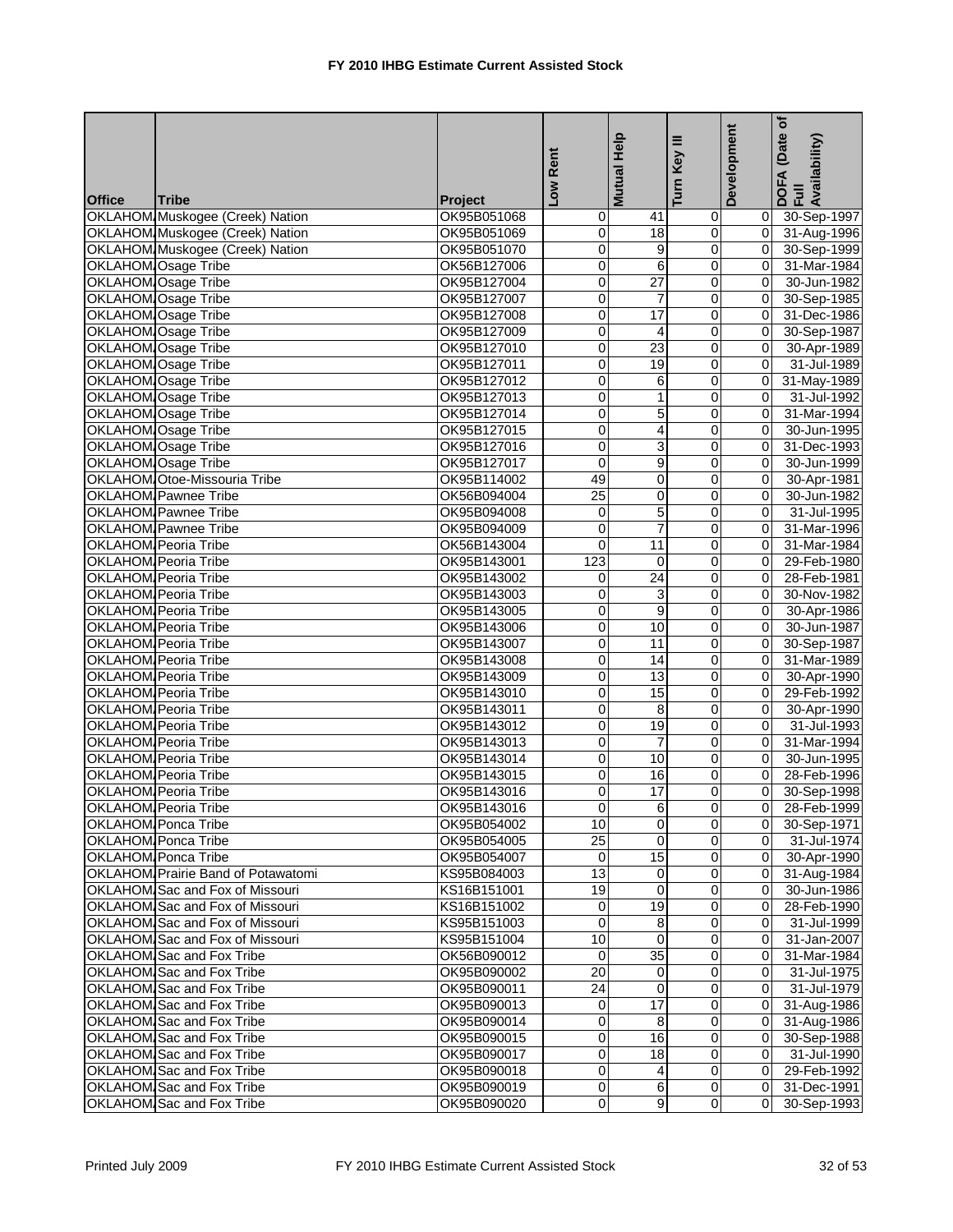# FY 2010 IHBG Estimate Current Assisted Stock

| Office | Tribe | Project | Low Rent | Mutual Help | Turn Key III | Development | DOFA (Date of Full Availability) |
|---|---|---|---|---|---|---|---|
| OKLAHOM | Muskogee (Creek) Nation | OK95B051068 | 0 | 41 | 0 | 0 | 30-Sep-1997 |
| OKLAHOM | Muskogee (Creek) Nation | OK95B051069 | 0 | 18 | 0 | 0 | 31-Aug-1996 |
| OKLAHOM | Muskogee (Creek) Nation | OK95B051070 | 0 | 9 | 0 | 0 | 30-Sep-1999 |
| OKLAHOM | Osage Tribe | OK56B127006 | 0 | 6 | 0 | 0 | 31-Mar-1984 |
| OKLAHOM | Osage Tribe | OK95B127004 | 0 | 27 | 0 | 0 | 30-Jun-1982 |
| OKLAHOM | Osage Tribe | OK95B127007 | 0 | 7 | 0 | 0 | 30-Sep-1985 |
| OKLAHOM | Osage Tribe | OK95B127008 | 0 | 17 | 0 | 0 | 31-Dec-1986 |
| OKLAHOM | Osage Tribe | OK95B127009 | 0 | 4 | 0 | 0 | 30-Sep-1987 |
| OKLAHOM | Osage Tribe | OK95B127010 | 0 | 23 | 0 | 0 | 30-Apr-1989 |
| OKLAHOM | Osage Tribe | OK95B127011 | 0 | 19 | 0 | 0 | 31-Jul-1989 |
| OKLAHOM | Osage Tribe | OK95B127012 | 0 | 6 | 0 | 0 | 31-May-1989 |
| OKLAHOM | Osage Tribe | OK95B127013 | 0 | 1 | 0 | 0 | 31-Jul-1992 |
| OKLAHOM | Osage Tribe | OK95B127014 | 0 | 5 | 0 | 0 | 31-Mar-1994 |
| OKLAHOM | Osage Tribe | OK95B127015 | 0 | 4 | 0 | 0 | 30-Jun-1995 |
| OKLAHOM | Osage Tribe | OK95B127016 | 0 | 3 | 0 | 0 | 31-Dec-1993 |
| OKLAHOM | Osage Tribe | OK95B127017 | 0 | 9 | 0 | 0 | 30-Jun-1999 |
| OKLAHOM | Otoe-Missouria Tribe | OK95B114002 | 49 | 0 | 0 | 0 | 30-Apr-1981 |
| OKLAHOM | Pawnee Tribe | OK56B094004 | 25 | 0 | 0 | 0 | 30-Jun-1982 |
| OKLAHOM | Pawnee Tribe | OK95B094008 | 0 | 5 | 0 | 0 | 31-Jul-1995 |
| OKLAHOM | Pawnee Tribe | OK95B094009 | 0 | 7 | 0 | 0 | 31-Mar-1996 |
| OKLAHOM | Peoria Tribe | OK56B143004 | 0 | 11 | 0 | 0 | 31-Mar-1984 |
| OKLAHOM | Peoria Tribe | OK95B143001 | 123 | 0 | 0 | 0 | 29-Feb-1980 |
| OKLAHOM | Peoria Tribe | OK95B143002 | 0 | 24 | 0 | 0 | 28-Feb-1981 |
| OKLAHOM | Peoria Tribe | OK95B143003 | 0 | 3 | 0 | 0 | 30-Nov-1982 |
| OKLAHOM | Peoria Tribe | OK95B143005 | 0 | 9 | 0 | 0 | 30-Apr-1986 |
| OKLAHOM | Peoria Tribe | OK95B143006 | 0 | 10 | 0 | 0 | 30-Jun-1987 |
| OKLAHOM | Peoria Tribe | OK95B143007 | 0 | 11 | 0 | 0 | 30-Sep-1987 |
| OKLAHOM | Peoria Tribe | OK95B143008 | 0 | 14 | 0 | 0 | 31-Mar-1989 |
| OKLAHOM | Peoria Tribe | OK95B143009 | 0 | 13 | 0 | 0 | 30-Apr-1990 |
| OKLAHOM | Peoria Tribe | OK95B143010 | 0 | 15 | 0 | 0 | 29-Feb-1992 |
| OKLAHOM | Peoria Tribe | OK95B143011 | 0 | 8 | 0 | 0 | 30-Apr-1990 |
| OKLAHOM | Peoria Tribe | OK95B143012 | 0 | 19 | 0 | 0 | 31-Jul-1993 |
| OKLAHOM | Peoria Tribe | OK95B143013 | 0 | 7 | 0 | 0 | 31-Mar-1994 |
| OKLAHOM | Peoria Tribe | OK95B143014 | 0 | 10 | 0 | 0 | 30-Jun-1995 |
| OKLAHOM | Peoria Tribe | OK95B143015 | 0 | 16 | 0 | 0 | 28-Feb-1996 |
| OKLAHOM | Peoria Tribe | OK95B143016 | 0 | 17 | 0 | 0 | 30-Sep-1998 |
| OKLAHOM | Peoria Tribe | OK95B143016 | 0 | 6 | 0 | 0 | 28-Feb-1999 |
| OKLAHOM | Ponca Tribe | OK95B054002 | 10 | 0 | 0 | 0 | 30-Sep-1971 |
| OKLAHOM | Ponca Tribe | OK95B054005 | 25 | 0 | 0 | 0 | 31-Jul-1974 |
| OKLAHOM | Ponca Tribe | OK95B054007 | 0 | 15 | 0 | 0 | 30-Apr-1990 |
| OKLAHOM | Prairie Band of Potawatomi | KS95B084003 | 13 | 0 | 0 | 0 | 31-Aug-1984 |
| OKLAHOM | Sac and Fox of Missouri | KS16B151001 | 19 | 0 | 0 | 0 | 30-Jun-1986 |
| OKLAHOM | Sac and Fox of Missouri | KS16B151002 | 0 | 19 | 0 | 0 | 28-Feb-1990 |
| OKLAHOM | Sac and Fox of Missouri | KS95B151003 | 0 | 8 | 0 | 0 | 31-Jul-1999 |
| OKLAHOM | Sac and Fox of Missouri | KS95B151004 | 10 | 0 | 0 | 0 | 31-Jan-2007 |
| OKLAHOM | Sac and Fox Tribe | OK56B090012 | 0 | 35 | 0 | 0 | 31-Mar-1984 |
| OKLAHOM | Sac and Fox Tribe | OK95B090002 | 20 | 0 | 0 | 0 | 31-Jul-1975 |
| OKLAHOM | Sac and Fox Tribe | OK95B090011 | 24 | 0 | 0 | 0 | 31-Jul-1979 |
| OKLAHOM | Sac and Fox Tribe | OK95B090013 | 0 | 17 | 0 | 0 | 31-Aug-1986 |
| OKLAHOM | Sac and Fox Tribe | OK95B090014 | 0 | 8 | 0 | 0 | 31-Aug-1986 |
| OKLAHOM | Sac and Fox Tribe | OK95B090015 | 0 | 16 | 0 | 0 | 30-Sep-1988 |
| OKLAHOM | Sac and Fox Tribe | OK95B090017 | 0 | 18 | 0 | 0 | 31-Jul-1990 |
| OKLAHOM | Sac and Fox Tribe | OK95B090018 | 0 | 4 | 0 | 0 | 29-Feb-1992 |
| OKLAHOM | Sac and Fox Tribe | OK95B090019 | 0 | 6 | 0 | 0 | 31-Dec-1991 |
| OKLAHOM | Sac and Fox Tribe | OK95B090020 | 0 | 9 | 0 | 0 | 30-Sep-1993 |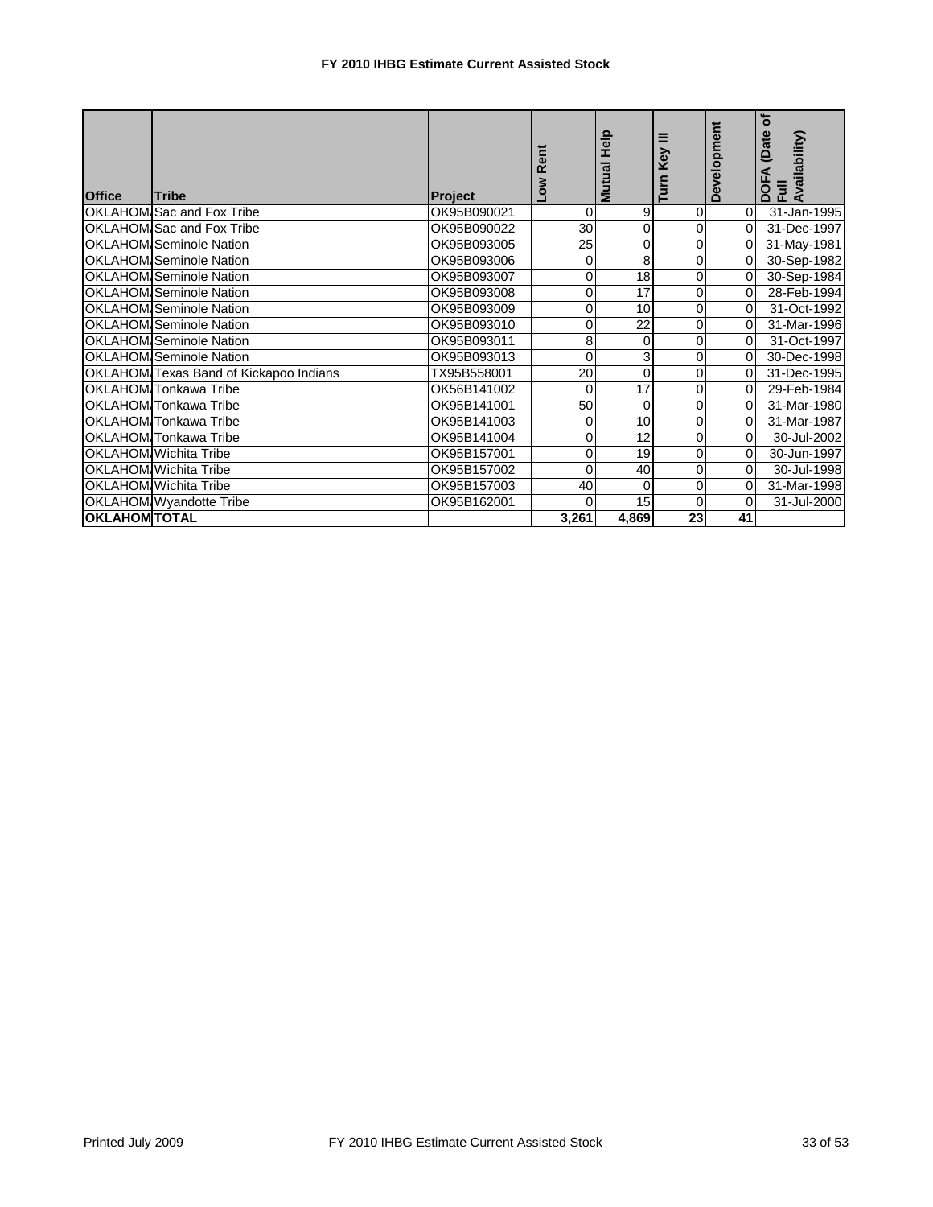# FY 2010 IHBG Estimate Current Assisted Stock

| Office | Tribe | Project | Low Rent | Mutual Help | Turn Key III | Development | DOFA (Date of Full Availability) |
|---|---|---|---|---|---|---|---|
| OKLAHOMA | Sac and Fox Tribe | OK95B090021 | 0 | 9 | 0 | 0 | 31-Jan-1995 |
| OKLAHOMA | Sac and Fox Tribe | OK95B090022 | 30 | 0 | 0 | 0 | 31-Dec-1997 |
| OKLAHOMA | Seminole Nation | OK95B093005 | 25 | 0 | 0 | 0 | 31-May-1981 |
| OKLAHOMA | Seminole Nation | OK95B093006 | 0 | 8 | 0 | 0 | 30-Sep-1982 |
| OKLAHOMA | Seminole Nation | OK95B093007 | 0 | 18 | 0 | 0 | 30-Sep-1984 |
| OKLAHOMA | Seminole Nation | OK95B093008 | 0 | 17 | 0 | 0 | 28-Feb-1994 |
| OKLAHOMA | Seminole Nation | OK95B093009 | 0 | 10 | 0 | 0 | 31-Oct-1992 |
| OKLAHOMA | Seminole Nation | OK95B093010 | 0 | 22 | 0 | 0 | 31-Mar-1996 |
| OKLAHOMA | Seminole Nation | OK95B093011 | 8 | 0 | 0 | 0 | 31-Oct-1997 |
| OKLAHOMA | Seminole Nation | OK95B093013 | 0 | 3 | 0 | 0 | 30-Dec-1998 |
| OKLAHOMA | Texas Band of Kickapoo Indians | TX95B558001 | 20 | 0 | 0 | 0 | 31-Dec-1995 |
| OKLAHOMA | Tonkawa Tribe | OK56B141002 | 0 | 17 | 0 | 0 | 29-Feb-1984 |
| OKLAHOMA | Tonkawa Tribe | OK95B141001 | 50 | 0 | 0 | 0 | 31-Mar-1980 |
| OKLAHOMA | Tonkawa Tribe | OK95B141003 | 0 | 10 | 0 | 0 | 31-Mar-1987 |
| OKLAHOMA | Tonkawa Tribe | OK95B141004 | 0 | 12 | 0 | 0 | 30-Jul-2002 |
| OKLAHOMA | Wichita Tribe | OK95B157001 | 0 | 19 | 0 | 0 | 30-Jun-1997 |
| OKLAHOMA | Wichita Tribe | OK95B157002 | 0 | 40 | 0 | 0 | 30-Jul-1998 |
| OKLAHOMA | Wichita Tribe | OK95B157003 | 40 | 0 | 0 | 0 | 31-Mar-1998 |
| OKLAHOMA | Wyandotte Tribe | OK95B162001 | 0 | 15 | 0 | 0 | 31-Jul-2000 |
| **OKLAHOMA** | **TOTAL** | | **3,261** | **4,869** | **23** | **41** | |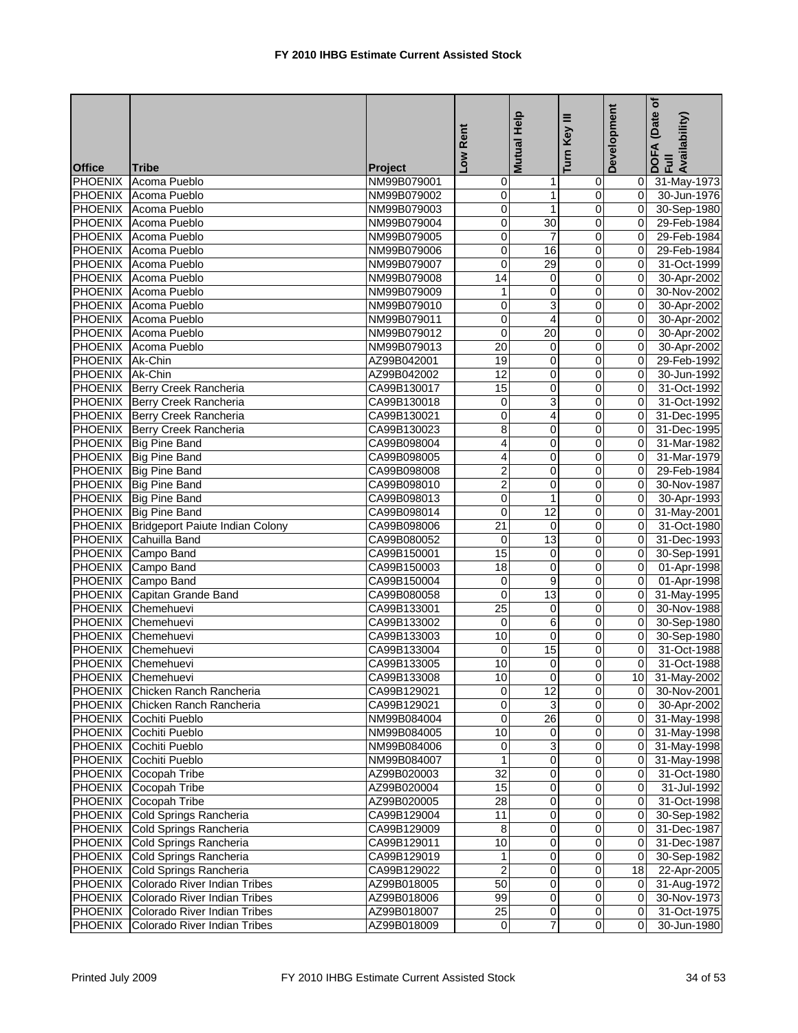# FY 2010 IHBG Estimate Current Assisted Stock

| Office | Tribe | Project | Low Rent | Mutual Help | Turn Key III | Development | DOFA (Date of Full Availability) |
|---|---|---|---|---|---|---|---|
| PHOENIX | Acoma Pueblo | NM99B079001 | 0 | 1 | 0 | 0 | 31-May-1973 |
| PHOENIX | Acoma Pueblo | NM99B079002 | 0 | 1 | 0 | 0 | 30-Jun-1976 |
| PHOENIX | Acoma Pueblo | NM99B079003 | 0 | 1 | 0 | 0 | 30-Sep-1980 |
| PHOENIX | Acoma Pueblo | NM99B079004 | 0 | 30 | 0 | 0 | 29-Feb-1984 |
| PHOENIX | Acoma Pueblo | NM99B079005 | 0 | 7 | 0 | 0 | 29-Feb-1984 |
| PHOENIX | Acoma Pueblo | NM99B079006 | 0 | 16 | 0 | 0 | 29-Feb-1984 |
| PHOENIX | Acoma Pueblo | NM99B079007 | 0 | 29 | 0 | 0 | 31-Oct-1999 |
| PHOENIX | Acoma Pueblo | NM99B079008 | 14 | 0 | 0 | 0 | 30-Apr-2002 |
| PHOENIX | Acoma Pueblo | NM99B079009 | 1 | 0 | 0 | 0 | 30-Nov-2002 |
| PHOENIX | Acoma Pueblo | NM99B079010 | 0 | 3 | 0 | 0 | 30-Apr-2002 |
| PHOENIX | Acoma Pueblo | NM99B079011 | 0 | 4 | 0 | 0 | 30-Apr-2002 |
| PHOENIX | Acoma Pueblo | NM99B079012 | 0 | 20 | 0 | 0 | 30-Apr-2002 |
| PHOENIX | Acoma Pueblo | NM99B079013 | 20 | 0 | 0 | 0 | 30-Apr-2002 |
| PHOENIX | Ak-Chin | AZ99B042001 | 19 | 0 | 0 | 0 | 29-Feb-1992 |
| PHOENIX | Ak-Chin | AZ99B042002 | 12 | 0 | 0 | 0 | 30-Jun-1992 |
| PHOENIX | Berry Creek Rancheria | CA99B130017 | 15 | 0 | 0 | 0 | 31-Oct-1992 |
| PHOENIX | Berry Creek Rancheria | CA99B130018 | 0 | 3 | 0 | 0 | 31-Oct-1992 |
| PHOENIX | Berry Creek Rancheria | CA99B130021 | 0 | 4 | 0 | 0 | 31-Dec-1995 |
| PHOENIX | Berry Creek Rancheria | CA99B130023 | 8 | 0 | 0 | 0 | 31-Dec-1995 |
| PHOENIX | Big Pine Band | CA99B098004 | 4 | 0 | 0 | 0 | 31-Mar-1982 |
| PHOENIX | Big Pine Band | CA99B098005 | 4 | 0 | 0 | 0 | 31-Mar-1979 |
| PHOENIX | Big Pine Band | CA99B098008 | 2 | 0 | 0 | 0 | 29-Feb-1984 |
| PHOENIX | Big Pine Band | CA99B098010 | 2 | 0 | 0 | 0 | 30-Nov-1987 |
| PHOENIX | Big Pine Band | CA99B098013 | 0 | 1 | 0 | 0 | 30-Apr-1993 |
| PHOENIX | Big Pine Band | CA99B098014 | 0 | 12 | 0 | 0 | 31-May-2001 |
| PHOENIX | Bridgeport Paiute Indian Colony | CA99B098006 | 21 | 0 | 0 | 0 | 31-Oct-1980 |
| PHOENIX | Cahuilla Band | CA99B080052 | 0 | 13 | 0 | 0 | 31-Dec-1993 |
| PHOENIX | Campo Band | CA99B150001 | 15 | 0 | 0 | 0 | 30-Sep-1991 |
| PHOENIX | Campo Band | CA99B150003 | 18 | 0 | 0 | 0 | 01-Apr-1998 |
| PHOENIX | Campo Band | CA99B150004 | 0 | 9 | 0 | 0 | 01-Apr-1998 |
| PHOENIX | Capitan Grande Band | CA99B080058 | 0 | 13 | 0 | 0 | 31-May-1995 |
| PHOENIX | Chemehuevi | CA99B133001 | 25 | 0 | 0 | 0 | 30-Nov-1988 |
| PHOENIX | Chemehuevi | CA99B133002 | 0 | 6 | 0 | 0 | 30-Sep-1980 |
| PHOENIX | Chemehuevi | CA99B133003 | 10 | 0 | 0 | 0 | 30-Sep-1980 |
| PHOENIX | Chemehuevi | CA99B133004 | 0 | 15 | 0 | 0 | 31-Oct-1988 |
| PHOENIX | Chemehuevi | CA99B133005 | 10 | 0 | 0 | 0 | 31-Oct-1988 |
| PHOENIX | Chemehuevi | CA99B133008 | 10 | 0 | 0 | 10 | 31-May-2002 |
| PHOENIX | Chicken Ranch Rancheria | CA99B129021 | 0 | 12 | 0 | 0 | 30-Nov-2001 |
| PHOENIX | Chicken Ranch Rancheria | CA99B129021 | 0 | 3 | 0 | 0 | 30-Apr-2002 |
| PHOENIX | Cochiti Pueblo | NM99B084004 | 0 | 26 | 0 | 0 | 31-May-1998 |
| PHOENIX | Cochiti Pueblo | NM99B084005 | 10 | 0 | 0 | 0 | 31-May-1998 |
| PHOENIX | Cochiti Pueblo | NM99B084006 | 0 | 3 | 0 | 0 | 31-May-1998 |
| PHOENIX | Cochiti Pueblo | NM99B084007 | 1 | 0 | 0 | 0 | 31-May-1998 |
| PHOENIX | Cocopah Tribe | AZ99B020003 | 32 | 0 | 0 | 0 | 31-Oct-1980 |
| PHOENIX | Cocopah Tribe | AZ99B020004 | 15 | 0 | 0 | 0 | 31-Jul-1992 |
| PHOENIX | Cocopah Tribe | AZ99B020005 | 28 | 0 | 0 | 0 | 31-Oct-1998 |
| PHOENIX | Cold Springs Rancheria | CA99B129004 | 11 | 0 | 0 | 0 | 30-Sep-1982 |
| PHOENIX | Cold Springs Rancheria | CA99B129009 | 8 | 0 | 0 | 0 | 31-Dec-1987 |
| PHOENIX | Cold Springs Rancheria | CA99B129011 | 10 | 0 | 0 | 0 | 31-Dec-1987 |
| PHOENIX | Cold Springs Rancheria | CA99B129019 | 1 | 0 | 0 | 0 | 30-Sep-1982 |
| PHOENIX | Cold Springs Rancheria | CA99B129022 | 2 | 0 | 0 | 18 | 22-Apr-2005 |
| PHOENIX | Colorado River Indian Tribes | AZ99B018005 | 50 | 0 | 0 | 0 | 31-Aug-1972 |
| PHOENIX | Colorado River Indian Tribes | AZ99B018006 | 99 | 0 | 0 | 0 | 30-Nov-1973 |
| PHOENIX | Colorado River Indian Tribes | AZ99B018007 | 25 | 0 | 0 | 0 | 31-Oct-1975 |
| PHOENIX | Colorado River Indian Tribes | AZ99B018009 | 0 | 7 | 0 | 0 | 30-Jun-1980 |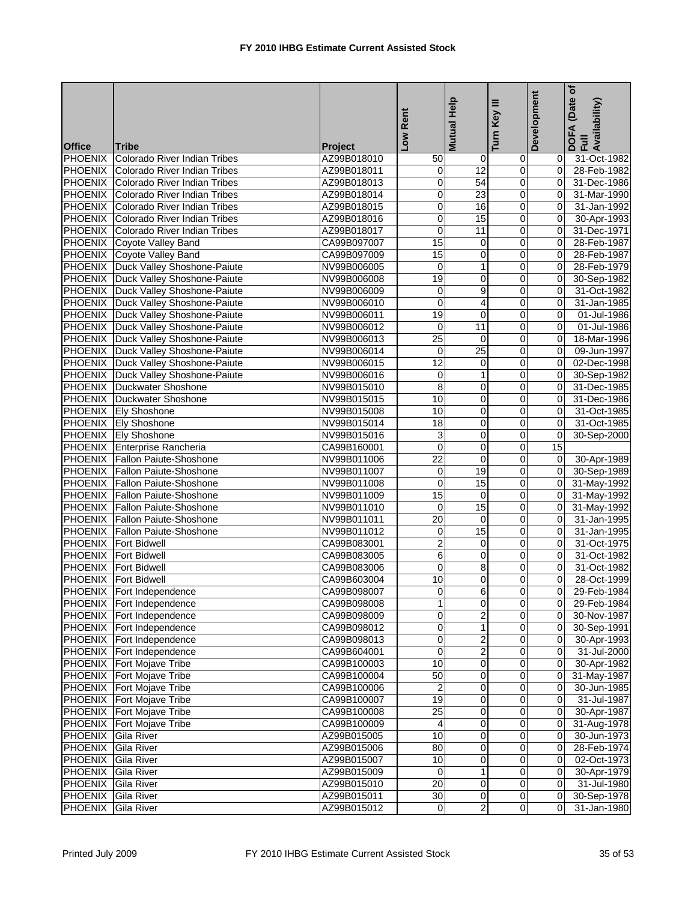# FY 2010 IHBG Estimate Current Assisted Stock

| Office | Tribe | Project | Low Rent | Mutual Help | Turn Key III | Development | DOFA (Date of Full Availability) |
|---|---|---|---|---|---|---|---|
| PHOENIX | Colorado River Indian Tribes | AZ99B018010 | 50 | 0 | 0 | 0 | 31-Oct-1982 |
| PHOENIX | Colorado River Indian Tribes | AZ99B018011 | 0 | 12 | 0 | 0 | 28-Feb-1982 |
| PHOENIX | Colorado River Indian Tribes | AZ99B018013 | 0 | 54 | 0 | 0 | 31-Dec-1986 |
| PHOENIX | Colorado River Indian Tribes | AZ99B018014 | 0 | 23 | 0 | 0 | 31-Mar-1990 |
| PHOENIX | Colorado River Indian Tribes | AZ99B018015 | 0 | 16 | 0 | 0 | 31-Jan-1992 |
| PHOENIX | Colorado River Indian Tribes | AZ99B018016 | 0 | 15 | 0 | 0 | 30-Apr-1993 |
| PHOENIX | Colorado River Indian Tribes | AZ99B018017 | 0 | 11 | 0 | 0 | 31-Dec-1971 |
| PHOENIX | Coyote Valley Band | CA99B097007 | 15 | 0 | 0 | 0 | 28-Feb-1987 |
| PHOENIX | Coyote Valley Band | CA99B097009 | 15 | 0 | 0 | 0 | 28-Feb-1987 |
| PHOENIX | Duck Valley Shoshone-Paiute | NV99B006005 | 0 | 1 | 0 | 0 | 28-Feb-1979 |
| PHOENIX | Duck Valley Shoshone-Paiute | NV99B006008 | 19 | 0 | 0 | 0 | 30-Sep-1982 |
| PHOENIX | Duck Valley Shoshone-Paiute | NV99B006009 | 0 | 9 | 0 | 0 | 31-Oct-1982 |
| PHOENIX | Duck Valley Shoshone-Paiute | NV99B006010 | 0 | 4 | 0 | 0 | 31-Jan-1985 |
| PHOENIX | Duck Valley Shoshone-Paiute | NV99B006011 | 19 | 0 | 0 | 0 | 01-Jul-1986 |
| PHOENIX | Duck Valley Shoshone-Paiute | NV99B006012 | 0 | 11 | 0 | 0 | 01-Jul-1986 |
| PHOENIX | Duck Valley Shoshone-Paiute | NV99B006013 | 25 | 0 | 0 | 0 | 18-Mar-1996 |
| PHOENIX | Duck Valley Shoshone-Paiute | NV99B006014 | 0 | 25 | 0 | 0 | 09-Jun-1997 |
| PHOENIX | Duck Valley Shoshone-Paiute | NV99B006015 | 12 | 0 | 0 | 0 | 02-Dec-1998 |
| PHOENIX | Duck Valley Shoshone-Paiute | NV99B006016 | 0 | 1 | 0 | 0 | 30-Sep-1982 |
| PHOENIX | Duckwater Shoshone | NV99B015010 | 8 | 0 | 0 | 0 | 31-Dec-1985 |
| PHOENIX | Duckwater Shoshone | NV99B015015 | 10 | 0 | 0 | 0 | 31-Dec-1986 |
| PHOENIX | Ely Shoshone | NV99B015008 | 10 | 0 | 0 | 0 | 31-Oct-1985 |
| PHOENIX | Ely Shoshone | NV99B015014 | 18 | 0 | 0 | 0 | 31-Oct-1985 |
| PHOENIX | Ely Shoshone | NV99B015016 | 3 | 0 | 0 | 0 | 30-Sep-2000 |
| PHOENIX | Enterprise Rancheria | CA99B160001 | 0 | 0 | 0 | 15 | |
| PHOENIX | Fallon Paiute-Shoshone | NV99B011006 | 22 | 0 | 0 | 0 | 30-Apr-1989 |
| PHOENIX | Fallon Paiute-Shoshone | NV99B011007 | 0 | 19 | 0 | 0 | 30-Sep-1989 |
| PHOENIX | Fallon Paiute-Shoshone | NV99B011008 | 0 | 15 | 0 | 0 | 31-May-1992 |
| PHOENIX | Fallon Paiute-Shoshone | NV99B011009 | 15 | 0 | 0 | 0 | 31-May-1992 |
| PHOENIX | Fallon Paiute-Shoshone | NV99B011010 | 0 | 15 | 0 | 0 | 31-May-1992 |
| PHOENIX | Fallon Paiute-Shoshone | NV99B011011 | 20 | 0 | 0 | 0 | 31-Jan-1995 |
| PHOENIX | Fallon Paiute-Shoshone | NV99B011012 | 0 | 15 | 0 | 0 | 31-Jan-1995 |
| PHOENIX | Fort Bidwell | CA99B083001 | 2 | 0 | 0 | 0 | 31-Oct-1975 |
| PHOENIX | Fort Bidwell | CA99B083005 | 6 | 0 | 0 | 0 | 31-Oct-1982 |
| PHOENIX | Fort Bidwell | CA99B083006 | 0 | 8 | 0 | 0 | 31-Oct-1982 |
| PHOENIX | Fort Bidwell | CA99B603004 | 10 | 0 | 0 | 0 | 28-Oct-1999 |
| PHOENIX | Fort Independence | CA99B098007 | 0 | 6 | 0 | 0 | 29-Feb-1984 |
| PHOENIX | Fort Independence | CA99B098008 | 1 | 0 | 0 | 0 | 29-Feb-1984 |
| PHOENIX | Fort Independence | CA99B098009 | 0 | 2 | 0 | 0 | 30-Nov-1987 |
| PHOENIX | Fort Independence | CA99B098012 | 0 | 1 | 0 | 0 | 30-Sep-1991 |
| PHOENIX | Fort Independence | CA99B098013 | 0 | 2 | 0 | 0 | 30-Apr-1993 |
| PHOENIX | Fort Independence | CA99B604001 | 0 | 2 | 0 | 0 | 31-Jul-2000 |
| PHOENIX | Fort Mojave Tribe | CA99B100003 | 10 | 0 | 0 | 0 | 30-Apr-1982 |
| PHOENIX | Fort Mojave Tribe | CA99B100004 | 50 | 0 | 0 | 0 | 31-May-1987 |
| PHOENIX | Fort Mojave Tribe | CA99B100006 | 2 | 0 | 0 | 0 | 30-Jun-1985 |
| PHOENIX | Fort Mojave Tribe | CA99B100007 | 19 | 0 | 0 | 0 | 31-Jul-1987 |
| PHOENIX | Fort Mojave Tribe | CA99B100008 | 25 | 0 | 0 | 0 | 30-Apr-1987 |
| PHOENIX | Fort Mojave Tribe | CA99B100009 | 4 | 0 | 0 | 0 | 31-Aug-1978 |
| PHOENIX | Gila River | AZ99B015005 | 10 | 0 | 0 | 0 | 30-Jun-1973 |
| PHOENIX | Gila River | AZ99B015006 | 80 | 0 | 0 | 0 | 28-Feb-1974 |
| PHOENIX | Gila River | AZ99B015007 | 10 | 0 | 0 | 0 | 02-Oct-1973 |
| PHOENIX | Gila River | AZ99B015009 | 0 | 1 | 0 | 0 | 30-Apr-1979 |
| PHOENIX | Gila River | AZ99B015010 | 20 | 0 | 0 | 0 | 31-Jul-1980 |
| PHOENIX | Gila River | AZ99B015011 | 30 | 0 | 0 | 0 | 30-Sep-1978 |
| PHOENIX | Gila River | AZ99B015012 | 0 | 2 | 0 | 0 | 31-Jan-1980 |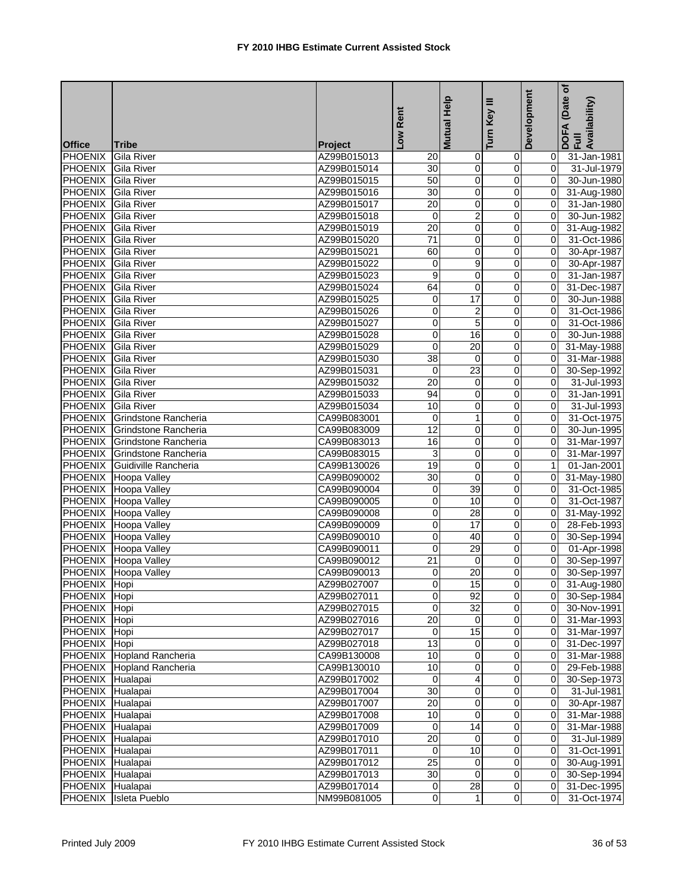# FY 2010 IHBG Estimate Current Assisted Stock

| Office | Tribe | Project | Low Rent | Mutual Help | Turn Key III | Development | DOFA (Date of Full Availability) |
|---|---|---|---|---|---|---|---|
| PHOENIX | Gila River | AZ99B015013 | 20 | 0 | 0 | 0 | 31-Jan-1981 |
| PHOENIX | Gila River | AZ99B015014 | 30 | 0 | 0 | 0 | 31-Jul-1979 |
| PHOENIX | Gila River | AZ99B015015 | 50 | 0 | 0 | 0 | 30-Jun-1980 |
| PHOENIX | Gila River | AZ99B015016 | 30 | 0 | 0 | 0 | 31-Aug-1980 |
| PHOENIX | Gila River | AZ99B015017 | 20 | 0 | 0 | 0 | 31-Jan-1980 |
| PHOENIX | Gila River | AZ99B015018 | 0 | 2 | 0 | 0 | 30-Jun-1982 |
| PHOENIX | Gila River | AZ99B015019 | 20 | 0 | 0 | 0 | 31-Aug-1982 |
| PHOENIX | Gila River | AZ99B015020 | 71 | 0 | 0 | 0 | 31-Oct-1986 |
| PHOENIX | Gila River | AZ99B015021 | 60 | 0 | 0 | 0 | 30-Apr-1987 |
| PHOENIX | Gila River | AZ99B015022 | 0 | 9 | 0 | 0 | 30-Apr-1987 |
| PHOENIX | Gila River | AZ99B015023 | 9 | 0 | 0 | 0 | 31-Jan-1987 |
| PHOENIX | Gila River | AZ99B015024 | 64 | 0 | 0 | 0 | 31-Dec-1987 |
| PHOENIX | Gila River | AZ99B015025 | 0 | 17 | 0 | 0 | 30-Jun-1988 |
| PHOENIX | Gila River | AZ99B015026 | 0 | 2 | 0 | 0 | 31-Oct-1986 |
| PHOENIX | Gila River | AZ99B015027 | 0 | 5 | 0 | 0 | 31-Oct-1986 |
| PHOENIX | Gila River | AZ99B015028 | 0 | 16 | 0 | 0 | 30-Jun-1988 |
| PHOENIX | Gila River | AZ99B015029 | 0 | 20 | 0 | 0 | 31-May-1988 |
| PHOENIX | Gila River | AZ99B015030 | 38 | 0 | 0 | 0 | 31-Mar-1988 |
| PHOENIX | Gila River | AZ99B015031 | 0 | 23 | 0 | 0 | 30-Sep-1992 |
| PHOENIX | Gila River | AZ99B015032 | 20 | 0 | 0 | 0 | 31-Jul-1993 |
| PHOENIX | Gila River | AZ99B015033 | 94 | 0 | 0 | 0 | 31-Jan-1991 |
| PHOENIX | Gila River | AZ99B015034 | 10 | 0 | 0 | 0 | 31-Jul-1993 |
| PHOENIX | Grindstone Rancheria | CA99B083001 | 0 | 1 | 0 | 0 | 31-Oct-1975 |
| PHOENIX | Grindstone Rancheria | CA99B083009 | 12 | 0 | 0 | 0 | 30-Jun-1995 |
| PHOENIX | Grindstone Rancheria | CA99B083013 | 16 | 0 | 0 | 0 | 31-Mar-1997 |
| PHOENIX | Grindstone Rancheria | CA99B083015 | 3 | 0 | 0 | 0 | 31-Mar-1997 |
| PHOENIX | Guidiville Rancheria | CA99B130026 | 19 | 0 | 0 | 1 | 01-Jan-2001 |
| PHOENIX | Hoopa Valley | CA99B090002 | 30 | 0 | 0 | 0 | 31-May-1980 |
| PHOENIX | Hoopa Valley | CA99B090004 | 0 | 39 | 0 | 0 | 31-Oct-1985 |
| PHOENIX | Hoopa Valley | CA99B090005 | 0 | 10 | 0 | 0 | 31-Oct-1987 |
| PHOENIX | Hoopa Valley | CA99B090008 | 0 | 28 | 0 | 0 | 31-May-1992 |
| PHOENIX | Hoopa Valley | CA99B090009 | 0 | 17 | 0 | 0 | 28-Feb-1993 |
| PHOENIX | Hoopa Valley | CA99B090010 | 0 | 40 | 0 | 0 | 30-Sep-1994 |
| PHOENIX | Hoopa Valley | CA99B090011 | 0 | 29 | 0 | 0 | 01-Apr-1998 |
| PHOENIX | Hoopa Valley | CA99B090012 | 21 | 0 | 0 | 0 | 30-Sep-1997 |
| PHOENIX | Hoopa Valley | CA99B090013 | 0 | 20 | 0 | 0 | 30-Sep-1997 |
| PHOENIX | Hopi | AZ99B027007 | 0 | 15 | 0 | 0 | 31-Aug-1980 |
| PHOENIX | Hopi | AZ99B027011 | 0 | 92 | 0 | 0 | 30-Sep-1984 |
| PHOENIX | Hopi | AZ99B027015 | 0 | 32 | 0 | 0 | 30-Nov-1991 |
| PHOENIX | Hopi | AZ99B027016 | 20 | 0 | 0 | 0 | 31-Mar-1993 |
| PHOENIX | Hopi | AZ99B027017 | 0 | 15 | 0 | 0 | 31-Mar-1997 |
| PHOENIX | Hopi | AZ99B027018 | 13 | 0 | 0 | 0 | 31-Dec-1997 |
| PHOENIX | Hopland Rancheria | CA99B130008 | 10 | 0 | 0 | 0 | 31-Mar-1988 |
| PHOENIX | Hopland Rancheria | CA99B130010 | 10 | 0 | 0 | 0 | 29-Feb-1988 |
| PHOENIX | Hualapai | AZ99B017002 | 0 | 4 | 0 | 0 | 30-Sep-1973 |
| PHOENIX | Hualapai | AZ99B017004 | 30 | 0 | 0 | 0 | 31-Jul-1981 |
| PHOENIX | Hualapai | AZ99B017007 | 20 | 0 | 0 | 0 | 30-Apr-1987 |
| PHOENIX | Hualapai | AZ99B017008 | 10 | 0 | 0 | 0 | 31-Mar-1988 |
| PHOENIX | Hualapai | AZ99B017009 | 0 | 14 | 0 | 0 | 31-Mar-1988 |
| PHOENIX | Hualapai | AZ99B017010 | 20 | 0 | 0 | 0 | 31-Jul-1989 |
| PHOENIX | Hualapai | AZ99B017011 | 0 | 10 | 0 | 0 | 31-Oct-1991 |
| PHOENIX | Hualapai | AZ99B017012 | 25 | 0 | 0 | 0 | 30-Aug-1991 |
| PHOENIX | Hualapai | AZ99B017013 | 30 | 0 | 0 | 0 | 30-Sep-1994 |
| PHOENIX | Hualapai | AZ99B017014 | 0 | 28 | 0 | 0 | 31-Dec-1995 |
| PHOENIX | Isleta Pueblo | NM99B081005 | 0 | 1 | 0 | 0 | 31-Oct-1974 |

Printed July 2009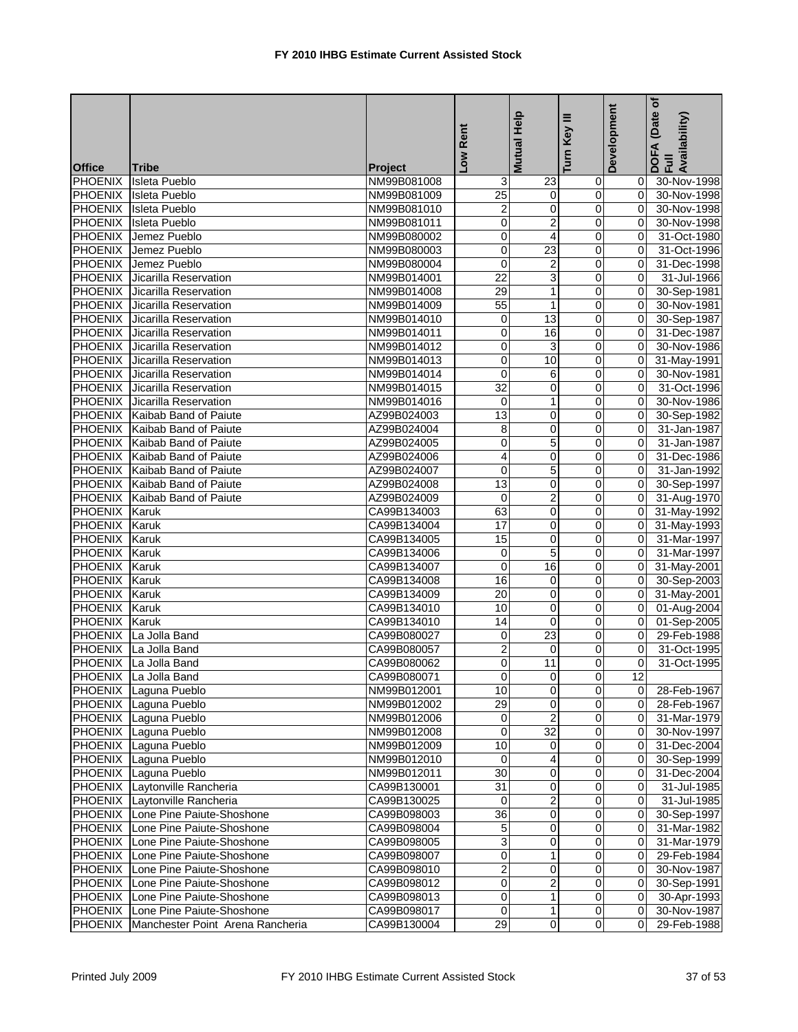# FY 2010 IHBG Estimate Current Assisted Stock

| Office | Tribe | Project | Low Rent | Mutual Help | Turn Key III | Development | DOFA (Date of Full Availability) |
|---|---|---|---|---|---|---|---|
| PHOENIX | Isleta Pueblo | NM99B081008 | 3 | 23 | 0 | 0 | 30-Nov-1998 |
| PHOENIX | Isleta Pueblo | NM99B081009 | 25 | 0 | 0 | 0 | 30-Nov-1998 |
| PHOENIX | Isleta Pueblo | NM99B081010 | 2 | 0 | 0 | 0 | 30-Nov-1998 |
| PHOENIX | Isleta Pueblo | NM99B081011 | 0 | 2 | 0 | 0 | 30-Nov-1998 |
| PHOENIX | Jemez Pueblo | NM99B080002 | 0 | 4 | 0 | 0 | 31-Oct-1980 |
| PHOENIX | Jemez Pueblo | NM99B080003 | 0 | 23 | 0 | 0 | 31-Oct-1996 |
| PHOENIX | Jemez Pueblo | NM99B080004 | 0 | 2 | 0 | 0 | 31-Dec-1998 |
| PHOENIX | Jicarilla Reservation | NM99B014001 | 22 | 3 | 0 | 0 | 31-Jul-1966 |
| PHOENIX | Jicarilla Reservation | NM99B014008 | 29 | 1 | 0 | 0 | 30-Sep-1981 |
| PHOENIX | Jicarilla Reservation | NM99B014009 | 55 | 1 | 0 | 0 | 30-Nov-1981 |
| PHOENIX | Jicarilla Reservation | NM99B014010 | 0 | 13 | 0 | 0 | 30-Sep-1987 |
| PHOENIX | Jicarilla Reservation | NM99B014011 | 0 | 16 | 0 | 0 | 31-Dec-1987 |
| PHOENIX | Jicarilla Reservation | NM99B014012 | 0 | 3 | 0 | 0 | 30-Nov-1986 |
| PHOENIX | Jicarilla Reservation | NM99B014013 | 0 | 10 | 0 | 0 | 31-May-1991 |
| PHOENIX | Jicarilla Reservation | NM99B014014 | 0 | 6 | 0 | 0 | 30-Nov-1981 |
| PHOENIX | Jicarilla Reservation | NM99B014015 | 32 | 0 | 0 | 0 | 31-Oct-1996 |
| PHOENIX | Jicarilla Reservation | NM99B014016 | 0 | 1 | 0 | 0 | 30-Nov-1986 |
| PHOENIX | Kaibab Band of Paiute | AZ99B024003 | 13 | 0 | 0 | 0 | 30-Sep-1982 |
| PHOENIX | Kaibab Band of Paiute | AZ99B024004 | 8 | 0 | 0 | 0 | 31-Jan-1987 |
| PHOENIX | Kaibab Band of Paiute | AZ99B024005 | 0 | 5 | 0 | 0 | 31-Jan-1987 |
| PHOENIX | Kaibab Band of Paiute | AZ99B024006 | 4 | 0 | 0 | 0 | 31-Dec-1986 |
| PHOENIX | Kaibab Band of Paiute | AZ99B024007 | 0 | 5 | 0 | 0 | 31-Jan-1992 |
| PHOENIX | Kaibab Band of Paiute | AZ99B024008 | 13 | 0 | 0 | 0 | 30-Sep-1997 |
| PHOENIX | Kaibab Band of Paiute | AZ99B024009 | 0 | 2 | 0 | 0 | 31-Aug-1970 |
| PHOENIX | Karuk | CA99B134003 | 63 | 0 | 0 | 0 | 31-May-1992 |
| PHOENIX | Karuk | CA99B134004 | 17 | 0 | 0 | 0 | 31-May-1993 |
| PHOENIX | Karuk | CA99B134005 | 15 | 0 | 0 | 0 | 31-Mar-1997 |
| PHOENIX | Karuk | CA99B134006 | 0 | 5 | 0 | 0 | 31-Mar-1997 |
| PHOENIX | Karuk | CA99B134007 | 0 | 16 | 0 | 0 | 31-May-2001 |
| PHOENIX | Karuk | CA99B134008 | 16 | 0 | 0 | 0 | 30-Sep-2003 |
| PHOENIX | Karuk | CA99B134009 | 20 | 0 | 0 | 0 | 31-May-2001 |
| PHOENIX | Karuk | CA99B134010 | 10 | 0 | 0 | 0 | 01-Aug-2004 |
| PHOENIX | Karuk | CA99B134010 | 14 | 0 | 0 | 0 | 01-Sep-2005 |
| PHOENIX | La Jolla Band | CA99B080027 | 0 | 23 | 0 | 0 | 29-Feb-1988 |
| PHOENIX | La Jolla Band | CA99B080057 | 2 | 0 | 0 | 0 | 31-Oct-1995 |
| PHOENIX | La Jolla Band | CA99B080062 | 0 | 11 | 0 | 0 | 31-Oct-1995 |
| PHOENIX | La Jolla Band | CA99B080071 | 0 | 0 | 0 | 12 | |
| PHOENIX | Laguna Pueblo | NM99B012001 | 10 | 0 | 0 | 0 | 28-Feb-1967 |
| PHOENIX | Laguna Pueblo | NM99B012002 | 29 | 0 | 0 | 0 | 28-Feb-1967 |
| PHOENIX | Laguna Pueblo | NM99B012006 | 0 | 2 | 0 | 0 | 31-Mar-1979 |
| PHOENIX | Laguna Pueblo | NM99B012008 | 0 | 32 | 0 | 0 | 30-Nov-1997 |
| PHOENIX | Laguna Pueblo | NM99B012009 | 10 | 0 | 0 | 0 | 31-Dec-2004 |
| PHOENIX | Laguna Pueblo | NM99B012010 | 0 | 4 | 0 | 0 | 30-Sep-1999 |
| PHOENIX | Laguna Pueblo | NM99B012011 | 30 | 0 | 0 | 0 | 31-Dec-2004 |
| PHOENIX | Laytonville Rancheria | CA99B130001 | 31 | 0 | 0 | 0 | 31-Jul-1985 |
| PHOENIX | Laytonville Rancheria | CA99B130025 | 0 | 2 | 0 | 0 | 31-Jul-1985 |
| PHOENIX | Lone Pine Paiute-Shoshone | CA99B098003 | 36 | 0 | 0 | 0 | 30-Sep-1997 |
| PHOENIX | Lone Pine Paiute-Shoshone | CA99B098004 | 5 | 0 | 0 | 0 | 31-Mar-1982 |
| PHOENIX | Lone Pine Paiute-Shoshone | CA99B098005 | 3 | 0 | 0 | 0 | 31-Mar-1979 |
| PHOENIX | Lone Pine Paiute-Shoshone | CA99B098007 | 0 | 1 | 0 | 0 | 29-Feb-1984 |
| PHOENIX | Lone Pine Paiute-Shoshone | CA99B098010 | 2 | 0 | 0 | 0 | 30-Nov-1987 |
| PHOENIX | Lone Pine Paiute-Shoshone | CA99B098012 | 0 | 2 | 0 | 0 | 30-Sep-1991 |
| PHOENIX | Lone Pine Paiute-Shoshone | CA99B098013 | 0 | 1 | 0 | 0 | 30-Apr-1993 |
| PHOENIX | Lone Pine Paiute-Shoshone | CA99B098017 | 0 | 1 | 0 | 0 | 30-Nov-1987 |
| PHOENIX | Manchester Point Arena Rancheria | CA99B130004 | 29 | 0 | 0 | 0 | 29-Feb-1988 |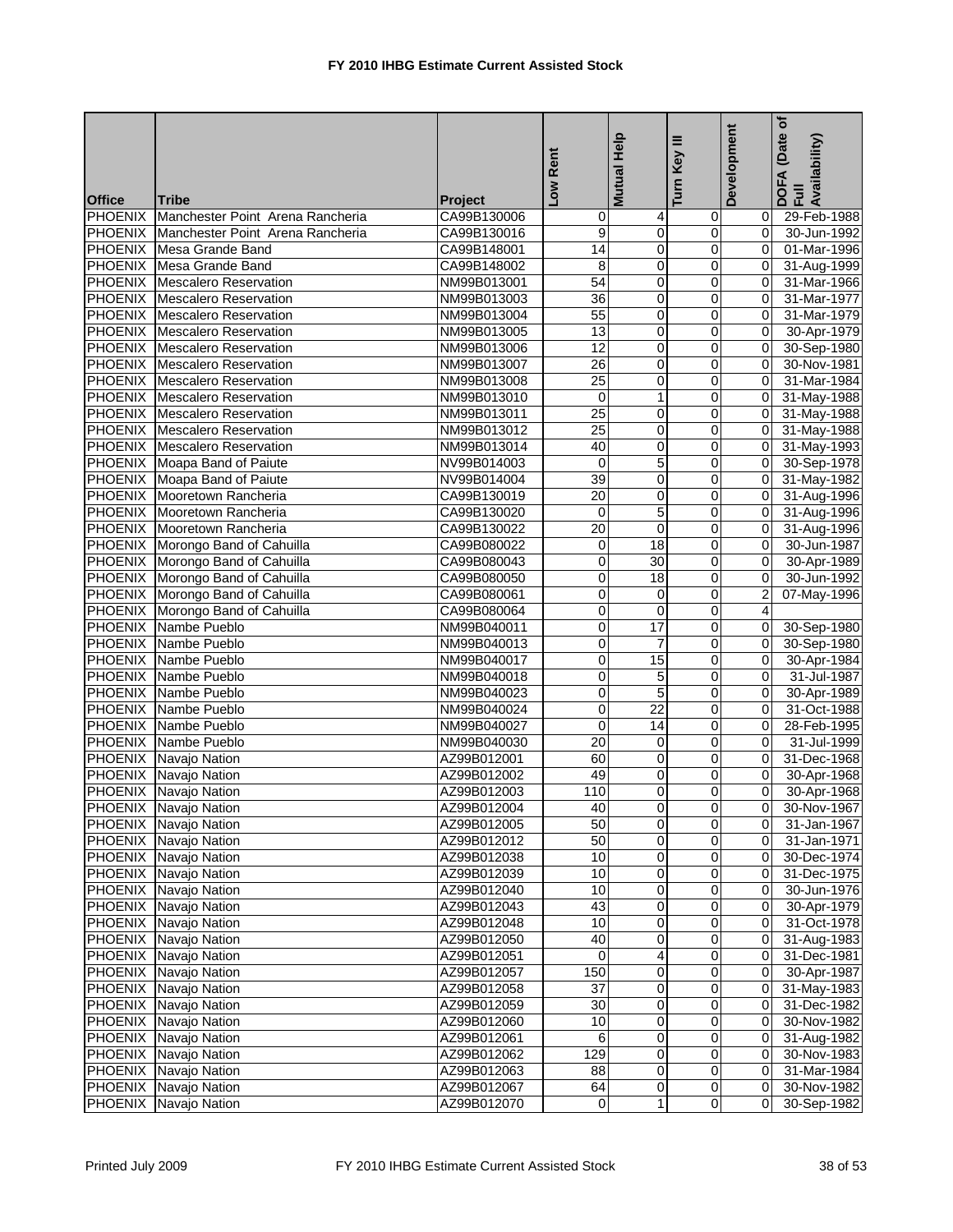# FY 2010 IHBG Estimate Current Assisted Stock

| Office | Tribe | Project | Low Rent | Mutual Help | Turn Key III | Development | DOFA (Date of Full Availability) |
|---|---|---|---|---|---|---|---|
| PHOENIX | Manchester Point Arena Rancheria | CA99B130006 | 0 | 4 | 0 | 0 | 29-Feb-1988 |
| PHOENIX | Manchester Point Arena Rancheria | CA99B130016 | 9 | 0 | 0 | 0 | 30-Jun-1992 |
| PHOENIX | Mesa Grande Band | CA99B148001 | 14 | 0 | 0 | 0 | 01-Mar-1996 |
| PHOENIX | Mesa Grande Band | CA99B148002 | 8 | 0 | 0 | 0 | 31-Aug-1999 |
| PHOENIX | Mescalero Reservation | NM99B013001 | 54 | 0 | 0 | 0 | 31-Mar-1966 |
| PHOENIX | Mescalero Reservation | NM99B013003 | 36 | 0 | 0 | 0 | 31-Mar-1977 |
| PHOENIX | Mescalero Reservation | NM99B013004 | 55 | 0 | 0 | 0 | 31-Mar-1979 |
| PHOENIX | Mescalero Reservation | NM99B013005 | 13 | 0 | 0 | 0 | 30-Apr-1979 |
| PHOENIX | Mescalero Reservation | NM99B013006 | 12 | 0 | 0 | 0 | 30-Sep-1980 |
| PHOENIX | Mescalero Reservation | NM99B013007 | 26 | 0 | 0 | 0 | 30-Nov-1981 |
| PHOENIX | Mescalero Reservation | NM99B013008 | 25 | 0 | 0 | 0 | 31-Mar-1984 |
| PHOENIX | Mescalero Reservation | NM99B013010 | 0 | 1 | 0 | 0 | 31-May-1988 |
| PHOENIX | Mescalero Reservation | NM99B013011 | 25 | 0 | 0 | 0 | 31-May-1988 |
| PHOENIX | Mescalero Reservation | NM99B013012 | 25 | 0 | 0 | 0 | 31-May-1988 |
| PHOENIX | Mescalero Reservation | NM99B013014 | 40 | 0 | 0 | 0 | 31-May-1993 |
| PHOENIX | Moapa Band of Paiute | NV99B014003 | 0 | 5 | 0 | 0 | 30-Sep-1978 |
| PHOENIX | Moapa Band of Paiute | NV99B014004 | 39 | 0 | 0 | 0 | 31-May-1982 |
| PHOENIX | Mooretown Rancheria | CA99B130019 | 20 | 0 | 0 | 0 | 31-Aug-1996 |
| PHOENIX | Mooretown Rancheria | CA99B130020 | 0 | 5 | 0 | 0 | 31-Aug-1996 |
| PHOENIX | Mooretown Rancheria | CA99B130022 | 20 | 0 | 0 | 0 | 31-Aug-1996 |
| PHOENIX | Morongo Band of Cahuilla | CA99B080022 | 0 | 18 | 0 | 0 | 30-Jun-1987 |
| PHOENIX | Morongo Band of Cahuilla | CA99B080043 | 0 | 30 | 0 | 0 | 30-Apr-1989 |
| PHOENIX | Morongo Band of Cahuilla | CA99B080050 | 0 | 18 | 0 | 0 | 30-Jun-1992 |
| PHOENIX | Morongo Band of Cahuilla | CA99B080061 | 0 | 0 | 0 | 2 | 07-May-1996 |
| PHOENIX | Morongo Band of Cahuilla | CA99B080064 | 0 | 0 | 0 | 4 | |
| PHOENIX | Nambe Pueblo | NM99B040011 | 0 | 17 | 0 | 0 | 30-Sep-1980 |
| PHOENIX | Nambe Pueblo | NM99B040013 | 0 | 7 | 0 | 0 | 30-Sep-1980 |
| PHOENIX | Nambe Pueblo | NM99B040017 | 0 | 15 | 0 | 0 | 30-Apr-1984 |
| PHOENIX | Nambe Pueblo | NM99B040018 | 0 | 5 | 0 | 0 | 31-Jul-1987 |
| PHOENIX | Nambe Pueblo | NM99B040023 | 0 | 5 | 0 | 0 | 30-Apr-1989 |
| PHOENIX | Nambe Pueblo | NM99B040024 | 0 | 22 | 0 | 0 | 31-Oct-1988 |
| PHOENIX | Nambe Pueblo | NM99B040027 | 0 | 14 | 0 | 0 | 28-Feb-1995 |
| PHOENIX | Nambe Pueblo | NM99B040030 | 20 | 0 | 0 | 0 | 31-Jul-1999 |
| PHOENIX | Navajo Nation | AZ99B012001 | 60 | 0 | 0 | 0 | 31-Dec-1968 |
| PHOENIX | Navajo Nation | AZ99B012002 | 49 | 0 | 0 | 0 | 30-Apr-1968 |
| PHOENIX | Navajo Nation | AZ99B012003 | 110 | 0 | 0 | 0 | 30-Apr-1968 |
| PHOENIX | Navajo Nation | AZ99B012004 | 40 | 0 | 0 | 0 | 30-Nov-1967 |
| PHOENIX | Navajo Nation | AZ99B012005 | 50 | 0 | 0 | 0 | 31-Jan-1967 |
| PHOENIX | Navajo Nation | AZ99B012012 | 50 | 0 | 0 | 0 | 31-Jan-1971 |
| PHOENIX | Navajo Nation | AZ99B012038 | 10 | 0 | 0 | 0 | 30-Dec-1974 |
| PHOENIX | Navajo Nation | AZ99B012039 | 10 | 0 | 0 | 0 | 31-Dec-1975 |
| PHOENIX | Navajo Nation | AZ99B012040 | 10 | 0 | 0 | 0 | 30-Jun-1976 |
| PHOENIX | Navajo Nation | AZ99B012043 | 43 | 0 | 0 | 0 | 30-Apr-1979 |
| PHOENIX | Navajo Nation | AZ99B012048 | 10 | 0 | 0 | 0 | 31-Oct-1978 |
| PHOENIX | Navajo Nation | AZ99B012050 | 40 | 0 | 0 | 0 | 31-Aug-1983 |
| PHOENIX | Navajo Nation | AZ99B012051 | 0 | 4 | 0 | 0 | 31-Dec-1981 |
| PHOENIX | Navajo Nation | AZ99B012057 | 150 | 0 | 0 | 0 | 30-Apr-1987 |
| PHOENIX | Navajo Nation | AZ99B012058 | 37 | 0 | 0 | 0 | 31-May-1983 |
| PHOENIX | Navajo Nation | AZ99B012059 | 30 | 0 | 0 | 0 | 31-Dec-1982 |
| PHOENIX | Navajo Nation | AZ99B012060 | 10 | 0 | 0 | 0 | 30-Nov-1982 |
| PHOENIX | Navajo Nation | AZ99B012061 | 6 | 0 | 0 | 0 | 31-Aug-1982 |
| PHOENIX | Navajo Nation | AZ99B012062 | 129 | 0 | 0 | 0 | 30-Nov-1983 |
| PHOENIX | Navajo Nation | AZ99B012063 | 88 | 0 | 0 | 0 | 31-Mar-1984 |
| PHOENIX | Navajo Nation | AZ99B012067 | 64 | 0 | 0 | 0 | 30-Nov-1982 |
| PHOENIX | Navajo Nation | AZ99B012070 | 0 | 1 | 0 | 0 | 30-Sep-1982 |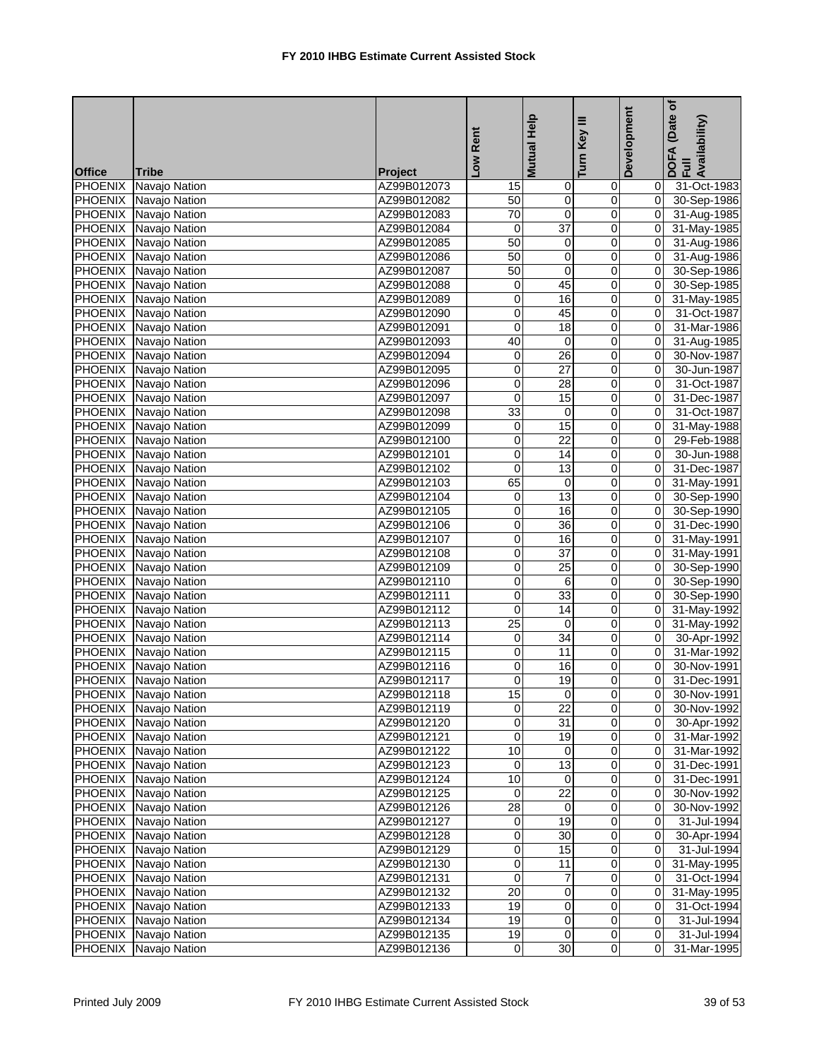# FY 2010 IHBG Estimate Current Assisted Stock

| Office | Tribe | Project | Low Rent | Mutual Help | Turn Key III | Development | DOFA (Date of Full Availability) |
|---|---|---|---|---|---|---|---|
| PHOENIX | Navajo Nation | AZ99B012073 | 15 | 0 | 0 | 0 | 31-Oct-1983 |
| PHOENIX | Navajo Nation | AZ99B012082 | 50 | 0 | 0 | 0 | 30-Sep-1986 |
| PHOENIX | Navajo Nation | AZ99B012083 | 70 | 0 | 0 | 0 | 31-Aug-1985 |
| PHOENIX | Navajo Nation | AZ99B012084 | 0 | 37 | 0 | 0 | 31-May-1985 |
| PHOENIX | Navajo Nation | AZ99B012085 | 50 | 0 | 0 | 0 | 31-Aug-1986 |
| PHOENIX | Navajo Nation | AZ99B012086 | 50 | 0 | 0 | 0 | 31-Aug-1986 |
| PHOENIX | Navajo Nation | AZ99B012087 | 50 | 0 | 0 | 0 | 30-Sep-1986 |
| PHOENIX | Navajo Nation | AZ99B012088 | 0 | 45 | 0 | 0 | 30-Sep-1985 |
| PHOENIX | Navajo Nation | AZ99B012089 | 0 | 16 | 0 | 0 | 31-May-1985 |
| PHOENIX | Navajo Nation | AZ99B012090 | 0 | 45 | 0 | 0 | 31-Oct-1987 |
| PHOENIX | Navajo Nation | AZ99B012091 | 0 | 18 | 0 | 0 | 31-Mar-1986 |
| PHOENIX | Navajo Nation | AZ99B012093 | 40 | 0 | 0 | 0 | 31-Aug-1985 |
| PHOENIX | Navajo Nation | AZ99B012094 | 0 | 26 | 0 | 0 | 30-Nov-1987 |
| PHOENIX | Navajo Nation | AZ99B012095 | 0 | 27 | 0 | 0 | 30-Jun-1987 |
| PHOENIX | Navajo Nation | AZ99B012096 | 0 | 28 | 0 | 0 | 31-Oct-1987 |
| PHOENIX | Navajo Nation | AZ99B012097 | 0 | 15 | 0 | 0 | 31-Dec-1987 |
| PHOENIX | Navajo Nation | AZ99B012098 | 33 | 0 | 0 | 0 | 31-Oct-1987 |
| PHOENIX | Navajo Nation | AZ99B012099 | 0 | 15 | 0 | 0 | 31-May-1988 |
| PHOENIX | Navajo Nation | AZ99B012100 | 0 | 22 | 0 | 0 | 29-Feb-1988 |
| PHOENIX | Navajo Nation | AZ99B012101 | 0 | 14 | 0 | 0 | 30-Jun-1988 |
| PHOENIX | Navajo Nation | AZ99B012102 | 0 | 13 | 0 | 0 | 31-Dec-1987 |
| PHOENIX | Navajo Nation | AZ99B012103 | 65 | 0 | 0 | 0 | 31-May-1991 |
| PHOENIX | Navajo Nation | AZ99B012104 | 0 | 13 | 0 | 0 | 30-Sep-1990 |
| PHOENIX | Navajo Nation | AZ99B012105 | 0 | 16 | 0 | 0 | 30-Sep-1990 |
| PHOENIX | Navajo Nation | AZ99B012106 | 0 | 36 | 0 | 0 | 31-Dec-1990 |
| PHOENIX | Navajo Nation | AZ99B012107 | 0 | 16 | 0 | 0 | 31-May-1991 |
| PHOENIX | Navajo Nation | AZ99B012108 | 0 | 37 | 0 | 0 | 31-May-1991 |
| PHOENIX | Navajo Nation | AZ99B012109 | 0 | 25 | 0 | 0 | 30-Sep-1990 |
| PHOENIX | Navajo Nation | AZ99B012110 | 0 | 6 | 0 | 0 | 30-Sep-1990 |
| PHOENIX | Navajo Nation | AZ99B012111 | 0 | 33 | 0 | 0 | 30-Sep-1990 |
| PHOENIX | Navajo Nation | AZ99B012112 | 0 | 14 | 0 | 0 | 31-May-1992 |
| PHOENIX | Navajo Nation | AZ99B012113 | 25 | 0 | 0 | 0 | 31-May-1992 |
| PHOENIX | Navajo Nation | AZ99B012114 | 0 | 34 | 0 | 0 | 30-Apr-1992 |
| PHOENIX | Navajo Nation | AZ99B012115 | 0 | 11 | 0 | 0 | 31-Mar-1992 |
| PHOENIX | Navajo Nation | AZ99B012116 | 0 | 16 | 0 | 0 | 30-Nov-1991 |
| PHOENIX | Navajo Nation | AZ99B012117 | 0 | 19 | 0 | 0 | 31-Dec-1991 |
| PHOENIX | Navajo Nation | AZ99B012118 | 15 | 0 | 0 | 0 | 30-Nov-1991 |
| PHOENIX | Navajo Nation | AZ99B012119 | 0 | 22 | 0 | 0 | 30-Nov-1992 |
| PHOENIX | Navajo Nation | AZ99B012120 | 0 | 31 | 0 | 0 | 30-Apr-1992 |
| PHOENIX | Navajo Nation | AZ99B012121 | 0 | 19 | 0 | 0 | 31-Mar-1992 |
| PHOENIX | Navajo Nation | AZ99B012122 | 10 | 0 | 0 | 0 | 31-Mar-1992 |
| PHOENIX | Navajo Nation | AZ99B012123 | 0 | 13 | 0 | 0 | 31-Dec-1991 |
| PHOENIX | Navajo Nation | AZ99B012124 | 10 | 0 | 0 | 0 | 31-Dec-1991 |
| PHOENIX | Navajo Nation | AZ99B012125 | 0 | 22 | 0 | 0 | 30-Nov-1992 |
| PHOENIX | Navajo Nation | AZ99B012126 | 28 | 0 | 0 | 0 | 30-Nov-1992 |
| PHOENIX | Navajo Nation | AZ99B012127 | 0 | 19 | 0 | 0 | 31-Jul-1994 |
| PHOENIX | Navajo Nation | AZ99B012128 | 0 | 30 | 0 | 0 | 30-Apr-1994 |
| PHOENIX | Navajo Nation | AZ99B012129 | 0 | 15 | 0 | 0 | 31-Jul-1994 |
| PHOENIX | Navajo Nation | AZ99B012130 | 0 | 11 | 0 | 0 | 31-May-1995 |
| PHOENIX | Navajo Nation | AZ99B012131 | 0 | 7 | 0 | 0 | 31-Oct-1994 |
| PHOENIX | Navajo Nation | AZ99B012132 | 20 | 0 | 0 | 0 | 31-May-1995 |
| PHOENIX | Navajo Nation | AZ99B012133 | 19 | 0 | 0 | 0 | 31-Oct-1994 |
| PHOENIX | Navajo Nation | AZ99B012134 | 19 | 0 | 0 | 0 | 31-Jul-1994 |
| PHOENIX | Navajo Nation | AZ99B012135 | 19 | 0 | 0 | 0 | 31-Jul-1994 |
| PHOENIX | Navajo Nation | AZ99B012136 | 0 | 30 | 0 | 0 | 31-Mar-1995 |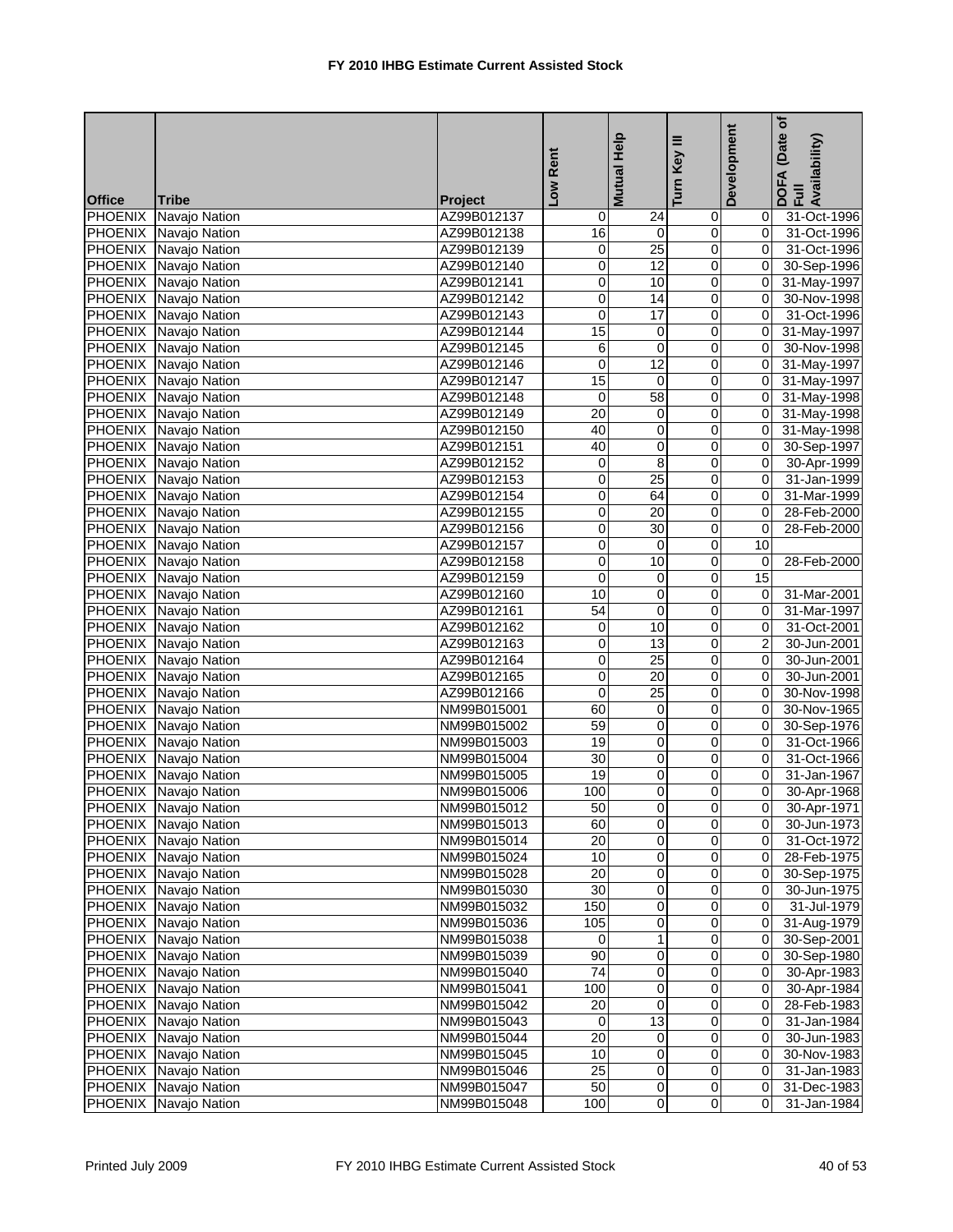# FY 2010 IHBG Estimate Current Assisted Stock

| Office | Tribe | Project | Low Rent | Mutual Help | Turn Key III | Development | DOFA (Date of Full Availability) |
|---|---|---|---|---|---|---|---|
| PHOENIX | Navajo Nation | AZ99B012137 | 0 | 24 | 0 | 0 | 31-Oct-1996 |
| PHOENIX | Navajo Nation | AZ99B012138 | 16 | 0 | 0 | 0 | 31-Oct-1996 |
| PHOENIX | Navajo Nation | AZ99B012139 | 0 | 25 | 0 | 0 | 31-Oct-1996 |
| PHOENIX | Navajo Nation | AZ99B012140 | 0 | 12 | 0 | 0 | 30-Sep-1996 |
| PHOENIX | Navajo Nation | AZ99B012141 | 0 | 10 | 0 | 0 | 31-May-1997 |
| PHOENIX | Navajo Nation | AZ99B012142 | 0 | 14 | 0 | 0 | 30-Nov-1998 |
| PHOENIX | Navajo Nation | AZ99B012143 | 0 | 17 | 0 | 0 | 31-Oct-1996 |
| PHOENIX | Navajo Nation | AZ99B012144 | 15 | 0 | 0 | 0 | 31-May-1997 |
| PHOENIX | Navajo Nation | AZ99B012145 | 6 | 0 | 0 | 0 | 30-Nov-1998 |
| PHOENIX | Navajo Nation | AZ99B012146 | 0 | 12 | 0 | 0 | 31-May-1997 |
| PHOENIX | Navajo Nation | AZ99B012147 | 15 | 0 | 0 | 0 | 31-May-1997 |
| PHOENIX | Navajo Nation | AZ99B012148 | 0 | 58 | 0 | 0 | 31-May-1998 |
| PHOENIX | Navajo Nation | AZ99B012149 | 20 | 0 | 0 | 0 | 31-May-1998 |
| PHOENIX | Navajo Nation | AZ99B012150 | 40 | 0 | 0 | 0 | 31-May-1998 |
| PHOENIX | Navajo Nation | AZ99B012151 | 40 | 0 | 0 | 0 | 30-Sep-1997 |
| PHOENIX | Navajo Nation | AZ99B012152 | 0 | 8 | 0 | 0 | 30-Apr-1999 |
| PHOENIX | Navajo Nation | AZ99B012153 | 0 | 25 | 0 | 0 | 31-Jan-1999 |
| PHOENIX | Navajo Nation | AZ99B012154 | 0 | 64 | 0 | 0 | 31-Mar-1999 |
| PHOENIX | Navajo Nation | AZ99B012155 | 0 | 20 | 0 | 0 | 28-Feb-2000 |
| PHOENIX | Navajo Nation | AZ99B012156 | 0 | 30 | 0 | 0 | 28-Feb-2000 |
| PHOENIX | Navajo Nation | AZ99B012157 | 0 | 0 | 0 | 10 | |
| PHOENIX | Navajo Nation | AZ99B012158 | 0 | 10 | 0 | 0 | 28-Feb-2000 |
| PHOENIX | Navajo Nation | AZ99B012159 | 0 | 0 | 0 | 15 | |
| PHOENIX | Navajo Nation | AZ99B012160 | 10 | 0 | 0 | 0 | 31-Mar-2001 |
| PHOENIX | Navajo Nation | AZ99B012161 | 54 | 0 | 0 | 0 | 31-Mar-1997 |
| PHOENIX | Navajo Nation | AZ99B012162 | 0 | 10 | 0 | 0 | 31-Oct-2001 |
| PHOENIX | Navajo Nation | AZ99B012163 | 0 | 13 | 0 | 2 | 30-Jun-2001 |
| PHOENIX | Navajo Nation | AZ99B012164 | 0 | 25 | 0 | 0 | 30-Jun-2001 |
| PHOENIX | Navajo Nation | AZ99B012165 | 0 | 20 | 0 | 0 | 30-Jun-2001 |
| PHOENIX | Navajo Nation | AZ99B012166 | 0 | 25 | 0 | 0 | 30-Nov-1998 |
| PHOENIX | Navajo Nation | NM99B015001 | 60 | 0 | 0 | 0 | 30-Nov-1965 |
| PHOENIX | Navajo Nation | NM99B015002 | 59 | 0 | 0 | 0 | 30-Sep-1976 |
| PHOENIX | Navajo Nation | NM99B015003 | 19 | 0 | 0 | 0 | 31-Oct-1966 |
| PHOENIX | Navajo Nation | NM99B015004 | 30 | 0 | 0 | 0 | 31-Oct-1966 |
| PHOENIX | Navajo Nation | NM99B015005 | 19 | 0 | 0 | 0 | 31-Jan-1967 |
| PHOENIX | Navajo Nation | NM99B015006 | 100 | 0 | 0 | 0 | 30-Apr-1968 |
| PHOENIX | Navajo Nation | NM99B015012 | 50 | 0 | 0 | 0 | 30-Apr-1971 |
| PHOENIX | Navajo Nation | NM99B015013 | 60 | 0 | 0 | 0 | 30-Jun-1973 |
| PHOENIX | Navajo Nation | NM99B015014 | 20 | 0 | 0 | 0 | 31-Oct-1972 |
| PHOENIX | Navajo Nation | NM99B015024 | 10 | 0 | 0 | 0 | 28-Feb-1975 |
| PHOENIX | Navajo Nation | NM99B015028 | 20 | 0 | 0 | 0 | 30-Sep-1975 |
| PHOENIX | Navajo Nation | NM99B015030 | 30 | 0 | 0 | 0 | 30-Jun-1975 |
| PHOENIX | Navajo Nation | NM99B015032 | 150 | 0 | 0 | 0 | 31-Jul-1979 |
| PHOENIX | Navajo Nation | NM99B015036 | 105 | 0 | 0 | 0 | 31-Aug-1979 |
| PHOENIX | Navajo Nation | NM99B015038 | 0 | 1 | 0 | 0 | 30-Sep-2001 |
| PHOENIX | Navajo Nation | NM99B015039 | 90 | 0 | 0 | 0 | 30-Sep-1980 |
| PHOENIX | Navajo Nation | NM99B015040 | 74 | 0 | 0 | 0 | 30-Apr-1983 |
| PHOENIX | Navajo Nation | NM99B015041 | 100 | 0 | 0 | 0 | 30-Apr-1984 |
| PHOENIX | Navajo Nation | NM99B015042 | 20 | 0 | 0 | 0 | 28-Feb-1983 |
| PHOENIX | Navajo Nation | NM99B015043 | 0 | 13 | 0 | 0 | 31-Jan-1984 |
| PHOENIX | Navajo Nation | NM99B015044 | 20 | 0 | 0 | 0 | 30-Jun-1983 |
| PHOENIX | Navajo Nation | NM99B015045 | 10 | 0 | 0 | 0 | 30-Nov-1983 |
| PHOENIX | Navajo Nation | NM99B015046 | 25 | 0 | 0 | 0 | 31-Jan-1983 |
| PHOENIX | Navajo Nation | NM99B015047 | 50 | 0 | 0 | 0 | 31-Dec-1983 |
| PHOENIX | Navajo Nation | NM99B015048 | 100 | 0 | 0 | 0 | 31-Jan-1984 |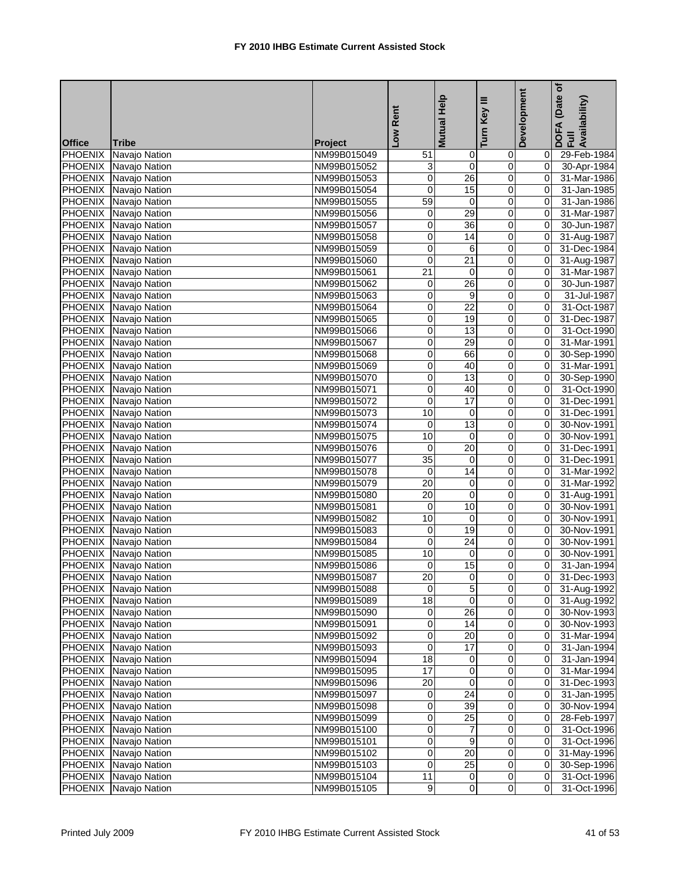**FY 2010 IHBG Estimate Current Assisted Stock**

| Office | Tribe | Project | Low Rent | Mutual Help | Turn Key III | Development | DOFA (Date of Full Availability) |
|---|---|---|---|---|---|---|---|
| PHOENIX | Navajo Nation | NM99B015049 | 51 | 0 | 0 | 0 | 29-Feb-1984 |
| PHOENIX | Navajo Nation | NM99B015052 | 3 | 0 | 0 | 0 | 30-Apr-1984 |
| PHOENIX | Navajo Nation | NM99B015053 | 0 | 26 | 0 | 0 | 31-Mar-1986 |
| PHOENIX | Navajo Nation | NM99B015054 | 0 | 15 | 0 | 0 | 31-Jan-1985 |
| PHOENIX | Navajo Nation | NM99B015055 | 59 | 0 | 0 | 0 | 31-Jan-1986 |
| PHOENIX | Navajo Nation | NM99B015056 | 0 | 29 | 0 | 0 | 31-Mar-1987 |
| PHOENIX | Navajo Nation | NM99B015057 | 0 | 36 | 0 | 0 | 30-Jun-1987 |
| PHOENIX | Navajo Nation | NM99B015058 | 0 | 14 | 0 | 0 | 31-Aug-1987 |
| PHOENIX | Navajo Nation | NM99B015059 | 0 | 6 | 0 | 0 | 31-Dec-1984 |
| PHOENIX | Navajo Nation | NM99B015060 | 0 | 21 | 0 | 0 | 31-Aug-1987 |
| PHOENIX | Navajo Nation | NM99B015061 | 21 | 0 | 0 | 0 | 31-Mar-1987 |
| PHOENIX | Navajo Nation | NM99B015062 | 0 | 26 | 0 | 0 | 30-Jun-1987 |
| PHOENIX | Navajo Nation | NM99B015063 | 0 | 9 | 0 | 0 | 31-Jul-1987 |
| PHOENIX | Navajo Nation | NM99B015064 | 0 | 22 | 0 | 0 | 31-Oct-1987 |
| PHOENIX | Navajo Nation | NM99B015065 | 0 | 19 | 0 | 0 | 31-Dec-1987 |
| PHOENIX | Navajo Nation | NM99B015066 | 0 | 13 | 0 | 0 | 31-Oct-1990 |
| PHOENIX | Navajo Nation | NM99B015067 | 0 | 29 | 0 | 0 | 31-Mar-1991 |
| PHOENIX | Navajo Nation | NM99B015068 | 0 | 66 | 0 | 0 | 30-Sep-1990 |
| PHOENIX | Navajo Nation | NM99B015069 | 0 | 40 | 0 | 0 | 31-Mar-1991 |
| PHOENIX | Navajo Nation | NM99B015070 | 0 | 13 | 0 | 0 | 30-Sep-1990 |
| PHOENIX | Navajo Nation | NM99B015071 | 0 | 40 | 0 | 0 | 31-Oct-1990 |
| PHOENIX | Navajo Nation | NM99B015072 | 0 | 17 | 0 | 0 | 31-Dec-1991 |
| PHOENIX | Navajo Nation | NM99B015073 | 10 | 0 | 0 | 0 | 31-Dec-1991 |
| PHOENIX | Navajo Nation | NM99B015074 | 0 | 13 | 0 | 0 | 30-Nov-1991 |
| PHOENIX | Navajo Nation | NM99B015075 | 10 | 0 | 0 | 0 | 30-Nov-1991 |
| PHOENIX | Navajo Nation | NM99B015076 | 0 | 20 | 0 | 0 | 31-Dec-1991 |
| PHOENIX | Navajo Nation | NM99B015077 | 35 | 0 | 0 | 0 | 31-Dec-1991 |
| PHOENIX | Navajo Nation | NM99B015078 | 0 | 14 | 0 | 0 | 31-Mar-1992 |
| PHOENIX | Navajo Nation | NM99B015079 | 20 | 0 | 0 | 0 | 31-Mar-1992 |
| PHOENIX | Navajo Nation | NM99B015080 | 20 | 0 | 0 | 0 | 31-Aug-1991 |
| PHOENIX | Navajo Nation | NM99B015081 | 0 | 10 | 0 | 0 | 30-Nov-1991 |
| PHOENIX | Navajo Nation | NM99B015082 | 10 | 0 | 0 | 0 | 30-Nov-1991 |
| PHOENIX | Navajo Nation | NM99B015083 | 0 | 19 | 0 | 0 | 30-Nov-1991 |
| PHOENIX | Navajo Nation | NM99B015084 | 0 | 24 | 0 | 0 | 30-Nov-1991 |
| PHOENIX | Navajo Nation | NM99B015085 | 10 | 0 | 0 | 0 | 30-Nov-1991 |
| PHOENIX | Navajo Nation | NM99B015086 | 0 | 15 | 0 | 0 | 31-Jan-1994 |
| PHOENIX | Navajo Nation | NM99B015087 | 20 | 0 | 0 | 0 | 31-Dec-1993 |
| PHOENIX | Navajo Nation | NM99B015088 | 0 | 5 | 0 | 0 | 31-Aug-1992 |
| PHOENIX | Navajo Nation | NM99B015089 | 18 | 0 | 0 | 0 | 31-Aug-1992 |
| PHOENIX | Navajo Nation | NM99B015090 | 0 | 26 | 0 | 0 | 30-Nov-1993 |
| PHOENIX | Navajo Nation | NM99B015091 | 0 | 14 | 0 | 0 | 30-Nov-1993 |
| PHOENIX | Navajo Nation | NM99B015092 | 0 | 20 | 0 | 0 | 31-Mar-1994 |
| PHOENIX | Navajo Nation | NM99B015093 | 0 | 17 | 0 | 0 | 31-Jan-1994 |
| PHOENIX | Navajo Nation | NM99B015094 | 18 | 0 | 0 | 0 | 31-Jan-1994 |
| PHOENIX | Navajo Nation | NM99B015095 | 17 | 0 | 0 | 0 | 31-Mar-1994 |
| PHOENIX | Navajo Nation | NM99B015096 | 20 | 0 | 0 | 0 | 31-Dec-1993 |
| PHOENIX | Navajo Nation | NM99B015097 | 0 | 24 | 0 | 0 | 31-Jan-1995 |
| PHOENIX | Navajo Nation | NM99B015098 | 0 | 39 | 0 | 0 | 30-Nov-1994 |
| PHOENIX | Navajo Nation | NM99B015099 | 0 | 25 | 0 | 0 | 28-Feb-1997 |
| PHOENIX | Navajo Nation | NM99B015100 | 0 | 7 | 0 | 0 | 31-Oct-1996 |
| PHOENIX | Navajo Nation | NM99B015101 | 0 | 9 | 0 | 0 | 31-Oct-1996 |
| PHOENIX | Navajo Nation | NM99B015102 | 0 | 20 | 0 | 0 | 31-May-1996 |
| PHOENIX | Navajo Nation | NM99B015103 | 0 | 25 | 0 | 0 | 30-Sep-1996 |
| PHOENIX | Navajo Nation | NM99B015104 | 11 | 0 | 0 | 0 | 31-Oct-1996 |
| PHOENIX | Navajo Nation | NM99B015105 | 9 | 0 | 0 | 0 | 31-Oct-1996 |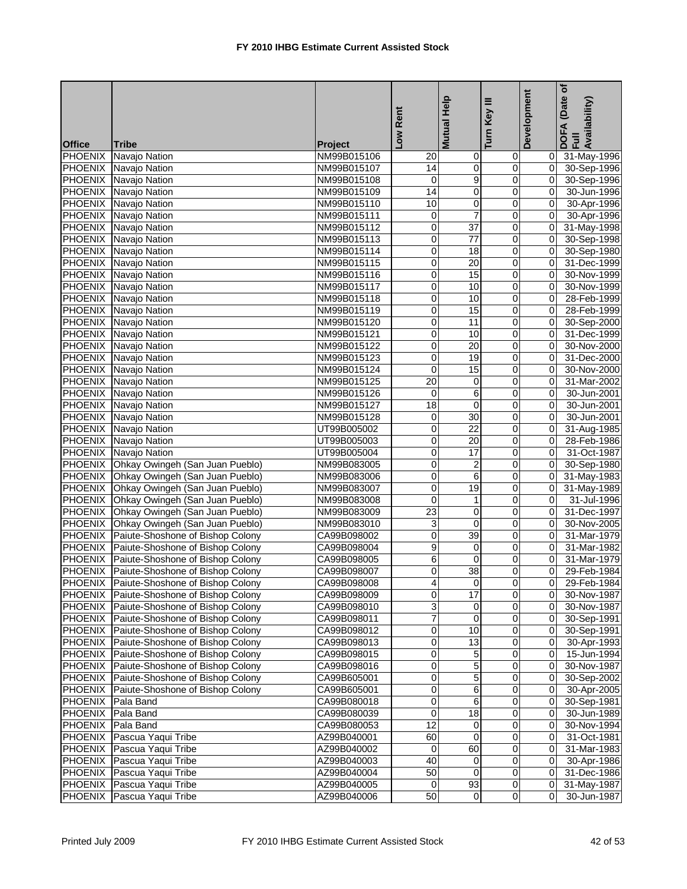# FY 2010 IHBG Estimate Current Assisted Stock

| Office | Tribe | Project | Low Rent | Mutual Help | Turn Key III | Development | DOFA (Date of Full Availability) |
|---|---|---|---|---|---|---|---|
| PHOENIX | Navajo Nation | NM99B015106 | 20 | 0 | 0 | 0 | 31-May-1996 |
| PHOENIX | Navajo Nation | NM99B015107 | 14 | 0 | 0 | 0 | 30-Sep-1996 |
| PHOENIX | Navajo Nation | NM99B015108 | 0 | 9 | 0 | 0 | 30-Sep-1996 |
| PHOENIX | Navajo Nation | NM99B015109 | 14 | 0 | 0 | 0 | 30-Jun-1996 |
| PHOENIX | Navajo Nation | NM99B015110 | 10 | 0 | 0 | 0 | 30-Apr-1996 |
| PHOENIX | Navajo Nation | NM99B015111 | 0 | 7 | 0 | 0 | 30-Apr-1996 |
| PHOENIX | Navajo Nation | NM99B015112 | 0 | 37 | 0 | 0 | 31-May-1998 |
| PHOENIX | Navajo Nation | NM99B015113 | 0 | 77 | 0 | 0 | 30-Sep-1998 |
| PHOENIX | Navajo Nation | NM99B015114 | 0 | 18 | 0 | 0 | 30-Sep-1980 |
| PHOENIX | Navajo Nation | NM99B015115 | 0 | 20 | 0 | 0 | 31-Dec-1999 |
| PHOENIX | Navajo Nation | NM99B015116 | 0 | 15 | 0 | 0 | 30-Nov-1999 |
| PHOENIX | Navajo Nation | NM99B015117 | 0 | 10 | 0 | 0 | 30-Nov-1999 |
| PHOENIX | Navajo Nation | NM99B015118 | 0 | 10 | 0 | 0 | 28-Feb-1999 |
| PHOENIX | Navajo Nation | NM99B015119 | 0 | 15 | 0 | 0 | 28-Feb-1999 |
| PHOENIX | Navajo Nation | NM99B015120 | 0 | 11 | 0 | 0 | 30-Sep-2000 |
| PHOENIX | Navajo Nation | NM99B015121 | 0 | 10 | 0 | 0 | 31-Dec-1999 |
| PHOENIX | Navajo Nation | NM99B015122 | 0 | 20 | 0 | 0 | 30-Nov-2000 |
| PHOENIX | Navajo Nation | NM99B015123 | 0 | 19 | 0 | 0 | 31-Dec-2000 |
| PHOENIX | Navajo Nation | NM99B015124 | 0 | 15 | 0 | 0 | 30-Nov-2000 |
| PHOENIX | Navajo Nation | NM99B015125 | 20 | 0 | 0 | 0 | 31-Mar-2002 |
| PHOENIX | Navajo Nation | NM99B015126 | 0 | 6 | 0 | 0 | 30-Jun-2001 |
| PHOENIX | Navajo Nation | NM99B015127 | 18 | 0 | 0 | 0 | 30-Jun-2001 |
| PHOENIX | Navajo Nation | NM99B015128 | 0 | 30 | 0 | 0 | 30-Jun-2001 |
| PHOENIX | Navajo Nation | UT99B005002 | 0 | 22 | 0 | 0 | 31-Aug-1985 |
| PHOENIX | Navajo Nation | UT99B005003 | 0 | 20 | 0 | 0 | 28-Feb-1986 |
| PHOENIX | Navajo Nation | UT99B005004 | 0 | 17 | 0 | 0 | 31-Oct-1987 |
| PHOENIX | Ohkay Owingeh (San Juan Pueblo) | NM99B083005 | 0 | 2 | 0 | 0 | 30-Sep-1980 |
| PHOENIX | Ohkay Owingeh (San Juan Pueblo) | NM99B083006 | 0 | 6 | 0 | 0 | 31-May-1983 |
| PHOENIX | Ohkay Owingeh (San Juan Pueblo) | NM99B083007 | 0 | 19 | 0 | 0 | 31-May-1989 |
| PHOENIX | Ohkay Owingeh (San Juan Pueblo) | NM99B083008 | 0 | 1 | 0 | 0 | 31-Jul-1996 |
| PHOENIX | Ohkay Owingeh (San Juan Pueblo) | NM99B083009 | 23 | 0 | 0 | 0 | 31-Dec-1997 |
| PHOENIX | Ohkay Owingeh (San Juan Pueblo) | NM99B083010 | 3 | 0 | 0 | 0 | 30-Nov-2005 |
| PHOENIX | Paiute-Shoshone of Bishop Colony | CA99B098002 | 0 | 39 | 0 | 0 | 31-Mar-1979 |
| PHOENIX | Paiute-Shoshone of Bishop Colony | CA99B098004 | 9 | 0 | 0 | 0 | 31-Mar-1982 |
| PHOENIX | Paiute-Shoshone of Bishop Colony | CA99B098005 | 6 | 0 | 0 | 0 | 31-Mar-1979 |
| PHOENIX | Paiute-Shoshone of Bishop Colony | CA99B098007 | 0 | 38 | 0 | 0 | 29-Feb-1984 |
| PHOENIX | Paiute-Shoshone of Bishop Colony | CA99B098008 | 4 | 0 | 0 | 0 | 29-Feb-1984 |
| PHOENIX | Paiute-Shoshone of Bishop Colony | CA99B098009 | 0 | 17 | 0 | 0 | 30-Nov-1987 |
| PHOENIX | Paiute-Shoshone of Bishop Colony | CA99B098010 | 3 | 0 | 0 | 0 | 30-Nov-1987 |
| PHOENIX | Paiute-Shoshone of Bishop Colony | CA99B098011 | 7 | 0 | 0 | 0 | 30-Sep-1991 |
| PHOENIX | Paiute-Shoshone of Bishop Colony | CA99B098012 | 0 | 10 | 0 | 0 | 30-Sep-1991 |
| PHOENIX | Paiute-Shoshone of Bishop Colony | CA99B098013 | 0 | 13 | 0 | 0 | 30-Apr-1993 |
| PHOENIX | Paiute-Shoshone of Bishop Colony | CA99B098015 | 0 | 5 | 0 | 0 | 15-Jun-1994 |
| PHOENIX | Paiute-Shoshone of Bishop Colony | CA99B098016 | 0 | 5 | 0 | 0 | 30-Nov-1987 |
| PHOENIX | Paiute-Shoshone of Bishop Colony | CA99B605001 | 0 | 5 | 0 | 0 | 30-Sep-2002 |
| PHOENIX | Paiute-Shoshone of Bishop Colony | CA99B605001 | 0 | 6 | 0 | 0 | 30-Apr-2005 |
| PHOENIX | Pala Band | CA99B080018 | 0 | 6 | 0 | 0 | 30-Sep-1981 |
| PHOENIX | Pala Band | CA99B080039 | 0 | 18 | 0 | 0 | 30-Jun-1989 |
| PHOENIX | Pala Band | CA99B080053 | 12 | 0 | 0 | 0 | 30-Nov-1994 |
| PHOENIX | Pascua Yaqui Tribe | AZ99B040001 | 60 | 0 | 0 | 0 | 31-Oct-1981 |
| PHOENIX | Pascua Yaqui Tribe | AZ99B040002 | 0 | 60 | 0 | 0 | 31-Mar-1983 |
| PHOENIX | Pascua Yaqui Tribe | AZ99B040003 | 40 | 0 | 0 | 0 | 30-Apr-1986 |
| PHOENIX | Pascua Yaqui Tribe | AZ99B040004 | 50 | 0 | 0 | 0 | 31-Dec-1986 |
| PHOENIX | Pascua Yaqui Tribe | AZ99B040005 | 0 | 93 | 0 | 0 | 31-May-1987 |
| PHOENIX | Pascua Yaqui Tribe | AZ99B040006 | 50 | 0 | 0 | 0 | 30-Jun-1987 |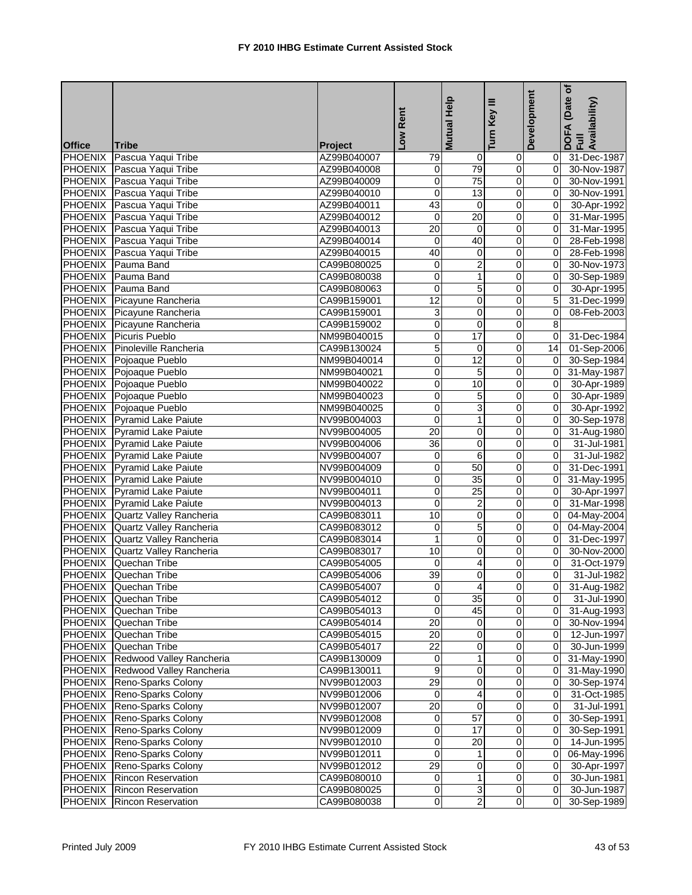# FY 2010 IHBG Estimate Current Assisted Stock

| Office | Tribe | Project | Low Rent | Mutual Help | Turn Key III | Development | DOFA (Date of Full Availability) |
|---|---|---|---|---|---|---|---|
| PHOENIX | Pascua Yaqui Tribe | AZ99B040007 | 79 | 0 | 0 | 0 | 31-Dec-1987 |
| PHOENIX | Pascua Yaqui Tribe | AZ99B040008 | 0 | 79 | 0 | 0 | 30-Nov-1987 |
| PHOENIX | Pascua Yaqui Tribe | AZ99B040009 | 0 | 75 | 0 | 0 | 30-Nov-1991 |
| PHOENIX | Pascua Yaqui Tribe | AZ99B040010 | 0 | 13 | 0 | 0 | 30-Nov-1991 |
| PHOENIX | Pascua Yaqui Tribe | AZ99B040011 | 43 | 0 | 0 | 0 | 30-Apr-1992 |
| PHOENIX | Pascua Yaqui Tribe | AZ99B040012 | 0 | 20 | 0 | 0 | 31-Mar-1995 |
| PHOENIX | Pascua Yaqui Tribe | AZ99B040013 | 20 | 0 | 0 | 0 | 31-Mar-1995 |
| PHOENIX | Pascua Yaqui Tribe | AZ99B040014 | 0 | 40 | 0 | 0 | 28-Feb-1998 |
| PHOENIX | Pascua Yaqui Tribe | AZ99B040015 | 40 | 0 | 0 | 0 | 28-Feb-1998 |
| PHOENIX | Pauma Band | CA99B080025 | 0 | 2 | 0 | 0 | 30-Nov-1973 |
| PHOENIX | Pauma Band | CA99B080038 | 0 | 1 | 0 | 0 | 30-Sep-1989 |
| PHOENIX | Pauma Band | CA99B080063 | 0 | 5 | 0 | 0 | 30-Apr-1995 |
| PHOENIX | Picayune Rancheria | CA99B159001 | 12 | 0 | 0 | 5 | 31-Dec-1999 |
| PHOENIX | Picayune Rancheria | CA99B159001 | 3 | 0 | 0 | 0 | 08-Feb-2003 |
| PHOENIX | Picayune Rancheria | CA99B159002 | 0 | 0 | 0 | 8 | |
| PHOENIX | Picuris Pueblo | NM99B040015 | 0 | 17 | 0 | 0 | 31-Dec-1984 |
| PHOENIX | Pinoleville Rancheria | CA99B130024 | 5 | 0 | 0 | 14 | 01-Sep-2006 |
| PHOENIX | Pojoaque Pueblo | NM99B040014 | 0 | 12 | 0 | 0 | 30-Sep-1984 |
| PHOENIX | Pojoaque Pueblo | NM99B040021 | 0 | 5 | 0 | 0 | 31-May-1987 |
| PHOENIX | Pojoaque Pueblo | NM99B040022 | 0 | 10 | 0 | 0 | 30-Apr-1989 |
| PHOENIX | Pojoaque Pueblo | NM99B040023 | 0 | 5 | 0 | 0 | 30-Apr-1989 |
| PHOENIX | Pojoaque Pueblo | NM99B040025 | 0 | 3 | 0 | 0 | 30-Apr-1992 |
| PHOENIX | Pyramid Lake Paiute | NV99B004003 | 0 | 1 | 0 | 0 | 30-Sep-1978 |
| PHOENIX | Pyramid Lake Paiute | NV99B004005 | 20 | 0 | 0 | 0 | 31-Aug-1980 |
| PHOENIX | Pyramid Lake Paiute | NV99B004006 | 36 | 0 | 0 | 0 | 31-Jul-1981 |
| PHOENIX | Pyramid Lake Paiute | NV99B004007 | 0 | 6 | 0 | 0 | 31-Jul-1982 |
| PHOENIX | Pyramid Lake Paiute | NV99B004009 | 0 | 50 | 0 | 0 | 31-Dec-1991 |
| PHOENIX | Pyramid Lake Paiute | NV99B004010 | 0 | 35 | 0 | 0 | 31-May-1995 |
| PHOENIX | Pyramid Lake Paiute | NV99B004011 | 0 | 25 | 0 | 0 | 30-Apr-1997 |
| PHOENIX | Pyramid Lake Paiute | NV99B004013 | 0 | 2 | 0 | 0 | 31-Mar-1998 |
| PHOENIX | Quartz Valley Rancheria | CA99B083011 | 10 | 0 | 0 | 0 | 04-May-2004 |
| PHOENIX | Quartz Valley Rancheria | CA99B083012 | 0 | 5 | 0 | 0 | 04-May-2004 |
| PHOENIX | Quartz Valley Rancheria | CA99B083014 | 1 | 0 | 0 | 0 | 31-Dec-1997 |
| PHOENIX | Quartz Valley Rancheria | CA99B083017 | 10 | 0 | 0 | 0 | 30-Nov-2000 |
| PHOENIX | Quechan Tribe | CA99B054005 | 0 | 4 | 0 | 0 | 31-Oct-1979 |
| PHOENIX | Quechan Tribe | CA99B054006 | 39 | 0 | 0 | 0 | 31-Jul-1982 |
| PHOENIX | Quechan Tribe | CA99B054007 | 0 | 4 | 0 | 0 | 31-Aug-1982 |
| PHOENIX | Quechan Tribe | CA99B054012 | 0 | 35 | 0 | 0 | 31-Jul-1990 |
| PHOENIX | Quechan Tribe | CA99B054013 | 0 | 45 | 0 | 0 | 31-Aug-1993 |
| PHOENIX | Quechan Tribe | CA99B054014 | 20 | 0 | 0 | 0 | 30-Nov-1994 |
| PHOENIX | Quechan Tribe | CA99B054015 | 20 | 0 | 0 | 0 | 12-Jun-1997 |
| PHOENIX | Quechan Tribe | CA99B054017 | 22 | 0 | 0 | 0 | 30-Jun-1999 |
| PHOENIX | Redwood Valley Rancheria | CA99B130009 | 0 | 1 | 0 | 0 | 31-May-1990 |
| PHOENIX | Redwood Valley Rancheria | CA99B130011 | 9 | 0 | 0 | 0 | 31-May-1990 |
| PHOENIX | Reno-Sparks Colony | NV99B012003 | 29 | 0 | 0 | 0 | 30-Sep-1974 |
| PHOENIX | Reno-Sparks Colony | NV99B012006 | 0 | 4 | 0 | 0 | 31-Oct-1985 |
| PHOENIX | Reno-Sparks Colony | NV99B012007 | 20 | 0 | 0 | 0 | 31-Jul-1991 |
| PHOENIX | Reno-Sparks Colony | NV99B012008 | 0 | 57 | 0 | 0 | 30-Sep-1991 |
| PHOENIX | Reno-Sparks Colony | NV99B012009 | 0 | 17 | 0 | 0 | 30-Sep-1991 |
| PHOENIX | Reno-Sparks Colony | NV99B012010 | 0 | 20 | 0 | 0 | 14-Jun-1995 |
| PHOENIX | Reno-Sparks Colony | NV99B012011 | 0 | 1 | 0 | 0 | 06-May-1996 |
| PHOENIX | Reno-Sparks Colony | NV99B012012 | 29 | 0 | 0 | 0 | 30-Apr-1997 |
| PHOENIX | Rincon Reservation | CA99B080010 | 0 | 1 | 0 | 0 | 30-Jun-1981 |
| PHOENIX | Rincon Reservation | CA99B080025 | 0 | 3 | 0 | 0 | 30-Jun-1987 |
| PHOENIX | Rincon Reservation | CA99B080038 | 0 | 2 | 0 | 0 | 30-Sep-1989 |

Printed July 2009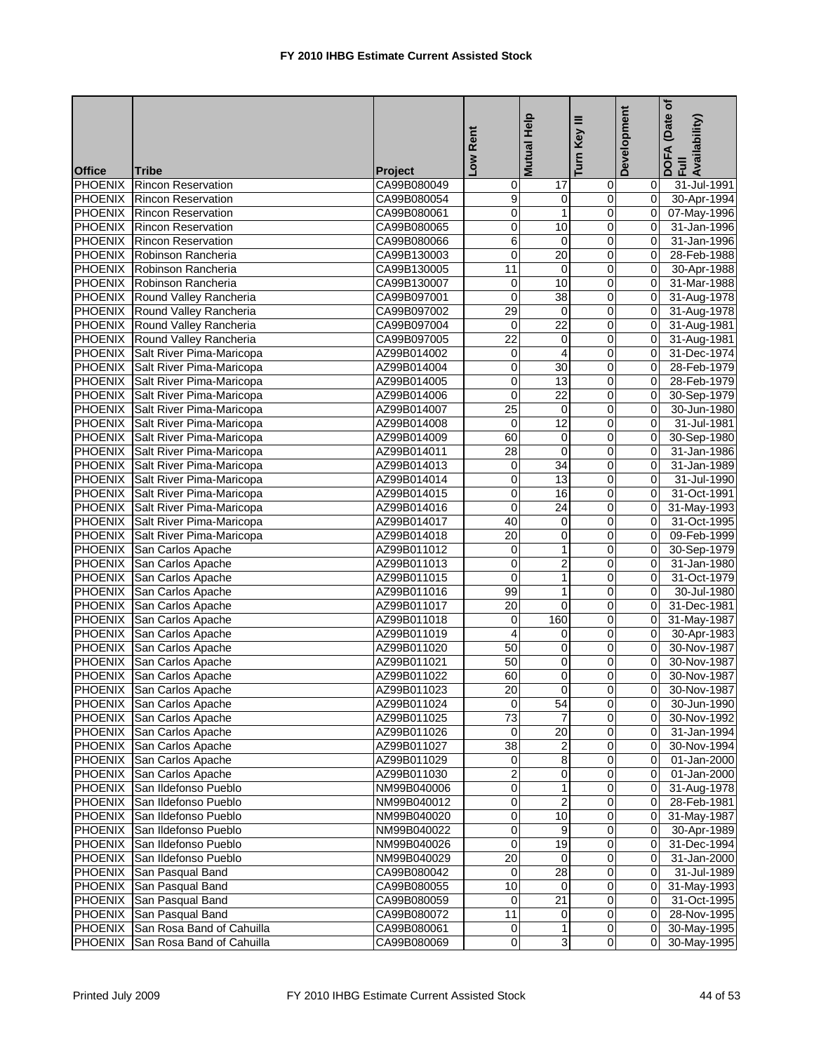# FY 2010 IHBG Estimate Current Assisted Stock

| Office | Tribe | Project | Low Rent | Mutual Help | Turn Key III | Development | DOFA (Date of Full Availability) |
|---|---|---|---|---|---|---|---|
| PHOENIX | Rincon Reservation | CA99B080049 | 0 | 17 | 0 | 0 | 31-Jul-1991 |
| PHOENIX | Rincon Reservation | CA99B080054 | 9 | 0 | 0 | 0 | 30-Apr-1994 |
| PHOENIX | Rincon Reservation | CA99B080061 | 0 | 1 | 0 | 0 | 07-May-1996 |
| PHOENIX | Rincon Reservation | CA99B080065 | 0 | 10 | 0 | 0 | 31-Jan-1996 |
| PHOENIX | Rincon Reservation | CA99B080066 | 6 | 0 | 0 | 0 | 31-Jan-1996 |
| PHOENIX | Robinson Rancheria | CA99B130003 | 0 | 20 | 0 | 0 | 28-Feb-1988 |
| PHOENIX | Robinson Rancheria | CA99B130005 | 11 | 0 | 0 | 0 | 30-Apr-1988 |
| PHOENIX | Robinson Rancheria | CA99B130007 | 0 | 10 | 0 | 0 | 31-Mar-1988 |
| PHOENIX | Round Valley Rancheria | CA99B097001 | 0 | 38 | 0 | 0 | 31-Aug-1978 |
| PHOENIX | Round Valley Rancheria | CA99B097002 | 29 | 0 | 0 | 0 | 31-Aug-1978 |
| PHOENIX | Round Valley Rancheria | CA99B097004 | 0 | 22 | 0 | 0 | 31-Aug-1981 |
| PHOENIX | Round Valley Rancheria | CA99B097005 | 22 | 0 | 0 | 0 | 31-Aug-1981 |
| PHOENIX | Salt River Pima-Maricopa | AZ99B014002 | 0 | 4 | 0 | 0 | 31-Dec-1974 |
| PHOENIX | Salt River Pima-Maricopa | AZ99B014004 | 0 | 30 | 0 | 0 | 28-Feb-1979 |
| PHOENIX | Salt River Pima-Maricopa | AZ99B014005 | 0 | 13 | 0 | 0 | 28-Feb-1979 |
| PHOENIX | Salt River Pima-Maricopa | AZ99B014006 | 0 | 22 | 0 | 0 | 30-Sep-1979 |
| PHOENIX | Salt River Pima-Maricopa | AZ99B014007 | 25 | 0 | 0 | 0 | 30-Jun-1980 |
| PHOENIX | Salt River Pima-Maricopa | AZ99B014008 | 0 | 12 | 0 | 0 | 31-Jul-1981 |
| PHOENIX | Salt River Pima-Maricopa | AZ99B014009 | 60 | 0 | 0 | 0 | 30-Sep-1980 |
| PHOENIX | Salt River Pima-Maricopa | AZ99B014011 | 28 | 0 | 0 | 0 | 31-Jan-1986 |
| PHOENIX | Salt River Pima-Maricopa | AZ99B014013 | 0 | 34 | 0 | 0 | 31-Jan-1989 |
| PHOENIX | Salt River Pima-Maricopa | AZ99B014014 | 0 | 13 | 0 | 0 | 31-Jul-1990 |
| PHOENIX | Salt River Pima-Maricopa | AZ99B014015 | 0 | 16 | 0 | 0 | 31-Oct-1991 |
| PHOENIX | Salt River Pima-Maricopa | AZ99B014016 | 0 | 24 | 0 | 0 | 31-May-1993 |
| PHOENIX | Salt River Pima-Maricopa | AZ99B014017 | 40 | 0 | 0 | 0 | 31-Oct-1995 |
| PHOENIX | Salt River Pima-Maricopa | AZ99B014018 | 20 | 0 | 0 | 0 | 09-Feb-1999 |
| PHOENIX | San Carlos Apache | AZ99B011012 | 0 | 1 | 0 | 0 | 30-Sep-1979 |
| PHOENIX | San Carlos Apache | AZ99B011013 | 0 | 2 | 0 | 0 | 31-Jan-1980 |
| PHOENIX | San Carlos Apache | AZ99B011015 | 0 | 1 | 0 | 0 | 31-Oct-1979 |
| PHOENIX | San Carlos Apache | AZ99B011016 | 99 | 1 | 0 | 0 | 30-Jul-1980 |
| PHOENIX | San Carlos Apache | AZ99B011017 | 20 | 0 | 0 | 0 | 31-Dec-1981 |
| PHOENIX | San Carlos Apache | AZ99B011018 | 0 | 160 | 0 | 0 | 31-May-1987 |
| PHOENIX | San Carlos Apache | AZ99B011019 | 4 | 0 | 0 | 0 | 30-Apr-1983 |
| PHOENIX | San Carlos Apache | AZ99B011020 | 50 | 0 | 0 | 0 | 30-Nov-1987 |
| PHOENIX | San Carlos Apache | AZ99B011021 | 50 | 0 | 0 | 0 | 30-Nov-1987 |
| PHOENIX | San Carlos Apache | AZ99B011022 | 60 | 0 | 0 | 0 | 30-Nov-1987 |
| PHOENIX | San Carlos Apache | AZ99B011023 | 20 | 0 | 0 | 0 | 30-Nov-1987 |
| PHOENIX | San Carlos Apache | AZ99B011024 | 0 | 54 | 0 | 0 | 30-Jun-1990 |
| PHOENIX | San Carlos Apache | AZ99B011025 | 73 | 7 | 0 | 0 | 30-Nov-1992 |
| PHOENIX | San Carlos Apache | AZ99B011026 | 0 | 20 | 0 | 0 | 31-Jan-1994 |
| PHOENIX | San Carlos Apache | AZ99B011027 | 38 | 2 | 0 | 0 | 30-Nov-1994 |
| PHOENIX | San Carlos Apache | AZ99B011029 | 0 | 8 | 0 | 0 | 01-Jan-2000 |
| PHOENIX | San Carlos Apache | AZ99B011030 | 2 | 0 | 0 | 0 | 01-Jan-2000 |
| PHOENIX | San Ildefonso Pueblo | NM99B040006 | 0 | 1 | 0 | 0 | 31-Aug-1978 |
| PHOENIX | San Ildefonso Pueblo | NM99B040012 | 0 | 2 | 0 | 0 | 28-Feb-1981 |
| PHOENIX | San Ildefonso Pueblo | NM99B040020 | 0 | 10 | 0 | 0 | 31-May-1987 |
| PHOENIX | San Ildefonso Pueblo | NM99B040022 | 0 | 9 | 0 | 0 | 30-Apr-1989 |
| PHOENIX | San Ildefonso Pueblo | NM99B040026 | 0 | 19 | 0 | 0 | 31-Dec-1994 |
| PHOENIX | San Ildefonso Pueblo | NM99B040029 | 20 | 0 | 0 | 0 | 31-Jan-2000 |
| PHOENIX | San Pasqual Band | CA99B080042 | 0 | 28 | 0 | 0 | 31-Jul-1989 |
| PHOENIX | San Pasqual Band | CA99B080055 | 10 | 0 | 0 | 0 | 31-May-1993 |
| PHOENIX | San Pasqual Band | CA99B080059 | 0 | 21 | 0 | 0 | 31-Oct-1995 |
| PHOENIX | San Pasqual Band | CA99B080072 | 11 | 0 | 0 | 0 | 28-Nov-1995 |
| PHOENIX | San Rosa Band of Cahuilla | CA99B080061 | 0 | 1 | 0 | 0 | 30-May-1995 |
| PHOENIX | San Rosa Band of Cahuilla | CA99B080069 | 0 | 3 | 0 | 0 | 30-May-1995 |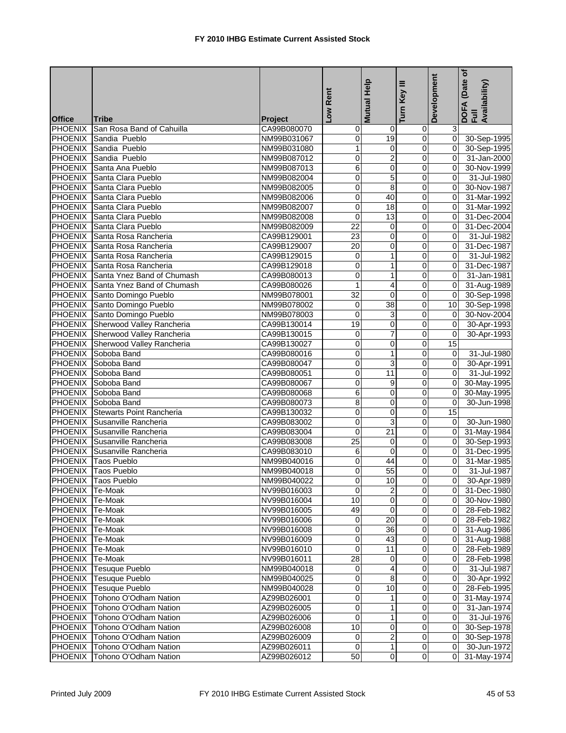# FY 2010 IHBG Estimate Current Assisted Stock

| Office | Tribe | Project | Low Rent | Mutual Help | Turn Key III | Development | DOFA (Date of Full Availability) |
|---|---|---|---|---|---|---|---|
| PHOENIX | San Rosa Band of Cahuilla | CA99B080070 | 0 | 0 | 0 | 3 | |
| PHOENIX | Sandia Pueblo | NM99B031067 | 0 | 19 | 0 | 0 | 30-Sep-1995 |
| PHOENIX | Sandia Pueblo | NM99B031080 | 1 | 0 | 0 | 0 | 30-Sep-1995 |
| PHOENIX | Sandia Pueblo | NM99B087012 | 0 | 2 | 0 | 0 | 31-Jan-2000 |
| PHOENIX | Santa Ana Pueblo | NM99B087013 | 6 | 0 | 0 | 0 | 30-Nov-1999 |
| PHOENIX | Santa Clara Pueblo | NM99B082004 | 0 | 5 | 0 | 0 | 31-Jul-1980 |
| PHOENIX | Santa Clara Pueblo | NM99B082005 | 0 | 8 | 0 | 0 | 30-Nov-1987 |
| PHOENIX | Santa Clara Pueblo | NM99B082006 | 0 | 40 | 0 | 0 | 31-Mar-1992 |
| PHOENIX | Santa Clara Pueblo | NM99B082007 | 0 | 18 | 0 | 0 | 31-Mar-1992 |
| PHOENIX | Santa Clara Pueblo | NM99B082008 | 0 | 13 | 0 | 0 | 31-Dec-2004 |
| PHOENIX | Santa Clara Pueblo | NM99B082009 | 22 | 0 | 0 | 0 | 31-Dec-2004 |
| PHOENIX | Santa Rosa Rancheria | CA99B129001 | 23 | 0 | 0 | 0 | 31-Jul-1982 |
| PHOENIX | Santa Rosa Rancheria | CA99B129007 | 20 | 0 | 0 | 0 | 31-Dec-1987 |
| PHOENIX | Santa Rosa Rancheria | CA99B129015 | 0 | 1 | 0 | 0 | 31-Jul-1982 |
| PHOENIX | Santa Rosa Rancheria | CA99B129018 | 0 | 1 | 0 | 0 | 31-Dec-1987 |
| PHOENIX | Santa Ynez Band of Chumash | CA99B080013 | 0 | 1 | 0 | 0 | 31-Jan-1981 |
| PHOENIX | Santa Ynez Band of Chumash | CA99B080026 | 1 | 4 | 0 | 0 | 31-Aug-1989 |
| PHOENIX | Santo Domingo Pueblo | NM99B078001 | 32 | 0 | 0 | 0 | 30-Sep-1998 |
| PHOENIX | Santo Domingo Pueblo | NM99B078002 | 0 | 38 | 0 | 10 | 30-Sep-1998 |
| PHOENIX | Santo Domingo Pueblo | NM99B078003 | 0 | 3 | 0 | 0 | 30-Nov-2004 |
| PHOENIX | Sherwood Valley Rancheria | CA99B130014 | 19 | 0 | 0 | 0 | 30-Apr-1993 |
| PHOENIX | Sherwood Valley Rancheria | CA99B130015 | 0 | 7 | 0 | 0 | 30-Apr-1993 |
| PHOENIX | Sherwood Valley Rancheria | CA99B130027 | 0 | 0 | 0 | 15 | |
| PHOENIX | Soboba Band | CA99B080016 | 0 | 1 | 0 | 0 | 31-Jul-1980 |
| PHOENIX | Soboba Band | CA99B080047 | 0 | 3 | 0 | 0 | 30-Apr-1991 |
| PHOENIX | Soboba Band | CA99B080051 | 0 | 11 | 0 | 0 | 31-Jul-1992 |
| PHOENIX | Soboba Band | CA99B080067 | 0 | 9 | 0 | 0 | 30-May-1995 |
| PHOENIX | Soboba Band | CA99B080068 | 6 | 0 | 0 | 0 | 30-May-1995 |
| PHOENIX | Soboba Band | CA99B080073 | 8 | 0 | 0 | 0 | 30-Jun-1998 |
| PHOENIX | Stewarts Point Rancheria | CA99B130032 | 0 | 0 | 0 | 15 | |
| PHOENIX | Susanville Rancheria | CA99B083002 | 0 | 3 | 0 | 0 | 30-Jun-1980 |
| PHOENIX | Susanville Rancheria | CA99B083004 | 0 | 21 | 0 | 0 | 31-May-1984 |
| PHOENIX | Susanville Rancheria | CA99B083008 | 25 | 0 | 0 | 0 | 30-Sep-1993 |
| PHOENIX | Susanville Rancheria | CA99B083010 | 6 | 0 | 0 | 0 | 31-Dec-1995 |
| PHOENIX | Taos Pueblo | NM99B040016 | 0 | 44 | 0 | 0 | 31-Mar-1985 |
| PHOENIX | Taos Pueblo | NM99B040018 | 0 | 55 | 0 | 0 | 31-Jul-1987 |
| PHOENIX | Taos Pueblo | NM99B040022 | 0 | 10 | 0 | 0 | 30-Apr-1989 |
| PHOENIX | Te-Moak | NV99B016003 | 0 | 2 | 0 | 0 | 31-Dec-1980 |
| PHOENIX | Te-Moak | NV99B016004 | 10 | 0 | 0 | 0 | 30-Nov-1980 |
| PHOENIX | Te-Moak | NV99B016005 | 49 | 0 | 0 | 0 | 28-Feb-1982 |
| PHOENIX | Te-Moak | NV99B016006 | 0 | 20 | 0 | 0 | 28-Feb-1982 |
| PHOENIX | Te-Moak | NV99B016008 | 0 | 36 | 0 | 0 | 31-Aug-1986 |
| PHOENIX | Te-Moak | NV99B016009 | 0 | 43 | 0 | 0 | 31-Aug-1988 |
| PHOENIX | Te-Moak | NV99B016010 | 0 | 11 | 0 | 0 | 28-Feb-1989 |
| PHOENIX | Te-Moak | NV99B016011 | 28 | 0 | 0 | 0 | 28-Feb-1998 |
| PHOENIX | Tesuque Pueblo | NM99B040018 | 0 | 4 | 0 | 0 | 31-Jul-1987 |
| PHOENIX | Tesuque Pueblo | NM99B040025 | 0 | 8 | 0 | 0 | 30-Apr-1992 |
| PHOENIX | Tesuque Pueblo | NM99B040028 | 0 | 10 | 0 | 0 | 28-Feb-1995 |
| PHOENIX | Tohono O'Odham Nation | AZ99B026001 | 0 | 1 | 0 | 0 | 31-May-1974 |
| PHOENIX | Tohono O'Odham Nation | AZ99B026005 | 0 | 1 | 0 | 0 | 31-Jan-1974 |
| PHOENIX | Tohono O'Odham Nation | AZ99B026006 | 0 | 1 | 0 | 0 | 31-Jul-1976 |
| PHOENIX | Tohono O'Odham Nation | AZ99B026008 | 10 | 0 | 0 | 0 | 30-Sep-1978 |
| PHOENIX | Tohono O'Odham Nation | AZ99B026009 | 0 | 2 | 0 | 0 | 30-Sep-1978 |
| PHOENIX | Tohono O'Odham Nation | AZ99B026011 | 0 | 1 | 0 | 0 | 30-Jun-1972 |
| PHOENIX | Tohono O'Odham Nation | AZ99B026012 | 50 | 0 | 0 | 0 | 31-May-1974 |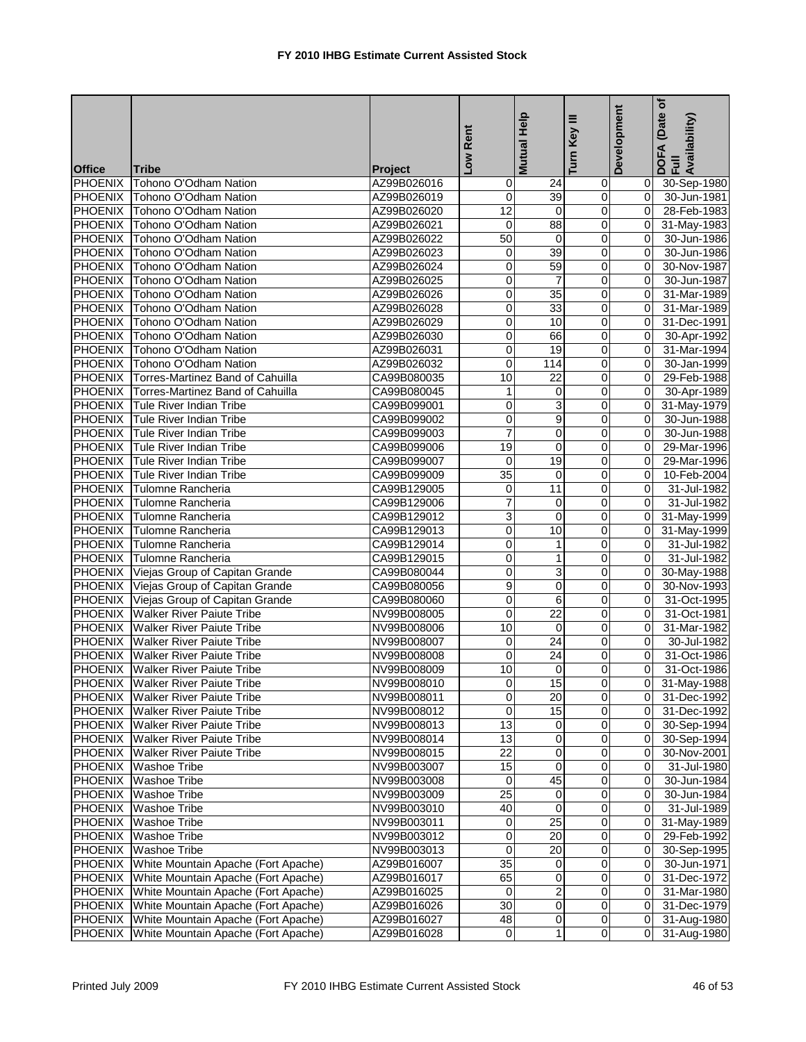# FY 2010 IHBG Estimate Current Assisted Stock

| Office | Tribe | Project | Low Rent | Mutual Help | Turn Key III | Development | DOFA (Date of Full Availability) |
|---|---|---|---|---|---|---|---|
| PHOENIX | Tohono O'Odham Nation | AZ99B026016 | 0 | 24 | 0 | 0 | 30-Sep-1980 |
| PHOENIX | Tohono O'Odham Nation | AZ99B026019 | 0 | 39 | 0 | 0 | 30-Jun-1981 |
| PHOENIX | Tohono O'Odham Nation | AZ99B026020 | 12 | 0 | 0 | 0 | 28-Feb-1983 |
| PHOENIX | Tohono O'Odham Nation | AZ99B026021 | 0 | 88 | 0 | 0 | 31-May-1983 |
| PHOENIX | Tohono O'Odham Nation | AZ99B026022 | 50 | 0 | 0 | 0 | 30-Jun-1986 |
| PHOENIX | Tohono O'Odham Nation | AZ99B026023 | 0 | 39 | 0 | 0 | 30-Jun-1986 |
| PHOENIX | Tohono O'Odham Nation | AZ99B026024 | 0 | 59 | 0 | 0 | 30-Nov-1987 |
| PHOENIX | Tohono O'Odham Nation | AZ99B026025 | 0 | 7 | 0 | 0 | 30-Jun-1987 |
| PHOENIX | Tohono O'Odham Nation | AZ99B026026 | 0 | 35 | 0 | 0 | 31-Mar-1989 |
| PHOENIX | Tohono O'Odham Nation | AZ99B026028 | 0 | 33 | 0 | 0 | 31-Mar-1989 |
| PHOENIX | Tohono O'Odham Nation | AZ99B026029 | 0 | 10 | 0 | 0 | 31-Dec-1991 |
| PHOENIX | Tohono O'Odham Nation | AZ99B026030 | 0 | 66 | 0 | 0 | 30-Apr-1992 |
| PHOENIX | Tohono O'Odham Nation | AZ99B026031 | 0 | 19 | 0 | 0 | 31-Mar-1994 |
| PHOENIX | Tohono O'Odham Nation | AZ99B026032 | 0 | 114 | 0 | 0 | 30-Jan-1999 |
| PHOENIX | Torres-Martinez Band of Cahuilla | CA99B080035 | 10 | 22 | 0 | 0 | 29-Feb-1988 |
| PHOENIX | Torres-Martinez Band of Cahuilla | CA99B080045 | 1 | 0 | 0 | 0 | 30-Apr-1989 |
| PHOENIX | Tule River Indian Tribe | CA99B099001 | 0 | 3 | 0 | 0 | 31-May-1979 |
| PHOENIX | Tule River Indian Tribe | CA99B099002 | 0 | 9 | 0 | 0 | 30-Jun-1988 |
| PHOENIX | Tule River Indian Tribe | CA99B099003 | 7 | 0 | 0 | 0 | 30-Jun-1988 |
| PHOENIX | Tule River Indian Tribe | CA99B099006 | 19 | 0 | 0 | 0 | 29-Mar-1996 |
| PHOENIX | Tule River Indian Tribe | CA99B099007 | 0 | 19 | 0 | 0 | 29-Mar-1996 |
| PHOENIX | Tule River Indian Tribe | CA99B099009 | 35 | 0 | 0 | 0 | 10-Feb-2004 |
| PHOENIX | Tulomne Rancheria | CA99B129005 | 0 | 11 | 0 | 0 | 31-Jul-1982 |
| PHOENIX | Tulomne Rancheria | CA99B129006 | 7 | 0 | 0 | 0 | 31-Jul-1982 |
| PHOENIX | Tulomne Rancheria | CA99B129012 | 3 | 0 | 0 | 0 | 31-May-1999 |
| PHOENIX | Tulomne Rancheria | CA99B129013 | 0 | 10 | 0 | 0 | 31-May-1999 |
| PHOENIX | Tulomne Rancheria | CA99B129014 | 0 | 1 | 0 | 0 | 31-Jul-1982 |
| PHOENIX | Tulomne Rancheria | CA99B129015 | 0 | 1 | 0 | 0 | 31-Jul-1982 |
| PHOENIX | Viejas Group of Capitan Grande | CA99B080044 | 0 | 3 | 0 | 0 | 30-May-1988 |
| PHOENIX | Viejas Group of Capitan Grande | CA99B080056 | 9 | 0 | 0 | 0 | 30-Nov-1993 |
| PHOENIX | Viejas Group of Capitan Grande | CA99B080060 | 0 | 6 | 0 | 0 | 31-Oct-1995 |
| PHOENIX | Walker River Paiute Tribe | NV99B008005 | 0 | 22 | 0 | 0 | 31-Oct-1981 |
| PHOENIX | Walker River Paiute Tribe | NV99B008006 | 10 | 0 | 0 | 0 | 31-Mar-1982 |
| PHOENIX | Walker River Paiute Tribe | NV99B008007 | 0 | 24 | 0 | 0 | 30-Jul-1982 |
| PHOENIX | Walker River Paiute Tribe | NV99B008008 | 0 | 24 | 0 | 0 | 31-Oct-1986 |
| PHOENIX | Walker River Paiute Tribe | NV99B008009 | 10 | 0 | 0 | 0 | 31-Oct-1986 |
| PHOENIX | Walker River Paiute Tribe | NV99B008010 | 0 | 15 | 0 | 0 | 31-May-1988 |
| PHOENIX | Walker River Paiute Tribe | NV99B008011 | 0 | 20 | 0 | 0 | 31-Dec-1992 |
| PHOENIX | Walker River Paiute Tribe | NV99B008012 | 0 | 15 | 0 | 0 | 31-Dec-1992 |
| PHOENIX | Walker River Paiute Tribe | NV99B008013 | 13 | 0 | 0 | 0 | 30-Sep-1994 |
| PHOENIX | Walker River Paiute Tribe | NV99B008014 | 13 | 0 | 0 | 0 | 30-Sep-1994 |
| PHOENIX | Walker River Paiute Tribe | NV99B008015 | 22 | 0 | 0 | 0 | 30-Nov-2001 |
| PHOENIX | Washoe Tribe | NV99B003007 | 15 | 0 | 0 | 0 | 31-Jul-1980 |
| PHOENIX | Washoe Tribe | NV99B003008 | 0 | 45 | 0 | 0 | 30-Jun-1984 |
| PHOENIX | Washoe Tribe | NV99B003009 | 25 | 0 | 0 | 0 | 30-Jun-1984 |
| PHOENIX | Washoe Tribe | NV99B003010 | 40 | 0 | 0 | 0 | 31-Jul-1989 |
| PHOENIX | Washoe Tribe | NV99B003011 | 0 | 25 | 0 | 0 | 31-May-1989 |
| PHOENIX | Washoe Tribe | NV99B003012 | 0 | 20 | 0 | 0 | 29-Feb-1992 |
| PHOENIX | Washoe Tribe | NV99B003013 | 0 | 20 | 0 | 0 | 30-Sep-1995 |
| PHOENIX | White Mountain Apache (Fort Apache) | AZ99B016007 | 35 | 0 | 0 | 0 | 30-Jun-1971 |
| PHOENIX | White Mountain Apache (Fort Apache) | AZ99B016017 | 65 | 0 | 0 | 0 | 31-Dec-1972 |
| PHOENIX | White Mountain Apache (Fort Apache) | AZ99B016025 | 0 | 2 | 0 | 0 | 31-Mar-1980 |
| PHOENIX | White Mountain Apache (Fort Apache) | AZ99B016026 | 30 | 0 | 0 | 0 | 31-Dec-1979 |
| PHOENIX | White Mountain Apache (Fort Apache) | AZ99B016027 | 48 | 0 | 0 | 0 | 31-Aug-1980 |
| PHOENIX | White Mountain Apache (Fort Apache) | AZ99B016028 | 0 | 1 | 0 | 0 | 31-Aug-1980 |

Printed July 2009 FY 2010 IHBG Estimate Current Assisted Stock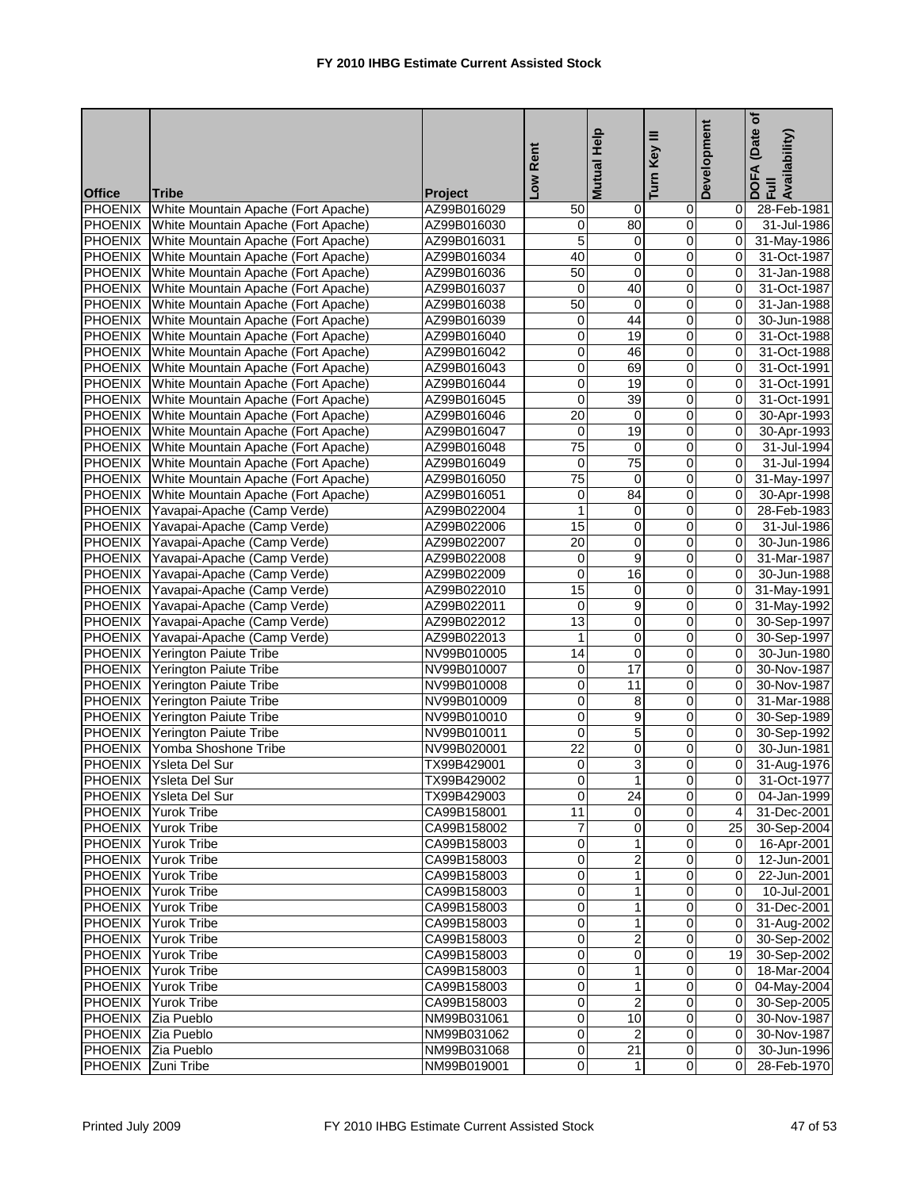# FY 2010 IHBG Estimate Current Assisted Stock

| Office | Tribe | Project | Low Rent | Mutual Help | Turn Key III | Development | DOFA (Date of Full Availability) |
|---|---|---|---|---|---|---|---|
| PHOENIX | White Mountain Apache (Fort Apache) | AZ99B016029 | 50 | 0 | 0 | 0 | 28-Feb-1981 |
| PHOENIX | White Mountain Apache (Fort Apache) | AZ99B016030 | 0 | 80 | 0 | 0 | 31-Jul-1986 |
| PHOENIX | White Mountain Apache (Fort Apache) | AZ99B016031 | 5 | 0 | 0 | 0 | 31-May-1986 |
| PHOENIX | White Mountain Apache (Fort Apache) | AZ99B016034 | 40 | 0 | 0 | 0 | 31-Oct-1987 |
| PHOENIX | White Mountain Apache (Fort Apache) | AZ99B016036 | 50 | 0 | 0 | 0 | 31-Jan-1988 |
| PHOENIX | White Mountain Apache (Fort Apache) | AZ99B016037 | 0 | 40 | 0 | 0 | 31-Oct-1987 |
| PHOENIX | White Mountain Apache (Fort Apache) | AZ99B016038 | 50 | 0 | 0 | 0 | 31-Jan-1988 |
| PHOENIX | White Mountain Apache (Fort Apache) | AZ99B016039 | 0 | 44 | 0 | 0 | 30-Jun-1988 |
| PHOENIX | White Mountain Apache (Fort Apache) | AZ99B016040 | 0 | 19 | 0 | 0 | 31-Oct-1988 |
| PHOENIX | White Mountain Apache (Fort Apache) | AZ99B016042 | 0 | 46 | 0 | 0 | 31-Oct-1988 |
| PHOENIX | White Mountain Apache (Fort Apache) | AZ99B016043 | 0 | 69 | 0 | 0 | 31-Oct-1991 |
| PHOENIX | White Mountain Apache (Fort Apache) | AZ99B016044 | 0 | 19 | 0 | 0 | 31-Oct-1991 |
| PHOENIX | White Mountain Apache (Fort Apache) | AZ99B016045 | 0 | 39 | 0 | 0 | 31-Oct-1991 |
| PHOENIX | White Mountain Apache (Fort Apache) | AZ99B016046 | 20 | 0 | 0 | 0 | 30-Apr-1993 |
| PHOENIX | White Mountain Apache (Fort Apache) | AZ99B016047 | 0 | 19 | 0 | 0 | 30-Apr-1993 |
| PHOENIX | White Mountain Apache (Fort Apache) | AZ99B016048 | 75 | 0 | 0 | 0 | 31-Jul-1994 |
| PHOENIX | White Mountain Apache (Fort Apache) | AZ99B016049 | 0 | 75 | 0 | 0 | 31-Jul-1994 |
| PHOENIX | White Mountain Apache (Fort Apache) | AZ99B016050 | 75 | 0 | 0 | 0 | 31-May-1997 |
| PHOENIX | White Mountain Apache (Fort Apache) | AZ99B016051 | 0 | 84 | 0 | 0 | 30-Apr-1998 |
| PHOENIX | Yavapai-Apache (Camp Verde) | AZ99B022004 | 1 | 0 | 0 | 0 | 28-Feb-1983 |
| PHOENIX | Yavapai-Apache (Camp Verde) | AZ99B022006 | 15 | 0 | 0 | 0 | 31-Jul-1986 |
| PHOENIX | Yavapai-Apache (Camp Verde) | AZ99B022007 | 20 | 0 | 0 | 0 | 30-Jun-1986 |
| PHOENIX | Yavapai-Apache (Camp Verde) | AZ99B022008 | 0 | 9 | 0 | 0 | 31-Mar-1987 |
| PHOENIX | Yavapai-Apache (Camp Verde) | AZ99B022009 | 0 | 16 | 0 | 0 | 30-Jun-1988 |
| PHOENIX | Yavapai-Apache (Camp Verde) | AZ99B022010 | 15 | 0 | 0 | 0 | 31-May-1991 |
| PHOENIX | Yavapai-Apache (Camp Verde) | AZ99B022011 | 0 | 9 | 0 | 0 | 31-May-1992 |
| PHOENIX | Yavapai-Apache (Camp Verde) | AZ99B022012 | 13 | 0 | 0 | 0 | 30-Sep-1997 |
| PHOENIX | Yavapai-Apache (Camp Verde) | AZ99B022013 | 1 | 0 | 0 | 0 | 30-Sep-1997 |
| PHOENIX | Yerington Paiute Tribe | NV99B010005 | 14 | 0 | 0 | 0 | 30-Jun-1980 |
| PHOENIX | Yerington Paiute Tribe | NV99B010007 | 0 | 17 | 0 | 0 | 30-Nov-1987 |
| PHOENIX | Yerington Paiute Tribe | NV99B010008 | 0 | 11 | 0 | 0 | 30-Nov-1987 |
| PHOENIX | Yerington Paiute Tribe | NV99B010009 | 0 | 8 | 0 | 0 | 31-Mar-1988 |
| PHOENIX | Yerington Paiute Tribe | NV99B010010 | 0 | 9 | 0 | 0 | 30-Sep-1989 |
| PHOENIX | Yerington Paiute Tribe | NV99B010011 | 0 | 5 | 0 | 0 | 30-Sep-1992 |
| PHOENIX | Yomba Shoshone Tribe | NV99B020001 | 22 | 0 | 0 | 0 | 30-Jun-1981 |
| PHOENIX | Ysleta Del Sur | TX99B429001 | 0 | 3 | 0 | 0 | 31-Aug-1976 |
| PHOENIX | Ysleta Del Sur | TX99B429002 | 0 | 1 | 0 | 0 | 31-Oct-1977 |
| PHOENIX | Ysleta Del Sur | TX99B429003 | 0 | 24 | 0 | 0 | 04-Jan-1999 |
| PHOENIX | Yurok Tribe | CA99B158001 | 11 | 0 | 0 | 4 | 31-Dec-2001 |
| PHOENIX | Yurok Tribe | CA99B158002 | 7 | 0 | 0 | 25 | 30-Sep-2004 |
| PHOENIX | Yurok Tribe | CA99B158003 | 0 | 1 | 0 | 0 | 16-Apr-2001 |
| PHOENIX | Yurok Tribe | CA99B158003 | 0 | 2 | 0 | 0 | 12-Jun-2001 |
| PHOENIX | Yurok Tribe | CA99B158003 | 0 | 1 | 0 | 0 | 22-Jun-2001 |
| PHOENIX | Yurok Tribe | CA99B158003 | 0 | 1 | 0 | 0 | 10-Jul-2001 |
| PHOENIX | Yurok Tribe | CA99B158003 | 0 | 1 | 0 | 0 | 31-Dec-2001 |
| PHOENIX | Yurok Tribe | CA99B158003 | 0 | 1 | 0 | 0 | 31-Aug-2002 |
| PHOENIX | Yurok Tribe | CA99B158003 | 0 | 2 | 0 | 0 | 30-Sep-2002 |
| PHOENIX | Yurok Tribe | CA99B158003 | 0 | 0 | 0 | 19 | 30-Sep-2002 |
| PHOENIX | Yurok Tribe | CA99B158003 | 0 | 1 | 0 | 0 | 18-Mar-2004 |
| PHOENIX | Yurok Tribe | CA99B158003 | 0 | 1 | 0 | 0 | 04-May-2004 |
| PHOENIX | Yurok Tribe | CA99B158003 | 0 | 2 | 0 | 0 | 30-Sep-2005 |
| PHOENIX | Zia Pueblo | NM99B031061 | 0 | 10 | 0 | 0 | 30-Nov-1987 |
| PHOENIX | Zia Pueblo | NM99B031062 | 0 | 2 | 0 | 0 | 30-Nov-1987 |
| PHOENIX | Zia Pueblo | NM99B031068 | 0 | 21 | 0 | 0 | 30-Jun-1996 |
| PHOENIX | Zuni Tribe | NM99B019001 | 0 | 1 | 0 | 0 | 28-Feb-1970 |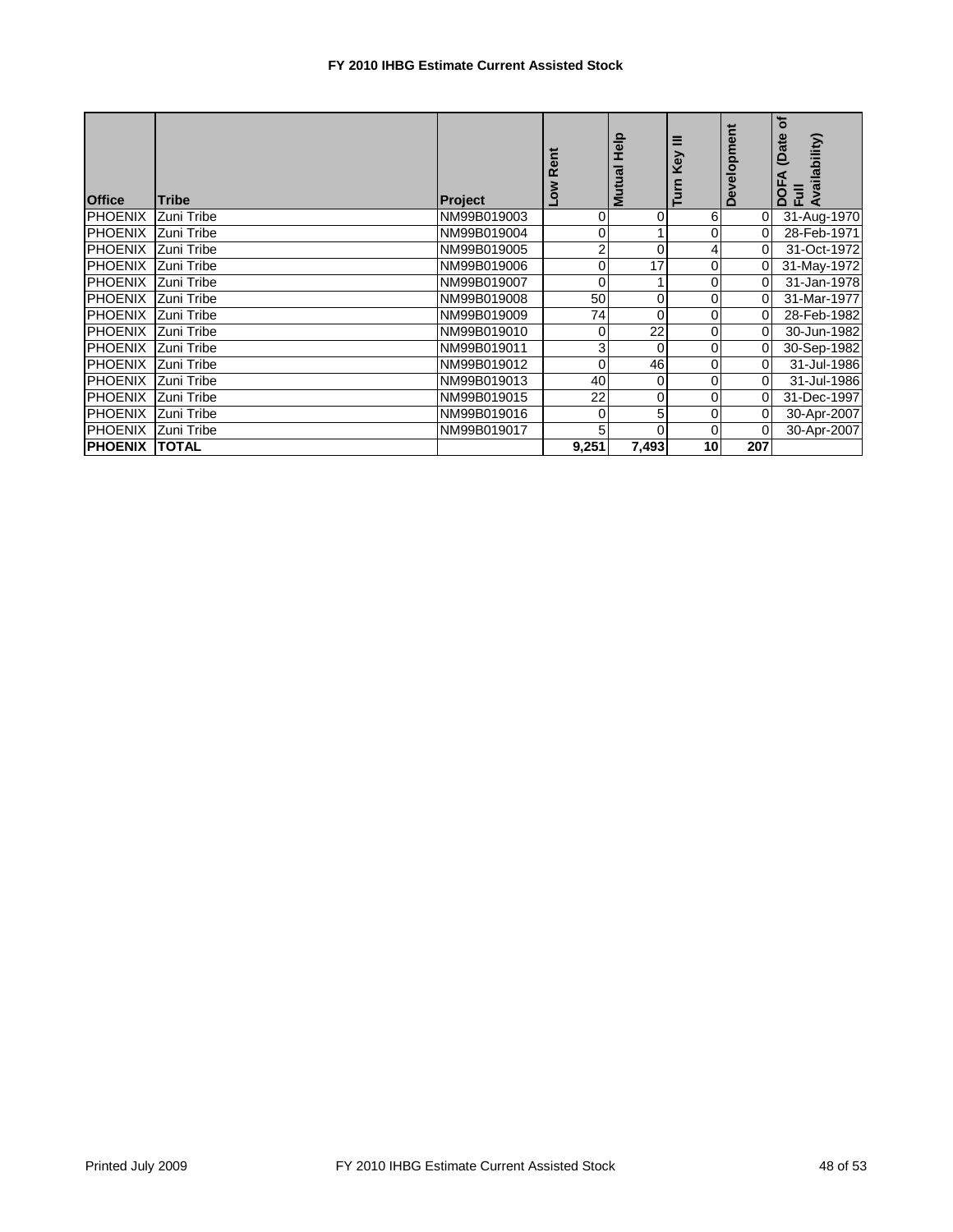# FY 2010 IHBG Estimate Current Assisted Stock

| Office | Tribe | Project | Low Rent | Mutual Help | Turn Key III | Development | DOFA (Date of Full Availability) |
|---|---|---|---|---|---|---|---|
| PHOENIX | Zuni Tribe | NM99B019003 | 0 | 0 | 6 | 0 | 31-Aug-1970 |
| PHOENIX | Zuni Tribe | NM99B019004 | 0 | 1 | 0 | 0 | 28-Feb-1971 |
| PHOENIX | Zuni Tribe | NM99B019005 | 2 | 0 | 4 | 0 | 31-Oct-1972 |
| PHOENIX | Zuni Tribe | NM99B019006 | 0 | 17 | 0 | 0 | 31-May-1972 |
| PHOENIX | Zuni Tribe | NM99B019007 | 0 | 1 | 0 | 0 | 31-Jan-1978 |
| PHOENIX | Zuni Tribe | NM99B019008 | 50 | 0 | 0 | 0 | 31-Mar-1977 |
| PHOENIX | Zuni Tribe | NM99B019009 | 74 | 0 | 0 | 0 | 28-Feb-1982 |
| PHOENIX | Zuni Tribe | NM99B019010 | 0 | 22 | 0 | 0 | 30-Jun-1982 |
| PHOENIX | Zuni Tribe | NM99B019011 | 3 | 0 | 0 | 0 | 30-Sep-1982 |
| PHOENIX | Zuni Tribe | NM99B019012 | 0 | 46 | 0 | 0 | 31-Jul-1986 |
| PHOENIX | Zuni Tribe | NM99B019013 | 40 | 0 | 0 | 0 | 31-Jul-1986 |
| PHOENIX | Zuni Tribe | NM99B019015 | 22 | 0 | 0 | 0 | 31-Dec-1997 |
| PHOENIX | Zuni Tribe | NM99B019016 | 0 | 5 | 0 | 0 | 30-Apr-2007 |
| PHOENIX | Zuni Tribe | NM99B019017 | 5 | 0 | 0 | 0 | 30-Apr-2007 |
| **PHOENIX** | **TOTAL** | | **9,251** | **7,493** | **10** | **207** | |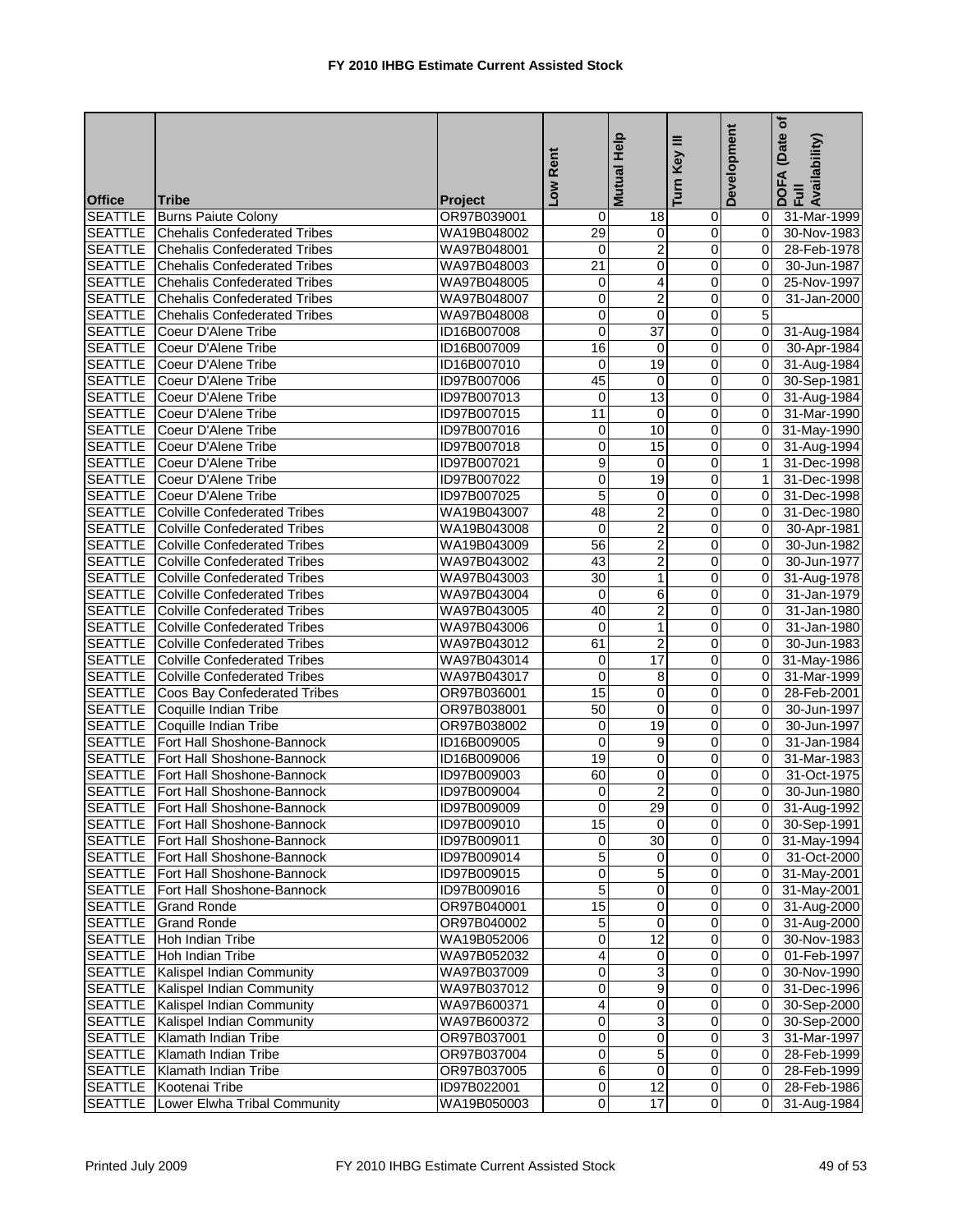# FY 2010 IHBG Estimate Current Assisted Stock

| Office | Tribe | Project | Low Rent | Mutual Help | Turn Key III | Development | DOFA (Date of Full Availability) |
|---|---|---|---|---|---|---|---|
| SEATTLE | Burns Paiute Colony | OR97B039001 | 0 | 18 | 0 | 0 | 31-Mar-1999 |
| SEATTLE | Chehalis Confederated Tribes | WA19B048002 | 29 | 0 | 0 | 0 | 30-Nov-1983 |
| SEATTLE | Chehalis Confederated Tribes | WA97B048001 | 0 | 2 | 0 | 0 | 28-Feb-1978 |
| SEATTLE | Chehalis Confederated Tribes | WA97B048003 | 21 | 0 | 0 | 0 | 30-Jun-1987 |
| SEATTLE | Chehalis Confederated Tribes | WA97B048005 | 0 | 4 | 0 | 0 | 25-Nov-1997 |
| SEATTLE | Chehalis Confederated Tribes | WA97B048007 | 0 | 2 | 0 | 0 | 31-Jan-2000 |
| SEATTLE | Chehalis Confederated Tribes | WA97B048008 | 0 | 0 | 0 | 5 | |
| SEATTLE | Coeur D'Alene Tribe | ID16B007008 | 0 | 37 | 0 | 0 | 31-Aug-1984 |
| SEATTLE | Coeur D'Alene Tribe | ID16B007009 | 16 | 0 | 0 | 0 | 30-Apr-1984 |
| SEATTLE | Coeur D'Alene Tribe | ID16B007010 | 0 | 19 | 0 | 0 | 31-Aug-1984 |
| SEATTLE | Coeur D'Alene Tribe | ID97B007006 | 45 | 0 | 0 | 0 | 30-Sep-1981 |
| SEATTLE | Coeur D'Alene Tribe | ID97B007013 | 0 | 13 | 0 | 0 | 31-Aug-1984 |
| SEATTLE | Coeur D'Alene Tribe | ID97B007015 | 11 | 0 | 0 | 0 | 31-Mar-1990 |
| SEATTLE | Coeur D'Alene Tribe | ID97B007016 | 0 | 10 | 0 | 0 | 31-May-1990 |
| SEATTLE | Coeur D'Alene Tribe | ID97B007018 | 0 | 15 | 0 | 0 | 31-Aug-1994 |
| SEATTLE | Coeur D'Alene Tribe | ID97B007021 | 9 | 0 | 0 | 1 | 31-Dec-1998 |
| SEATTLE | Coeur D'Alene Tribe | ID97B007022 | 0 | 19 | 0 | 1 | 31-Dec-1998 |
| SEATTLE | Coeur D'Alene Tribe | ID97B007025 | 5 | 0 | 0 | 0 | 31-Dec-1998 |
| SEATTLE | Colville Confederated Tribes | WA19B043007 | 48 | 2 | 0 | 0 | 31-Dec-1980 |
| SEATTLE | Colville Confederated Tribes | WA19B043008 | 0 | 2 | 0 | 0 | 30-Apr-1981 |
| SEATTLE | Colville Confederated Tribes | WA19B043009 | 56 | 2 | 0 | 0 | 30-Jun-1982 |
| SEATTLE | Colville Confederated Tribes | WA97B043002 | 43 | 2 | 0 | 0 | 30-Jun-1977 |
| SEATTLE | Colville Confederated Tribes | WA97B043003 | 30 | 1 | 0 | 0 | 31-Aug-1978 |
| SEATTLE | Colville Confederated Tribes | WA97B043004 | 0 | 6 | 0 | 0 | 31-Jan-1979 |
| SEATTLE | Colville Confederated Tribes | WA97B043005 | 40 | 2 | 0 | 0 | 31-Jan-1980 |
| SEATTLE | Colville Confederated Tribes | WA97B043006 | 0 | 1 | 0 | 0 | 31-Jan-1980 |
| SEATTLE | Colville Confederated Tribes | WA97B043012 | 61 | 2 | 0 | 0 | 30-Jun-1983 |
| SEATTLE | Colville Confederated Tribes | WA97B043014 | 0 | 17 | 0 | 0 | 31-May-1986 |
| SEATTLE | Colville Confederated Tribes | WA97B043017 | 0 | 8 | 0 | 0 | 31-Mar-1999 |
| SEATTLE | Coos Bay Confederated Tribes | OR97B036001 | 15 | 0 | 0 | 0 | 28-Feb-2001 |
| SEATTLE | Coquille Indian Tribe | OR97B038001 | 50 | 0 | 0 | 0 | 30-Jun-1997 |
| SEATTLE | Coquille Indian Tribe | OR97B038002 | 0 | 19 | 0 | 0 | 30-Jun-1997 |
| SEATTLE | Fort Hall Shoshone-Bannock | ID16B009005 | 0 | 9 | 0 | 0 | 31-Jan-1984 |
| SEATTLE | Fort Hall Shoshone-Bannock | ID16B009006 | 19 | 0 | 0 | 0 | 31-Mar-1983 |
| SEATTLE | Fort Hall Shoshone-Bannock | ID97B009003 | 60 | 0 | 0 | 0 | 31-Oct-1975 |
| SEATTLE | Fort Hall Shoshone-Bannock | ID97B009004 | 0 | 2 | 0 | 0 | 30-Jun-1980 |
| SEATTLE | Fort Hall Shoshone-Bannock | ID97B009009 | 0 | 29 | 0 | 0 | 31-Aug-1992 |
| SEATTLE | Fort Hall Shoshone-Bannock | ID97B009010 | 15 | 0 | 0 | 0 | 30-Sep-1991 |
| SEATTLE | Fort Hall Shoshone-Bannock | ID97B009011 | 0 | 30 | 0 | 0 | 31-May-1994 |
| SEATTLE | Fort Hall Shoshone-Bannock | ID97B009014 | 5 | 0 | 0 | 0 | 31-Oct-2000 |
| SEATTLE | Fort Hall Shoshone-Bannock | ID97B009015 | 0 | 5 | 0 | 0 | 31-May-2001 |
| SEATTLE | Fort Hall Shoshone-Bannock | ID97B009016 | 5 | 0 | 0 | 0 | 31-May-2001 |
| SEATTLE | Grand Ronde | OR97B040001 | 15 | 0 | 0 | 0 | 31-Aug-2000 |
| SEATTLE | Grand Ronde | OR97B040002 | 5 | 0 | 0 | 0 | 31-Aug-2000 |
| SEATTLE | Hoh Indian Tribe | WA19B052006 | 0 | 12 | 0 | 0 | 30-Nov-1983 |
| SEATTLE | Hoh Indian Tribe | WA97B052032 | 4 | 0 | 0 | 0 | 01-Feb-1997 |
| SEATTLE | Kalispel Indian Community | WA97B037009 | 0 | 3 | 0 | 0 | 30-Nov-1990 |
| SEATTLE | Kalispel Indian Community | WA97B037012 | 0 | 9 | 0 | 0 | 31-Dec-1996 |
| SEATTLE | Kalispel Indian Community | WA97B600371 | 4 | 0 | 0 | 0 | 30-Sep-2000 |
| SEATTLE | Kalispel Indian Community | WA97B600372 | 0 | 3 | 0 | 0 | 30-Sep-2000 |
| SEATTLE | Klamath Indian Tribe | OR97B037001 | 0 | 0 | 0 | 3 | 31-Mar-1997 |
| SEATTLE | Klamath Indian Tribe | OR97B037004 | 0 | 5 | 0 | 0 | 28-Feb-1999 |
| SEATTLE | Klamath Indian Tribe | OR97B037005 | 6 | 0 | 0 | 0 | 28-Feb-1999 |
| SEATTLE | Kootenai Tribe | ID97B022001 | 0 | 12 | 0 | 0 | 28-Feb-1986 |
| SEATTLE | Lower Elwha Tribal Community | WA19B050003 | 0 | 17 | 0 | 0 | 31-Aug-1984 |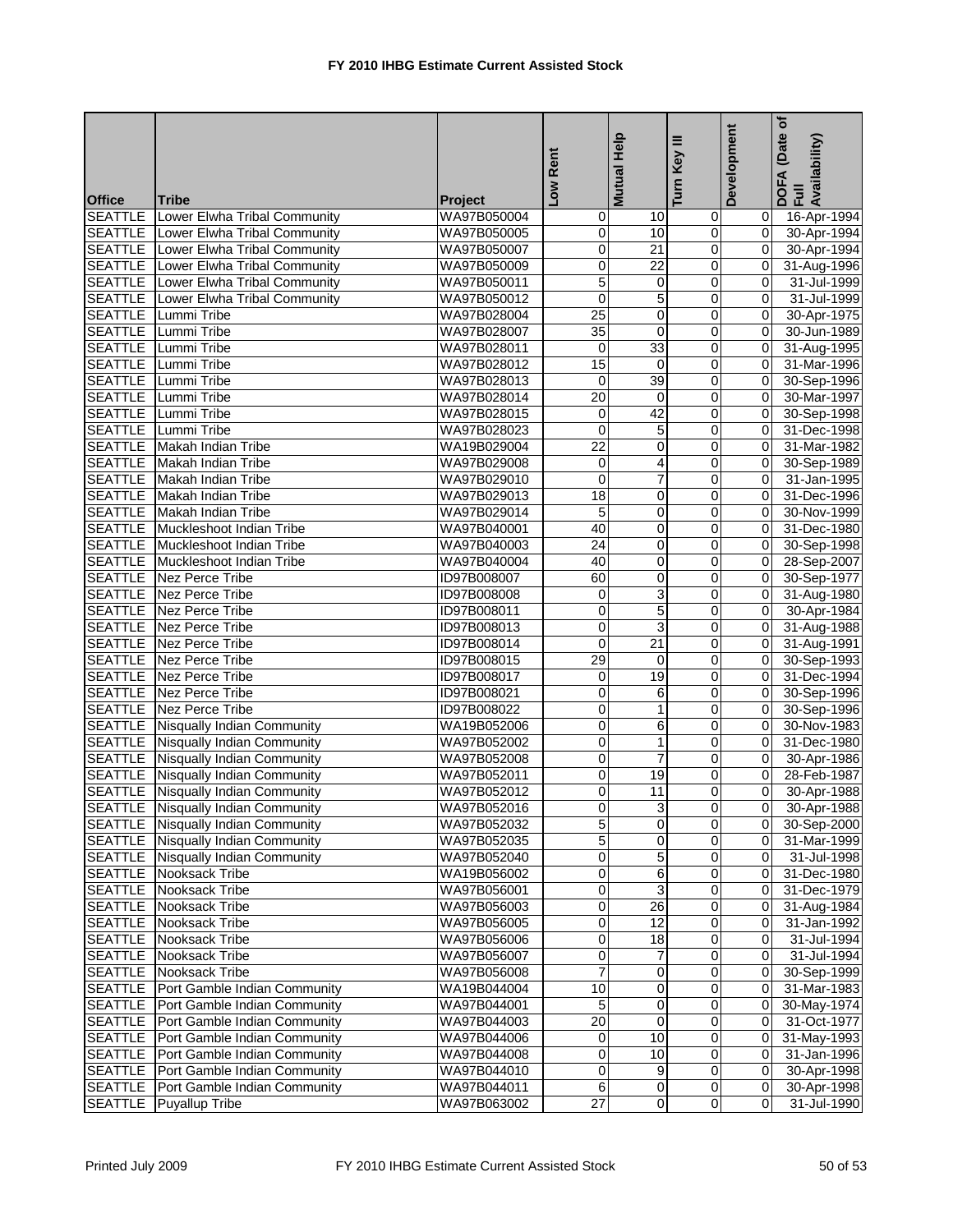# FY 2010 IHBG Estimate Current Assisted Stock

| Office | Tribe | Project | Low Rent | Mutual Help | Turn Key III | Development | DOFA (Date of Full Availability) |
|---|---|---|---|---|---|---|---|
| SEATTLE | Lower Elwha Tribal Community | WA97B050004 | 0 | 10 | 0 | 0 | 16-Apr-1994 |
| SEATTLE | Lower Elwha Tribal Community | WA97B050005 | 0 | 10 | 0 | 0 | 30-Apr-1994 |
| SEATTLE | Lower Elwha Tribal Community | WA97B050007 | 0 | 21 | 0 | 0 | 30-Apr-1994 |
| SEATTLE | Lower Elwha Tribal Community | WA97B050009 | 0 | 22 | 0 | 0 | 31-Aug-1996 |
| SEATTLE | Lower Elwha Tribal Community | WA97B050011 | 5 | 0 | 0 | 0 | 31-Jul-1999 |
| SEATTLE | Lower Elwha Tribal Community | WA97B050012 | 0 | 5 | 0 | 0 | 31-Jul-1999 |
| SEATTLE | Lummi Tribe | WA97B028004 | 25 | 0 | 0 | 0 | 30-Apr-1975 |
| SEATTLE | Lummi Tribe | WA97B028007 | 35 | 0 | 0 | 0 | 30-Jun-1989 |
| SEATTLE | Lummi Tribe | WA97B028011 | 0 | 33 | 0 | 0 | 31-Aug-1995 |
| SEATTLE | Lummi Tribe | WA97B028012 | 15 | 0 | 0 | 0 | 31-Mar-1996 |
| SEATTLE | Lummi Tribe | WA97B028013 | 0 | 39 | 0 | 0 | 30-Sep-1996 |
| SEATTLE | Lummi Tribe | WA97B028014 | 20 | 0 | 0 | 0 | 30-Mar-1997 |
| SEATTLE | Lummi Tribe | WA97B028015 | 0 | 42 | 0 | 0 | 30-Sep-1998 |
| SEATTLE | Lummi Tribe | WA97B028023 | 0 | 5 | 0 | 0 | 31-Dec-1998 |
| SEATTLE | Makah Indian Tribe | WA19B029004 | 22 | 0 | 0 | 0 | 31-Mar-1982 |
| SEATTLE | Makah Indian Tribe | WA97B029008 | 0 | 4 | 0 | 0 | 30-Sep-1989 |
| SEATTLE | Makah Indian Tribe | WA97B029010 | 0 | 7 | 0 | 0 | 31-Jan-1995 |
| SEATTLE | Makah Indian Tribe | WA97B029013 | 18 | 0 | 0 | 0 | 31-Dec-1996 |
| SEATTLE | Makah Indian Tribe | WA97B029014 | 5 | 0 | 0 | 0 | 30-Nov-1999 |
| SEATTLE | Muckleshoot Indian Tribe | WA97B040001 | 40 | 0 | 0 | 0 | 31-Dec-1980 |
| SEATTLE | Muckleshoot Indian Tribe | WA97B040003 | 24 | 0 | 0 | 0 | 30-Sep-1998 |
| SEATTLE | Muckleshoot Indian Tribe | WA97B040004 | 40 | 0 | 0 | 0 | 28-Sep-2007 |
| SEATTLE | Nez Perce Tribe | ID97B008007 | 60 | 0 | 0 | 0 | 30-Sep-1977 |
| SEATTLE | Nez Perce Tribe | ID97B008008 | 0 | 3 | 0 | 0 | 31-Aug-1980 |
| SEATTLE | Nez Perce Tribe | ID97B008011 | 0 | 5 | 0 | 0 | 30-Apr-1984 |
| SEATTLE | Nez Perce Tribe | ID97B008013 | 0 | 3 | 0 | 0 | 31-Aug-1988 |
| SEATTLE | Nez Perce Tribe | ID97B008014 | 0 | 21 | 0 | 0 | 31-Aug-1991 |
| SEATTLE | Nez Perce Tribe | ID97B008015 | 29 | 0 | 0 | 0 | 30-Sep-1993 |
| SEATTLE | Nez Perce Tribe | ID97B008017 | 0 | 19 | 0 | 0 | 31-Dec-1994 |
| SEATTLE | Nez Perce Tribe | ID97B008021 | 0 | 6 | 0 | 0 | 30-Sep-1996 |
| SEATTLE | Nez Perce Tribe | ID97B008022 | 0 | 1 | 0 | 0 | 30-Sep-1996 |
| SEATTLE | Nisqually Indian Community | WA19B052006 | 0 | 6 | 0 | 0 | 30-Nov-1983 |
| SEATTLE | Nisqually Indian Community | WA97B052002 | 0 | 1 | 0 | 0 | 31-Dec-1980 |
| SEATTLE | Nisqually Indian Community | WA97B052008 | 0 | 7 | 0 | 0 | 30-Apr-1986 |
| SEATTLE | Nisqually Indian Community | WA97B052011 | 0 | 19 | 0 | 0 | 28-Feb-1987 |
| SEATTLE | Nisqually Indian Community | WA97B052012 | 0 | 11 | 0 | 0 | 30-Apr-1988 |
| SEATTLE | Nisqually Indian Community | WA97B052016 | 0 | 3 | 0 | 0 | 30-Apr-1988 |
| SEATTLE | Nisqually Indian Community | WA97B052032 | 5 | 0 | 0 | 0 | 30-Sep-2000 |
| SEATTLE | Nisqually Indian Community | WA97B052035 | 5 | 0 | 0 | 0 | 31-Mar-1999 |
| SEATTLE | Nisqually Indian Community | WA97B052040 | 0 | 5 | 0 | 0 | 31-Jul-1998 |
| SEATTLE | Nooksack Tribe | WA19B056002 | 0 | 6 | 0 | 0 | 31-Dec-1980 |
| SEATTLE | Nooksack Tribe | WA97B056001 | 0 | 3 | 0 | 0 | 31-Dec-1979 |
| SEATTLE | Nooksack Tribe | WA97B056003 | 0 | 26 | 0 | 0 | 31-Aug-1984 |
| SEATTLE | Nooksack Tribe | WA97B056005 | 0 | 12 | 0 | 0 | 31-Jan-1992 |
| SEATTLE | Nooksack Tribe | WA97B056006 | 0 | 18 | 0 | 0 | 31-Jul-1994 |
| SEATTLE | Nooksack Tribe | WA97B056007 | 0 | 7 | 0 | 0 | 31-Jul-1994 |
| SEATTLE | Nooksack Tribe | WA97B056008 | 7 | 0 | 0 | 0 | 30-Sep-1999 |
| SEATTLE | Port Gamble Indian Community | WA19B044004 | 10 | 0 | 0 | 0 | 31-Mar-1983 |
| SEATTLE | Port Gamble Indian Community | WA97B044001 | 5 | 0 | 0 | 0 | 30-May-1974 |
| SEATTLE | Port Gamble Indian Community | WA97B044003 | 20 | 0 | 0 | 0 | 31-Oct-1977 |
| SEATTLE | Port Gamble Indian Community | WA97B044006 | 0 | 10 | 0 | 0 | 31-May-1993 |
| SEATTLE | Port Gamble Indian Community | WA97B044008 | 0 | 10 | 0 | 0 | 31-Jan-1996 |
| SEATTLE | Port Gamble Indian Community | WA97B044010 | 0 | 9 | 0 | 0 | 30-Apr-1998 |
| SEATTLE | Port Gamble Indian Community | WA97B044011 | 6 | 0 | 0 | 0 | 30-Apr-1998 |
| SEATTLE | Puyallup Tribe | WA97B063002 | 27 | 0 | 0 | 0 | 31-Jul-1990 |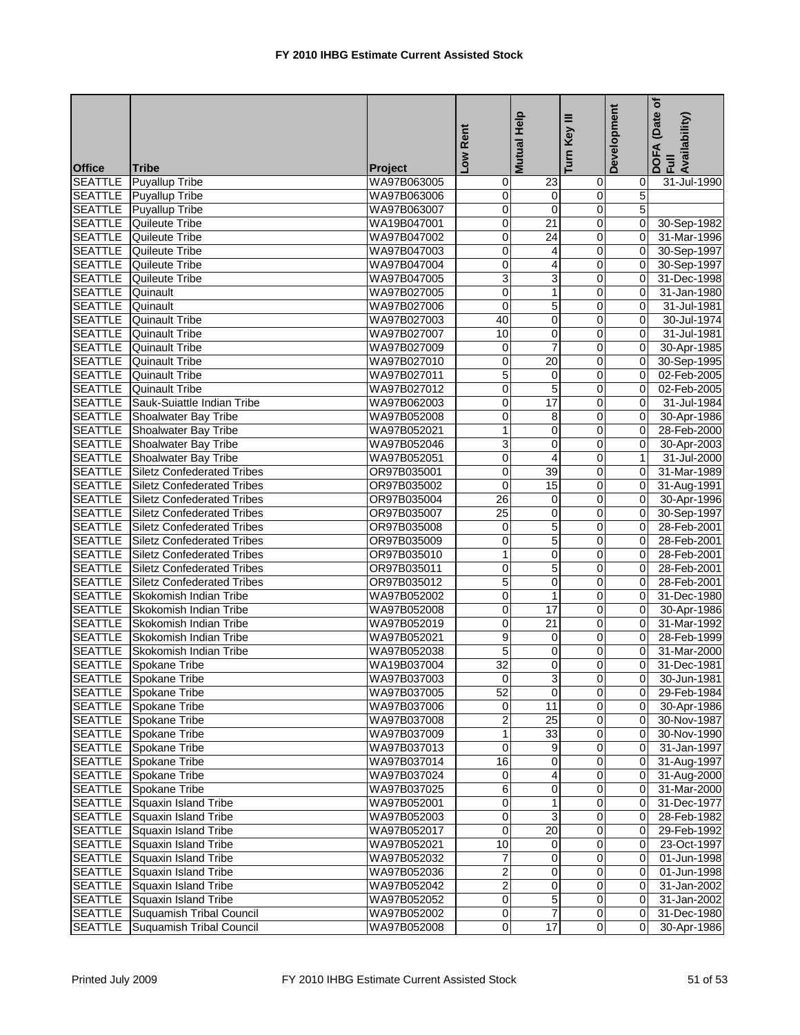# FY 2010 IHBG Estimate Current Assisted Stock

| Office | Tribe | Project | Low Rent | Mutual Help | Turn Key III | Development | DOFA (Date of Full Availability) |
|---|---|---|---|---|---|---|---|
| SEATTLE | Puyallup Tribe | WA97B063005 | 0 | 23 | 0 | 0 | 31-Jul-1990 |
| SEATTLE | Puyallup Tribe | WA97B063006 | 0 | 0 | 0 | 5 | |
| SEATTLE | Puyallup Tribe | WA97B063007 | 0 | 0 | 0 | 5 | |
| SEATTLE | Quileute Tribe | WA19B047001 | 0 | 21 | 0 | 0 | 30-Sep-1982 |
| SEATTLE | Quileute Tribe | WA97B047002 | 0 | 24 | 0 | 0 | 31-Mar-1996 |
| SEATTLE | Quileute Tribe | WA97B047003 | 0 | 4 | 0 | 0 | 30-Sep-1997 |
| SEATTLE | Quileute Tribe | WA97B047004 | 0 | 4 | 0 | 0 | 30-Sep-1997 |
| SEATTLE | Quileute Tribe | WA97B047005 | 3 | 3 | 0 | 0 | 31-Dec-1998 |
| SEATTLE | Quinault | WA97B027005 | 0 | 1 | 0 | 0 | 31-Jan-1980 |
| SEATTLE | Quinault | WA97B027006 | 0 | 5 | 0 | 0 | 31-Jul-1981 |
| SEATTLE | Quinault Tribe | WA97B027003 | 40 | 0 | 0 | 0 | 30-Jul-1974 |
| SEATTLE | Quinault Tribe | WA97B027007 | 10 | 0 | 0 | 0 | 31-Jul-1981 |
| SEATTLE | Quinault Tribe | WA97B027009 | 0 | 7 | 0 | 0 | 30-Apr-1985 |
| SEATTLE | Quinault Tribe | WA97B027010 | 0 | 20 | 0 | 0 | 30-Sep-1995 |
| SEATTLE | Quinault Tribe | WA97B027011 | 5 | 0 | 0 | 0 | 02-Feb-2005 |
| SEATTLE | Quinault Tribe | WA97B027012 | 0 | 5 | 0 | 0 | 02-Feb-2005 |
| SEATTLE | Sauk-Suiattle Indian Tribe | WA97B062003 | 0 | 17 | 0 | 0 | 31-Jul-1984 |
| SEATTLE | Shoalwater Bay Tribe | WA97B052008 | 0 | 8 | 0 | 0 | 30-Apr-1986 |
| SEATTLE | Shoalwater Bay Tribe | WA97B052021 | 1 | 0 | 0 | 0 | 28-Feb-2000 |
| SEATTLE | Shoalwater Bay Tribe | WA97B052046 | 3 | 0 | 0 | 0 | 30-Apr-2003 |
| SEATTLE | Shoalwater Bay Tribe | WA97B052051 | 0 | 4 | 0 | 1 | 31-Jul-2000 |
| SEATTLE | Siletz Confederated Tribes | OR97B035001 | 0 | 39 | 0 | 0 | 31-Mar-1989 |
| SEATTLE | Siletz Confederated Tribes | OR97B035002 | 0 | 15 | 0 | 0 | 31-Aug-1991 |
| SEATTLE | Siletz Confederated Tribes | OR97B035004 | 26 | 0 | 0 | 0 | 30-Apr-1996 |
| SEATTLE | Siletz Confederated Tribes | OR97B035007 | 25 | 0 | 0 | 0 | 30-Sep-1997 |
| SEATTLE | Siletz Confederated Tribes | OR97B035008 | 0 | 5 | 0 | 0 | 28-Feb-2001 |
| SEATTLE | Siletz Confederated Tribes | OR97B035009 | 0 | 5 | 0 | 0 | 28-Feb-2001 |
| SEATTLE | Siletz Confederated Tribes | OR97B035010 | 1 | 0 | 0 | 0 | 28-Feb-2001 |
| SEATTLE | Siletz Confederated Tribes | OR97B035011 | 0 | 5 | 0 | 0 | 28-Feb-2001 |
| SEATTLE | Siletz Confederated Tribes | OR97B035012 | 5 | 0 | 0 | 0 | 28-Feb-2001 |
| SEATTLE | Skokomish Indian Tribe | WA97B052002 | 0 | 1 | 0 | 0 | 31-Dec-1980 |
| SEATTLE | Skokomish Indian Tribe | WA97B052008 | 0 | 17 | 0 | 0 | 30-Apr-1986 |
| SEATTLE | Skokomish Indian Tribe | WA97B052019 | 0 | 21 | 0 | 0 | 31-Mar-1992 |
| SEATTLE | Skokomish Indian Tribe | WA97B052021 | 9 | 0 | 0 | 0 | 28-Feb-1999 |
| SEATTLE | Skokomish Indian Tribe | WA97B052038 | 5 | 0 | 0 | 0 | 31-Mar-2000 |
| SEATTLE | Spokane Tribe | WA19B037004 | 32 | 0 | 0 | 0 | 31-Dec-1981 |
| SEATTLE | Spokane Tribe | WA97B037003 | 0 | 3 | 0 | 0 | 30-Jun-1981 |
| SEATTLE | Spokane Tribe | WA97B037005 | 52 | 0 | 0 | 0 | 29-Feb-1984 |
| SEATTLE | Spokane Tribe | WA97B037006 | 0 | 11 | 0 | 0 | 30-Apr-1986 |
| SEATTLE | Spokane Tribe | WA97B037008 | 2 | 25 | 0 | 0 | 30-Nov-1987 |
| SEATTLE | Spokane Tribe | WA97B037009 | 1 | 33 | 0 | 0 | 30-Nov-1990 |
| SEATTLE | Spokane Tribe | WA97B037013 | 0 | 9 | 0 | 0 | 31-Jan-1997 |
| SEATTLE | Spokane Tribe | WA97B037014 | 16 | 0 | 0 | 0 | 31-Aug-1997 |
| SEATTLE | Spokane Tribe | WA97B037024 | 0 | 4 | 0 | 0 | 31-Aug-2000 |
| SEATTLE | Spokane Tribe | WA97B037025 | 6 | 0 | 0 | 0 | 31-Mar-2000 |
| SEATTLE | Squaxin Island Tribe | WA97B052001 | 0 | 1 | 0 | 0 | 31-Dec-1977 |
| SEATTLE | Squaxin Island Tribe | WA97B052003 | 0 | 3 | 0 | 0 | 28-Feb-1982 |
| SEATTLE | Squaxin Island Tribe | WA97B052017 | 0 | 20 | 0 | 0 | 29-Feb-1992 |
| SEATTLE | Squaxin Island Tribe | WA97B052021 | 10 | 0 | 0 | 0 | 23-Oct-1997 |
| SEATTLE | Squaxin Island Tribe | WA97B052032 | 7 | 0 | 0 | 0 | 01-Jun-1998 |
| SEATTLE | Squaxin Island Tribe | WA97B052036 | 2 | 0 | 0 | 0 | 01-Jun-1998 |
| SEATTLE | Squaxin Island Tribe | WA97B052042 | 2 | 0 | 0 | 0 | 31-Jan-2002 |
| SEATTLE | Squaxin Island Tribe | WA97B052052 | 0 | 5 | 0 | 0 | 31-Jan-2002 |
| SEATTLE | Suquamish Tribal Council | WA97B052002 | 0 | 7 | 0 | 0 | 31-Dec-1980 |
| SEATTLE | Suquamish Tribal Council | WA97B052008 | 0 | 17 | 0 | 0 | 30-Apr-1986 |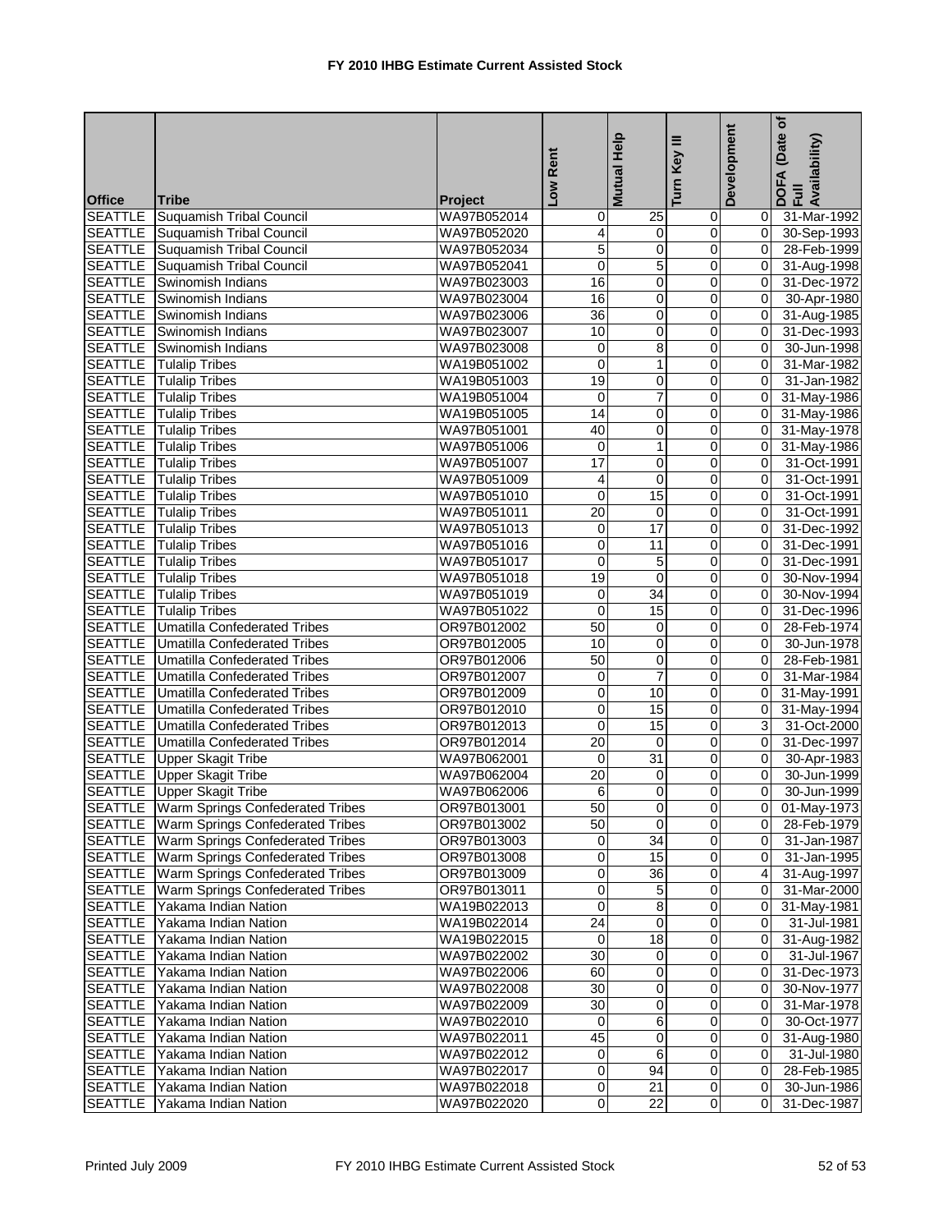# FY 2010 IHBG Estimate Current Assisted Stock

| Office | Tribe | Project | Low Rent | Mutual Help | Turn Key III | Development | DOFA (Date of Full Availability) |
|---|---|---|---|---|---|---|---|
| SEATTLE | Suquamish Tribal Council | WA97B052014 | 0 | 25 | 0 | 0 | 31-Mar-1992 |
| SEATTLE | Suquamish Tribal Council | WA97B052020 | 4 | 0 | 0 | 0 | 30-Sep-1993 |
| SEATTLE | Suquamish Tribal Council | WA97B052034 | 5 | 0 | 0 | 0 | 28-Feb-1999 |
| SEATTLE | Suquamish Tribal Council | WA97B052041 | 0 | 5 | 0 | 0 | 31-Aug-1998 |
| SEATTLE | Swinomish Indians | WA97B023003 | 16 | 0 | 0 | 0 | 31-Dec-1972 |
| SEATTLE | Swinomish Indians | WA97B023004 | 16 | 0 | 0 | 0 | 30-Apr-1980 |
| SEATTLE | Swinomish Indians | WA97B023006 | 36 | 0 | 0 | 0 | 31-Aug-1985 |
| SEATTLE | Swinomish Indians | WA97B023007 | 10 | 0 | 0 | 0 | 31-Dec-1993 |
| SEATTLE | Swinomish Indians | WA97B023008 | 0 | 8 | 0 | 0 | 30-Jun-1998 |
| SEATTLE | Tulalip Tribes | WA19B051002 | 0 | 1 | 0 | 0 | 31-Mar-1982 |
| SEATTLE | Tulalip Tribes | WA19B051003 | 19 | 0 | 0 | 0 | 31-Jan-1982 |
| SEATTLE | Tulalip Tribes | WA19B051004 | 0 | 7 | 0 | 0 | 31-May-1986 |
| SEATTLE | Tulalip Tribes | WA19B051005 | 14 | 0 | 0 | 0 | 31-May-1986 |
| SEATTLE | Tulalip Tribes | WA97B051001 | 40 | 0 | 0 | 0 | 31-May-1978 |
| SEATTLE | Tulalip Tribes | WA97B051006 | 0 | 1 | 0 | 0 | 31-May-1986 |
| SEATTLE | Tulalip Tribes | WA97B051007 | 17 | 0 | 0 | 0 | 31-Oct-1991 |
| SEATTLE | Tulalip Tribes | WA97B051009 | 4 | 0 | 0 | 0 | 31-Oct-1991 |
| SEATTLE | Tulalip Tribes | WA97B051010 | 0 | 15 | 0 | 0 | 31-Oct-1991 |
| SEATTLE | Tulalip Tribes | WA97B051011 | 20 | 0 | 0 | 0 | 31-Oct-1991 |
| SEATTLE | Tulalip Tribes | WA97B051013 | 0 | 17 | 0 | 0 | 31-Dec-1992 |
| SEATTLE | Tulalip Tribes | WA97B051016 | 0 | 11 | 0 | 0 | 31-Dec-1991 |
| SEATTLE | Tulalip Tribes | WA97B051017 | 0 | 5 | 0 | 0 | 31-Dec-1991 |
| SEATTLE | Tulalip Tribes | WA97B051018 | 19 | 0 | 0 | 0 | 30-Nov-1994 |
| SEATTLE | Tulalip Tribes | WA97B051019 | 0 | 34 | 0 | 0 | 30-Nov-1994 |
| SEATTLE | Tulalip Tribes | WA97B051022 | 0 | 15 | 0 | 0 | 31-Dec-1996 |
| SEATTLE | Umatilla Confederated Tribes | OR97B012002 | 50 | 0 | 0 | 0 | 28-Feb-1974 |
| SEATTLE | Umatilla Confederated Tribes | OR97B012005 | 10 | 0 | 0 | 0 | 30-Jun-1978 |
| SEATTLE | Umatilla Confederated Tribes | OR97B012006 | 50 | 0 | 0 | 0 | 28-Feb-1981 |
| SEATTLE | Umatilla Confederated Tribes | OR97B012007 | 0 | 7 | 0 | 0 | 31-Mar-1984 |
| SEATTLE | Umatilla Confederated Tribes | OR97B012009 | 0 | 10 | 0 | 0 | 31-May-1991 |
| SEATTLE | Umatilla Confederated Tribes | OR97B012010 | 0 | 15 | 0 | 0 | 31-May-1994 |
| SEATTLE | Umatilla Confederated Tribes | OR97B012013 | 0 | 15 | 0 | 3 | 31-Oct-2000 |
| SEATTLE | Umatilla Confederated Tribes | OR97B012014 | 20 | 0 | 0 | 0 | 31-Dec-1997 |
| SEATTLE | Upper Skagit Tribe | WA97B062001 | 0 | 31 | 0 | 0 | 30-Apr-1983 |
| SEATTLE | Upper Skagit Tribe | WA97B062004 | 20 | 0 | 0 | 0 | 30-Jun-1999 |
| SEATTLE | Upper Skagit Tribe | WA97B062006 | 6 | 0 | 0 | 0 | 30-Jun-1999 |
| SEATTLE | Warm Springs Confederated Tribes | OR97B013001 | 50 | 0 | 0 | 0 | 01-May-1973 |
| SEATTLE | Warm Springs Confederated Tribes | OR97B013002 | 50 | 0 | 0 | 0 | 28-Feb-1979 |
| SEATTLE | Warm Springs Confederated Tribes | OR97B013003 | 0 | 34 | 0 | 0 | 31-Jan-1987 |
| SEATTLE | Warm Springs Confederated Tribes | OR97B013008 | 0 | 15 | 0 | 0 | 31-Jan-1995 |
| SEATTLE | Warm Springs Confederated Tribes | OR97B013009 | 0 | 36 | 0 | 4 | 31-Aug-1997 |
| SEATTLE | Warm Springs Confederated Tribes | OR97B013011 | 0 | 5 | 0 | 0 | 31-Mar-2000 |
| SEATTLE | Yakama Indian Nation | WA19B022013 | 0 | 8 | 0 | 0 | 31-May-1981 |
| SEATTLE | Yakama Indian Nation | WA19B022014 | 24 | 0 | 0 | 0 | 31-Jul-1981 |
| SEATTLE | Yakama Indian Nation | WA19B022015 | 0 | 18 | 0 | 0 | 31-Aug-1982 |
| SEATTLE | Yakama Indian Nation | WA97B022002 | 30 | 0 | 0 | 0 | 31-Jul-1967 |
| SEATTLE | Yakama Indian Nation | WA97B022006 | 60 | 0 | 0 | 0 | 31-Dec-1973 |
| SEATTLE | Yakama Indian Nation | WA97B022008 | 30 | 0 | 0 | 0 | 30-Nov-1977 |
| SEATTLE | Yakama Indian Nation | WA97B022009 | 30 | 0 | 0 | 0 | 31-Mar-1978 |
| SEATTLE | Yakama Indian Nation | WA97B022010 | 0 | 6 | 0 | 0 | 30-Oct-1977 |
| SEATTLE | Yakama Indian Nation | WA97B022011 | 45 | 0 | 0 | 0 | 31-Aug-1980 |
| SEATTLE | Yakama Indian Nation | WA97B022012 | 0 | 6 | 0 | 0 | 31-Jul-1980 |
| SEATTLE | Yakama Indian Nation | WA97B022017 | 0 | 94 | 0 | 0 | 28-Feb-1985 |
| SEATTLE | Yakama Indian Nation | WA97B022018 | 0 | 21 | 0 | 0 | 30-Jun-1986 |
| SEATTLE | Yakama Indian Nation | WA97B022020 | 0 | 22 | 0 | 0 | 31-Dec-1987 |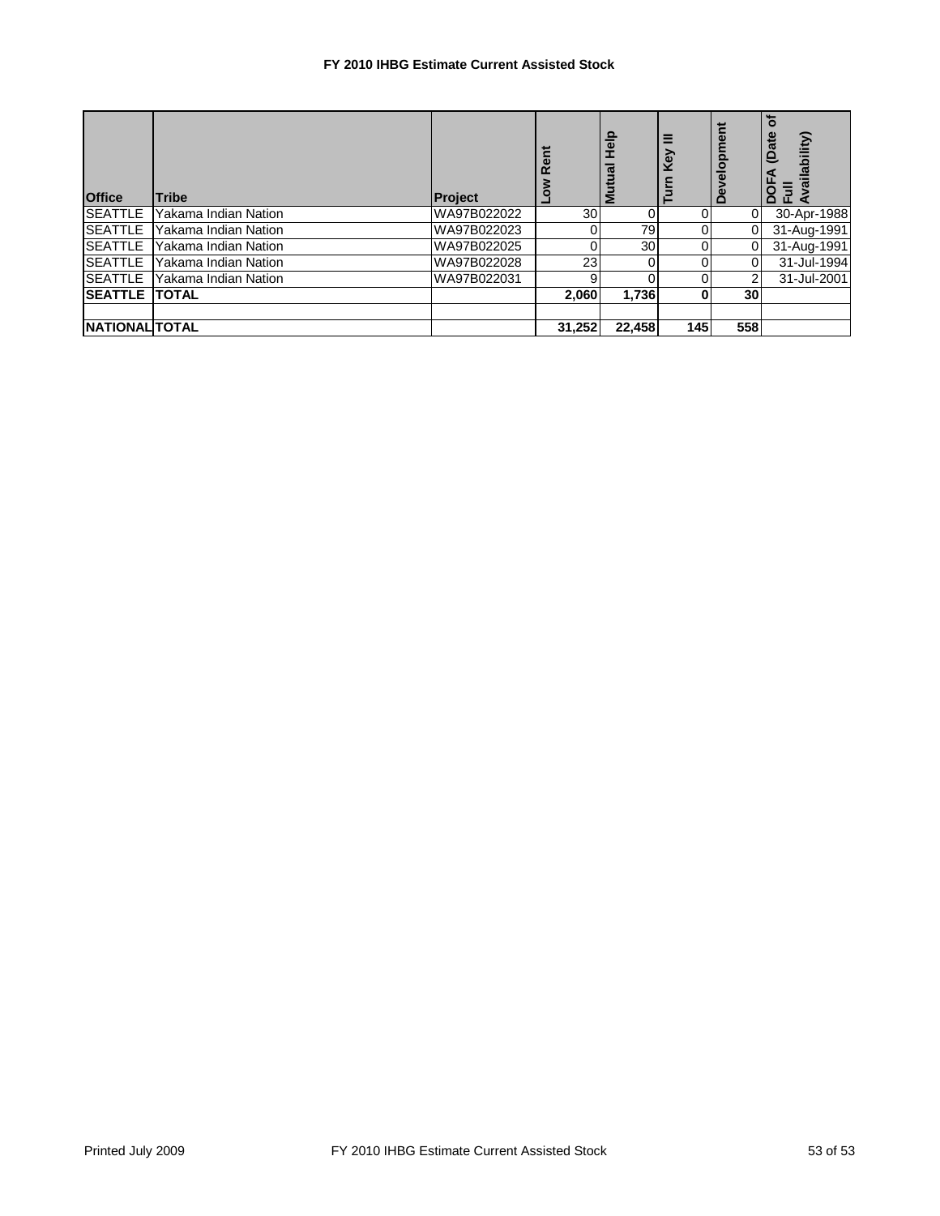# FY 2010 IHBG Estimate Current Assisted Stock

| Office | Tribe | Project | Low Rent | Mutual Help | Turn Key III | Development | DOFA (Date of Full Availability) |
|---|---|---|---|---|---|---|---|
| SEATTLE | Yakama Indian Nation | WA97B022022 | 30 | 0 | 0 | 0 | 30-Apr-1988 |
| SEATTLE | Yakama Indian Nation | WA97B022023 | 0 | 79 | 0 | 0 | 31-Aug-1991 |
| SEATTLE | Yakama Indian Nation | WA97B022025 | 0 | 30 | 0 | 0 | 31-Aug-1991 |
| SEATTLE | Yakama Indian Nation | WA97B022028 | 23 | 0 | 0 | 0 | 31-Jul-1994 |
| SEATTLE | Yakama Indian Nation | WA97B022031 | 9 | 0 | 0 | 2 | 31-Jul-2001 |
| **SEATTLE** | **TOTAL** | | **2,060** | **1,736** | **0** | **30** | |
| | | | | | | | |
| **NATIONAL** | **TOTAL** | | **31,252** | **22,458** | **145** | **558** | |